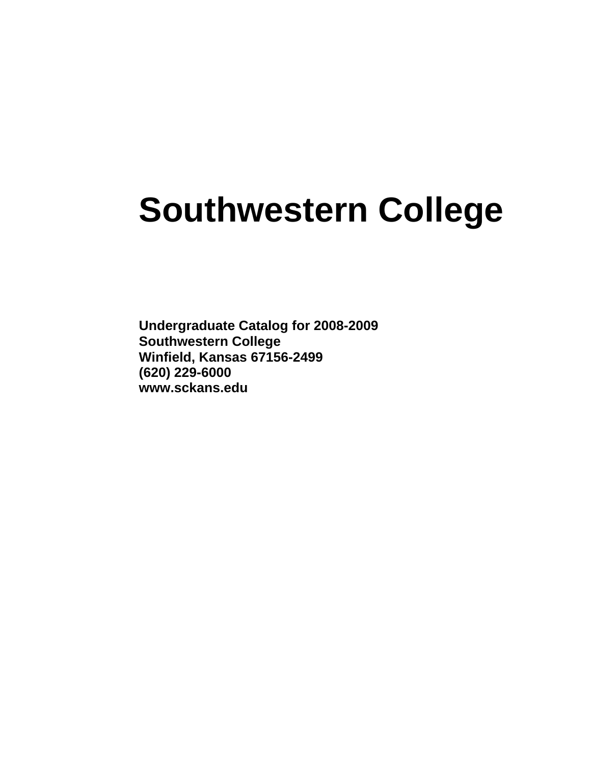# Southwestern College

**Undergraduate Catalog for 2008-2009**
**Southwestern College**
**Winfield, Kansas 67156-2499**
**(620) 229-6000**
**www.sckans.edu**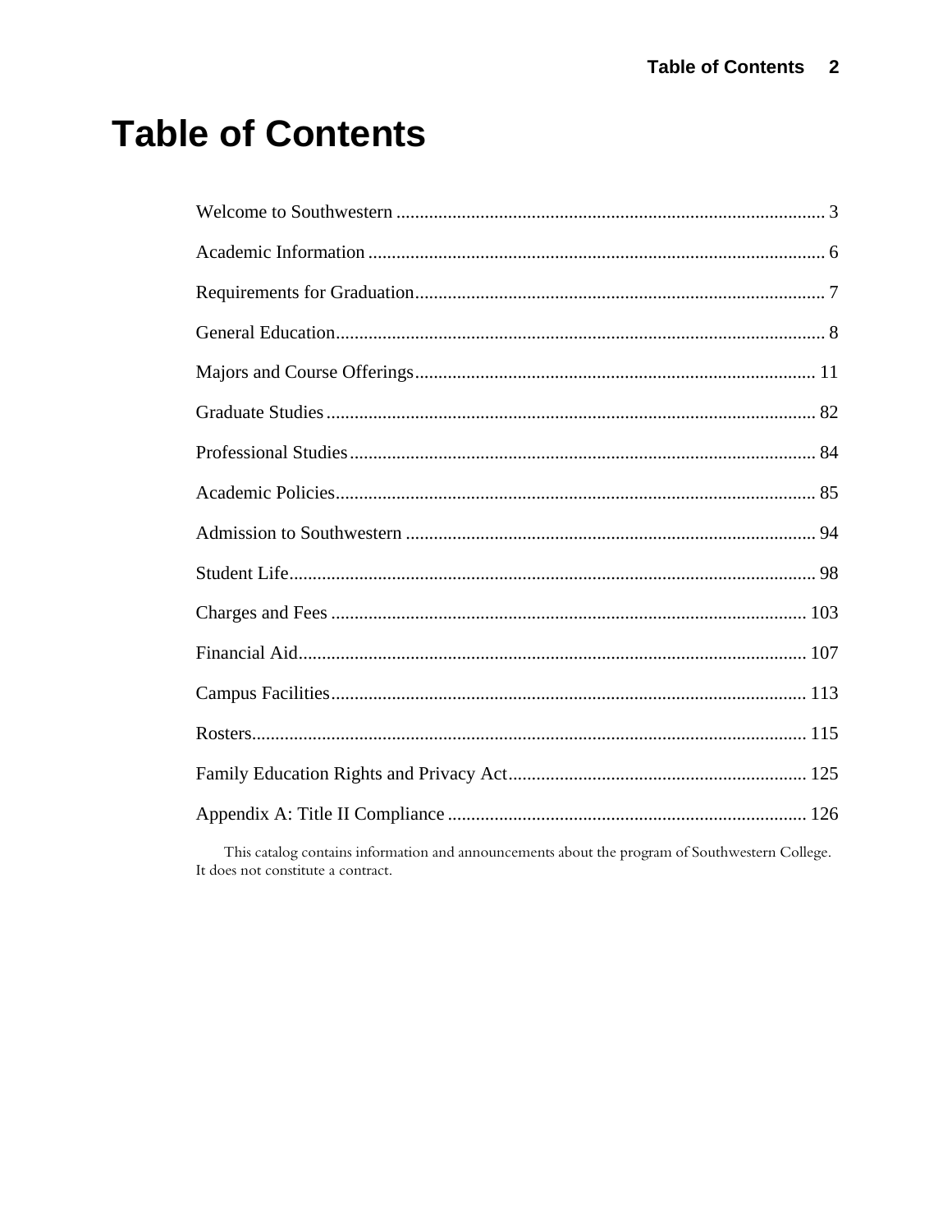# Table of Contents

Welcome to Southwestern ........................................................................................ 3

Academic Information ............................................................................................. 6

Requirements for Graduation.................................................................................... 7

General Education.................................................................................................... 8

Majors and Course Offerings .................................................................................. 11

Graduate Studies .................................................................................................... 82

Professional Studies ............................................................................................... 84

Academic Policies................................................................................................... 85

Admission to Southwestern .................................................................................... 94

Student Life............................................................................................................ 98

Charges and Fees ................................................................................................. 103

Financial Aid......................................................................................................... 107

Campus Facilities.................................................................................................. 113

Rosters.................................................................................................................. 115

Family Education Rights and Privacy Act............................................................. 125

Appendix A: Title II Compliance ......................................................................... 126

This catalog contains information and announcements about the program of Southwestern College. It does not constitute a contract.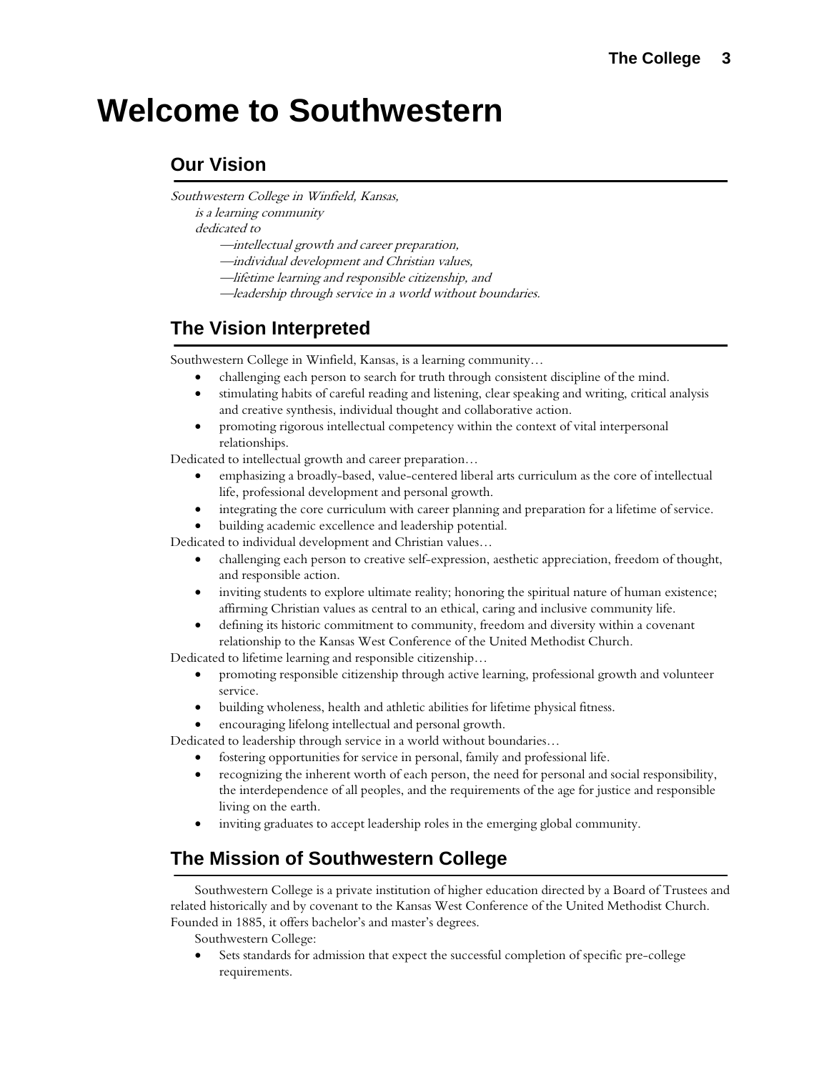# Welcome to Southwestern

## Our Vision

*Southwestern College in Winfield, Kansas,*
*is a learning community*
*dedicated to*
*—intellectual growth and career preparation,*
*—individual development and Christian values,*
*—lifetime learning and responsible citizenship, and*
*—leadership through service in a world without boundaries.*

## The Vision Interpreted

Southwestern College in Winfield, Kansas, is a learning community…

- challenging each person to search for truth through consistent discipline of the mind.
- stimulating habits of careful reading and listening, clear speaking and writing, critical analysis and creative synthesis, individual thought and collaborative action.
- promoting rigorous intellectual competency within the context of vital interpersonal relationships.

Dedicated to intellectual growth and career preparation…

- emphasizing a broadly-based, value-centered liberal arts curriculum as the core of intellectual life, professional development and personal growth.
- integrating the core curriculum with career planning and preparation for a lifetime of service.
- building academic excellence and leadership potential.

Dedicated to individual development and Christian values…

- challenging each person to creative self-expression, aesthetic appreciation, freedom of thought, and responsible action.
- inviting students to explore ultimate reality; honoring the spiritual nature of human existence; affirming Christian values as central to an ethical, caring and inclusive community life.
- defining its historic commitment to community, freedom and diversity within a covenant relationship to the Kansas West Conference of the United Methodist Church.

Dedicated to lifetime learning and responsible citizenship…

- promoting responsible citizenship through active learning, professional growth and volunteer service.
- building wholeness, health and athletic abilities for lifetime physical fitness.
- encouraging lifelong intellectual and personal growth.

Dedicated to leadership through service in a world without boundaries…

- fostering opportunities for service in personal, family and professional life.
- recognizing the inherent worth of each person, the need for personal and social responsibility, the interdependence of all peoples, and the requirements of the age for justice and responsible living on the earth.
- inviting graduates to accept leadership roles in the emerging global community.

## The Mission of Southwestern College

Southwestern College is a private institution of higher education directed by a Board of Trustees and related historically and by covenant to the Kansas West Conference of the United Methodist Church. Founded in 1885, it offers bachelor's and master's degrees.

Southwestern College:

- Sets standards for admission that expect the successful completion of specific pre-college requirements.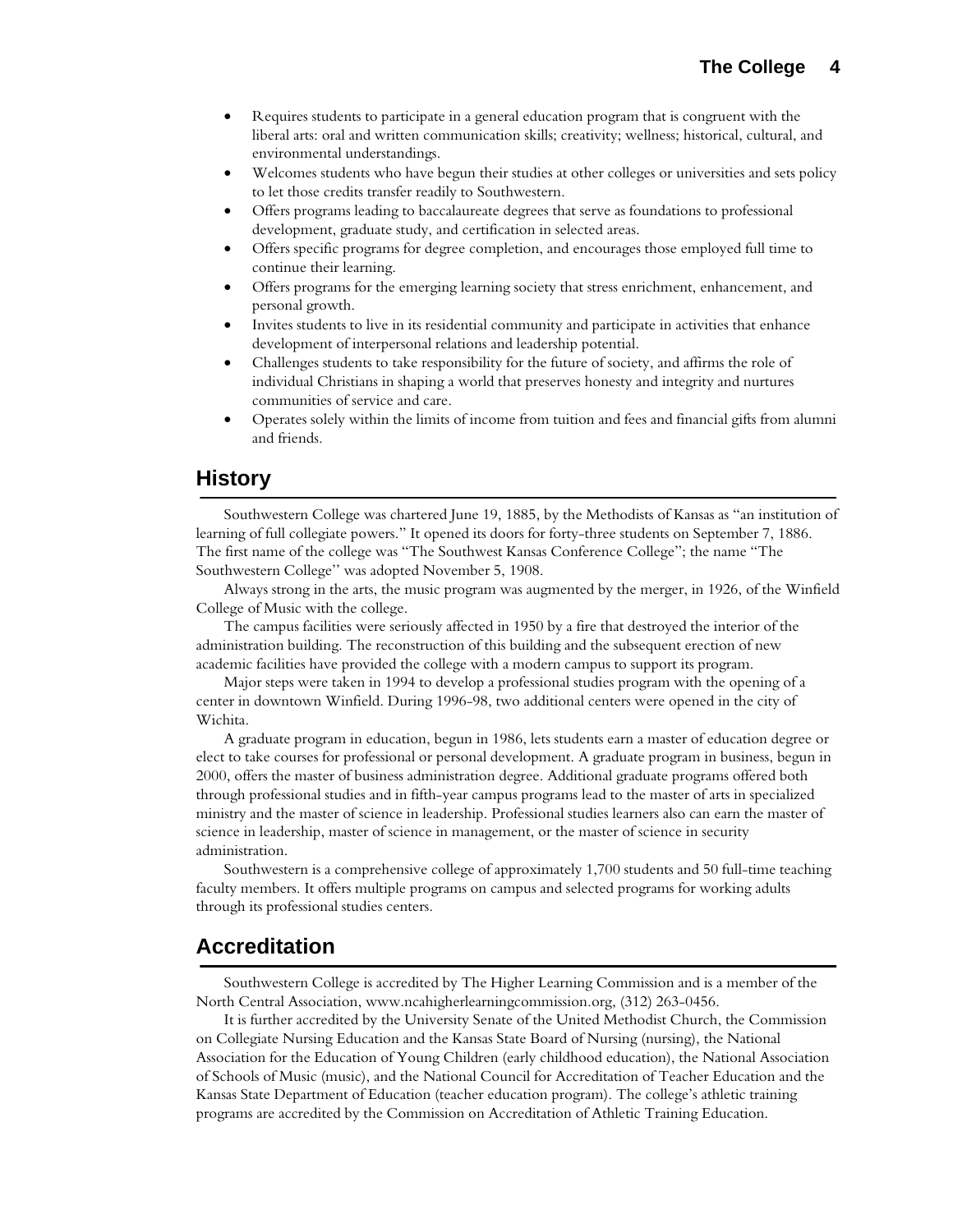- Requires students to participate in a general education program that is congruent with the liberal arts: oral and written communication skills; creativity; wellness; historical, cultural, and environmental understandings.
- Welcomes students who have begun their studies at other colleges or universities and sets policy to let those credits transfer readily to Southwestern.
- Offers programs leading to baccalaureate degrees that serve as foundations to professional development, graduate study, and certification in selected areas.
- Offers specific programs for degree completion, and encourages those employed full time to continue their learning.
- Offers programs for the emerging learning society that stress enrichment, enhancement, and personal growth.
- Invites students to live in its residential community and participate in activities that enhance development of interpersonal relations and leadership potential.
- Challenges students to take responsibility for the future of society, and affirms the role of individual Christians in shaping a world that preserves honesty and integrity and nurtures communities of service and care.
- Operates solely within the limits of income from tuition and fees and financial gifts from alumni and friends.

## History

Southwestern College was chartered June 19, 1885, by the Methodists of Kansas as "an institution of learning of full collegiate powers." It opened its doors for forty-three students on September 7, 1886. The first name of the college was "The Southwest Kansas Conference College"; the name "The Southwestern College" was adopted November 5, 1908.

Always strong in the arts, the music program was augmented by the merger, in 1926, of the Winfield College of Music with the college.

The campus facilities were seriously affected in 1950 by a fire that destroyed the interior of the administration building. The reconstruction of this building and the subsequent erection of new academic facilities have provided the college with a modern campus to support its program.

Major steps were taken in 1994 to develop a professional studies program with the opening of a center in downtown Winfield. During 1996-98, two additional centers were opened in the city of Wichita.

A graduate program in education, begun in 1986, lets students earn a master of education degree or elect to take courses for professional or personal development. A graduate program in business, begun in 2000, offers the master of business administration degree. Additional graduate programs offered both through professional studies and in fifth-year campus programs lead to the master of arts in specialized ministry and the master of science in leadership. Professional studies learners also can earn the master of science in leadership, master of science in management, or the master of science in security administration.

Southwestern is a comprehensive college of approximately 1,700 students and 50 full-time teaching faculty members. It offers multiple programs on campus and selected programs for working adults through its professional studies centers.

## Accreditation

Southwestern College is accredited by The Higher Learning Commission and is a member of the North Central Association, www.ncahigherlearningcommission.org, (312) 263-0456.

It is further accredited by the University Senate of the United Methodist Church, the Commission on Collegiate Nursing Education and the Kansas State Board of Nursing (nursing), the National Association for the Education of Young Children (early childhood education), the National Association of Schools of Music (music), and the National Council for Accreditation of Teacher Education and the Kansas State Department of Education (teacher education program). The college's athletic training programs are accredited by the Commission on Accreditation of Athletic Training Education.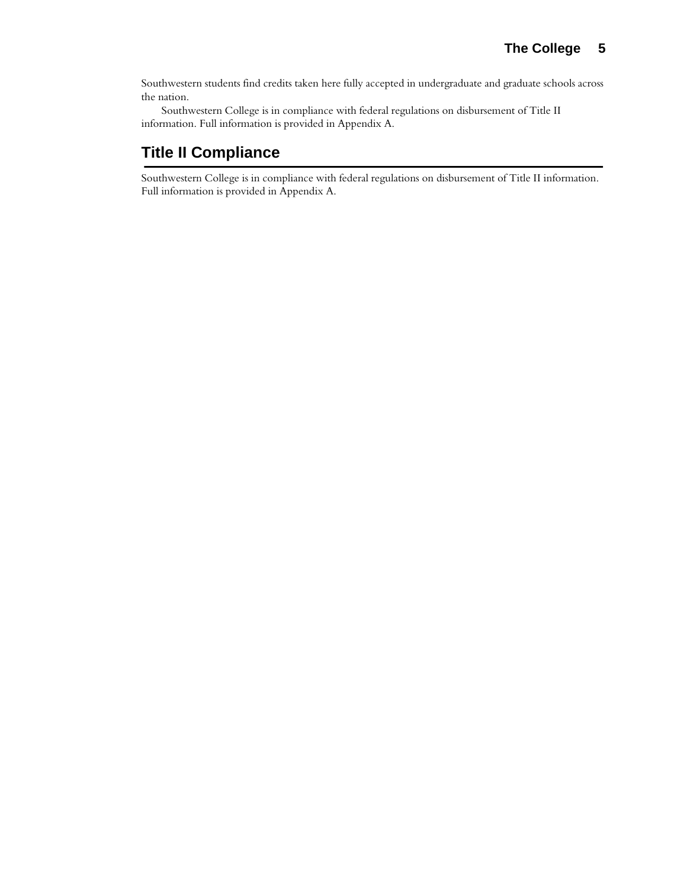Southwestern students find credits taken here fully accepted in undergraduate and graduate schools across the nation.

Southwestern College is in compliance with federal regulations on disbursement of Title II information. Full information is provided in Appendix A.

## Title II Compliance

Southwestern College is in compliance with federal regulations on disbursement of Title II information. Full information is provided in Appendix A.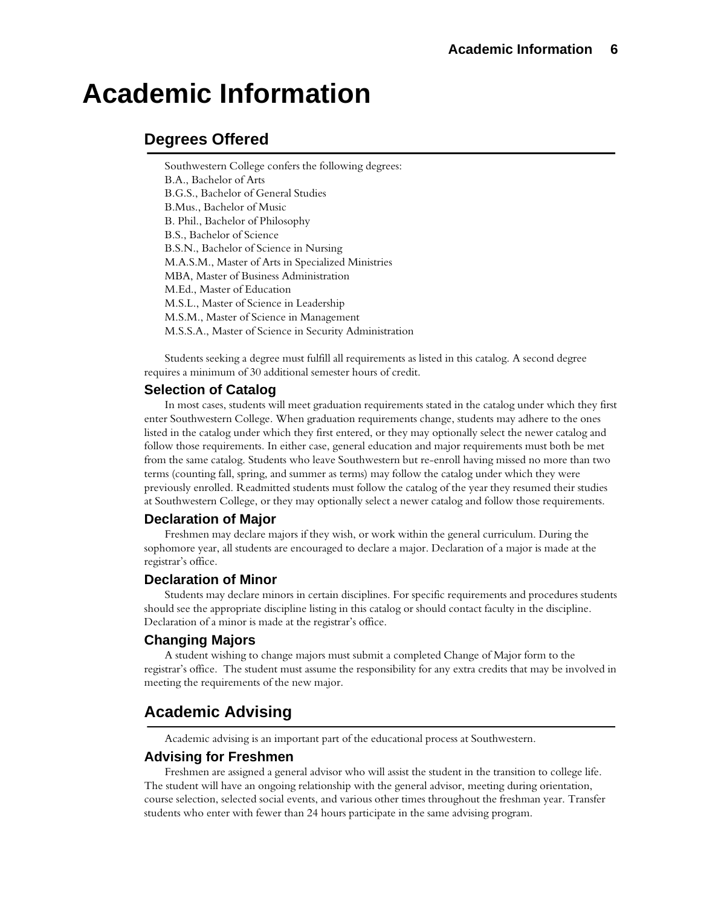# Academic Information

## Degrees Offered

Southwestern College confers the following degrees:
B.A., Bachelor of Arts
B.G.S., Bachelor of General Studies
B.Mus., Bachelor of Music
B. Phil., Bachelor of Philosophy
B.S., Bachelor of Science
B.S.N., Bachelor of Science in Nursing
M.A.S.M., Master of Arts in Specialized Ministries
MBA, Master of Business Administration
M.Ed., Master of Education
M.S.L., Master of Science in Leadership
M.S.M., Master of Science in Management
M.S.S.A., Master of Science in Security Administration

Students seeking a degree must fulfill all requirements as listed in this catalog. A second degree requires a minimum of 30 additional semester hours of credit.

### Selection of Catalog

In most cases, students will meet graduation requirements stated in the catalog under which they first enter Southwestern College. When graduation requirements change, students may adhere to the ones listed in the catalog under which they first entered, or they may optionally select the newer catalog and follow those requirements. In either case, general education and major requirements must both be met from the same catalog. Students who leave Southwestern but re-enroll having missed no more than two terms (counting fall, spring, and summer as terms) may follow the catalog under which they were previously enrolled. Readmitted students must follow the catalog of the year they resumed their studies at Southwestern College, or they may optionally select a newer catalog and follow those requirements.

### Declaration of Major

Freshmen may declare majors if they wish, or work within the general curriculum. During the sophomore year, all students are encouraged to declare a major. Declaration of a major is made at the registrar's office.

### Declaration of Minor

Students may declare minors in certain disciplines. For specific requirements and procedures students should see the appropriate discipline listing in this catalog or should contact faculty in the discipline. Declaration of a minor is made at the registrar's office.

### Changing Majors

A student wishing to change majors must submit a completed Change of Major form to the registrar's office. The student must assume the responsibility for any extra credits that may be involved in meeting the requirements of the new major.

## Academic Advising

Academic advising is an important part of the educational process at Southwestern.

### Advising for Freshmen

Freshmen are assigned a general advisor who will assist the student in the transition to college life. The student will have an ongoing relationship with the general advisor, meeting during orientation, course selection, selected social events, and various other times throughout the freshman year. Transfer students who enter with fewer than 24 hours participate in the same advising program.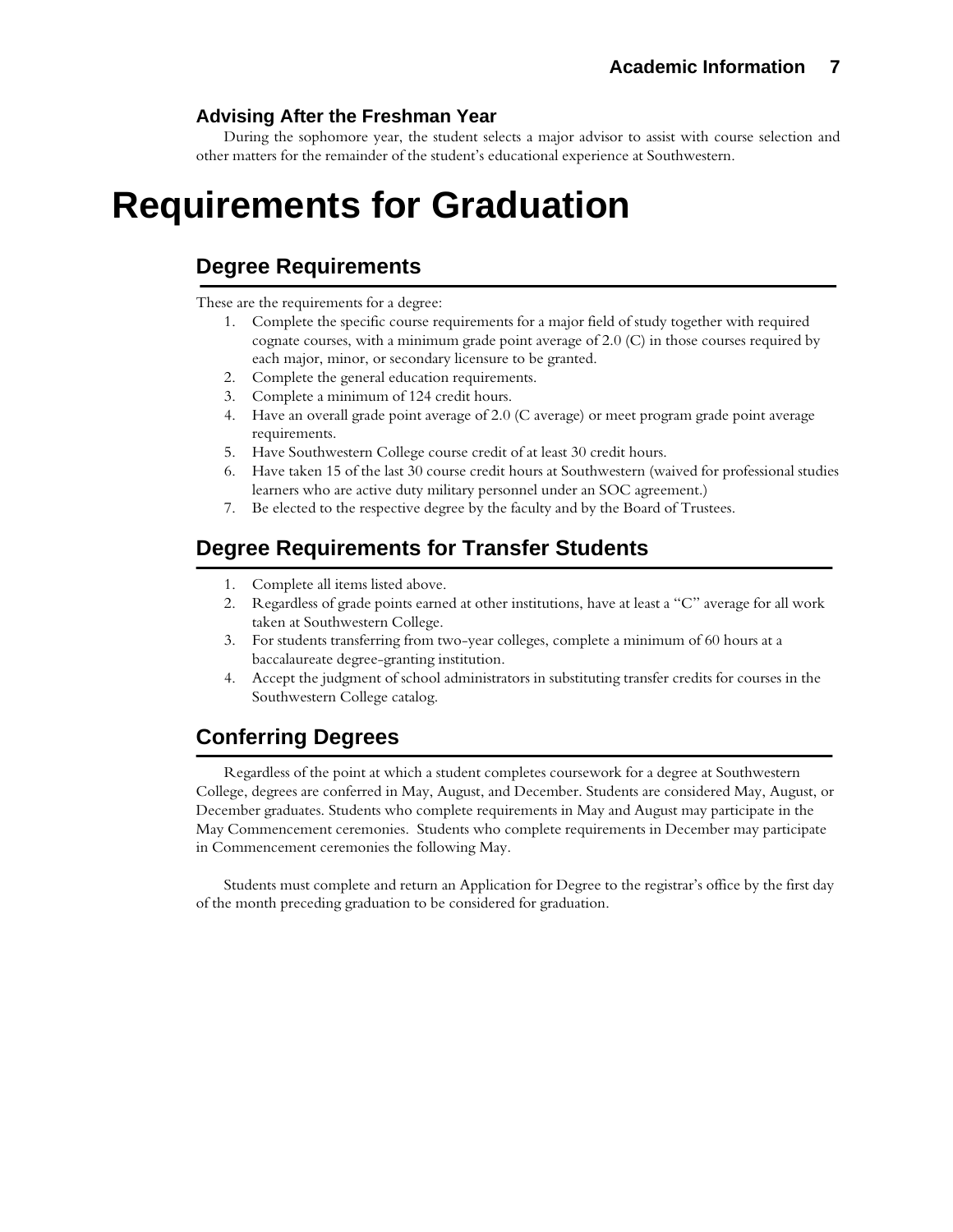### Advising After the Freshman Year

During the sophomore year, the student selects a major advisor to assist with course selection and other matters for the remainder of the student's educational experience at Southwestern.

# Requirements for Graduation

## Degree Requirements

These are the requirements for a degree:

1. Complete the specific course requirements for a major field of study together with required cognate courses, with a minimum grade point average of 2.0 (C) in those courses required by each major, minor, or secondary licensure to be granted.
2. Complete the general education requirements.
3. Complete a minimum of 124 credit hours.
4. Have an overall grade point average of 2.0 (C average) or meet program grade point average requirements.
5. Have Southwestern College course credit of at least 30 credit hours.
6. Have taken 15 of the last 30 course credit hours at Southwestern (waived for professional studies learners who are active duty military personnel under an SOC agreement.)
7. Be elected to the respective degree by the faculty and by the Board of Trustees.

## Degree Requirements for Transfer Students

1. Complete all items listed above.
2. Regardless of grade points earned at other institutions, have at least a "C" average for all work taken at Southwestern College.
3. For students transferring from two-year colleges, complete a minimum of 60 hours at a baccalaureate degree-granting institution.
4. Accept the judgment of school administrators in substituting transfer credits for courses in the Southwestern College catalog.

## Conferring Degrees

Regardless of the point at which a student completes coursework for a degree at Southwestern College, degrees are conferred in May, August, and December. Students are considered May, August, or December graduates. Students who complete requirements in May and August may participate in the May Commencement ceremonies. Students who complete requirements in December may participate in Commencement ceremonies the following May.

Students must complete and return an Application for Degree to the registrar's office by the first day of the month preceding graduation to be considered for graduation.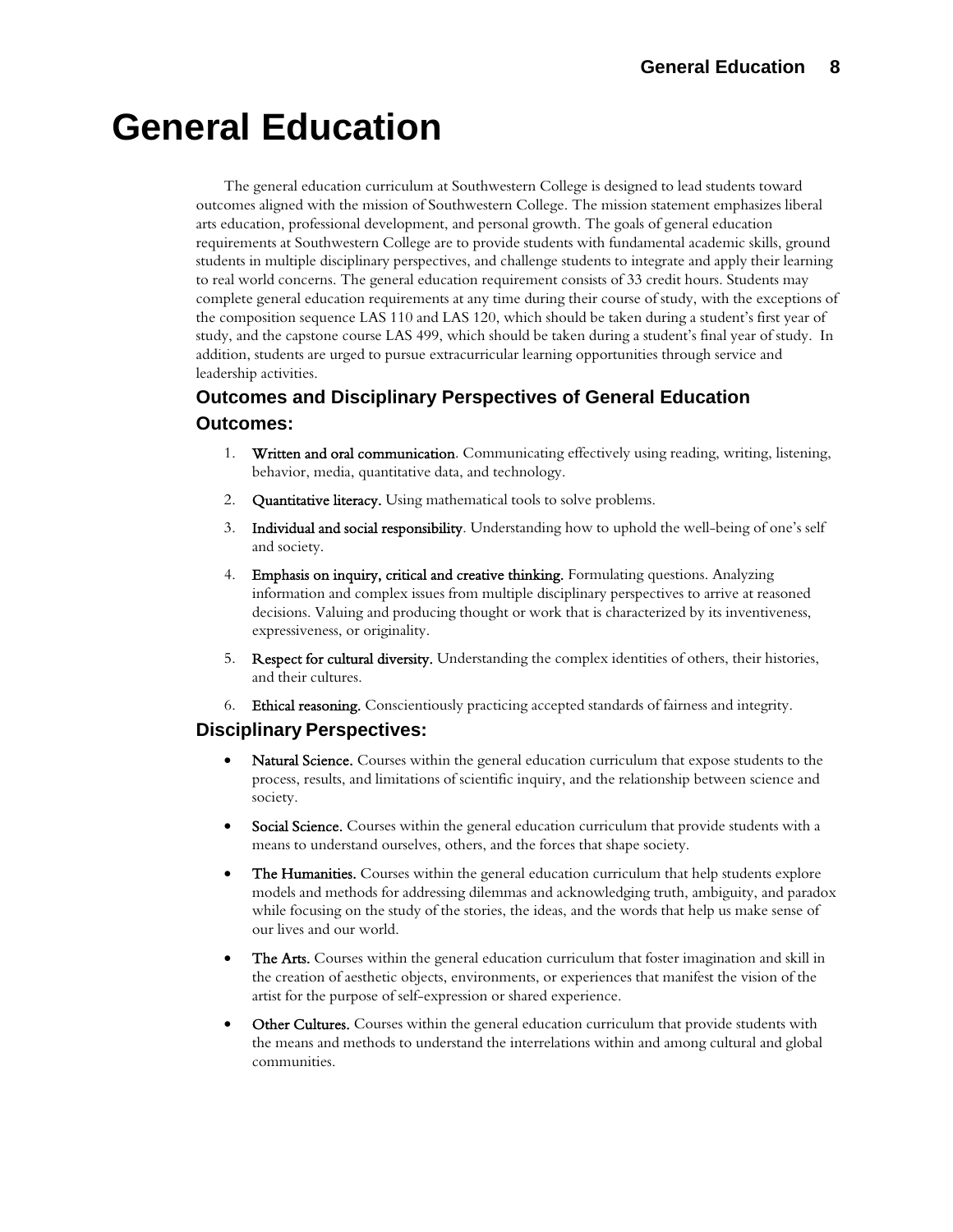# General Education

The general education curriculum at Southwestern College is designed to lead students toward outcomes aligned with the mission of Southwestern College. The mission statement emphasizes liberal arts education, professional development, and personal growth. The goals of general education requirements at Southwestern College are to provide students with fundamental academic skills, ground students in multiple disciplinary perspectives, and challenge students to integrate and apply their learning to real world concerns. The general education requirement consists of 33 credit hours. Students may complete general education requirements at any time during their course of study, with the exceptions of the composition sequence LAS 110 and LAS 120, which should be taken during a student's first year of study, and the capstone course LAS 499, which should be taken during a student's final year of study. In addition, students are urged to pursue extracurricular learning opportunities through service and leadership activities.

## Outcomes and Disciplinary Perspectives of General Education

### Outcomes:

1. **Written and oral communication**. Communicating effectively using reading, writing, listening, behavior, media, quantitative data, and technology.
2. **Quantitative literacy.** Using mathematical tools to solve problems.
3. **Individual and social responsibility**. Understanding how to uphold the well-being of one's self and society.
4. **Emphasis on inquiry, critical and creative thinking.** Formulating questions. Analyzing information and complex issues from multiple disciplinary perspectives to arrive at reasoned decisions. Valuing and producing thought or work that is characterized by its inventiveness, expressiveness, or originality.
5. **Respect for cultural diversity.** Understanding the complex identities of others, their histories, and their cultures.
6. **Ethical reasoning.** Conscientiously practicing accepted standards of fairness and integrity.

### Disciplinary Perspectives:

- **Natural Science.** Courses within the general education curriculum that expose students to the process, results, and limitations of scientific inquiry, and the relationship between science and society.
- **Social Science.** Courses within the general education curriculum that provide students with a means to understand ourselves, others, and the forces that shape society.
- **The Humanities.** Courses within the general education curriculum that help students explore models and methods for addressing dilemmas and acknowledging truth, ambiguity, and paradox while focusing on the study of the stories, the ideas, and the words that help us make sense of our lives and our world.
- **The Arts.** Courses within the general education curriculum that foster imagination and skill in the creation of aesthetic objects, environments, or experiences that manifest the vision of the artist for the purpose of self-expression or shared experience.
- **Other Cultures.** Courses within the general education curriculum that provide students with the means and methods to understand the interrelations within and among cultural and global communities.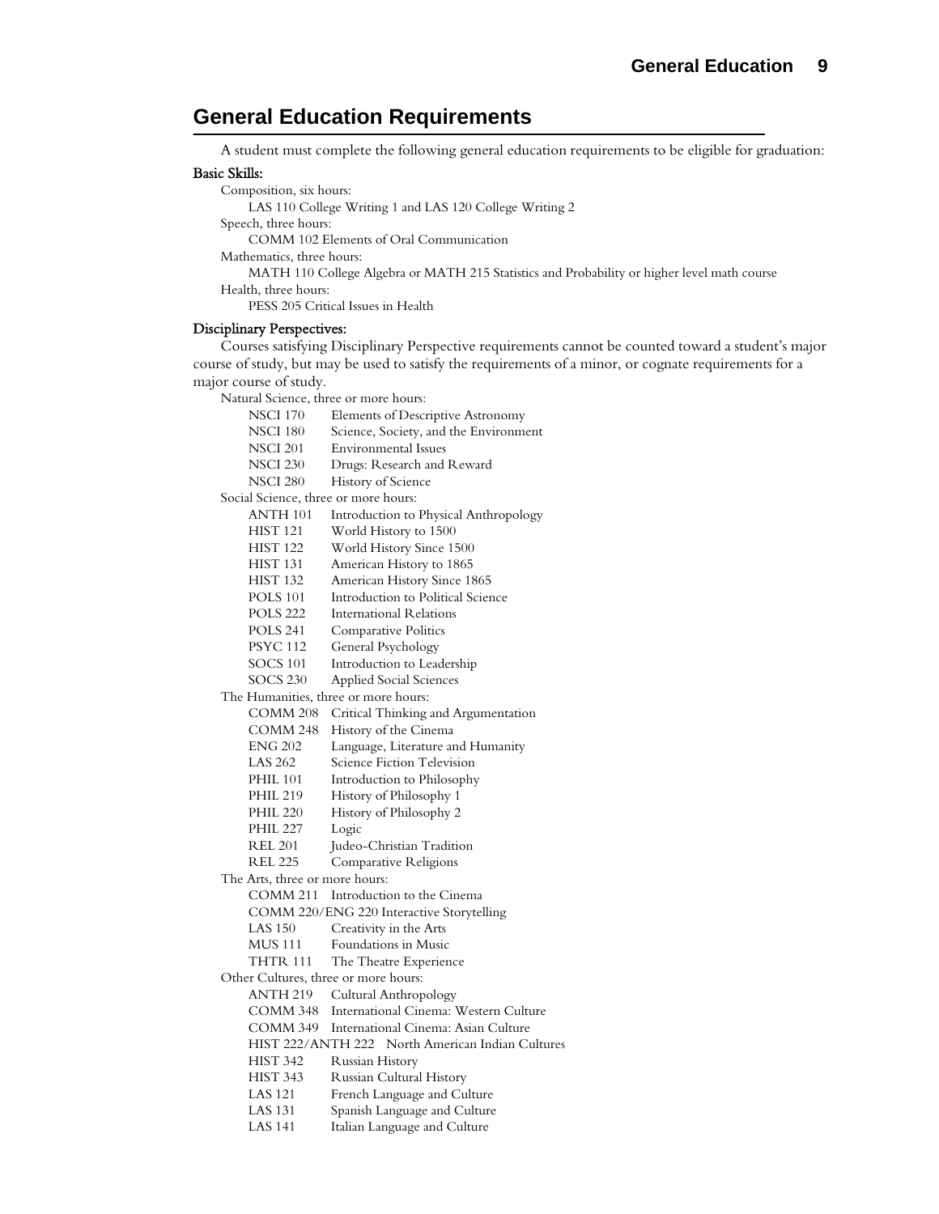## General Education Requirements

A student must complete the following general education requirements to be eligible for graduation:

**Basic Skills:**

Composition, six hours:
- LAS 110 College Writing 1 and LAS 120 College Writing 2

Speech, three hours:
- COMM 102 Elements of Oral Communication

Mathematics, three hours:
- MATH 110 College Algebra or MATH 215 Statistics and Probability or higher level math course

Health, three hours:
- PESS 205 Critical Issues in Health

**Disciplinary Perspectives:**

Courses satisfying Disciplinary Perspective requirements cannot be counted toward a student's major course of study, but may be used to satisfy the requirements of a minor, or cognate requirements for a major course of study.

Natural Science, three or more hours:
- NSCI 170 Elements of Descriptive Astronomy
- NSCI 180 Science, Society, and the Environment
- NSCI 201 Environmental Issues
- NSCI 230 Drugs: Research and Reward
- NSCI 280 History of Science

Social Science, three or more hours:
- ANTH 101 Introduction to Physical Anthropology
- HIST 121 World History to 1500
- HIST 122 World History Since 1500
- HIST 131 American History to 1865
- HIST 132 American History Since 1865
- POLS 101 Introduction to Political Science
- POLS 222 International Relations
- POLS 241 Comparative Politics
- PSYC 112 General Psychology
- SOCS 101 Introduction to Leadership
- SOCS 230 Applied Social Sciences

The Humanities, three or more hours:
- COMM 208 Critical Thinking and Argumentation
- COMM 248 History of the Cinema
- ENG 202 Language, Literature and Humanity
- LAS 262 Science Fiction Television
- PHIL 101 Introduction to Philosophy
- PHIL 219 History of Philosophy 1
- PHIL 220 History of Philosophy 2
- PHIL 227 Logic
- REL 201 Judeo-Christian Tradition
- REL 225 Comparative Religions

The Arts, three or more hours:
- COMM 211 Introduction to the Cinema
- COMM 220/ENG 220 Interactive Storytelling
- LAS 150 Creativity in the Arts
- MUS 111 Foundations in Music
- THTR 111 The Theatre Experience

Other Cultures, three or more hours:
- ANTH 219 Cultural Anthropology
- COMM 348 International Cinema: Western Culture
- COMM 349 International Cinema: Asian Culture
- HIST 222/ANTH 222 North American Indian Cultures
- HIST 342 Russian History
- HIST 343 Russian Cultural History
- LAS 121 French Language and Culture
- LAS 131 Spanish Language and Culture
- LAS 141 Italian Language and Culture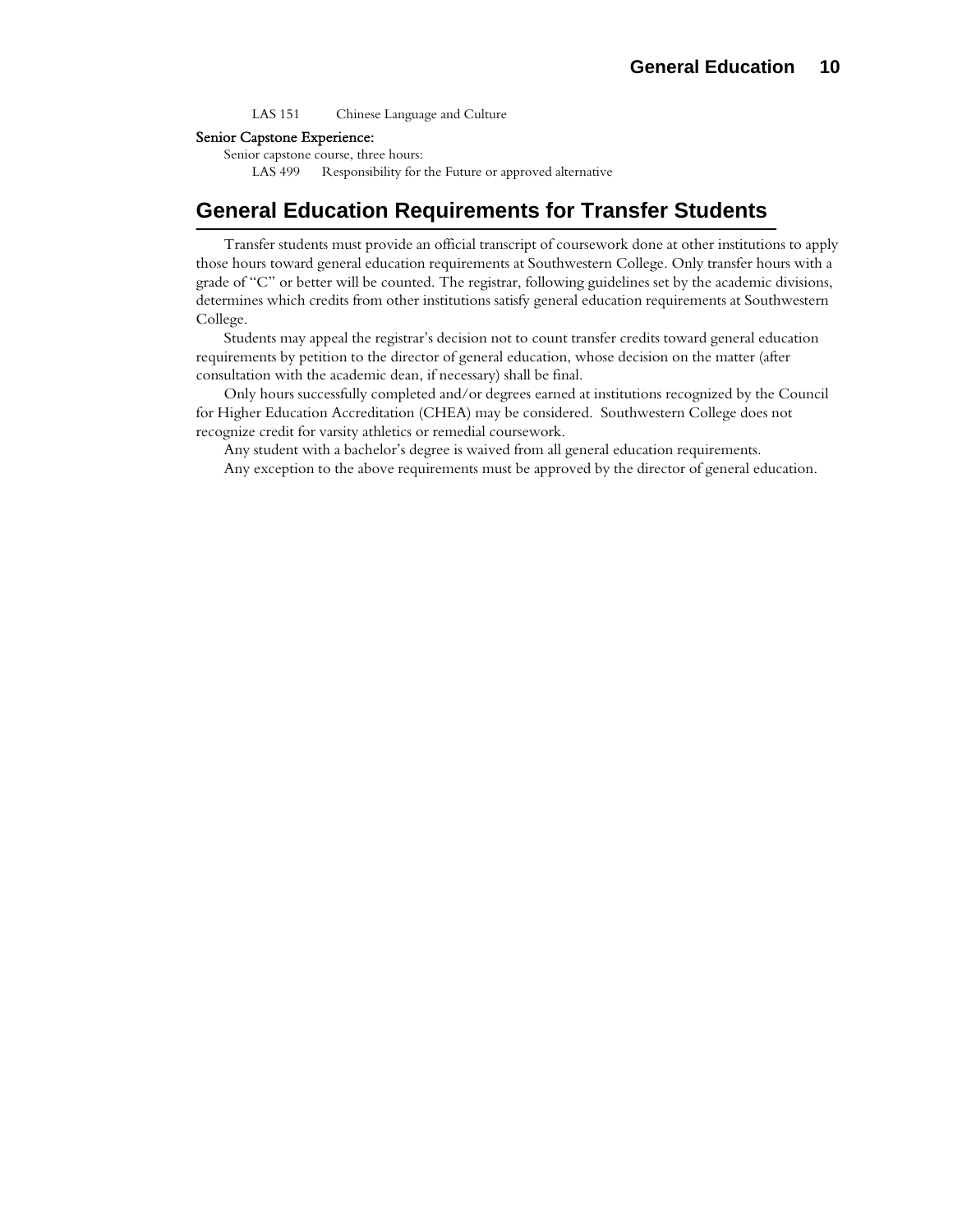LAS 151 Chinese Language and Culture

**Senior Capstone Experience:**

Senior capstone course, three hours:

LAS 499 Responsibility for the Future or approved alternative

## General Education Requirements for Transfer Students

Transfer students must provide an official transcript of coursework done at other institutions to apply those hours toward general education requirements at Southwestern College. Only transfer hours with a grade of "C" or better will be counted. The registrar, following guidelines set by the academic divisions, determines which credits from other institutions satisfy general education requirements at Southwestern College.

Students may appeal the registrar's decision not to count transfer credits toward general education requirements by petition to the director of general education, whose decision on the matter (after consultation with the academic dean, if necessary) shall be final.

Only hours successfully completed and/or degrees earned at institutions recognized by the Council for Higher Education Accreditation (CHEA) may be considered. Southwestern College does not recognize credit for varsity athletics or remedial coursework.

Any student with a bachelor's degree is waived from all general education requirements.

Any exception to the above requirements must be approved by the director of general education.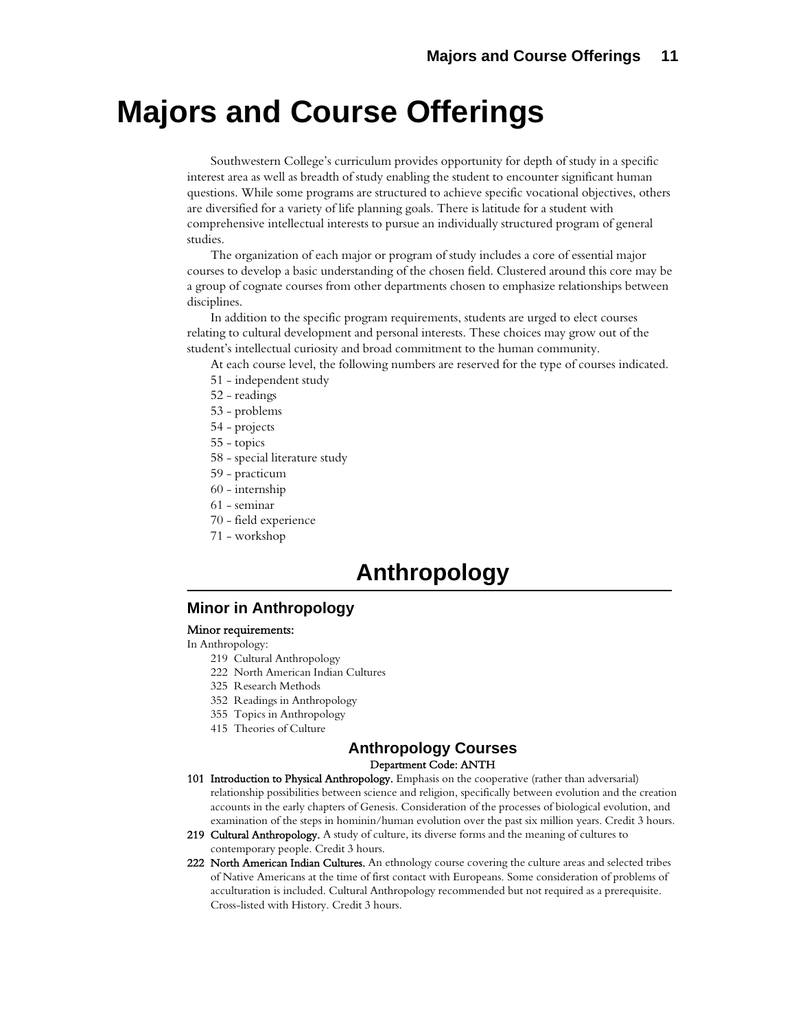# Majors and Course Offerings

Southwestern College's curriculum provides opportunity for depth of study in a specific interest area as well as breadth of study enabling the student to encounter significant human questions. While some programs are structured to achieve specific vocational objectives, others are diversified for a variety of life planning goals. There is latitude for a student with comprehensive intellectual interests to pursue an individually structured program of general studies.

The organization of each major or program of study includes a core of essential major courses to develop a basic understanding of the chosen field. Clustered around this core may be a group of cognate courses from other departments chosen to emphasize relationships between disciplines.

In addition to the specific program requirements, students are urged to elect courses relating to cultural development and personal interests. These choices may grow out of the student's intellectual curiosity and broad commitment to the human community.

At each course level, the following numbers are reserved for the type of courses indicated.

51 - independent study
52 - readings
53 - problems
54 - projects
55 - topics
58 - special literature study
59 - practicum
60 - internship
61 - seminar
70 - field experience
71 - workshop

## Anthropology

### Minor in Anthropology

Minor requirements:

In Anthropology:

219 Cultural Anthropology
222 North American Indian Cultures
325 Research Methods
352 Readings in Anthropology
355 Topics in Anthropology
415 Theories of Culture

### Anthropology Courses

Department Code: ANTH

**101 Introduction to Physical Anthropology.** Emphasis on the cooperative (rather than adversarial) relationship possibilities between science and religion, specifically between evolution and the creation accounts in the early chapters of Genesis. Consideration of the processes of biological evolution, and examination of the steps in hominin/human evolution over the past six million years. Credit 3 hours.

**219 Cultural Anthropology.** A study of culture, its diverse forms and the meaning of cultures to contemporary people. Credit 3 hours.

**222 North American Indian Cultures.** An ethnology course covering the culture areas and selected tribes of Native Americans at the time of first contact with Europeans. Some consideration of problems of acculturation is included. Cultural Anthropology recommended but not required as a prerequisite. Cross-listed with History. Credit 3 hours.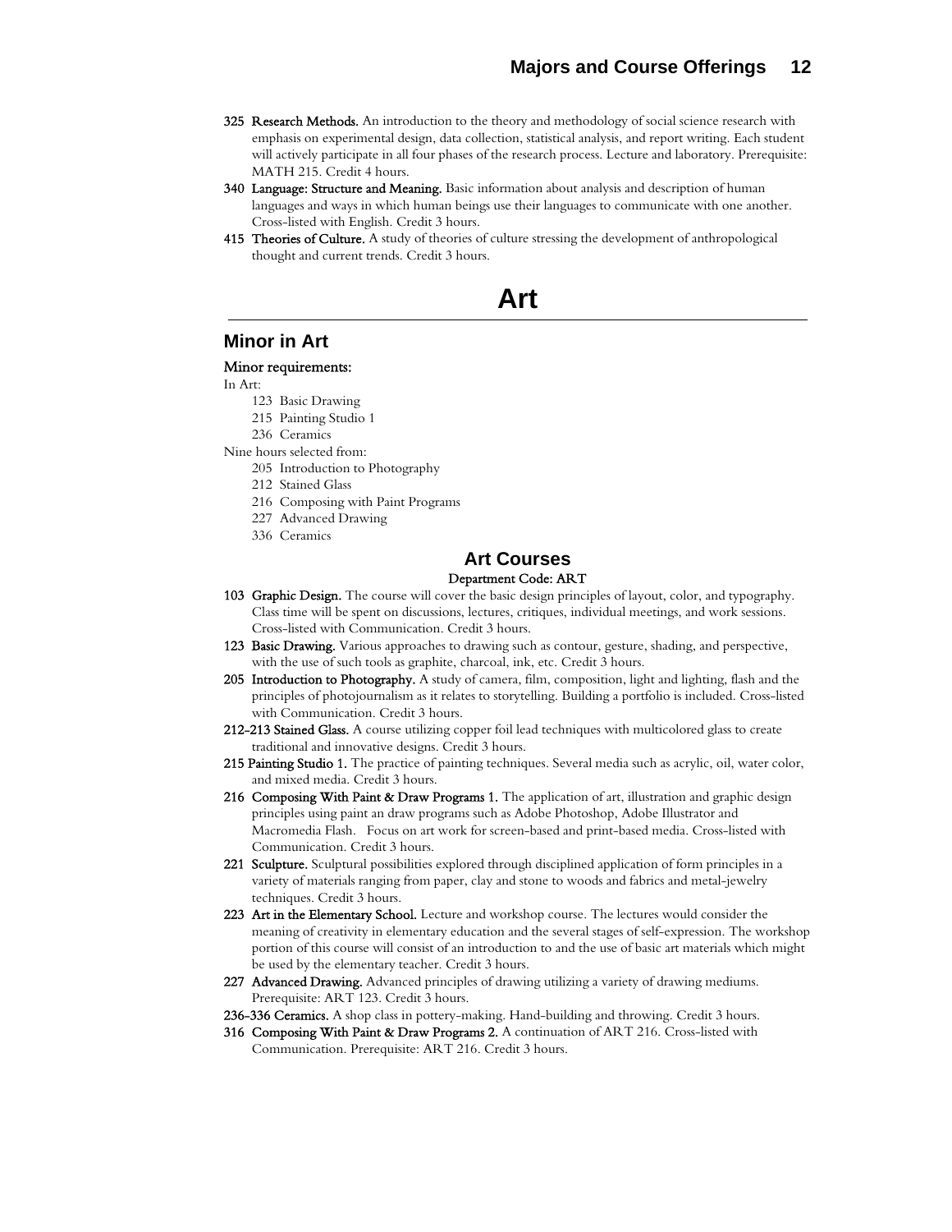**325 Research Methods.** An introduction to the theory and methodology of social science research with emphasis on experimental design, data collection, statistical analysis, and report writing. Each student will actively participate in all four phases of the research process. Lecture and laboratory. Prerequisite: MATH 215. Credit 4 hours.

**340 Language: Structure and Meaning.** Basic information about analysis and description of human languages and ways in which human beings use their languages to communicate with one another. Cross-listed with English. Credit 3 hours.

**415 Theories of Culture.** A study of theories of culture stressing the development of anthropological thought and current trends. Credit 3 hours.

# Art

## Minor in Art

Minor requirements:

In Art:

- 123 Basic Drawing
- 215 Painting Studio 1
- 236 Ceramics

Nine hours selected from:

- 205 Introduction to Photography
- 212 Stained Glass
- 216 Composing with Paint Programs
- 227 Advanced Drawing
- 336 Ceramics

## Art Courses

Department Code: ART

**103 Graphic Design.** The course will cover the basic design principles of layout, color, and typography. Class time will be spent on discussions, lectures, critiques, individual meetings, and work sessions. Cross-listed with Communication. Credit 3 hours.

**123 Basic Drawing.** Various approaches to drawing such as contour, gesture, shading, and perspective, with the use of such tools as graphite, charcoal, ink, etc. Credit 3 hours.

**205 Introduction to Photography.** A study of camera, film, composition, light and lighting, flash and the principles of photojournalism as it relates to storytelling. Building a portfolio is included. Cross-listed with Communication. Credit 3 hours.

**212-213 Stained Glass.** A course utilizing copper foil lead techniques with multicolored glass to create traditional and innovative designs. Credit 3 hours.

**215 Painting Studio 1.** The practice of painting techniques. Several media such as acrylic, oil, water color, and mixed media. Credit 3 hours.

**216 Composing With Paint & Draw Programs 1.** The application of art, illustration and graphic design principles using paint an draw programs such as Adobe Photoshop, Adobe Illustrator and Macromedia Flash. Focus on art work for screen-based and print-based media. Cross-listed with Communication. Credit 3 hours.

**221 Sculpture.** Sculptural possibilities explored through disciplined application of form principles in a variety of materials ranging from paper, clay and stone to woods and fabrics and metal-jewelry techniques. Credit 3 hours.

**223 Art in the Elementary School.** Lecture and workshop course. The lectures would consider the meaning of creativity in elementary education and the several stages of self-expression. The workshop portion of this course will consist of an introduction to and the use of basic art materials which might be used by the elementary teacher. Credit 3 hours.

**227 Advanced Drawing.** Advanced principles of drawing utilizing a variety of drawing mediums. Prerequisite: ART 123. Credit 3 hours.

**236-336 Ceramics.** A shop class in pottery-making. Hand-building and throwing. Credit 3 hours.

**316 Composing With Paint & Draw Programs 2.** A continuation of ART 216. Cross-listed with Communication. Prerequisite: ART 216. Credit 3 hours.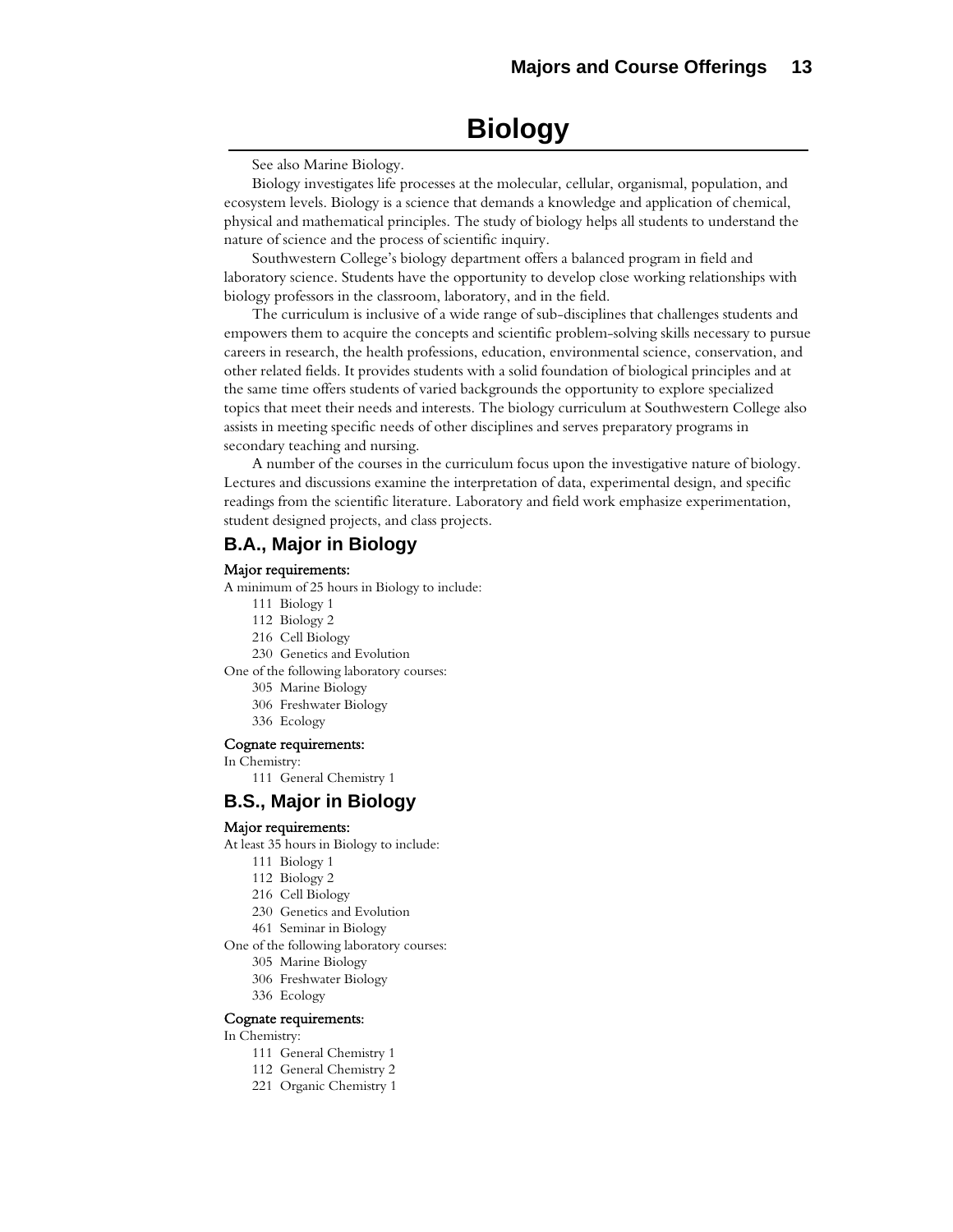# Biology

See also Marine Biology.

Biology investigates life processes at the molecular, cellular, organismal, population, and ecosystem levels. Biology is a science that demands a knowledge and application of chemical, physical and mathematical principles. The study of biology helps all students to understand the nature of science and the process of scientific inquiry.

Southwestern College's biology department offers a balanced program in field and laboratory science. Students have the opportunity to develop close working relationships with biology professors in the classroom, laboratory, and in the field.

The curriculum is inclusive of a wide range of sub-disciplines that challenges students and empowers them to acquire the concepts and scientific problem-solving skills necessary to pursue careers in research, the health professions, education, environmental science, conservation, and other related fields. It provides students with a solid foundation of biological principles and at the same time offers students of varied backgrounds the opportunity to explore specialized topics that meet their needs and interests. The biology curriculum at Southwestern College also assists in meeting specific needs of other disciplines and serves preparatory programs in secondary teaching and nursing.

A number of the courses in the curriculum focus upon the investigative nature of biology. Lectures and discussions examine the interpretation of data, experimental design, and specific readings from the scientific literature. Laboratory and field work emphasize experimentation, student designed projects, and class projects.

## B.A., Major in Biology

### Major requirements:

A minimum of 25 hours in Biology to include:

- 111 Biology 1
- 112 Biology 2
- 216 Cell Biology
- 230 Genetics and Evolution

One of the following laboratory courses:

- 305 Marine Biology
- 306 Freshwater Biology
- 336 Ecology

### Cognate requirements:

In Chemistry:

- 111 General Chemistry 1

## B.S., Major in Biology

### Major requirements:

At least 35 hours in Biology to include:

- 111 Biology 1
- 112 Biology 2
- 216 Cell Biology
- 230 Genetics and Evolution
- 461 Seminar in Biology

One of the following laboratory courses:

- 305 Marine Biology
- 306 Freshwater Biology
- 336 Ecology

### Cognate requirements:

In Chemistry:

- 111 General Chemistry 1
- 112 General Chemistry 2
- 221 Organic Chemistry 1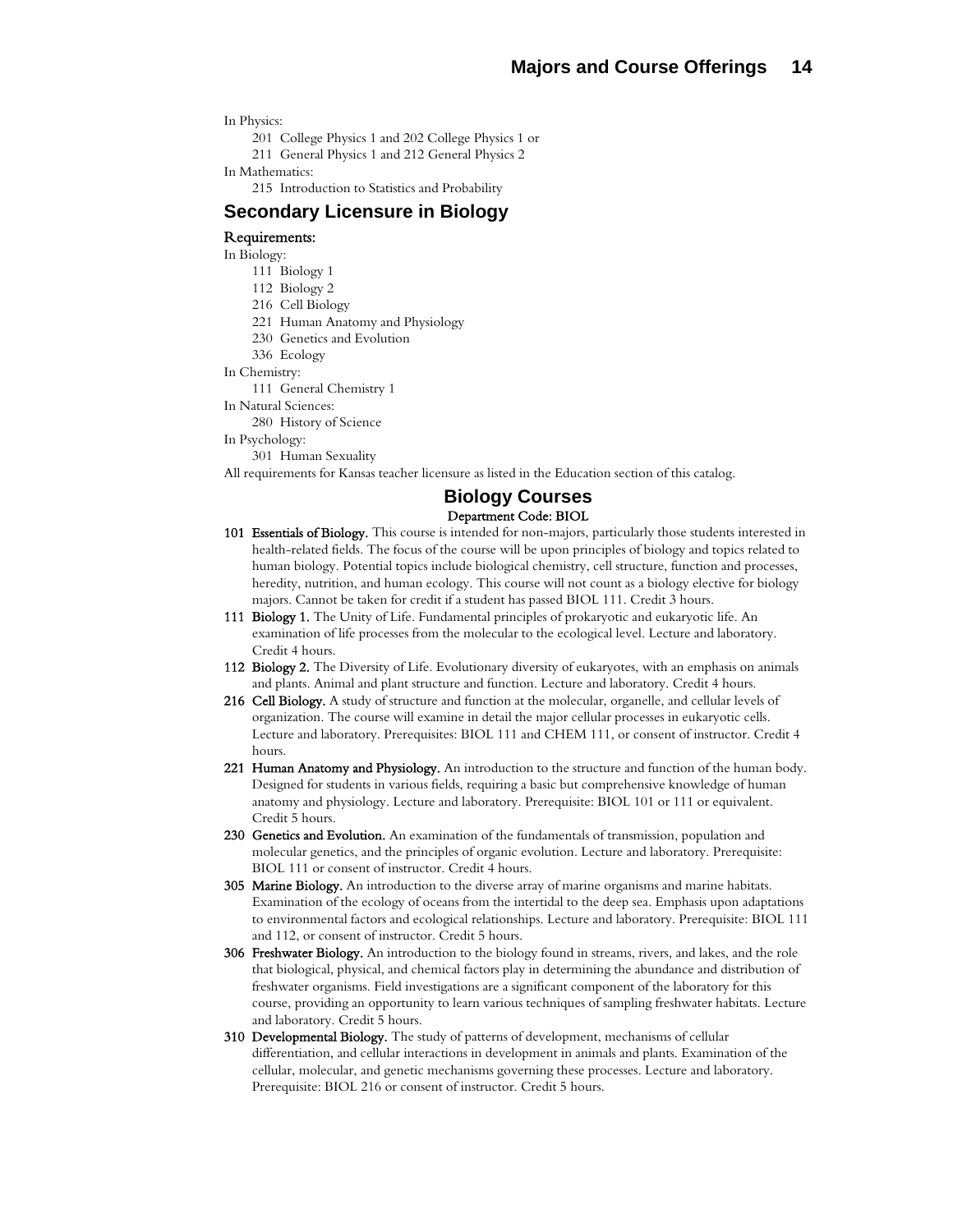In Physics:

201 College Physics 1 and 202 College Physics 1 or

211 General Physics 1 and 212 General Physics 2

In Mathematics:

215 Introduction to Statistics and Probability

## Secondary Licensure in Biology

**Requirements:**

In Biology:

111 Biology 1

112 Biology 2

216 Cell Biology

221 Human Anatomy and Physiology

230 Genetics and Evolution

336 Ecology

In Chemistry:

111 General Chemistry 1

In Natural Sciences:

280 History of Science

In Psychology:

301 Human Sexuality

All requirements for Kansas teacher licensure as listed in the Education section of this catalog.

## Biology Courses

Department Code: BIOL

**101 Essentials of Biology.** This course is intended for non-majors, particularly those students interested in health-related fields. The focus of the course will be upon principles of biology and topics related to human biology. Potential topics include biological chemistry, cell structure, function and processes, heredity, nutrition, and human ecology. This course will not count as a biology elective for biology majors. Cannot be taken for credit if a student has passed BIOL 111. Credit 3 hours.

**111 Biology 1.** The Unity of Life. Fundamental principles of prokaryotic and eukaryotic life. An examination of life processes from the molecular to the ecological level. Lecture and laboratory. Credit 4 hours.

**112 Biology 2.** The Diversity of Life. Evolutionary diversity of eukaryotes, with an emphasis on animals and plants. Animal and plant structure and function. Lecture and laboratory. Credit 4 hours.

**216 Cell Biology.** A study of structure and function at the molecular, organelle, and cellular levels of organization. The course will examine in detail the major cellular processes in eukaryotic cells. Lecture and laboratory. Prerequisites: BIOL 111 and CHEM 111, or consent of instructor. Credit 4 hours.

**221 Human Anatomy and Physiology.** An introduction to the structure and function of the human body. Designed for students in various fields, requiring a basic but comprehensive knowledge of human anatomy and physiology. Lecture and laboratory. Prerequisite: BIOL 101 or 111 or equivalent. Credit 5 hours.

**230 Genetics and Evolution.** An examination of the fundamentals of transmission, population and molecular genetics, and the principles of organic evolution. Lecture and laboratory. Prerequisite: BIOL 111 or consent of instructor. Credit 4 hours.

**305 Marine Biology.** An introduction to the diverse array of marine organisms and marine habitats. Examination of the ecology of oceans from the intertidal to the deep sea. Emphasis upon adaptations to environmental factors and ecological relationships. Lecture and laboratory. Prerequisite: BIOL 111 and 112, or consent of instructor. Credit 5 hours.

**306 Freshwater Biology.** An introduction to the biology found in streams, rivers, and lakes, and the role that biological, physical, and chemical factors play in determining the abundance and distribution of freshwater organisms. Field investigations are a significant component of the laboratory for this course, providing an opportunity to learn various techniques of sampling freshwater habitats. Lecture and laboratory. Credit 5 hours.

**310 Developmental Biology.** The study of patterns of development, mechanisms of cellular differentiation, and cellular interactions in development in animals and plants. Examination of the cellular, molecular, and genetic mechanisms governing these processes. Lecture and laboratory. Prerequisite: BIOL 216 or consent of instructor. Credit 5 hours.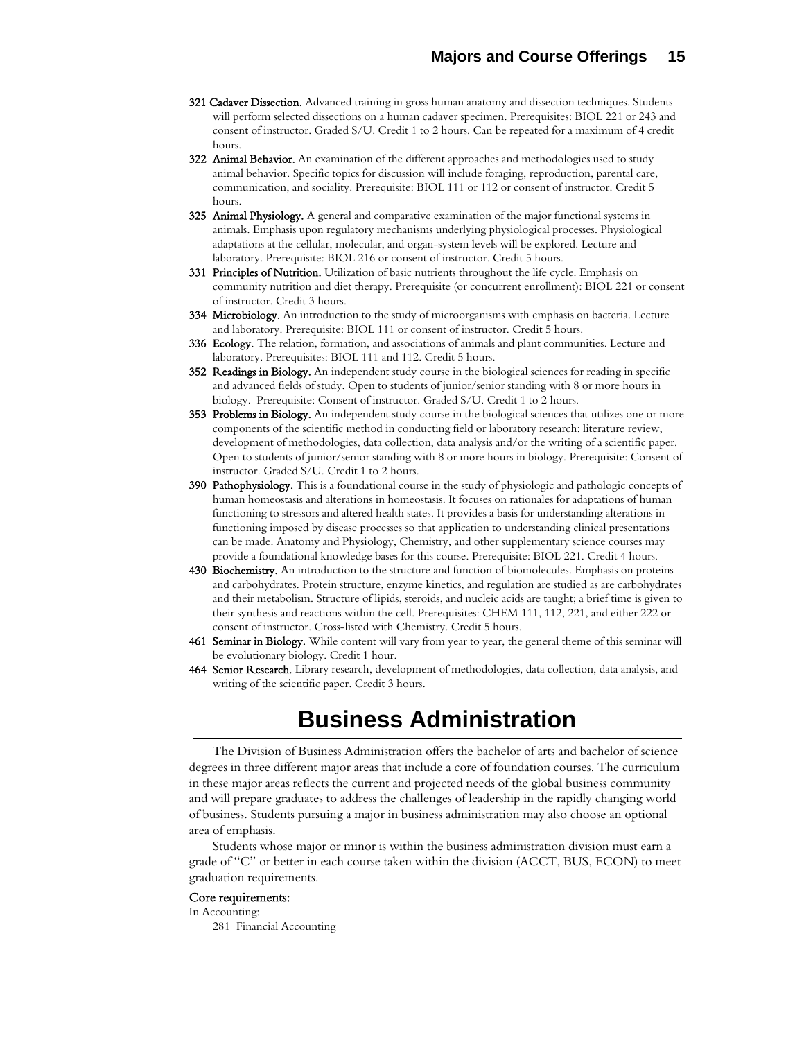**321 Cadaver Dissection.** Advanced training in gross human anatomy and dissection techniques. Students will perform selected dissections on a human cadaver specimen. Prerequisites: BIOL 221 or 243 and consent of instructor. Graded S/U. Credit 1 to 2 hours. Can be repeated for a maximum of 4 credit hours.

**322 Animal Behavior.** An examination of the different approaches and methodologies used to study animal behavior. Specific topics for discussion will include foraging, reproduction, parental care, communication, and sociality. Prerequisite: BIOL 111 or 112 or consent of instructor. Credit 5 hours.

**325 Animal Physiology.** A general and comparative examination of the major functional systems in animals. Emphasis upon regulatory mechanisms underlying physiological processes. Physiological adaptations at the cellular, molecular, and organ-system levels will be explored. Lecture and laboratory. Prerequisite: BIOL 216 or consent of instructor. Credit 5 hours.

**331 Principles of Nutrition.** Utilization of basic nutrients throughout the life cycle. Emphasis on community nutrition and diet therapy. Prerequisite (or concurrent enrollment): BIOL 221 or consent of instructor. Credit 3 hours.

**334 Microbiology.** An introduction to the study of microorganisms with emphasis on bacteria. Lecture and laboratory. Prerequisite: BIOL 111 or consent of instructor. Credit 5 hours.

**336 Ecology.** The relation, formation, and associations of animals and plant communities. Lecture and laboratory. Prerequisites: BIOL 111 and 112. Credit 5 hours.

**352 Readings in Biology.** An independent study course in the biological sciences for reading in specific and advanced fields of study. Open to students of junior/senior standing with 8 or more hours in biology. Prerequisite: Consent of instructor. Graded S/U. Credit 1 to 2 hours.

**353 Problems in Biology.** An independent study course in the biological sciences that utilizes one or more components of the scientific method in conducting field or laboratory research: literature review, development of methodologies, data collection, data analysis and/or the writing of a scientific paper. Open to students of junior/senior standing with 8 or more hours in biology. Prerequisite: Consent of instructor. Graded S/U. Credit 1 to 2 hours.

**390 Pathophysiology.** This is a foundational course in the study of physiologic and pathologic concepts of human homeostasis and alterations in homeostasis. It focuses on rationales for adaptations of human functioning to stressors and altered health states. It provides a basis for understanding alterations in functioning imposed by disease processes so that application to understanding clinical presentations can be made. Anatomy and Physiology, Chemistry, and other supplementary science courses may provide a foundational knowledge bases for this course. Prerequisite: BIOL 221. Credit 4 hours.

**430 Biochemistry.** An introduction to the structure and function of biomolecules. Emphasis on proteins and carbohydrates. Protein structure, enzyme kinetics, and regulation are studied as are carbohydrates and their metabolism. Structure of lipids, steroids, and nucleic acids are taught; a brief time is given to their synthesis and reactions within the cell. Prerequisites: CHEM 111, 112, 221, and either 222 or consent of instructor. Cross-listed with Chemistry. Credit 5 hours.

**461 Seminar in Biology.** While content will vary from year to year, the general theme of this seminar will be evolutionary biology. Credit 1 hour.

**464 Senior Research.** Library research, development of methodologies, data collection, data analysis, and writing of the scientific paper. Credit 3 hours.

# Business Administration

The Division of Business Administration offers the bachelor of arts and bachelor of science degrees in three different major areas that include a core of foundation courses. The curriculum in these major areas reflects the current and projected needs of the global business community and will prepare graduates to address the challenges of leadership in the rapidly changing world of business. Students pursuing a major in business administration may also choose an optional area of emphasis.

Students whose major or minor is within the business administration division must earn a grade of "C" or better in each course taken within the division (ACCT, BUS, ECON) to meet graduation requirements.

**Core requirements:**

In Accounting:

281 Financial Accounting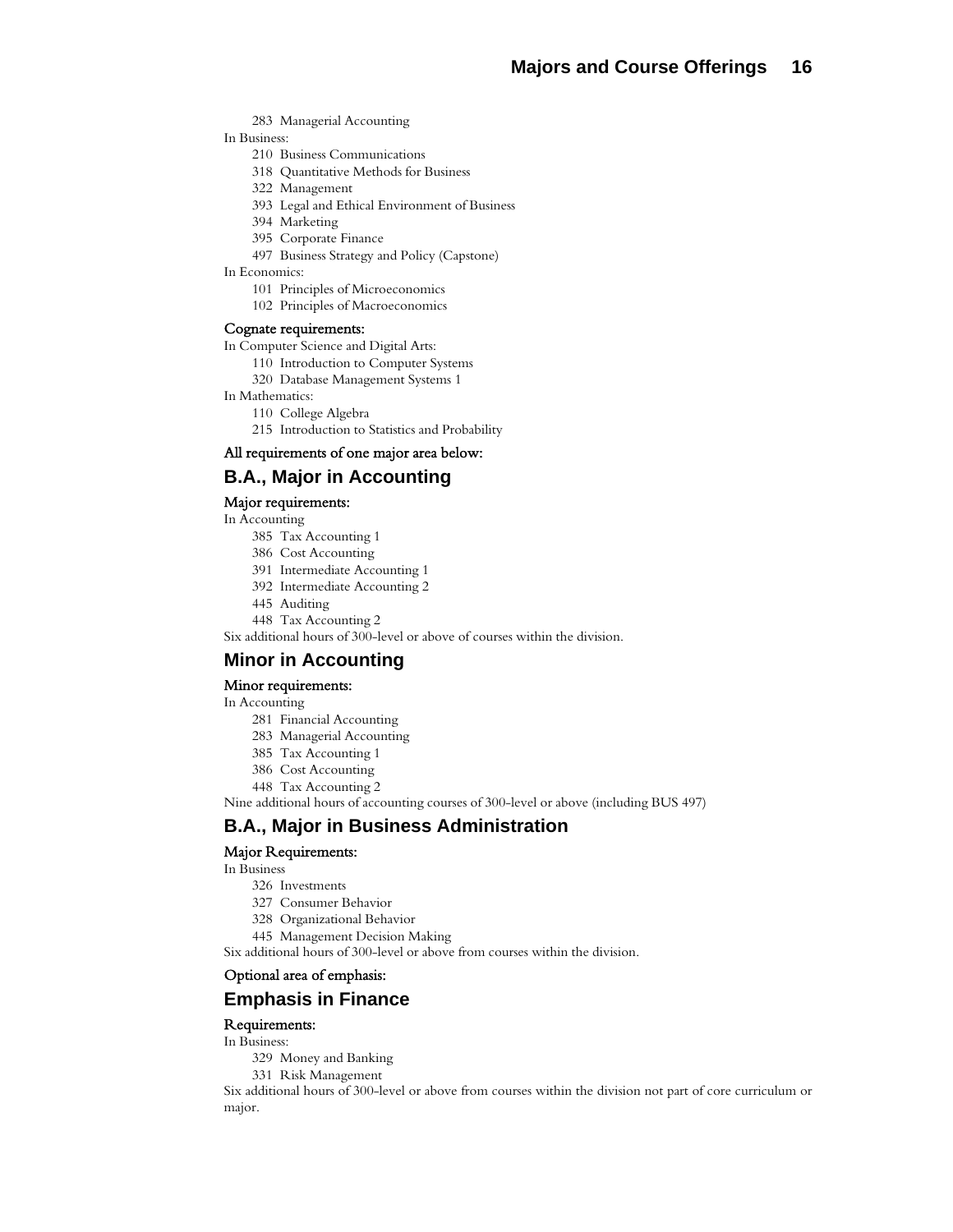283 Managerial Accounting

In Business:

210 Business Communications
318 Quantitative Methods for Business
322 Management
393 Legal and Ethical Environment of Business
394 Marketing
395 Corporate Finance
497 Business Strategy and Policy (Capstone)

In Economics:

101 Principles of Microeconomics
102 Principles of Macroeconomics

#### Cognate requirements:

In Computer Science and Digital Arts:

110 Introduction to Computer Systems
320 Database Management Systems 1

In Mathematics:

110 College Algebra
215 Introduction to Statistics and Probability

#### All requirements of one major area below:

## B.A., Major in Accounting

#### Major requirements:

In Accounting

385 Tax Accounting 1
386 Cost Accounting
391 Intermediate Accounting 1
392 Intermediate Accounting 2
445 Auditing
448 Tax Accounting 2

Six additional hours of 300-level or above of courses within the division.

## Minor in Accounting

#### Minor requirements:

In Accounting

281 Financial Accounting
283 Managerial Accounting
385 Tax Accounting 1
386 Cost Accounting
448 Tax Accounting 2

Nine additional hours of accounting courses of 300-level or above (including BUS 497)

## B.A., Major in Business Administration

#### Major Requirements:

In Business

326 Investments
327 Consumer Behavior
328 Organizational Behavior
445 Management Decision Making

Six additional hours of 300-level or above from courses within the division.

#### Optional area of emphasis:

## Emphasis in Finance

#### Requirements:

In Business:

329 Money and Banking
331 Risk Management

Six additional hours of 300-level or above from courses within the division not part of core curriculum or major.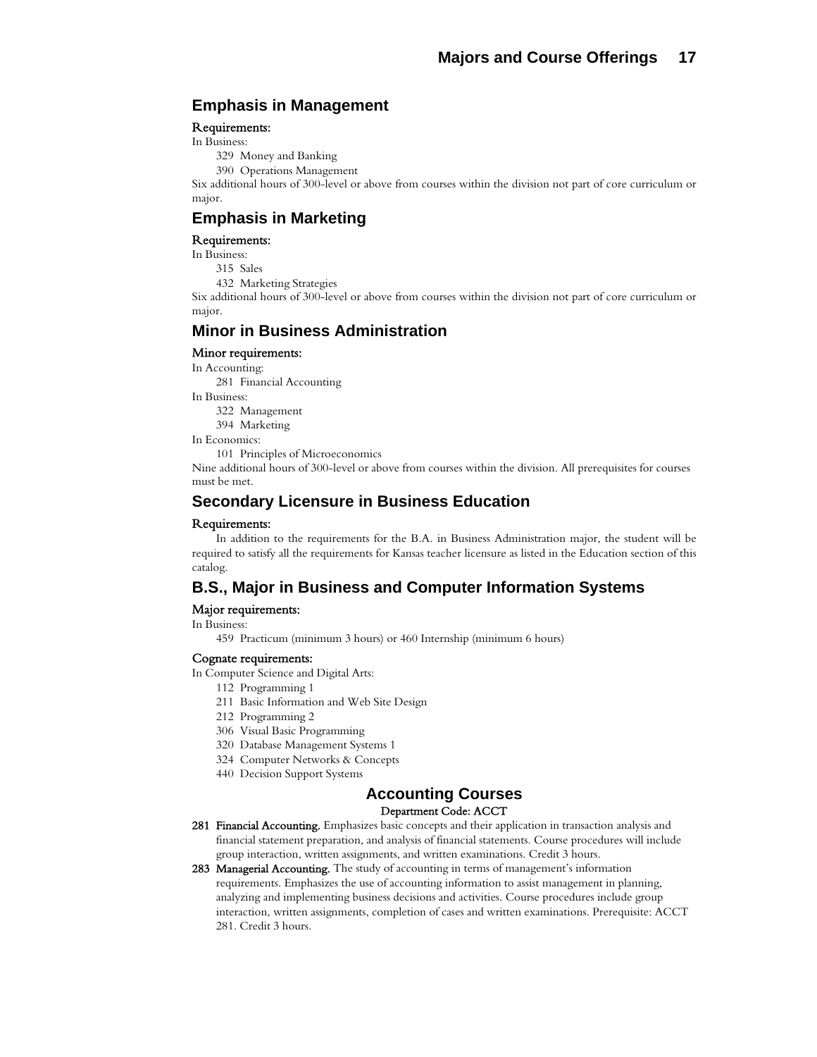## Emphasis in Management

**Requirements:**

In Business:

- 329 Money and Banking
- 390 Operations Management

Six additional hours of 300-level or above from courses within the division not part of core curriculum or major.

## Emphasis in Marketing

**Requirements:**

In Business:

- 315 Sales
- 432 Marketing Strategies

Six additional hours of 300-level or above from courses within the division not part of core curriculum or major.

## Minor in Business Administration

**Minor requirements:**

In Accounting:

- 281 Financial Accounting

In Business:

- 322 Management
- 394 Marketing

In Economics:

- 101 Principles of Microeconomics

Nine additional hours of 300-level or above from courses within the division. All prerequisites for courses must be met.

## Secondary Licensure in Business Education

**Requirements:**

In addition to the requirements for the B.A. in Business Administration major, the student will be required to satisfy all the requirements for Kansas teacher licensure as listed in the Education section of this catalog.

## B.S., Major in Business and Computer Information Systems

**Major requirements:**

In Business:

- 459 Practicum (minimum 3 hours) or 460 Internship (minimum 6 hours)

**Cognate requirements:**

In Computer Science and Digital Arts:

- 112 Programming 1
- 211 Basic Information and Web Site Design
- 212 Programming 2
- 306 Visual Basic Programming
- 320 Database Management Systems 1
- 324 Computer Networks & Concepts
- 440 Decision Support Systems

## Accounting Courses

Department Code: ACCT

**281 Financial Accounting.** Emphasizes basic concepts and their application in transaction analysis and financial statement preparation, and analysis of financial statements. Course procedures will include group interaction, written assignments, and written examinations. Credit 3 hours.

**283 Managerial Accounting.** The study of accounting in terms of management's information requirements. Emphasizes the use of accounting information to assist management in planning, analyzing and implementing business decisions and activities. Course procedures include group interaction, written assignments, completion of cases and written examinations. Prerequisite: ACCT 281. Credit 3 hours.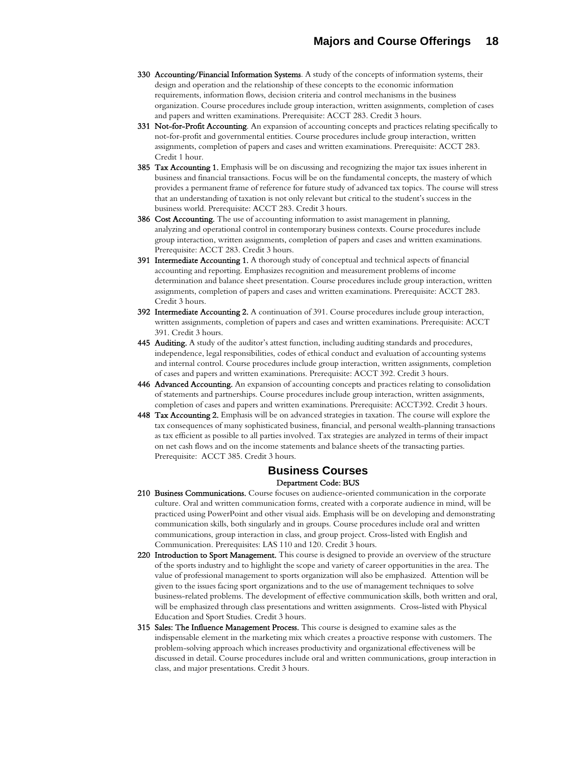**330 Accounting/Financial Information Systems**. A study of the concepts of information systems, their design and operation and the relationship of these concepts to the economic information requirements, information flows, decision criteria and control mechanisms in the business organization. Course procedures include group interaction, written assignments, completion of cases and papers and written examinations. Prerequisite: ACCT 283. Credit 3 hours.

**331 Not-for-Profit Accounting**. An expansion of accounting concepts and practices relating specifically to not-for-profit and governmental entities. Course procedures include group interaction, written assignments, completion of papers and cases and written examinations. Prerequisite: ACCT 283. Credit 1 hour.

**385 Tax Accounting 1.** Emphasis will be on discussing and recognizing the major tax issues inherent in business and financial transactions. Focus will be on the fundamental concepts, the mastery of which provides a permanent frame of reference for future study of advanced tax topics. The course will stress that an understanding of taxation is not only relevant but critical to the student's success in the business world. Prerequisite: ACCT 283. Credit 3 hours.

**386 Cost Accounting.** The use of accounting information to assist management in planning, analyzing and operational control in contemporary business contexts. Course procedures include group interaction, written assignments, completion of papers and cases and written examinations. Prerequisite: ACCT 283. Credit 3 hours.

**391 Intermediate Accounting 1.** A thorough study of conceptual and technical aspects of financial accounting and reporting. Emphasizes recognition and measurement problems of income determination and balance sheet presentation. Course procedures include group interaction, written assignments, completion of papers and cases and written examinations. Prerequisite: ACCT 283. Credit 3 hours.

**392 Intermediate Accounting 2.** A continuation of 391. Course procedures include group interaction, written assignments, completion of papers and cases and written examinations. Prerequisite: ACCT 391. Credit 3 hours.

**445 Auditing.** A study of the auditor's attest function, including auditing standards and procedures, independence, legal responsibilities, codes of ethical conduct and evaluation of accounting systems and internal control. Course procedures include group interaction, written assignments, completion of cases and papers and written examinations. Prerequisite: ACCT 392. Credit 3 hours.

**446 Advanced Accounting.** An expansion of accounting concepts and practices relating to consolidation of statements and partnerships. Course procedures include group interaction, written assignments, completion of cases and papers and written examinations. Prerequisite: ACCT392. Credit 3 hours.

**448 Tax Accounting 2.** Emphasis will be on advanced strategies in taxation. The course will explore the tax consequences of many sophisticated business, financial, and personal wealth-planning transactions as tax efficient as possible to all parties involved. Tax strategies are analyzed in terms of their impact on net cash flows and on the income statements and balance sheets of the transacting parties. Prerequisite: ACCT 385. Credit 3 hours.

## Business Courses

Department Code: BUS

**210 Business Communications.** Course focuses on audience-oriented communication in the corporate culture. Oral and written communication forms, created with a corporate audience in mind, will be practiced using PowerPoint and other visual aids. Emphasis will be on developing and demonstrating communication skills, both singularly and in groups. Course procedures include oral and written communications, group interaction in class, and group project. Cross-listed with English and Communication. Prerequisites: LAS 110 and 120. Credit 3 hours.

**220 Introduction to Sport Management.** This course is designed to provide an overview of the structure of the sports industry and to highlight the scope and variety of career opportunities in the area. The value of professional management to sports organization will also be emphasized. Attention will be given to the issues facing sport organizations and to the use of management techniques to solve business-related problems. The development of effective communication skills, both written and oral, will be emphasized through class presentations and written assignments. Cross-listed with Physical Education and Sport Studies. Credit 3 hours.

**315 Sales: The Influence Management Process.** This course is designed to examine sales as the indispensable element in the marketing mix which creates a proactive response with customers. The problem-solving approach which increases productivity and organizational effectiveness will be discussed in detail. Course procedures include oral and written communications, group interaction in class, and major presentations. Credit 3 hours.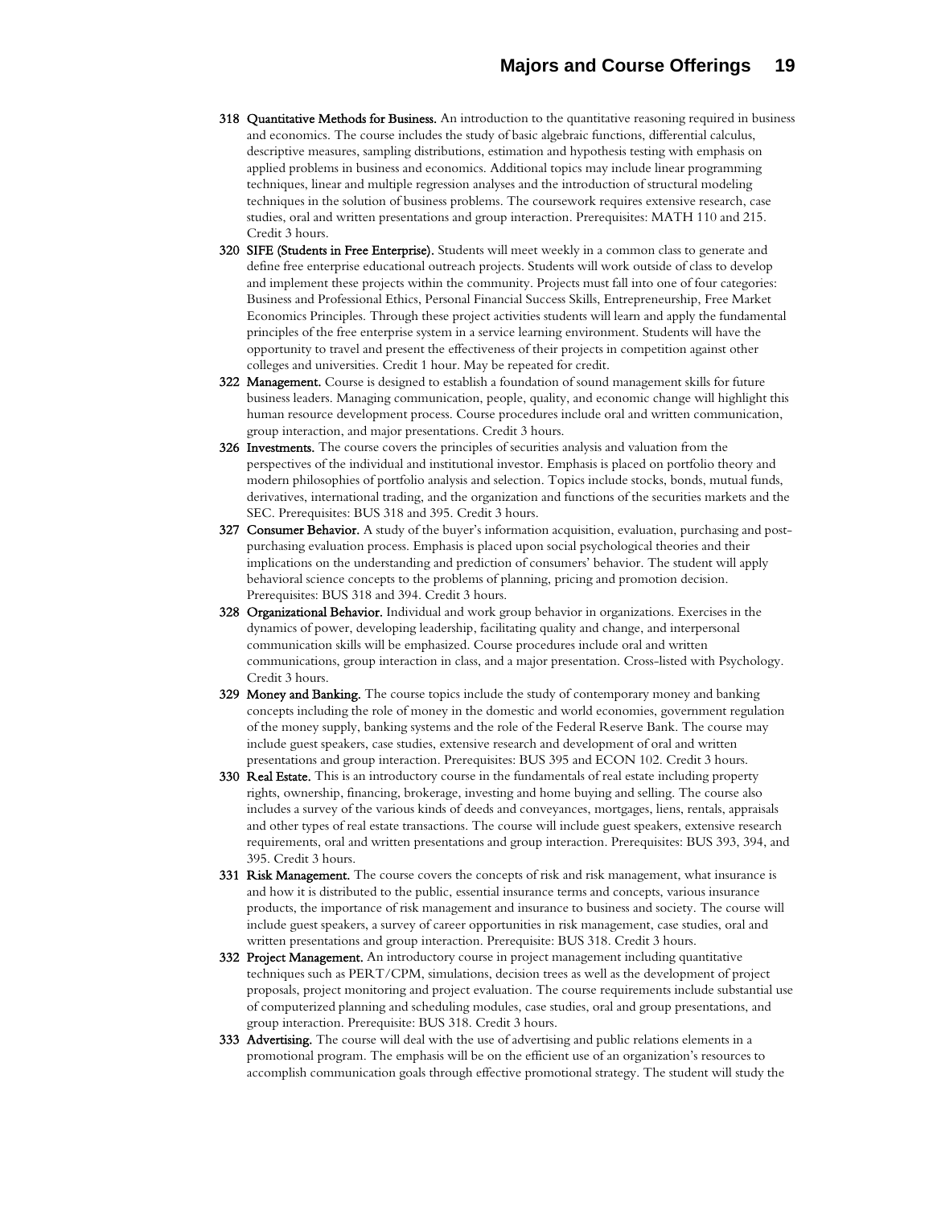**318 Quantitative Methods for Business.** An introduction to the quantitative reasoning required in business and economics. The course includes the study of basic algebraic functions, differential calculus, descriptive measures, sampling distributions, estimation and hypothesis testing with emphasis on applied problems in business and economics. Additional topics may include linear programming techniques, linear and multiple regression analyses and the introduction of structural modeling techniques in the solution of business problems. The coursework requires extensive research, case studies, oral and written presentations and group interaction. Prerequisites: MATH 110 and 215. Credit 3 hours.

**320 SIFE (Students in Free Enterprise).** Students will meet weekly in a common class to generate and define free enterprise educational outreach projects. Students will work outside of class to develop and implement these projects within the community. Projects must fall into one of four categories: Business and Professional Ethics, Personal Financial Success Skills, Entrepreneurship, Free Market Economics Principles. Through these project activities students will learn and apply the fundamental principles of the free enterprise system in a service learning environment. Students will have the opportunity to travel and present the effectiveness of their projects in competition against other colleges and universities. Credit 1 hour. May be repeated for credit.

**322 Management.** Course is designed to establish a foundation of sound management skills for future business leaders. Managing communication, people, quality, and economic change will highlight this human resource development process. Course procedures include oral and written communication, group interaction, and major presentations. Credit 3 hours.

**326 Investments.** The course covers the principles of securities analysis and valuation from the perspectives of the individual and institutional investor. Emphasis is placed on portfolio theory and modern philosophies of portfolio analysis and selection. Topics include stocks, bonds, mutual funds, derivatives, international trading, and the organization and functions of the securities markets and the SEC. Prerequisites: BUS 318 and 395. Credit 3 hours.

**327 Consumer Behavior.** A study of the buyer's information acquisition, evaluation, purchasing and post-purchasing evaluation process. Emphasis is placed upon social psychological theories and their implications on the understanding and prediction of consumers' behavior. The student will apply behavioral science concepts to the problems of planning, pricing and promotion decision. Prerequisites: BUS 318 and 394. Credit 3 hours.

**328 Organizational Behavior.** Individual and work group behavior in organizations. Exercises in the dynamics of power, developing leadership, facilitating quality and change, and interpersonal communication skills will be emphasized. Course procedures include oral and written communications, group interaction in class, and a major presentation. Cross-listed with Psychology. Credit 3 hours.

**329 Money and Banking.** The course topics include the study of contemporary money and banking concepts including the role of money in the domestic and world economies, government regulation of the money supply, banking systems and the role of the Federal Reserve Bank. The course may include guest speakers, case studies, extensive research and development of oral and written presentations and group interaction. Prerequisites: BUS 395 and ECON 102. Credit 3 hours.

**330 Real Estate.** This is an introductory course in the fundamentals of real estate including property rights, ownership, financing, brokerage, investing and home buying and selling. The course also includes a survey of the various kinds of deeds and conveyances, mortgages, liens, rentals, appraisals and other types of real estate transactions. The course will include guest speakers, extensive research requirements, oral and written presentations and group interaction. Prerequisites: BUS 393, 394, and 395. Credit 3 hours.

**331 Risk Management.** The course covers the concepts of risk and risk management, what insurance is and how it is distributed to the public, essential insurance terms and concepts, various insurance products, the importance of risk management and insurance to business and society. The course will include guest speakers, a survey of career opportunities in risk management, case studies, oral and written presentations and group interaction. Prerequisite: BUS 318. Credit 3 hours.

**332 Project Management.** An introductory course in project management including quantitative techniques such as PERT/CPM, simulations, decision trees as well as the development of project proposals, project monitoring and project evaluation. The course requirements include substantial use of computerized planning and scheduling modules, case studies, oral and group presentations, and group interaction. Prerequisite: BUS 318. Credit 3 hours.

**333 Advertising.** The course will deal with the use of advertising and public relations elements in a promotional program. The emphasis will be on the efficient use of an organization's resources to accomplish communication goals through effective promotional strategy. The student will study the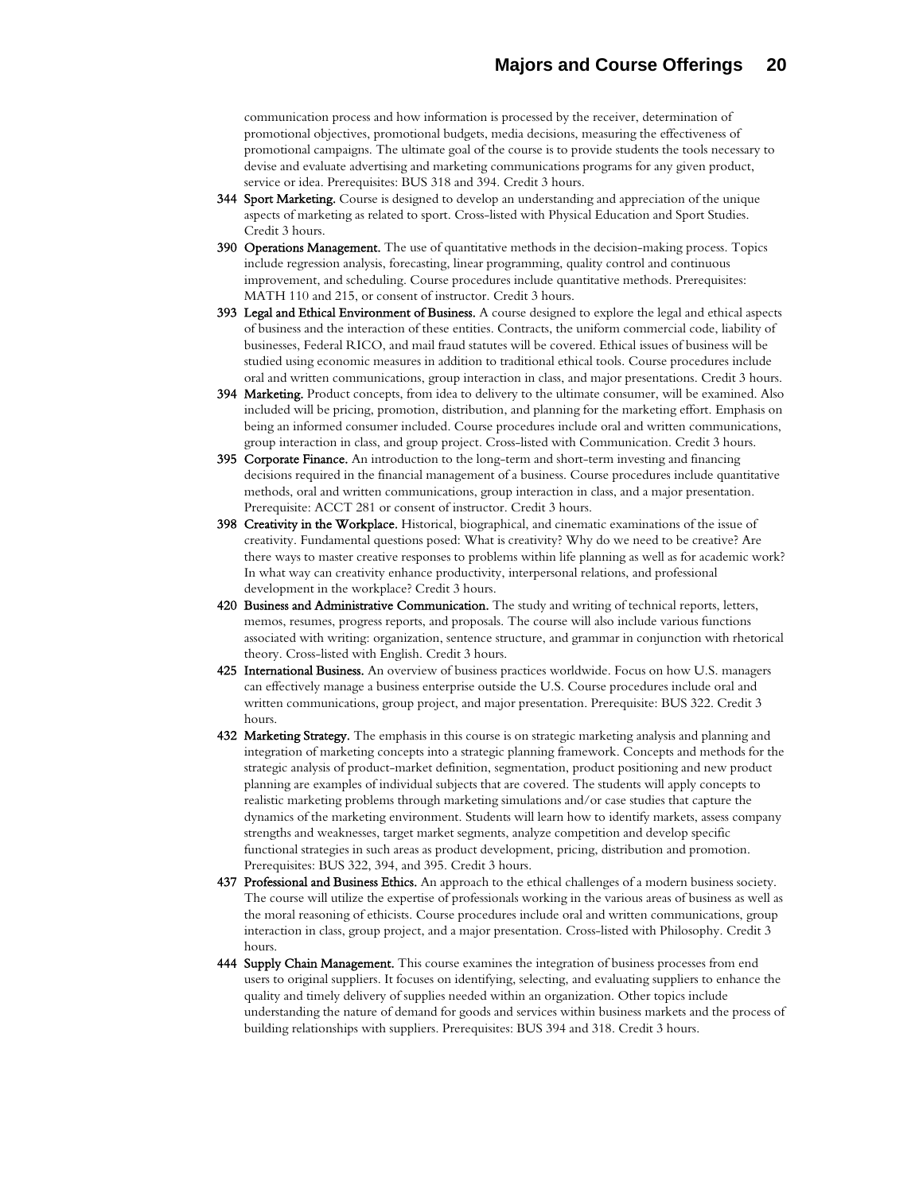communication process and how information is processed by the receiver, determination of promotional objectives, promotional budgets, media decisions, measuring the effectiveness of promotional campaigns. The ultimate goal of the course is to provide students the tools necessary to devise and evaluate advertising and marketing communications programs for any given product, service or idea. Prerequisites: BUS 318 and 394. Credit 3 hours.

**344 Sport Marketing.** Course is designed to develop an understanding and appreciation of the unique aspects of marketing as related to sport. Cross-listed with Physical Education and Sport Studies. Credit 3 hours.

**390 Operations Management.** The use of quantitative methods in the decision-making process. Topics include regression analysis, forecasting, linear programming, quality control and continuous improvement, and scheduling. Course procedures include quantitative methods. Prerequisites: MATH 110 and 215, or consent of instructor. Credit 3 hours.

**393 Legal and Ethical Environment of Business.** A course designed to explore the legal and ethical aspects of business and the interaction of these entities. Contracts, the uniform commercial code, liability of businesses, Federal RICO, and mail fraud statutes will be covered. Ethical issues of business will be studied using economic measures in addition to traditional ethical tools. Course procedures include oral and written communications, group interaction in class, and major presentations. Credit 3 hours.

**394 Marketing.** Product concepts, from idea to delivery to the ultimate consumer, will be examined. Also included will be pricing, promotion, distribution, and planning for the marketing effort. Emphasis on being an informed consumer included. Course procedures include oral and written communications, group interaction in class, and group project. Cross-listed with Communication. Credit 3 hours.

**395 Corporate Finance.** An introduction to the long-term and short-term investing and financing decisions required in the financial management of a business. Course procedures include quantitative methods, oral and written communications, group interaction in class, and a major presentation. Prerequisite: ACCT 281 or consent of instructor. Credit 3 hours.

**398 Creativity in the Workplace.** Historical, biographical, and cinematic examinations of the issue of creativity. Fundamental questions posed: What is creativity? Why do we need to be creative? Are there ways to master creative responses to problems within life planning as well as for academic work? In what way can creativity enhance productivity, interpersonal relations, and professional development in the workplace? Credit 3 hours.

**420 Business and Administrative Communication.** The study and writing of technical reports, letters, memos, resumes, progress reports, and proposals. The course will also include various functions associated with writing: organization, sentence structure, and grammar in conjunction with rhetorical theory. Cross-listed with English. Credit 3 hours.

**425 International Business.** An overview of business practices worldwide. Focus on how U.S. managers can effectively manage a business enterprise outside the U.S. Course procedures include oral and written communications, group project, and major presentation. Prerequisite: BUS 322. Credit 3 hours.

**432 Marketing Strategy.** The emphasis in this course is on strategic marketing analysis and planning and integration of marketing concepts into a strategic planning framework. Concepts and methods for the strategic analysis of product-market definition, segmentation, product positioning and new product planning are examples of individual subjects that are covered. The students will apply concepts to realistic marketing problems through marketing simulations and/or case studies that capture the dynamics of the marketing environment. Students will learn how to identify markets, assess company strengths and weaknesses, target market segments, analyze competition and develop specific functional strategies in such areas as product development, pricing, distribution and promotion. Prerequisites: BUS 322, 394, and 395. Credit 3 hours.

**437 Professional and Business Ethics.** An approach to the ethical challenges of a modern business society. The course will utilize the expertise of professionals working in the various areas of business as well as the moral reasoning of ethicists. Course procedures include oral and written communications, group interaction in class, group project, and a major presentation. Cross-listed with Philosophy. Credit 3 hours.

**444 Supply Chain Management.** This course examines the integration of business processes from end users to original suppliers. It focuses on identifying, selecting, and evaluating suppliers to enhance the quality and timely delivery of supplies needed within an organization. Other topics include understanding the nature of demand for goods and services within business markets and the process of building relationships with suppliers. Prerequisites: BUS 394 and 318. Credit 3 hours.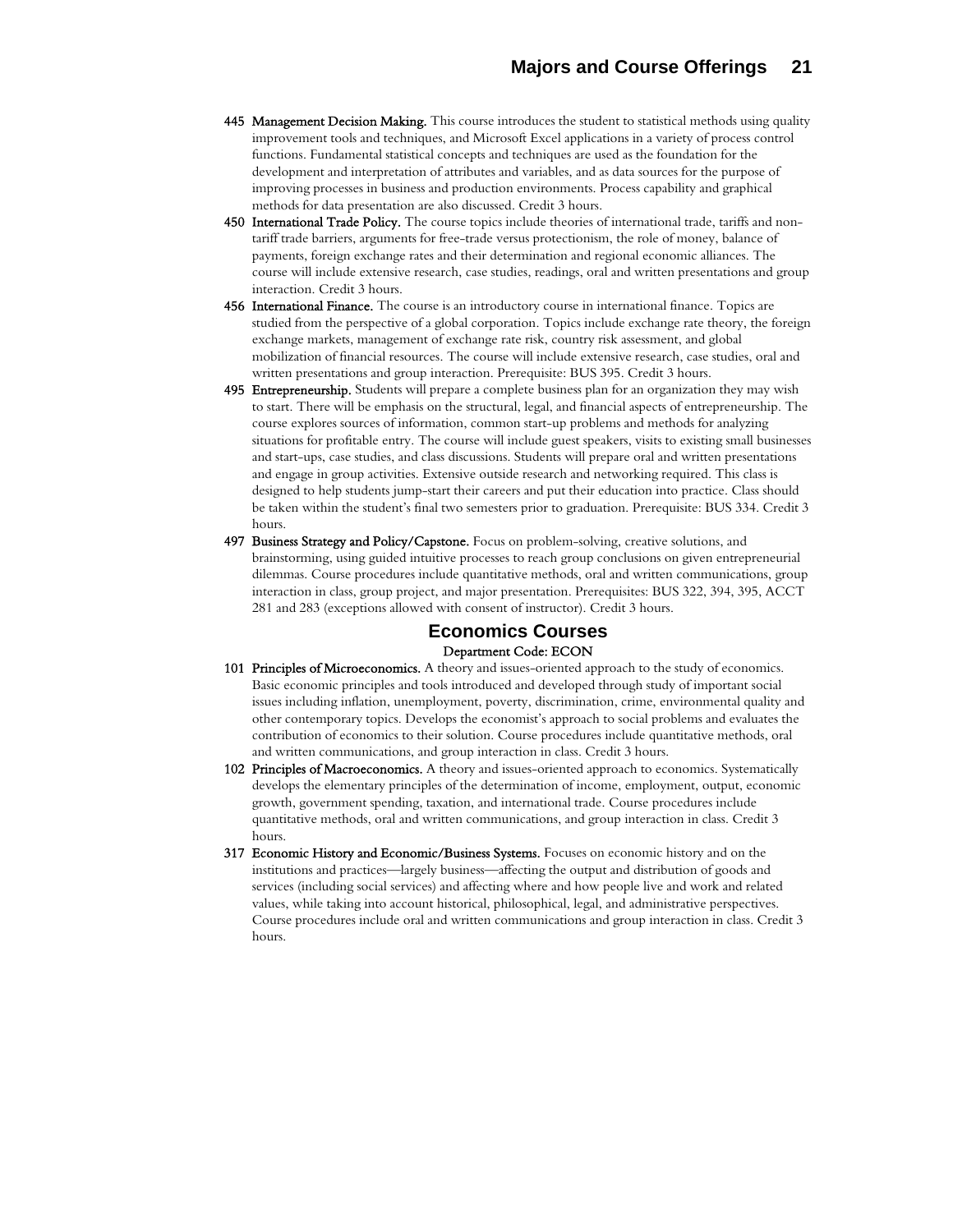**445 Management Decision Making.** This course introduces the student to statistical methods using quality improvement tools and techniques, and Microsoft Excel applications in a variety of process control functions. Fundamental statistical concepts and techniques are used as the foundation for the development and interpretation of attributes and variables, and as data sources for the purpose of improving processes in business and production environments. Process capability and graphical methods for data presentation are also discussed. Credit 3 hours.

**450 International Trade Policy.** The course topics include theories of international trade, tariffs and non-tariff trade barriers, arguments for free-trade versus protectionism, the role of money, balance of payments, foreign exchange rates and their determination and regional economic alliances. The course will include extensive research, case studies, readings, oral and written presentations and group interaction. Credit 3 hours.

**456 International Finance.** The course is an introductory course in international finance. Topics are studied from the perspective of a global corporation. Topics include exchange rate theory, the foreign exchange markets, management of exchange rate risk, country risk assessment, and global mobilization of financial resources. The course will include extensive research, case studies, oral and written presentations and group interaction. Prerequisite: BUS 395. Credit 3 hours.

**495 Entrepreneurship.** Students will prepare a complete business plan for an organization they may wish to start. There will be emphasis on the structural, legal, and financial aspects of entrepreneurship. The course explores sources of information, common start-up problems and methods for analyzing situations for profitable entry. The course will include guest speakers, visits to existing small businesses and start-ups, case studies, and class discussions. Students will prepare oral and written presentations and engage in group activities. Extensive outside research and networking required. This class is designed to help students jump-start their careers and put their education into practice. Class should be taken within the student's final two semesters prior to graduation. Prerequisite: BUS 334. Credit 3 hours.

**497 Business Strategy and Policy/Capstone.** Focus on problem-solving, creative solutions, and brainstorming, using guided intuitive processes to reach group conclusions on given entrepreneurial dilemmas. Course procedures include quantitative methods, oral and written communications, group interaction in class, group project, and major presentation. Prerequisites: BUS 322, 394, 395, ACCT 281 and 283 (exceptions allowed with consent of instructor). Credit 3 hours.

## Economics Courses

Department Code: ECON

**101 Principles of Microeconomics.** A theory and issues-oriented approach to the study of economics. Basic economic principles and tools introduced and developed through study of important social issues including inflation, unemployment, poverty, discrimination, crime, environmental quality and other contemporary topics. Develops the economist's approach to social problems and evaluates the contribution of economics to their solution. Course procedures include quantitative methods, oral and written communications, and group interaction in class. Credit 3 hours.

**102 Principles of Macroeconomics.** A theory and issues-oriented approach to economics. Systematically develops the elementary principles of the determination of income, employment, output, economic growth, government spending, taxation, and international trade. Course procedures include quantitative methods, oral and written communications, and group interaction in class. Credit 3 hours.

**317 Economic History and Economic/Business Systems.** Focuses on economic history and on the institutions and practices—largely business—affecting the output and distribution of goods and services (including social services) and affecting where and how people live and work and related values, while taking into account historical, philosophical, legal, and administrative perspectives. Course procedures include oral and written communications and group interaction in class. Credit 3 hours.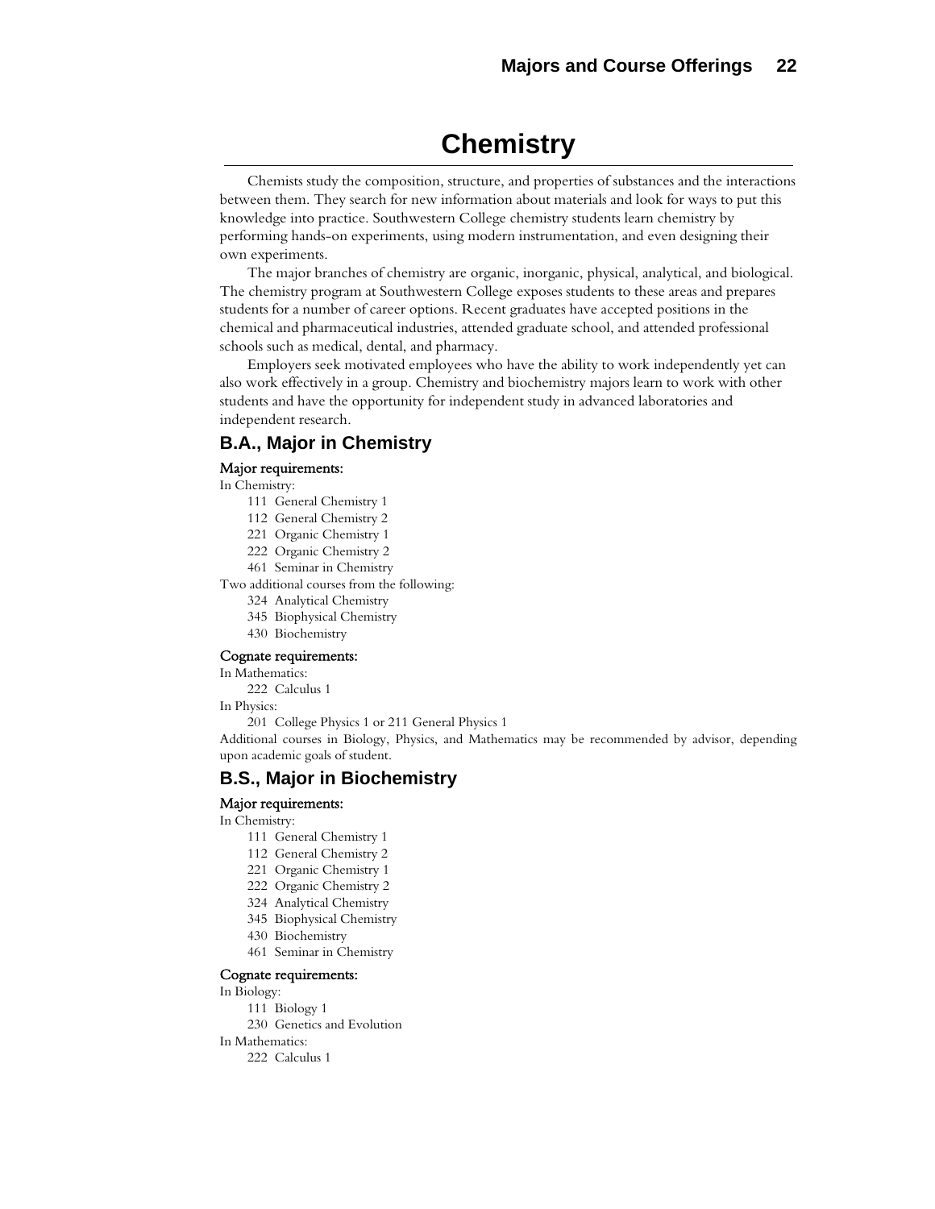# Chemistry

Chemists study the composition, structure, and properties of substances and the interactions between them. They search for new information about materials and look for ways to put this knowledge into practice. Southwestern College chemistry students learn chemistry by performing hands-on experiments, using modern instrumentation, and even designing their own experiments.

The major branches of chemistry are organic, inorganic, physical, analytical, and biological. The chemistry program at Southwestern College exposes students to these areas and prepares students for a number of career options. Recent graduates have accepted positions in the chemical and pharmaceutical industries, attended graduate school, and attended professional schools such as medical, dental, and pharmacy.

Employers seek motivated employees who have the ability to work independently yet can also work effectively in a group. Chemistry and biochemistry majors learn to work with other students and have the opportunity for independent study in advanced laboratories and independent research.

## B.A., Major in Chemistry

**Major requirements:**

In Chemistry:

- 111 General Chemistry 1
- 112 General Chemistry 2
- 221 Organic Chemistry 1
- 222 Organic Chemistry 2
- 461 Seminar in Chemistry

Two additional courses from the following:

- 324 Analytical Chemistry
- 345 Biophysical Chemistry
- 430 Biochemistry

**Cognate requirements:**

In Mathematics:

- 222 Calculus 1

In Physics:

- 201 College Physics 1 or 211 General Physics 1

Additional courses in Biology, Physics, and Mathematics may be recommended by advisor, depending upon academic goals of student.

## B.S., Major in Biochemistry

**Major requirements:**

In Chemistry:

- 111 General Chemistry 1
- 112 General Chemistry 2
- 221 Organic Chemistry 1
- 222 Organic Chemistry 2
- 324 Analytical Chemistry
- 345 Biophysical Chemistry
- 430 Biochemistry
- 461 Seminar in Chemistry

**Cognate requirements:**

In Biology:

- 111 Biology 1
- 230 Genetics and Evolution

In Mathematics:

- 222 Calculus 1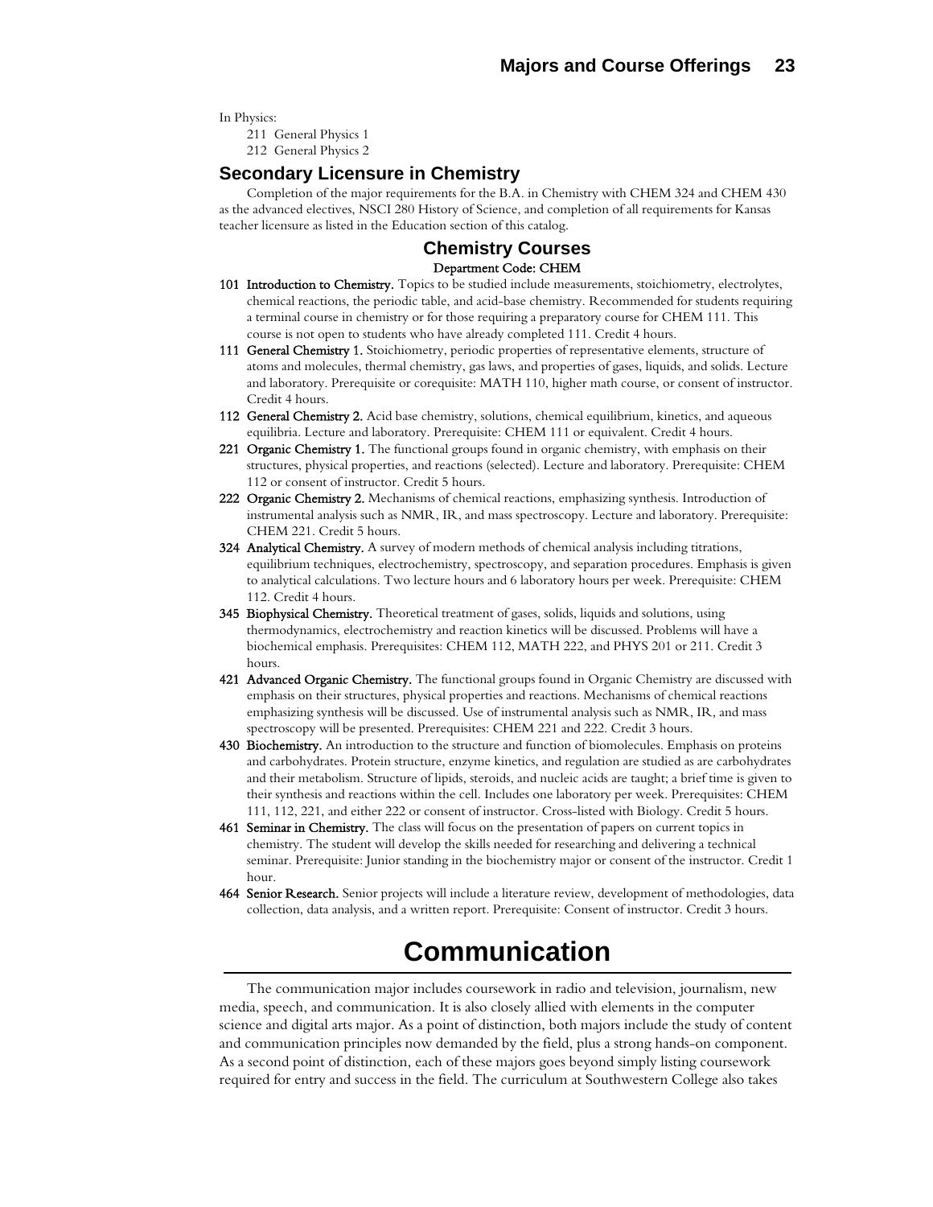In Physics:

211 General Physics 1

212 General Physics 2

## Secondary Licensure in Chemistry

Completion of the major requirements for the B.A. in Chemistry with CHEM 324 and CHEM 430 as the advanced electives, NSCI 280 History of Science, and completion of all requirements for Kansas teacher licensure as listed in the Education section of this catalog.

## Chemistry Courses

Department Code: CHEM

**101 Introduction to Chemistry.** Topics to be studied include measurements, stoichiometry, electrolytes, chemical reactions, the periodic table, and acid-base chemistry. Recommended for students requiring a terminal course in chemistry or for those requiring a preparatory course for CHEM 111. This course is not open to students who have already completed 111. Credit 4 hours.

**111 General Chemistry 1.** Stoichiometry, periodic properties of representative elements, structure of atoms and molecules, thermal chemistry, gas laws, and properties of gases, liquids, and solids. Lecture and laboratory. Prerequisite or corequisite: MATH 110, higher math course, or consent of instructor. Credit 4 hours.

**112 General Chemistry 2.** Acid base chemistry, solutions, chemical equilibrium, kinetics, and aqueous equilibria. Lecture and laboratory. Prerequisite: CHEM 111 or equivalent. Credit 4 hours.

**221 Organic Chemistry 1.** The functional groups found in organic chemistry, with emphasis on their structures, physical properties, and reactions (selected). Lecture and laboratory. Prerequisite: CHEM 112 or consent of instructor. Credit 5 hours.

**222 Organic Chemistry 2.** Mechanisms of chemical reactions, emphasizing synthesis. Introduction of instrumental analysis such as NMR, IR, and mass spectroscopy. Lecture and laboratory. Prerequisite: CHEM 221. Credit 5 hours.

**324 Analytical Chemistry.** A survey of modern methods of chemical analysis including titrations, equilibrium techniques, electrochemistry, spectroscopy, and separation procedures. Emphasis is given to analytical calculations. Two lecture hours and 6 laboratory hours per week. Prerequisite: CHEM 112. Credit 4 hours.

**345 Biophysical Chemistry.** Theoretical treatment of gases, solids, liquids and solutions, using thermodynamics, electrochemistry and reaction kinetics will be discussed. Problems will have a biochemical emphasis. Prerequisites: CHEM 112, MATH 222, and PHYS 201 or 211. Credit 3 hours.

**421 Advanced Organic Chemistry.** The functional groups found in Organic Chemistry are discussed with emphasis on their structures, physical properties and reactions. Mechanisms of chemical reactions emphasizing synthesis will be discussed. Use of instrumental analysis such as NMR, IR, and mass spectroscopy will be presented. Prerequisites: CHEM 221 and 222. Credit 3 hours.

**430 Biochemistry.** An introduction to the structure and function of biomolecules. Emphasis on proteins and carbohydrates. Protein structure, enzyme kinetics, and regulation are studied as are carbohydrates and their metabolism. Structure of lipids, steroids, and nucleic acids are taught; a brief time is given to their synthesis and reactions within the cell. Includes one laboratory per week. Prerequisites: CHEM 111, 112, 221, and either 222 or consent of instructor. Cross-listed with Biology. Credit 5 hours.

**461 Seminar in Chemistry.** The class will focus on the presentation of papers on current topics in chemistry. The student will develop the skills needed for researching and delivering a technical seminar. Prerequisite: Junior standing in the biochemistry major or consent of the instructor. Credit 1 hour.

**464 Senior Research.** Senior projects will include a literature review, development of methodologies, data collection, data analysis, and a written report. Prerequisite: Consent of instructor. Credit 3 hours.

# Communication

The communication major includes coursework in radio and television, journalism, new media, speech, and communication. It is also closely allied with elements in the computer science and digital arts major. As a point of distinction, both majors include the study of content and communication principles now demanded by the field, plus a strong hands-on component. As a second point of distinction, each of these majors goes beyond simply listing coursework required for entry and success in the field. The curriculum at Southwestern College also takes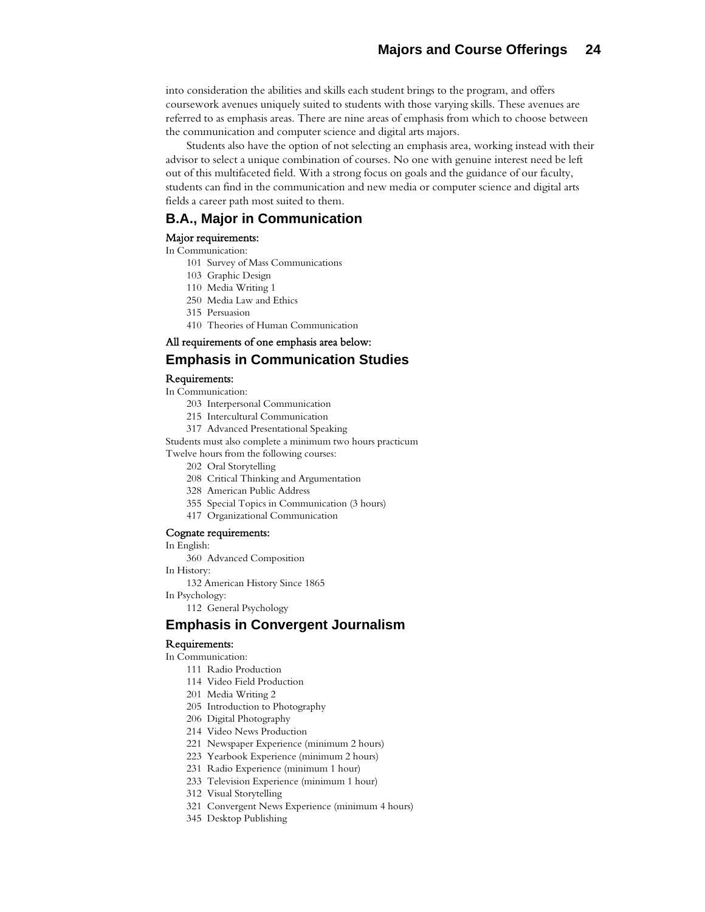into consideration the abilities and skills each student brings to the program, and offers coursework avenues uniquely suited to students with those varying skills. These avenues are referred to as emphasis areas. There are nine areas of emphasis from which to choose between the communication and computer science and digital arts majors.

Students also have the option of not selecting an emphasis area, working instead with their advisor to select a unique combination of courses. No one with genuine interest need be left out of this multifaceted field. With a strong focus on goals and the guidance of our faculty, students can find in the communication and new media or computer science and digital arts fields a career path most suited to them.

## B.A., Major in Communication

**Major requirements:**

In Communication:

- 101 Survey of Mass Communications
- 103 Graphic Design
- 110 Media Writing 1
- 250 Media Law and Ethics
- 315 Persuasion
- 410 Theories of Human Communication

**All requirements of one emphasis area below:**

## Emphasis in Communication Studies

**Requirements:**

In Communication:

- 203 Interpersonal Communication
- 215 Intercultural Communication
- 317 Advanced Presentational Speaking

Students must also complete a minimum two hours practicum

Twelve hours from the following courses:

- 202 Oral Storytelling
- 208 Critical Thinking and Argumentation
- 328 American Public Address
- 355 Special Topics in Communication (3 hours)
- 417 Organizational Communication

**Cognate requirements:**

In English:

- 360 Advanced Composition

In History:

- 132 American History Since 1865

In Psychology:

- 112 General Psychology

## Emphasis in Convergent Journalism

**Requirements:**

In Communication:

- 111 Radio Production
- 114 Video Field Production
- 201 Media Writing 2
- 205 Introduction to Photography
- 206 Digital Photography
- 214 Video News Production
- 221 Newspaper Experience (minimum 2 hours)
- 223 Yearbook Experience (minimum 2 hours)
- 231 Radio Experience (minimum 1 hour)
- 233 Television Experience (minimum 1 hour)
- 312 Visual Storytelling
- 321 Convergent News Experience (minimum 4 hours)
- 345 Desktop Publishing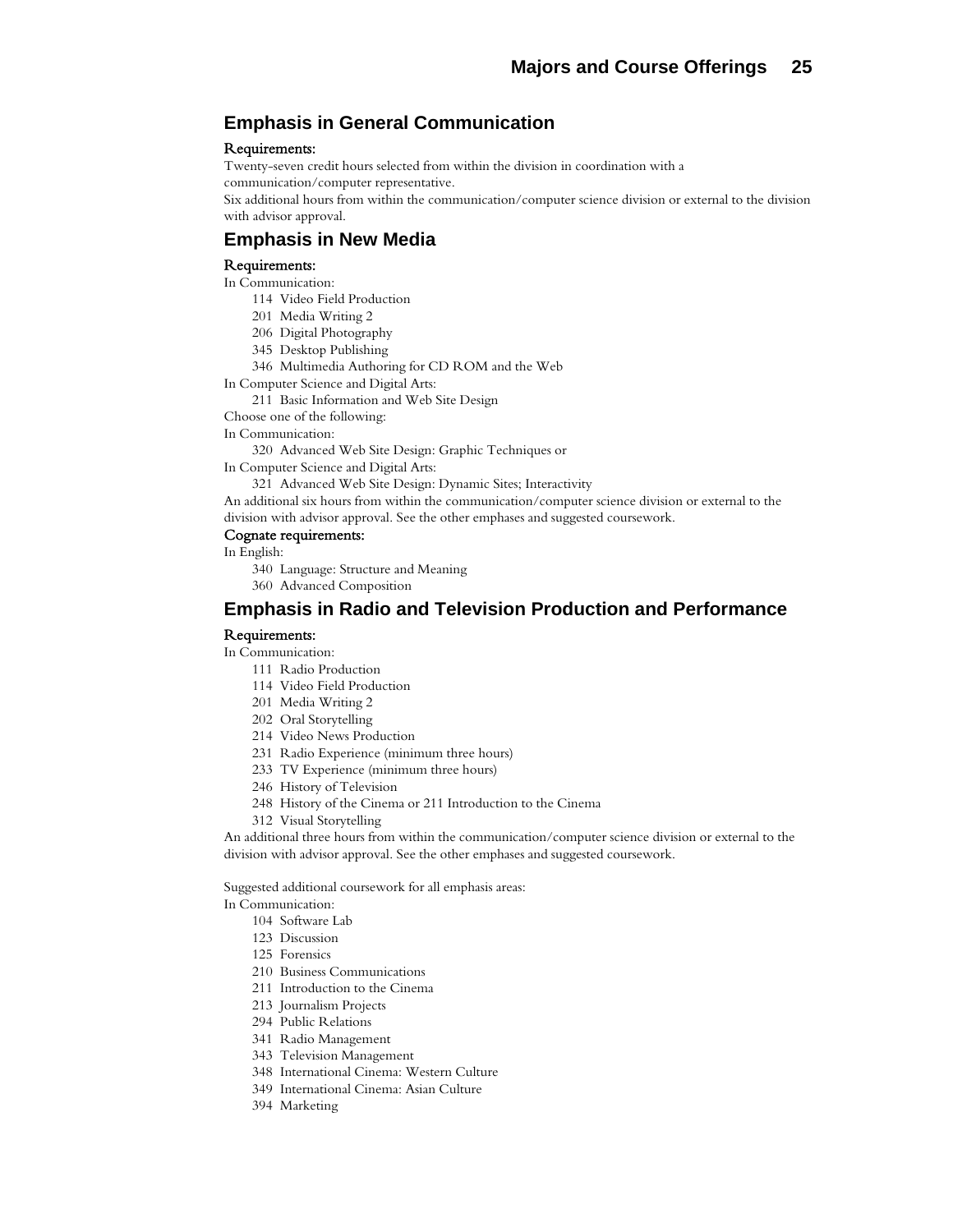## Emphasis in General Communication

**Requirements:**

Twenty-seven credit hours selected from within the division in coordination with a communication/computer representative.

Six additional hours from within the communication/computer science division or external to the division with advisor approval.

## Emphasis in New Media

**Requirements:**

In Communication:

- 114 Video Field Production
- 201 Media Writing 2
- 206 Digital Photography
- 345 Desktop Publishing
- 346 Multimedia Authoring for CD ROM and the Web

In Computer Science and Digital Arts:

- 211 Basic Information and Web Site Design

Choose one of the following:

In Communication:

- 320 Advanced Web Site Design: Graphic Techniques or

In Computer Science and Digital Arts:

- 321 Advanced Web Site Design: Dynamic Sites; Interactivity

An additional six hours from within the communication/computer science division or external to the division with advisor approval. See the other emphases and suggested coursework.

**Cognate requirements:**

In English:

- 340 Language: Structure and Meaning
- 360 Advanced Composition

## Emphasis in Radio and Television Production and Performance

**Requirements:**

In Communication:

- 111 Radio Production
- 114 Video Field Production
- 201 Media Writing 2
- 202 Oral Storytelling
- 214 Video News Production
- 231 Radio Experience (minimum three hours)
- 233 TV Experience (minimum three hours)
- 246 History of Television
- 248 History of the Cinema or 211 Introduction to the Cinema
- 312 Visual Storytelling

An additional three hours from within the communication/computer science division or external to the division with advisor approval. See the other emphases and suggested coursework.

Suggested additional coursework for all emphasis areas:

In Communication:

- 104 Software Lab
- 123 Discussion
- 125 Forensics
- 210 Business Communications
- 211 Introduction to the Cinema
- 213 Journalism Projects
- 294 Public Relations
- 341 Radio Management
- 343 Television Management
- 348 International Cinema: Western Culture
- 349 International Cinema: Asian Culture
- 394 Marketing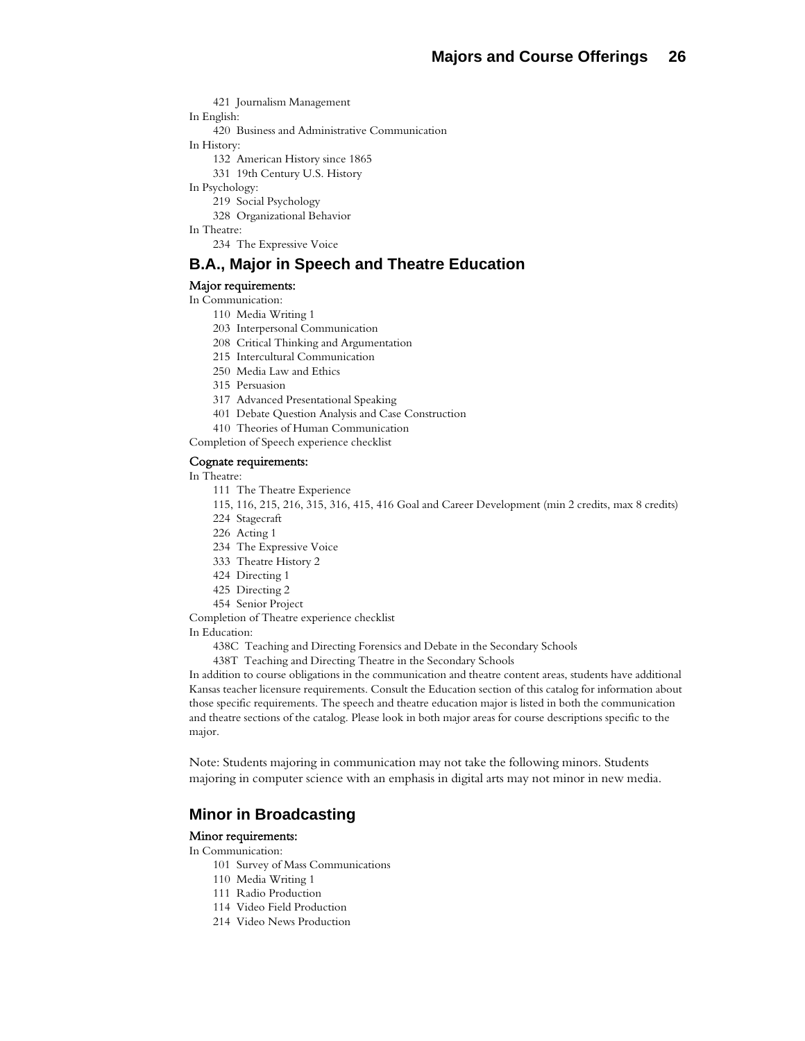421 Journalism Management

In English:

420 Business and Administrative Communication

In History:

132 American History since 1865

331 19th Century U.S. History

In Psychology:

219 Social Psychology

328 Organizational Behavior

In Theatre:

234 The Expressive Voice

## B.A., Major in Speech and Theatre Education

**Major requirements:**

In Communication:

110 Media Writing 1

203 Interpersonal Communication

208 Critical Thinking and Argumentation

215 Intercultural Communication

250 Media Law and Ethics

315 Persuasion

317 Advanced Presentational Speaking

401 Debate Question Analysis and Case Construction

410 Theories of Human Communication

Completion of Speech experience checklist

**Cognate requirements:**

In Theatre:

111 The Theatre Experience

115, 116, 215, 216, 315, 316, 415, 416 Goal and Career Development (min 2 credits, max 8 credits)

224 Stagecraft

226 Acting 1

234 The Expressive Voice

333 Theatre History 2

424 Directing 1

425 Directing 2

454 Senior Project

Completion of Theatre experience checklist

In Education:

438C Teaching and Directing Forensics and Debate in the Secondary Schools

438T Teaching and Directing Theatre in the Secondary Schools

In addition to course obligations in the communication and theatre content areas, students have additional Kansas teacher licensure requirements. Consult the Education section of this catalog for information about those specific requirements. The speech and theatre education major is listed in both the communication and theatre sections of the catalog. Please look in both major areas for course descriptions specific to the major.

Note: Students majoring in communication may not take the following minors. Students majoring in computer science with an emphasis in digital arts may not minor in new media.

## Minor in Broadcasting

**Minor requirements:**

In Communication:

101 Survey of Mass Communications

110 Media Writing 1

111 Radio Production

114 Video Field Production

214 Video News Production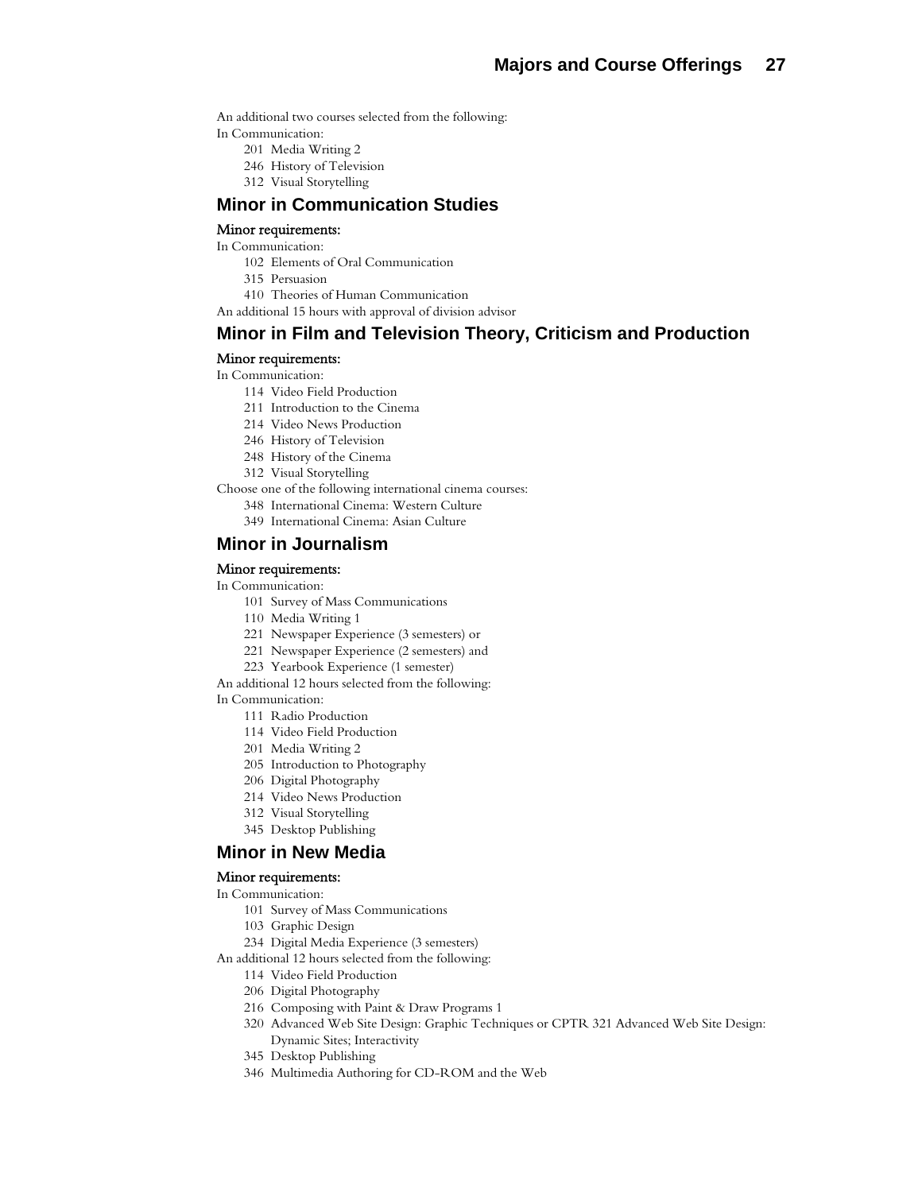An additional two courses selected from the following:

In Communication:

- 201 Media Writing 2
- 246 History of Television
- 312 Visual Storytelling

## Minor in Communication Studies

### Minor requirements:

In Communication:

- 102 Elements of Oral Communication
- 315 Persuasion
- 410 Theories of Human Communication

An additional 15 hours with approval of division advisor

## Minor in Film and Television Theory, Criticism and Production

### Minor requirements:

In Communication:

- 114 Video Field Production
- 211 Introduction to the Cinema
- 214 Video News Production
- 246 History of Television
- 248 History of the Cinema
- 312 Visual Storytelling

Choose one of the following international cinema courses:

- 348 International Cinema: Western Culture
- 349 International Cinema: Asian Culture

## Minor in Journalism

### Minor requirements:

In Communication:

- 101 Survey of Mass Communications
- 110 Media Writing 1
- 221 Newspaper Experience (3 semesters) or
- 221 Newspaper Experience (2 semesters) and
- 223 Yearbook Experience (1 semester)

An additional 12 hours selected from the following:

In Communication:

- 111 Radio Production
- 114 Video Field Production
- 201 Media Writing 2
- 205 Introduction to Photography
- 206 Digital Photography
- 214 Video News Production
- 312 Visual Storytelling
- 345 Desktop Publishing

## Minor in New Media

### Minor requirements:

In Communication:

- 101 Survey of Mass Communications
- 103 Graphic Design
- 234 Digital Media Experience (3 semesters)

An additional 12 hours selected from the following:

- 114 Video Field Production
- 206 Digital Photography
- 216 Composing with Paint & Draw Programs 1
- 320 Advanced Web Site Design: Graphic Techniques or CPTR 321 Advanced Web Site Design: Dynamic Sites; Interactivity
- 345 Desktop Publishing
- 346 Multimedia Authoring for CD-ROM and the Web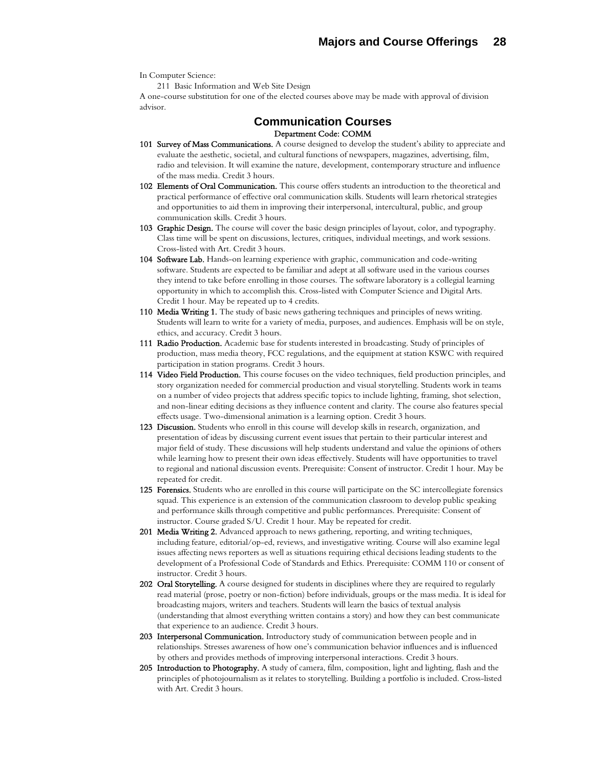In Computer Science:

211 Basic Information and Web Site Design

A one-course substitution for one of the elected courses above may be made with approval of division advisor.

## Communication Courses

Department Code: COMM

**101 Survey of Mass Communications.** A course designed to develop the student's ability to appreciate and evaluate the aesthetic, societal, and cultural functions of newspapers, magazines, advertising, film, radio and television. It will examine the nature, development, contemporary structure and influence of the mass media. Credit 3 hours.

**102 Elements of Oral Communication.** This course offers students an introduction to the theoretical and practical performance of effective oral communication skills. Students will learn rhetorical strategies and opportunities to aid them in improving their interpersonal, intercultural, public, and group communication skills. Credit 3 hours.

**103 Graphic Design.** The course will cover the basic design principles of layout, color, and typography. Class time will be spent on discussions, lectures, critiques, individual meetings, and work sessions. Cross-listed with Art. Credit 3 hours.

**104 Software Lab.** Hands-on learning experience with graphic, communication and code-writing software. Students are expected to be familiar and adept at all software used in the various courses they intend to take before enrolling in those courses. The software laboratory is a collegial learning opportunity in which to accomplish this. Cross-listed with Computer Science and Digital Arts. Credit 1 hour. May be repeated up to 4 credits.

**110 Media Writing 1.** The study of basic news gathering techniques and principles of news writing. Students will learn to write for a variety of media, purposes, and audiences. Emphasis will be on style, ethics, and accuracy. Credit 3 hours.

**111 Radio Production.** Academic base for students interested in broadcasting. Study of principles of production, mass media theory, FCC regulations, and the equipment at station KSWC with required participation in station programs. Credit 3 hours.

**114 Video Field Production.** This course focuses on the video techniques, field production principles, and story organization needed for commercial production and visual storytelling. Students work in teams on a number of video projects that address specific topics to include lighting, framing, shot selection, and non-linear editing decisions as they influence content and clarity. The course also features special effects usage. Two-dimensional animation is a learning option. Credit 3 hours.

**123 Discussion.** Students who enroll in this course will develop skills in research, organization, and presentation of ideas by discussing current event issues that pertain to their particular interest and major field of study. These discussions will help students understand and value the opinions of others while learning how to present their own ideas effectively. Students will have opportunities to travel to regional and national discussion events. Prerequisite: Consent of instructor. Credit 1 hour. May be repeated for credit.

**125 Forensics.** Students who are enrolled in this course will participate on the SC intercollegiate forensics squad. This experience is an extension of the communication classroom to develop public speaking and performance skills through competitive and public performances. Prerequisite: Consent of instructor. Course graded S/U. Credit 1 hour. May be repeated for credit.

**201 Media Writing 2.** Advanced approach to news gathering, reporting, and writing techniques, including feature, editorial/op-ed, reviews, and investigative writing. Course will also examine legal issues affecting news reporters as well as situations requiring ethical decisions leading students to the development of a Professional Code of Standards and Ethics. Prerequisite: COMM 110 or consent of instructor. Credit 3 hours.

**202 Oral Storytelling.** A course designed for students in disciplines where they are required to regularly read material (prose, poetry or non-fiction) before individuals, groups or the mass media. It is ideal for broadcasting majors, writers and teachers. Students will learn the basics of textual analysis (understanding that almost everything written contains a story) and how they can best communicate that experience to an audience. Credit 3 hours.

**203 Interpersonal Communication.** Introductory study of communication between people and in relationships. Stresses awareness of how one's communication behavior influences and is influenced by others and provides methods of improving interpersonal interactions. Credit 3 hours.

**205 Introduction to Photography.** A study of camera, film, composition, light and lighting, flash and the principles of photojournalism as it relates to storytelling. Building a portfolio is included. Cross-listed with Art. Credit 3 hours.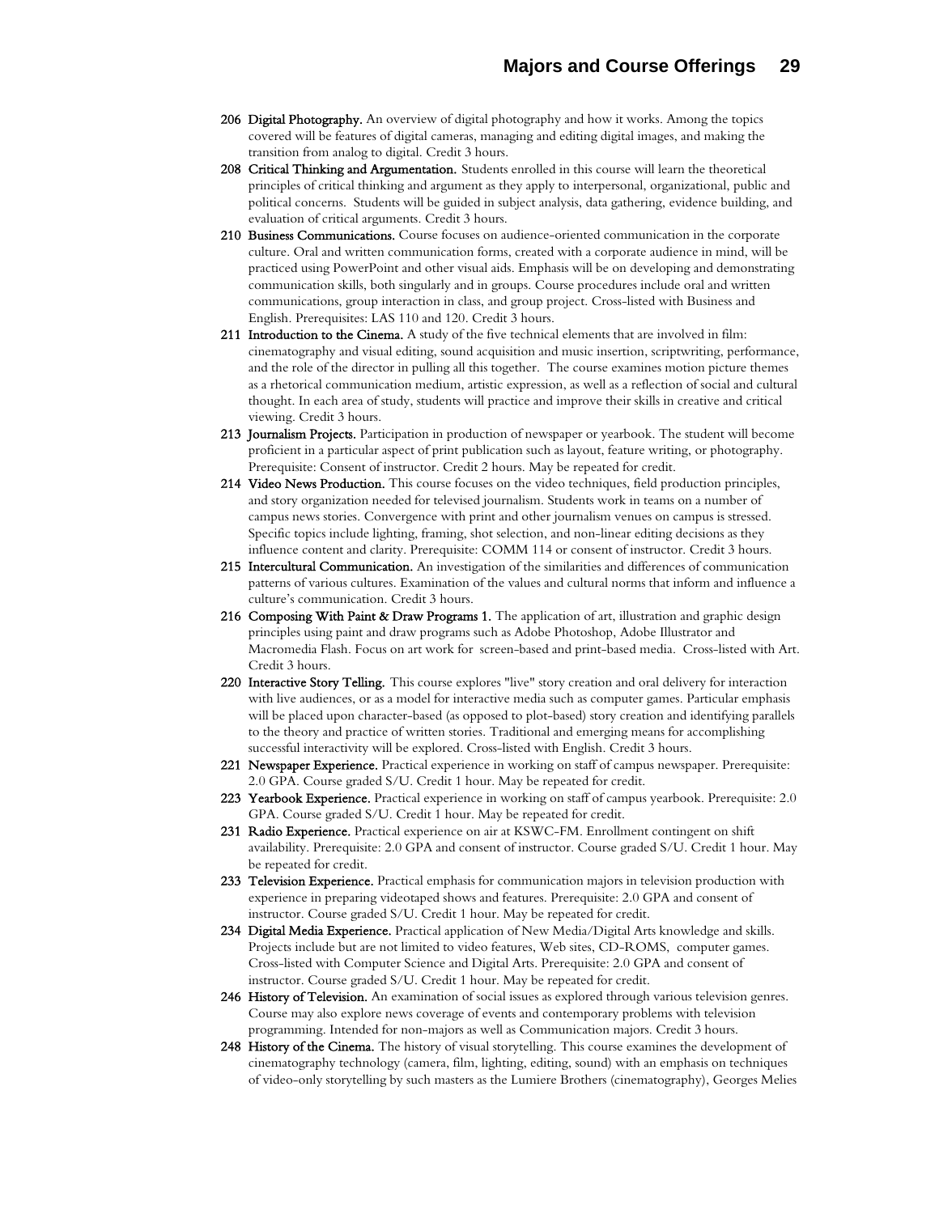**206 Digital Photography.** An overview of digital photography and how it works. Among the topics covered will be features of digital cameras, managing and editing digital images, and making the transition from analog to digital. Credit 3 hours.

**208 Critical Thinking and Argumentation.** Students enrolled in this course will learn the theoretical principles of critical thinking and argument as they apply to interpersonal, organizational, public and political concerns. Students will be guided in subject analysis, data gathering, evidence building, and evaluation of critical arguments. Credit 3 hours.

**210 Business Communications.** Course focuses on audience-oriented communication in the corporate culture. Oral and written communication forms, created with a corporate audience in mind, will be practiced using PowerPoint and other visual aids. Emphasis will be on developing and demonstrating communication skills, both singularly and in groups. Course procedures include oral and written communications, group interaction in class, and group project. Cross-listed with Business and English. Prerequisites: LAS 110 and 120. Credit 3 hours.

**211 Introduction to the Cinema.** A study of the five technical elements that are involved in film: cinematography and visual editing, sound acquisition and music insertion, scriptwriting, performance, and the role of the director in pulling all this together. The course examines motion picture themes as a rhetorical communication medium, artistic expression, as well as a reflection of social and cultural thought. In each area of study, students will practice and improve their skills in creative and critical viewing. Credit 3 hours.

**213 Journalism Projects.** Participation in production of newspaper or yearbook. The student will become proficient in a particular aspect of print publication such as layout, feature writing, or photography. Prerequisite: Consent of instructor. Credit 2 hours. May be repeated for credit.

**214 Video News Production.** This course focuses on the video techniques, field production principles, and story organization needed for televised journalism. Students work in teams on a number of campus news stories. Convergence with print and other journalism venues on campus is stressed. Specific topics include lighting, framing, shot selection, and non-linear editing decisions as they influence content and clarity. Prerequisite: COMM 114 or consent of instructor. Credit 3 hours.

**215 Intercultural Communication.** An investigation of the similarities and differences of communication patterns of various cultures. Examination of the values and cultural norms that inform and influence a culture's communication. Credit 3 hours.

**216 Composing With Paint & Draw Programs 1.** The application of art, illustration and graphic design principles using paint and draw programs such as Adobe Photoshop, Adobe Illustrator and Macromedia Flash. Focus on art work for screen-based and print-based media. Cross-listed with Art. Credit 3 hours.

**220 Interactive Story Telling.** This course explores "live" story creation and oral delivery for interaction with live audiences, or as a model for interactive media such as computer games. Particular emphasis will be placed upon character-based (as opposed to plot-based) story creation and identifying parallels to the theory and practice of written stories. Traditional and emerging means for accomplishing successful interactivity will be explored. Cross-listed with English. Credit 3 hours.

**221 Newspaper Experience.** Practical experience in working on staff of campus newspaper. Prerequisite: 2.0 GPA. Course graded S/U. Credit 1 hour. May be repeated for credit.

**223 Yearbook Experience.** Practical experience in working on staff of campus yearbook. Prerequisite: 2.0 GPA. Course graded S/U. Credit 1 hour. May be repeated for credit.

**231 Radio Experience.** Practical experience on air at KSWC-FM. Enrollment contingent on shift availability. Prerequisite: 2.0 GPA and consent of instructor. Course graded S/U. Credit 1 hour. May be repeated for credit.

**233 Television Experience.** Practical emphasis for communication majors in television production with experience in preparing videotaped shows and features. Prerequisite: 2.0 GPA and consent of instructor. Course graded S/U. Credit 1 hour. May be repeated for credit.

**234 Digital Media Experience.** Practical application of New Media/Digital Arts knowledge and skills. Projects include but are not limited to video features, Web sites, CD-ROMS, computer games. Cross-listed with Computer Science and Digital Arts. Prerequisite: 2.0 GPA and consent of instructor. Course graded S/U. Credit 1 hour. May be repeated for credit.

**246 History of Television.** An examination of social issues as explored through various television genres. Course may also explore news coverage of events and contemporary problems with television programming. Intended for non-majors as well as Communication majors. Credit 3 hours.

**248 History of the Cinema.** The history of visual storytelling. This course examines the development of cinematography technology (camera, film, lighting, editing, sound) with an emphasis on techniques of video-only storytelling by such masters as the Lumiere Brothers (cinematography), Georges Melies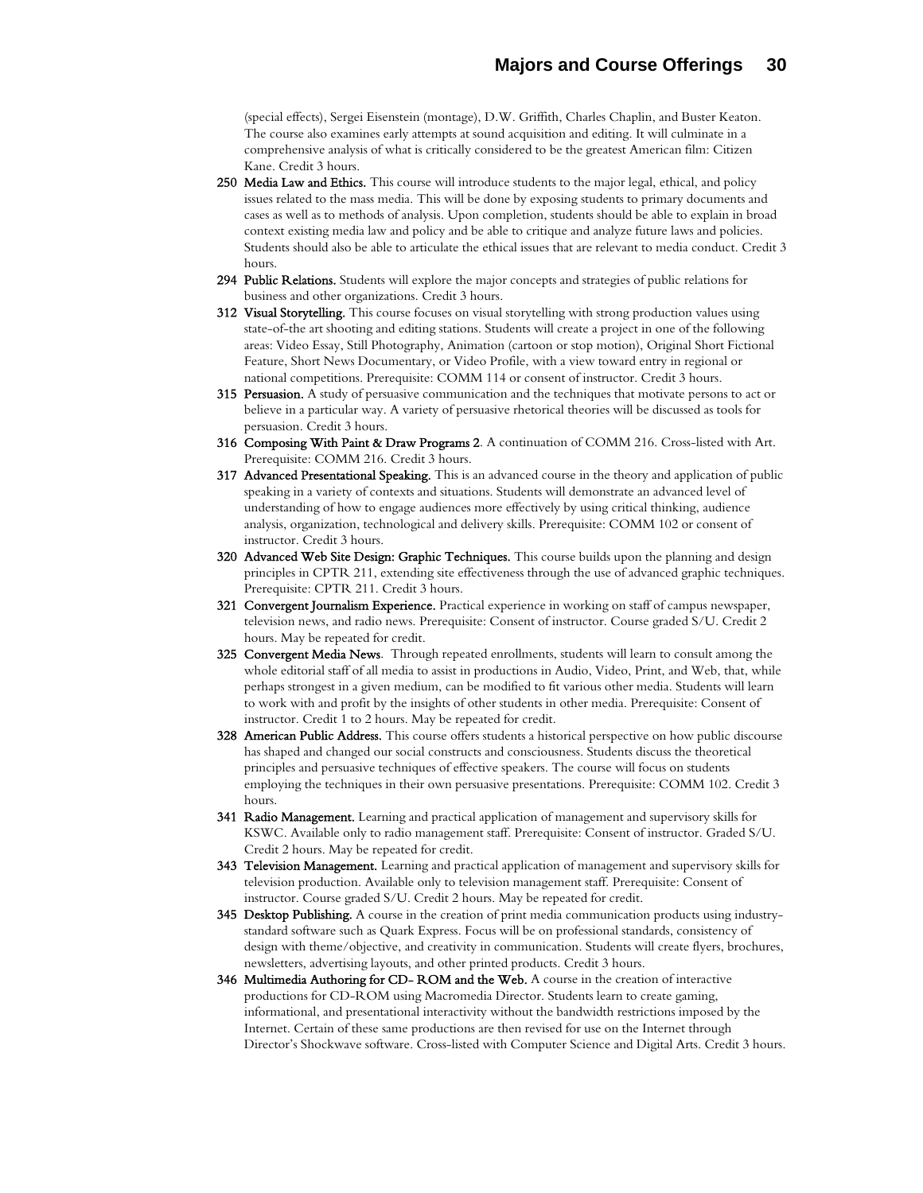(special effects), Sergei Eisenstein (montage), D.W. Griffith, Charles Chaplin, and Buster Keaton. The course also examines early attempts at sound acquisition and editing. It will culminate in a comprehensive analysis of what is critically considered to be the greatest American film: Citizen Kane. Credit 3 hours.

**250 Media Law and Ethics.** This course will introduce students to the major legal, ethical, and policy issues related to the mass media. This will be done by exposing students to primary documents and cases as well as to methods of analysis. Upon completion, students should be able to explain in broad context existing media law and policy and be able to critique and analyze future laws and policies. Students should also be able to articulate the ethical issues that are relevant to media conduct. Credit 3 hours.

**294 Public Relations.** Students will explore the major concepts and strategies of public relations for business and other organizations. Credit 3 hours.

**312 Visual Storytelling.** This course focuses on visual storytelling with strong production values using state-of-the art shooting and editing stations. Students will create a project in one of the following areas: Video Essay, Still Photography, Animation (cartoon or stop motion), Original Short Fictional Feature, Short News Documentary, or Video Profile, with a view toward entry in regional or national competitions. Prerequisite: COMM 114 or consent of instructor. Credit 3 hours.

**315 Persuasion.** A study of persuasive communication and the techniques that motivate persons to act or believe in a particular way. A variety of persuasive rhetorical theories will be discussed as tools for persuasion. Credit 3 hours.

**316 Composing With Paint & Draw Programs 2**. A continuation of COMM 216. Cross-listed with Art. Prerequisite: COMM 216. Credit 3 hours.

**317 Advanced Presentational Speaking.** This is an advanced course in the theory and application of public speaking in a variety of contexts and situations. Students will demonstrate an advanced level of understanding of how to engage audiences more effectively by using critical thinking, audience analysis, organization, technological and delivery skills. Prerequisite: COMM 102 or consent of instructor. Credit 3 hours.

**320 Advanced Web Site Design: Graphic Techniques.** This course builds upon the planning and design principles in CPTR 211, extending site effectiveness through the use of advanced graphic techniques. Prerequisite: CPTR 211. Credit 3 hours.

**321 Convergent Journalism Experience.** Practical experience in working on staff of campus newspaper, television news, and radio news. Prerequisite: Consent of instructor. Course graded S/U. Credit 2 hours. May be repeated for credit.

**325 Convergent Media News**. Through repeated enrollments, students will learn to consult among the whole editorial staff of all media to assist in productions in Audio, Video, Print, and Web, that, while perhaps strongest in a given medium, can be modified to fit various other media. Students will learn to work with and profit by the insights of other students in other media. Prerequisite: Consent of instructor. Credit 1 to 2 hours. May be repeated for credit.

**328 American Public Address.** This course offers students a historical perspective on how public discourse has shaped and changed our social constructs and consciousness. Students discuss the theoretical principles and persuasive techniques of effective speakers. The course will focus on students employing the techniques in their own persuasive presentations. Prerequisite: COMM 102. Credit 3 hours.

**341 Radio Management.** Learning and practical application of management and supervisory skills for KSWC. Available only to radio management staff. Prerequisite: Consent of instructor. Graded S/U. Credit 2 hours. May be repeated for credit.

**343 Television Management.** Learning and practical application of management and supervisory skills for television production. Available only to television management staff. Prerequisite: Consent of instructor. Course graded S/U. Credit 2 hours. May be repeated for credit.

**345 Desktop Publishing.** A course in the creation of print media communication products using industry-standard software such as Quark Express. Focus will be on professional standards, consistency of design with theme/objective, and creativity in communication. Students will create flyers, brochures, newsletters, advertising layouts, and other printed products. Credit 3 hours.

**346 Multimedia Authoring for CD- ROM and the Web.** A course in the creation of interactive productions for CD-ROM using Macromedia Director. Students learn to create gaming, informational, and presentational interactivity without the bandwidth restrictions imposed by the Internet. Certain of these same productions are then revised for use on the Internet through Director's Shockwave software. Cross-listed with Computer Science and Digital Arts. Credit 3 hours.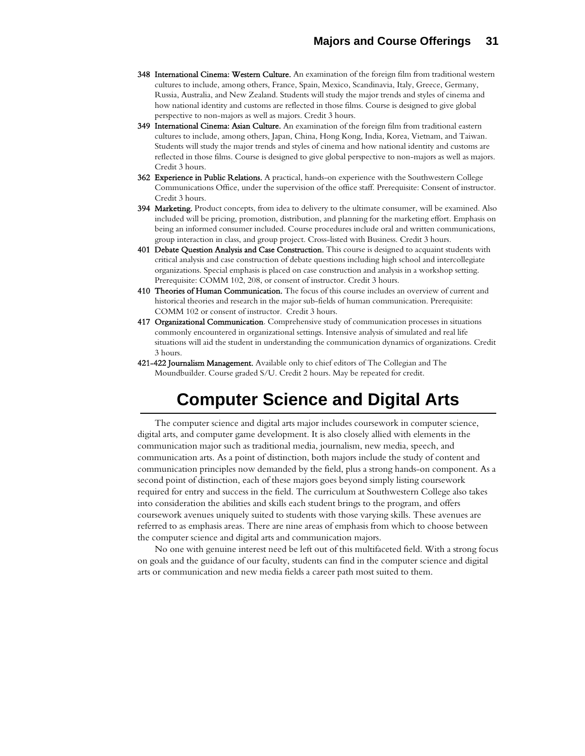**348 International Cinema: Western Culture.** An examination of the foreign film from traditional western cultures to include, among others, France, Spain, Mexico, Scandinavia, Italy, Greece, Germany, Russia, Australia, and New Zealand. Students will study the major trends and styles of cinema and how national identity and customs are reflected in those films. Course is designed to give global perspective to non-majors as well as majors. Credit 3 hours.

**349 International Cinema: Asian Culture.** An examination of the foreign film from traditional eastern cultures to include, among others, Japan, China, Hong Kong, India, Korea, Vietnam, and Taiwan. Students will study the major trends and styles of cinema and how national identity and customs are reflected in those films. Course is designed to give global perspective to non-majors as well as majors. Credit 3 hours.

**362 Experience in Public Relations.** A practical, hands-on experience with the Southwestern College Communications Office, under the supervision of the office staff. Prerequisite: Consent of instructor. Credit 3 hours.

**394 Marketing.** Product concepts, from idea to delivery to the ultimate consumer, will be examined. Also included will be pricing, promotion, distribution, and planning for the marketing effort. Emphasis on being an informed consumer included. Course procedures include oral and written communications, group interaction in class, and group project. Cross-listed with Business. Credit 3 hours.

**401 Debate Question Analysis and Case Construction.** This course is designed to acquaint students with critical analysis and case construction of debate questions including high school and intercollegiate organizations. Special emphasis is placed on case construction and analysis in a workshop setting. Prerequisite: COMM 102, 208, or consent of instructor. Credit 3 hours.

**410 Theories of Human Communication.** The focus of this course includes an overview of current and historical theories and research in the major sub-fields of human communication. Prerequisite: COMM 102 or consent of instructor. Credit 3 hours.

**417 Organizational Communication**. Comprehensive study of communication processes in situations commonly encountered in organizational settings. Intensive analysis of simulated and real life situations will aid the student in understanding the communication dynamics of organizations. Credit 3 hours.

**421-422 Journalism Management.** Available only to chief editors of The Collegian and The Moundbuilder. Course graded S/U. Credit 2 hours. May be repeated for credit.

# Computer Science and Digital Arts

The computer science and digital arts major includes coursework in computer science, digital arts, and computer game development. It is also closely allied with elements in the communication major such as traditional media, journalism, new media, speech, and communication arts. As a point of distinction, both majors include the study of content and communication principles now demanded by the field, plus a strong hands-on component. As a second point of distinction, each of these majors goes beyond simply listing coursework required for entry and success in the field. The curriculum at Southwestern College also takes into consideration the abilities and skills each student brings to the program, and offers coursework avenues uniquely suited to students with those varying skills. These avenues are referred to as emphasis areas. There are nine areas of emphasis from which to choose between the computer science and digital arts and communication majors.

No one with genuine interest need be left out of this multifaceted field. With a strong focus on goals and the guidance of our faculty, students can find in the computer science and digital arts or communication and new media fields a career path most suited to them.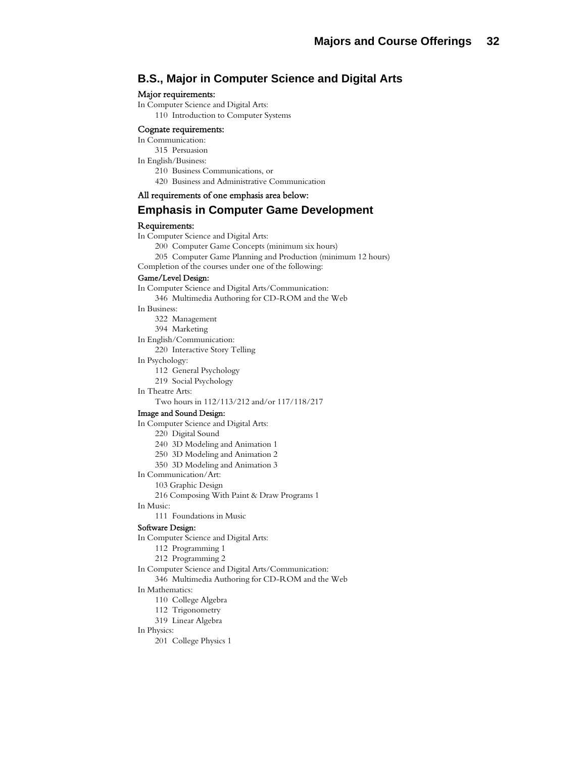## B.S., Major in Computer Science and Digital Arts

**Major requirements:**

In Computer Science and Digital Arts:

- 110 Introduction to Computer Systems

**Cognate requirements:**

In Communication:

- 315 Persuasion

In English/Business:

- 210 Business Communications, or
- 420 Business and Administrative Communication

**All requirements of one emphasis area below:**

## Emphasis in Computer Game Development

**Requirements:**

In Computer Science and Digital Arts:

- 200 Computer Game Concepts (minimum six hours)
- 205 Computer Game Planning and Production (minimum 12 hours)

Completion of the courses under one of the following:

**Game/Level Design:**

In Computer Science and Digital Arts/Communication:

- 346 Multimedia Authoring for CD-ROM and the Web

In Business:

- 322 Management
- 394 Marketing

In English/Communication:

- 220 Interactive Story Telling

In Psychology:

- 112 General Psychology
- 219 Social Psychology

In Theatre Arts:

- Two hours in 112/113/212 and/or 117/118/217

**Image and Sound Design:**

In Computer Science and Digital Arts:

- 220 Digital Sound
- 240 3D Modeling and Animation 1
- 250 3D Modeling and Animation 2
- 350 3D Modeling and Animation 3

In Communication/Art:

- 103 Graphic Design
- 216 Composing With Paint & Draw Programs 1

In Music:

- 111 Foundations in Music

**Software Design:**

In Computer Science and Digital Arts:

- 112 Programming 1
- 212 Programming 2

In Computer Science and Digital Arts/Communication:

- 346 Multimedia Authoring for CD-ROM and the Web

In Mathematics:

- 110 College Algebra
- 112 Trigonometry
- 319 Linear Algebra

In Physics:

- 201 College Physics 1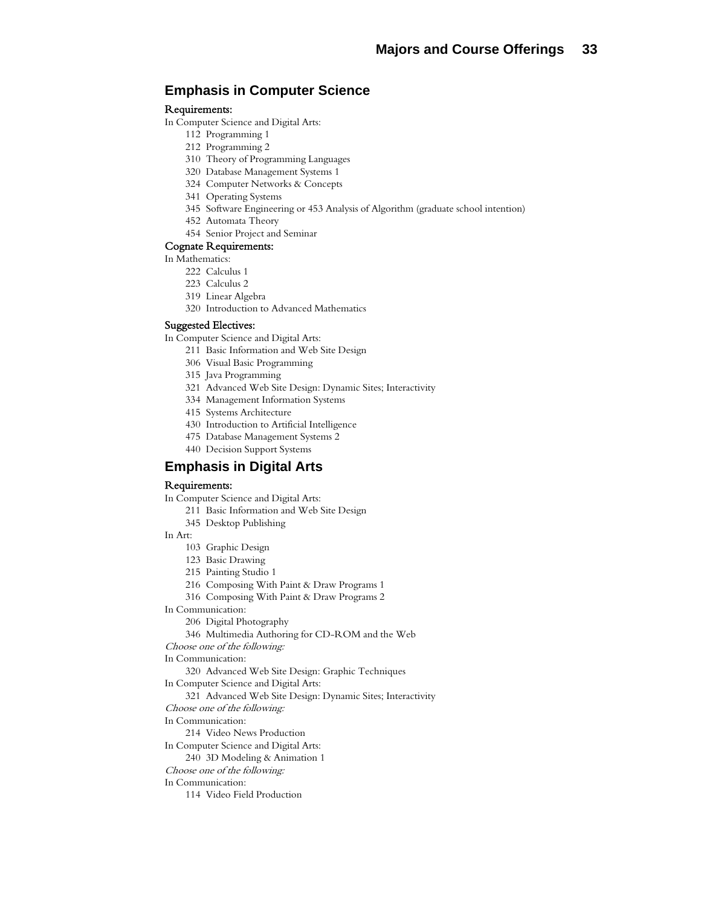## Emphasis in Computer Science

**Requirements:**

In Computer Science and Digital Arts:

- 112 Programming 1
- 212 Programming 2
- 310 Theory of Programming Languages
- 320 Database Management Systems 1
- 324 Computer Networks & Concepts
- 341 Operating Systems
- 345 Software Engineering or 453 Analysis of Algorithm (graduate school intention)
- 452 Automata Theory
- 454 Senior Project and Seminar

**Cognate Requirements:**

In Mathematics:

- 222 Calculus 1
- 223 Calculus 2
- 319 Linear Algebra
- 320 Introduction to Advanced Mathematics

**Suggested Electives:**

In Computer Science and Digital Arts:

- 211 Basic Information and Web Site Design
- 306 Visual Basic Programming
- 315 Java Programming
- 321 Advanced Web Site Design: Dynamic Sites; Interactivity
- 334 Management Information Systems
- 415 Systems Architecture
- 430 Introduction to Artificial Intelligence
- 475 Database Management Systems 2
- 440 Decision Support Systems

## Emphasis in Digital Arts

**Requirements:**

In Computer Science and Digital Arts:

- 211 Basic Information and Web Site Design
- 345 Desktop Publishing

In Art:

- 103 Graphic Design
- 123 Basic Drawing
- 215 Painting Studio 1
- 216 Composing With Paint & Draw Programs 1
- 316 Composing With Paint & Draw Programs 2

In Communication:

- 206 Digital Photography
- 346 Multimedia Authoring for CD-ROM and the Web

*Choose one of the following:*

In Communication:

- 320 Advanced Web Site Design: Graphic Techniques

In Computer Science and Digital Arts:

- 321 Advanced Web Site Design: Dynamic Sites; Interactivity

*Choose one of the following:*

In Communication:

- 214 Video News Production

In Computer Science and Digital Arts:

- 240 3D Modeling & Animation 1

*Choose one of the following:*

In Communication:

- 114 Video Field Production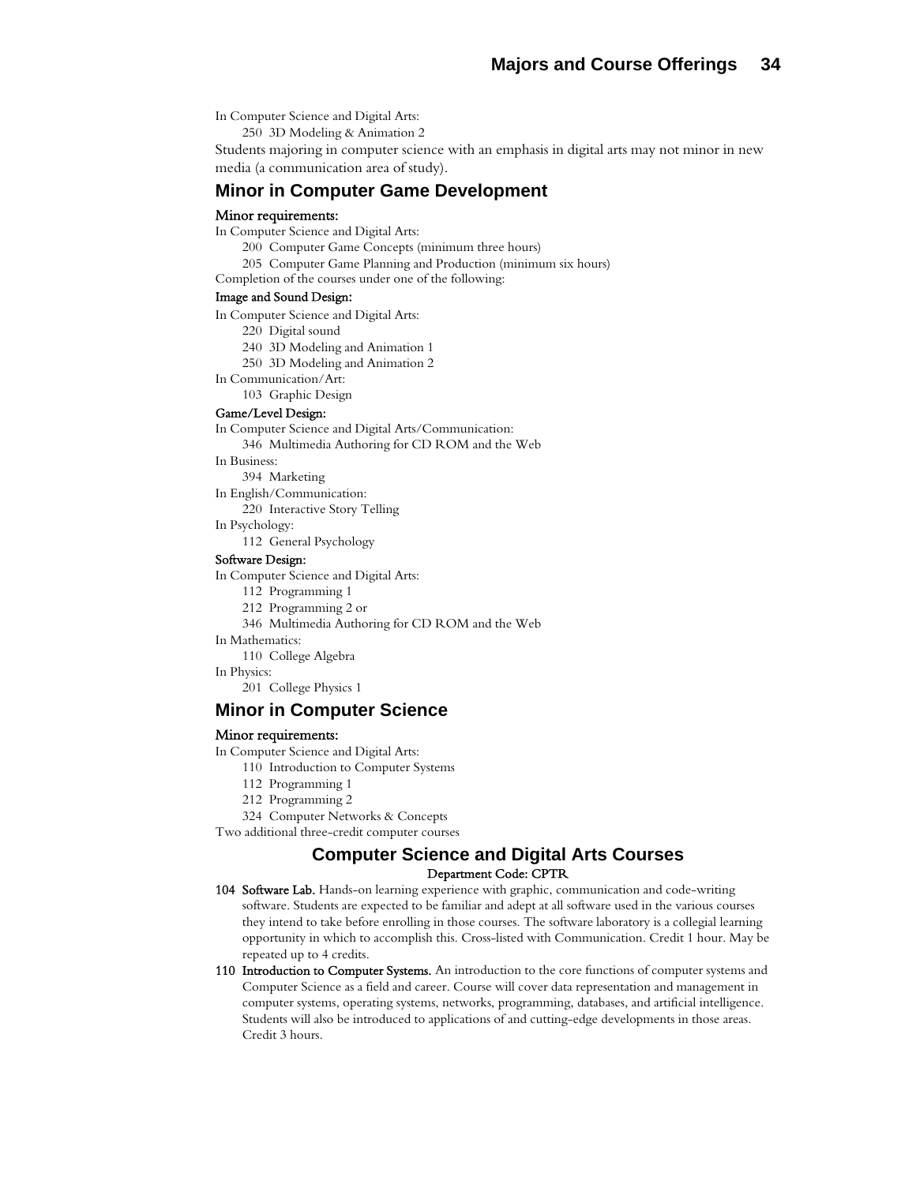In Computer Science and Digital Arts:

250 3D Modeling & Animation 2

Students majoring in computer science with an emphasis in digital arts may not minor in new media (a communication area of study).

## Minor in Computer Game Development

**Minor requirements:**

In Computer Science and Digital Arts:

200 Computer Game Concepts (minimum three hours)

205 Computer Game Planning and Production (minimum six hours)

Completion of the courses under one of the following:

**Image and Sound Design:**

In Computer Science and Digital Arts:

220 Digital sound

240 3D Modeling and Animation 1

250 3D Modeling and Animation 2

In Communication/Art:

103 Graphic Design

**Game/Level Design:**

In Computer Science and Digital Arts/Communication:

346 Multimedia Authoring for CD ROM and the Web

In Business:

394 Marketing

In English/Communication:

220 Interactive Story Telling

In Psychology:

112 General Psychology

**Software Design:**

In Computer Science and Digital Arts:

112 Programming 1

212 Programming 2 or

346 Multimedia Authoring for CD ROM and the Web

In Mathematics:

110 College Algebra

In Physics:

201 College Physics 1

## Minor in Computer Science

**Minor requirements:**

In Computer Science and Digital Arts:

110 Introduction to Computer Systems

112 Programming 1

212 Programming 2

324 Computer Networks & Concepts

Two additional three-credit computer courses

## Computer Science and Digital Arts Courses

**Department Code: CPTR**

**104 Software Lab.** Hands-on learning experience with graphic, communication and code-writing software. Students are expected to be familiar and adept at all software used in the various courses they intend to take before enrolling in those courses. The software laboratory is a collegial learning opportunity in which to accomplish this. Cross-listed with Communication. Credit 1 hour. May be repeated up to 4 credits.

**110 Introduction to Computer Systems.** An introduction to the core functions of computer systems and Computer Science as a field and career. Course will cover data representation and management in computer systems, operating systems, networks, programming, databases, and artificial intelligence. Students will also be introduced to applications of and cutting-edge developments in those areas. Credit 3 hours.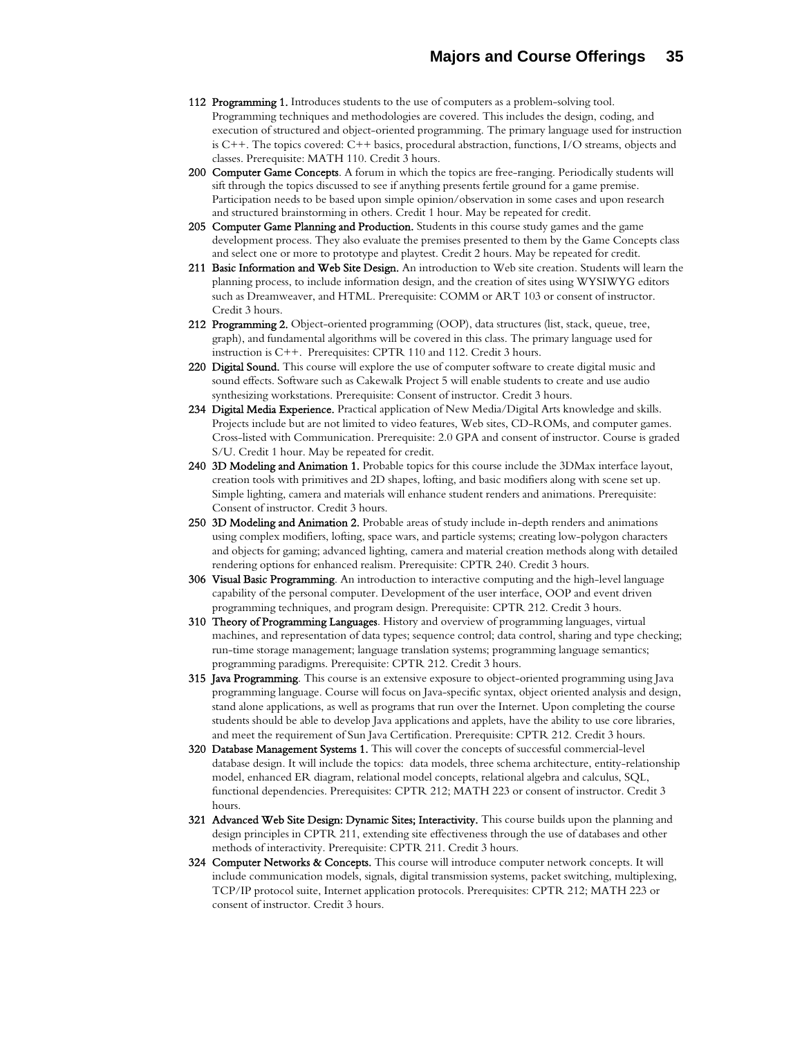**112 Programming 1.** Introduces students to the use of computers as a problem-solving tool. Programming techniques and methodologies are covered. This includes the design, coding, and execution of structured and object-oriented programming. The primary language used for instruction is C++. The topics covered: C++ basics, procedural abstraction, functions, I/O streams, objects and classes. Prerequisite: MATH 110. Credit 3 hours.

**200 Computer Game Concepts**. A forum in which the topics are free-ranging. Periodically students will sift through the topics discussed to see if anything presents fertile ground for a game premise. Participation needs to be based upon simple opinion/observation in some cases and upon research and structured brainstorming in others. Credit 1 hour. May be repeated for credit.

**205 Computer Game Planning and Production.** Students in this course study games and the game development process. They also evaluate the premises presented to them by the Game Concepts class and select one or more to prototype and playtest. Credit 2 hours. May be repeated for credit.

**211 Basic Information and Web Site Design.** An introduction to Web site creation. Students will learn the planning process, to include information design, and the creation of sites using WYSIWYG editors such as Dreamweaver, and HTML. Prerequisite: COMM or ART 103 or consent of instructor. Credit 3 hours.

**212 Programming 2.** Object-oriented programming (OOP), data structures (list, stack, queue, tree, graph), and fundamental algorithms will be covered in this class. The primary language used for instruction is C++. Prerequisites: CPTR 110 and 112. Credit 3 hours.

**220 Digital Sound.** This course will explore the use of computer software to create digital music and sound effects. Software such as Cakewalk Project 5 will enable students to create and use audio synthesizing workstations. Prerequisite: Consent of instructor. Credit 3 hours.

**234 Digital Media Experience.** Practical application of New Media/Digital Arts knowledge and skills. Projects include but are not limited to video features, Web sites, CD-ROMs, and computer games. Cross-listed with Communication. Prerequisite: 2.0 GPA and consent of instructor. Course is graded S/U. Credit 1 hour. May be repeated for credit.

**240 3D Modeling and Animation 1.** Probable topics for this course include the 3DMax interface layout, creation tools with primitives and 2D shapes, lofting, and basic modifiers along with scene set up. Simple lighting, camera and materials will enhance student renders and animations. Prerequisite: Consent of instructor. Credit 3 hours.

**250 3D Modeling and Animation 2.** Probable areas of study include in-depth renders and animations using complex modifiers, lofting, space wars, and particle systems; creating low-polygon characters and objects for gaming; advanced lighting, camera and material creation methods along with detailed rendering options for enhanced realism. Prerequisite: CPTR 240. Credit 3 hours.

**306 Visual Basic Programming**. An introduction to interactive computing and the high-level language capability of the personal computer. Development of the user interface, OOP and event driven programming techniques, and program design. Prerequisite: CPTR 212. Credit 3 hours.

**310 Theory of Programming Languages**. History and overview of programming languages, virtual machines, and representation of data types; sequence control; data control, sharing and type checking; run-time storage management; language translation systems; programming language semantics; programming paradigms. Prerequisite: CPTR 212. Credit 3 hours.

**315 Java Programming**. This course is an extensive exposure to object-oriented programming using Java programming language. Course will focus on Java-specific syntax, object oriented analysis and design, stand alone applications, as well as programs that run over the Internet. Upon completing the course students should be able to develop Java applications and applets, have the ability to use core libraries, and meet the requirement of Sun Java Certification. Prerequisite: CPTR 212. Credit 3 hours.

**320 Database Management Systems 1.** This will cover the concepts of successful commercial-level database design. It will include the topics: data models, three schema architecture, entity-relationship model, enhanced ER diagram, relational model concepts, relational algebra and calculus, SQL, functional dependencies. Prerequisites: CPTR 212; MATH 223 or consent of instructor. Credit 3 hours.

**321 Advanced Web Site Design: Dynamic Sites; Interactivity.** This course builds upon the planning and design principles in CPTR 211, extending site effectiveness through the use of databases and other methods of interactivity. Prerequisite: CPTR 211. Credit 3 hours.

**324 Computer Networks & Concepts.** This course will introduce computer network concepts. It will include communication models, signals, digital transmission systems, packet switching, multiplexing, TCP/IP protocol suite, Internet application protocols. Prerequisites: CPTR 212; MATH 223 or consent of instructor. Credit 3 hours.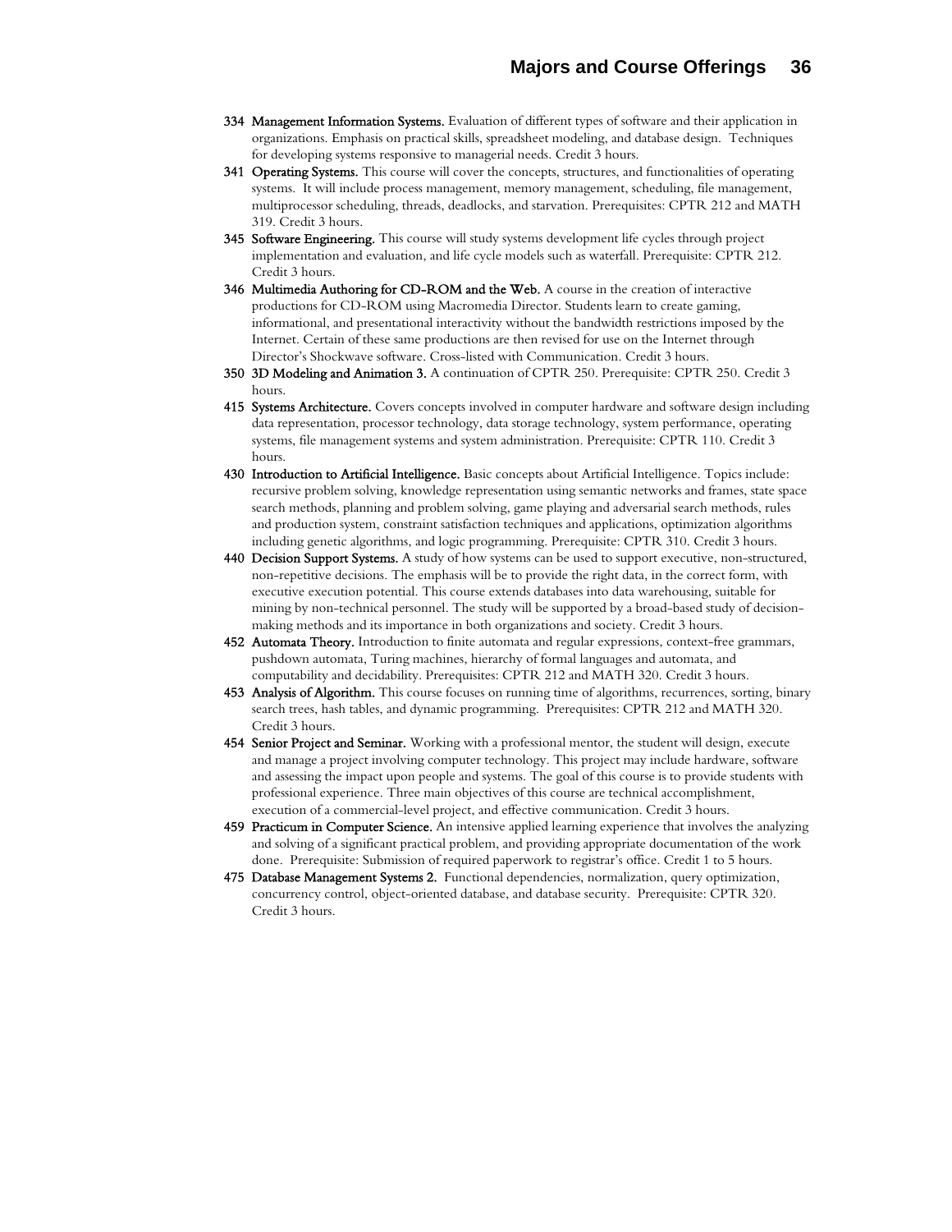**334 Management Information Systems.** Evaluation of different types of software and their application in organizations. Emphasis on practical skills, spreadsheet modeling, and database design. Techniques for developing systems responsive to managerial needs. Credit 3 hours.

**341 Operating Systems.** This course will cover the concepts, structures, and functionalities of operating systems. It will include process management, memory management, scheduling, file management, multiprocessor scheduling, threads, deadlocks, and starvation. Prerequisites: CPTR 212 and MATH 319. Credit 3 hours.

**345 Software Engineering.** This course will study systems development life cycles through project implementation and evaluation, and life cycle models such as waterfall. Prerequisite: CPTR 212. Credit 3 hours.

**346 Multimedia Authoring for CD-ROM and the Web.** A course in the creation of interactive productions for CD-ROM using Macromedia Director. Students learn to create gaming, informational, and presentational interactivity without the bandwidth restrictions imposed by the Internet. Certain of these same productions are then revised for use on the Internet through Director's Shockwave software. Cross-listed with Communication. Credit 3 hours.

**350 3D Modeling and Animation 3.** A continuation of CPTR 250. Prerequisite: CPTR 250. Credit 3 hours.

**415 Systems Architecture.** Covers concepts involved in computer hardware and software design including data representation, processor technology, data storage technology, system performance, operating systems, file management systems and system administration. Prerequisite: CPTR 110. Credit 3 hours.

**430 Introduction to Artificial Intelligence.** Basic concepts about Artificial Intelligence. Topics include: recursive problem solving, knowledge representation using semantic networks and frames, state space search methods, planning and problem solving, game playing and adversarial search methods, rules and production system, constraint satisfaction techniques and applications, optimization algorithms including genetic algorithms, and logic programming. Prerequisite: CPTR 310. Credit 3 hours.

**440 Decision Support Systems.** A study of how systems can be used to support executive, non-structured, non-repetitive decisions. The emphasis will be to provide the right data, in the correct form, with executive execution potential. This course extends databases into data warehousing, suitable for mining by non-technical personnel. The study will be supported by a broad-based study of decision-making methods and its importance in both organizations and society. Credit 3 hours.

**452 Automata Theory.** Introduction to finite automata and regular expressions, context-free grammars, pushdown automata, Turing machines, hierarchy of formal languages and automata, and computability and decidability. Prerequisites: CPTR 212 and MATH 320. Credit 3 hours.

**453 Analysis of Algorithm.** This course focuses on running time of algorithms, recurrences, sorting, binary search trees, hash tables, and dynamic programming. Prerequisites: CPTR 212 and MATH 320. Credit 3 hours.

**454 Senior Project and Seminar.** Working with a professional mentor, the student will design, execute and manage a project involving computer technology. This project may include hardware, software and assessing the impact upon people and systems. The goal of this course is to provide students with professional experience. Three main objectives of this course are technical accomplishment, execution of a commercial-level project, and effective communication. Credit 3 hours.

**459 Practicum in Computer Science.** An intensive applied learning experience that involves the analyzing and solving of a significant practical problem, and providing appropriate documentation of the work done. Prerequisite: Submission of required paperwork to registrar's office. Credit 1 to 5 hours.

**475 Database Management Systems 2.** Functional dependencies, normalization, query optimization, concurrency control, object-oriented database, and database security. Prerequisite: CPTR 320. Credit 3 hours.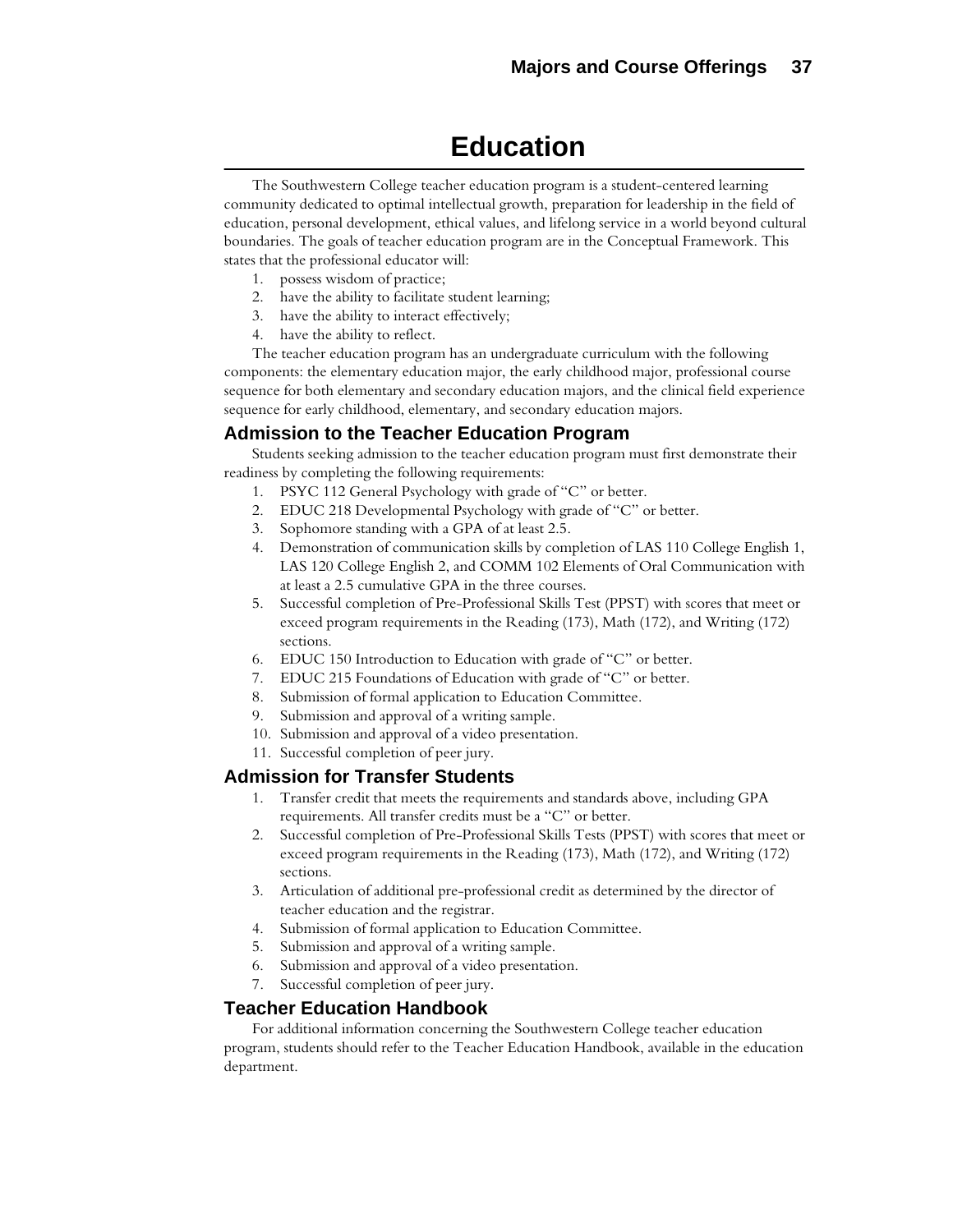# Education

The Southwestern College teacher education program is a student-centered learning community dedicated to optimal intellectual growth, preparation for leadership in the field of education, personal development, ethical values, and lifelong service in a world beyond cultural boundaries. The goals of teacher education program are in the Conceptual Framework. This states that the professional educator will:

1. possess wisdom of practice;
2. have the ability to facilitate student learning;
3. have the ability to interact effectively;
4. have the ability to reflect.

The teacher education program has an undergraduate curriculum with the following components: the elementary education major, the early childhood major, professional course sequence for both elementary and secondary education majors, and the clinical field experience sequence for early childhood, elementary, and secondary education majors.

## Admission to the Teacher Education Program

Students seeking admission to the teacher education program must first demonstrate their readiness by completing the following requirements:

1. PSYC 112 General Psychology with grade of "C" or better.
2. EDUC 218 Developmental Psychology with grade of "C" or better.
3. Sophomore standing with a GPA of at least 2.5.
4. Demonstration of communication skills by completion of LAS 110 College English 1, LAS 120 College English 2, and COMM 102 Elements of Oral Communication with at least a 2.5 cumulative GPA in the three courses.
5. Successful completion of Pre-Professional Skills Test (PPST) with scores that meet or exceed program requirements in the Reading (173), Math (172), and Writing (172) sections.
6. EDUC 150 Introduction to Education with grade of "C" or better.
7. EDUC 215 Foundations of Education with grade of "C" or better.
8. Submission of formal application to Education Committee.
9. Submission and approval of a writing sample.
10. Submission and approval of a video presentation.
11. Successful completion of peer jury.

## Admission for Transfer Students

1. Transfer credit that meets the requirements and standards above, including GPA requirements. All transfer credits must be a "C" or better.
2. Successful completion of Pre-Professional Skills Tests (PPST) with scores that meet or exceed program requirements in the Reading (173), Math (172), and Writing (172) sections.
3. Articulation of additional pre-professional credit as determined by the director of teacher education and the registrar.
4. Submission of formal application to Education Committee.
5. Submission and approval of a writing sample.
6. Submission and approval of a video presentation.
7. Successful completion of peer jury.

## Teacher Education Handbook

For additional information concerning the Southwestern College teacher education program, students should refer to the Teacher Education Handbook, available in the education department.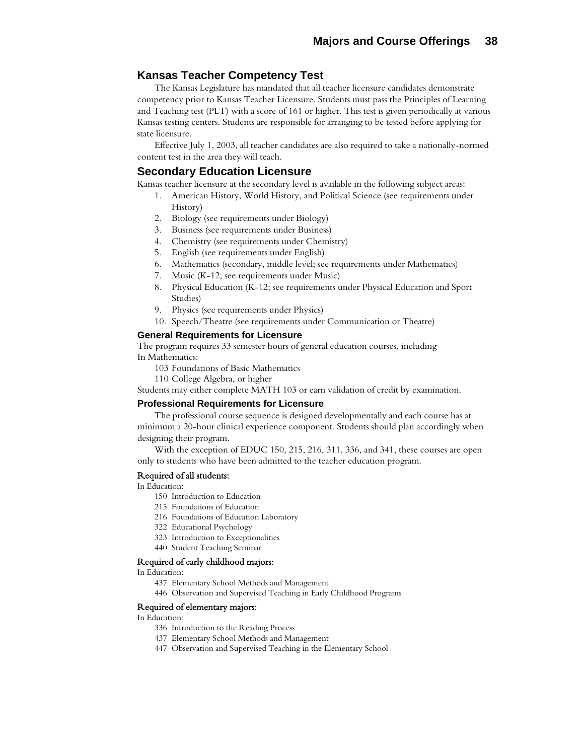## Kansas Teacher Competency Test

The Kansas Legislature has mandated that all teacher licensure candidates demonstrate competency prior to Kansas Teacher Licensure. Students must pass the Principles of Learning and Teaching test (PLT) with a score of 161 or higher. This test is given periodically at various Kansas testing centers. Students are responsible for arranging to be tested before applying for state licensure.

Effective July 1, 2003, all teacher candidates are also required to take a nationally-normed content test in the area they will teach.

## Secondary Education Licensure

Kansas teacher licensure at the secondary level is available in the following subject areas:

1. American History, World History, and Political Science (see requirements under History)
2. Biology (see requirements under Biology)
3. Business (see requirements under Business)
4. Chemistry (see requirements under Chemistry)
5. English (see requirements under English)
6. Mathematics (secondary, middle level; see requirements under Mathematics)
7. Music (K-12; see requirements under Music)
8. Physical Education (K-12; see requirements under Physical Education and Sport Studies)
9. Physics (see requirements under Physics)
10. Speech/Theatre (see requirements under Communication or Theatre)

### General Requirements for Licensure

The program requires 33 semester hours of general education courses, including
In Mathematics:

- 103 Foundations of Basic Mathematics
- 110 College Algebra, or higher

Students may either complete MATH 103 or earn validation of credit by examination.

### Professional Requirements for Licensure

The professional course sequence is designed developmentally and each course has at minimum a 20-hour clinical experience component. Students should plan accordingly when designing their program.

With the exception of EDUC 150, 215, 216, 311, 336, and 341, these courses are open only to students who have been admitted to the teacher education program.

#### Required of all students:

In Education:

- 150 Introduction to Education
- 215 Foundations of Education
- 216 Foundations of Education Laboratory
- 322 Educational Psychology
- 323 Introduction to Exceptionalities
- 440 Student Teaching Seminar

#### Required of early childhood majors:

In Education:

- 437 Elementary School Methods and Management
- 446 Observation and Supervised Teaching in Early Childhood Programs

#### Required of elementary majors:

In Education:

- 336 Introduction to the Reading Process
- 437 Elementary School Methods and Management
- 447 Observation and Supervised Teaching in the Elementary School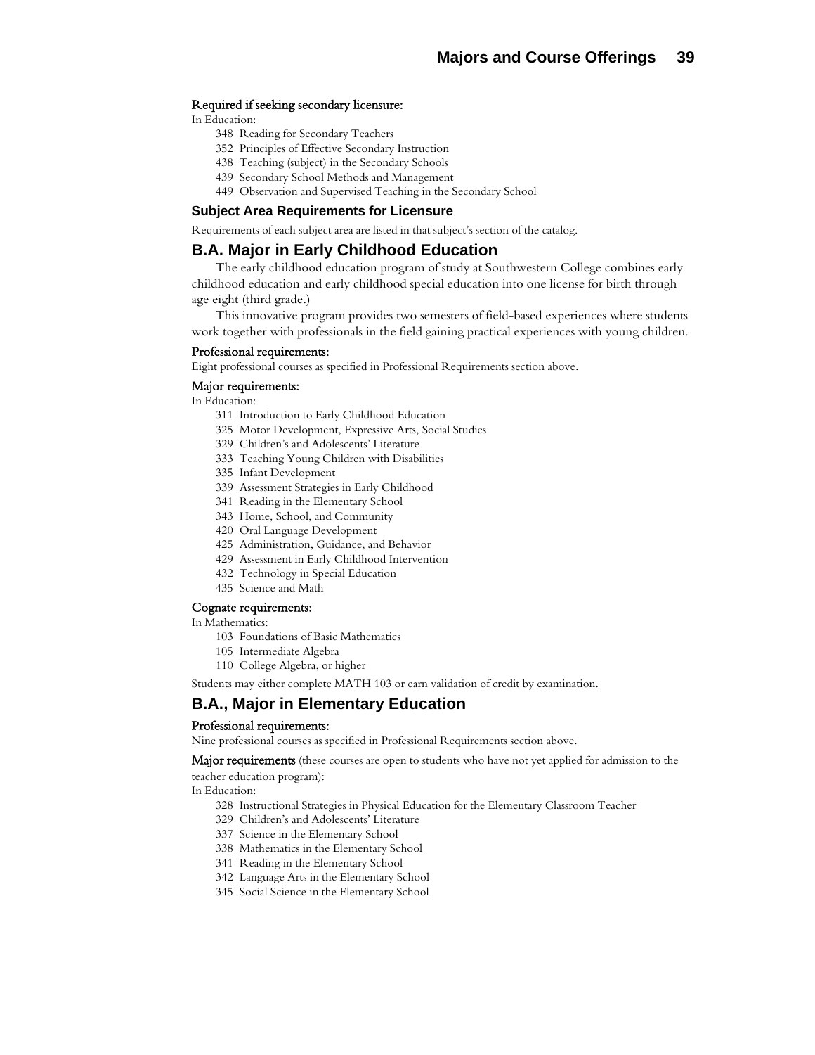**Required if seeking secondary licensure:**

In Education:

- 348 Reading for Secondary Teachers
- 352 Principles of Effective Secondary Instruction
- 438 Teaching (subject) in the Secondary Schools
- 439 Secondary School Methods and Management
- 449 Observation and Supervised Teaching in the Secondary School

### Subject Area Requirements for Licensure

Requirements of each subject area are listed in that subject's section of the catalog.

## B.A. Major in Early Childhood Education

The early childhood education program of study at Southwestern College combines early childhood education and early childhood special education into one license for birth through age eight (third grade.)

This innovative program provides two semesters of field-based experiences where students work together with professionals in the field gaining practical experiences with young children.

**Professional requirements:**

Eight professional courses as specified in Professional Requirements section above.

**Major requirements:**

In Education:

- 311 Introduction to Early Childhood Education
- 325 Motor Development, Expressive Arts, Social Studies
- 329 Children's and Adolescents' Literature
- 333 Teaching Young Children with Disabilities
- 335 Infant Development
- 339 Assessment Strategies in Early Childhood
- 341 Reading in the Elementary School
- 343 Home, School, and Community
- 420 Oral Language Development
- 425 Administration, Guidance, and Behavior
- 429 Assessment in Early Childhood Intervention
- 432 Technology in Special Education
- 435 Science and Math

**Cognate requirements:**

In Mathematics:

- 103 Foundations of Basic Mathematics
- 105 Intermediate Algebra
- 110 College Algebra, or higher

Students may either complete MATH 103 or earn validation of credit by examination.

## B.A., Major in Elementary Education

**Professional requirements:**

Nine professional courses as specified in Professional Requirements section above.

**Major requirements** (these courses are open to students who have not yet applied for admission to the teacher education program):

In Education:

- 328 Instructional Strategies in Physical Education for the Elementary Classroom Teacher
- 329 Children's and Adolescents' Literature
- 337 Science in the Elementary School
- 338 Mathematics in the Elementary School
- 341 Reading in the Elementary School
- 342 Language Arts in the Elementary School
- 345 Social Science in the Elementary School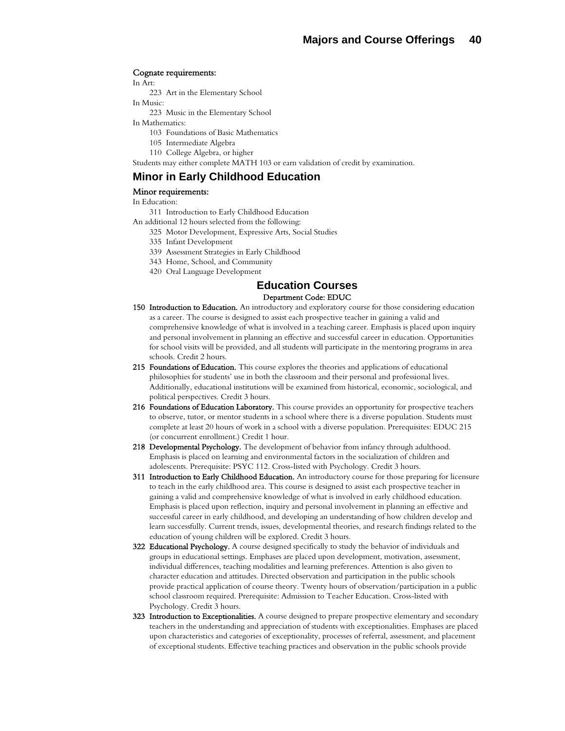**Cognate requirements:**

In Art:

223 Art in the Elementary School

In Music:

223 Music in the Elementary School

In Mathematics:

103 Foundations of Basic Mathematics

105 Intermediate Algebra

110 College Algebra, or higher

Students may either complete MATH 103 or earn validation of credit by examination.

## Minor in Early Childhood Education

**Minor requirements:**

In Education:

311 Introduction to Early Childhood Education

An additional 12 hours selected from the following:

325 Motor Development, Expressive Arts, Social Studies

335 Infant Development

339 Assessment Strategies in Early Childhood

343 Home, School, and Community

420 Oral Language Development

## Education Courses

Department Code: EDUC

**150 Introduction to Education.** An introductory and exploratory course for those considering education as a career. The course is designed to assist each prospective teacher in gaining a valid and comprehensive knowledge of what is involved in a teaching career. Emphasis is placed upon inquiry and personal involvement in planning an effective and successful career in education. Opportunities for school visits will be provided, and all students will participate in the mentoring programs in area schools. Credit 2 hours.

**215 Foundations of Education.** This course explores the theories and applications of educational philosophies for students' use in both the classroom and their personal and professional lives. Additionally, educational institutions will be examined from historical, economic, sociological, and political perspectives. Credit 3 hours.

**216 Foundations of Education Laboratory.** This course provides an opportunity for prospective teachers to observe, tutor, or mentor students in a school where there is a diverse population. Students must complete at least 20 hours of work in a school with a diverse population. Prerequisites: EDUC 215 (or concurrent enrollment.) Credit 1 hour.

**218 Developmental Psychology.** The development of behavior from infancy through adulthood. Emphasis is placed on learning and environmental factors in the socialization of children and adolescents. Prerequisite: PSYC 112. Cross-listed with Psychology. Credit 3 hours.

**311 Introduction to Early Childhood Education.** An introductory course for those preparing for licensure to teach in the early childhood area. This course is designed to assist each prospective teacher in gaining a valid and comprehensive knowledge of what is involved in early childhood education. Emphasis is placed upon reflection, inquiry and personal involvement in planning an effective and successful career in early childhood, and developing an understanding of how children develop and learn successfully. Current trends, issues, developmental theories, and research findings related to the education of young children will be explored. Credit 3 hours.

**322 Educational Psychology.** A course designed specifically to study the behavior of individuals and groups in educational settings. Emphases are placed upon development, motivation, assessment, individual differences, teaching modalities and learning preferences. Attention is also given to character education and attitudes. Directed observation and participation in the public schools provide practical application of course theory. Twenty hours of observation/participation in a public school classroom required. Prerequisite: Admission to Teacher Education. Cross-listed with Psychology. Credit 3 hours.

**323 Introduction to Exceptionalities.** A course designed to prepare prospective elementary and secondary teachers in the understanding and appreciation of students with exceptionalities. Emphases are placed upon characteristics and categories of exceptionality, processes of referral, assessment, and placement of exceptional students. Effective teaching practices and observation in the public schools provide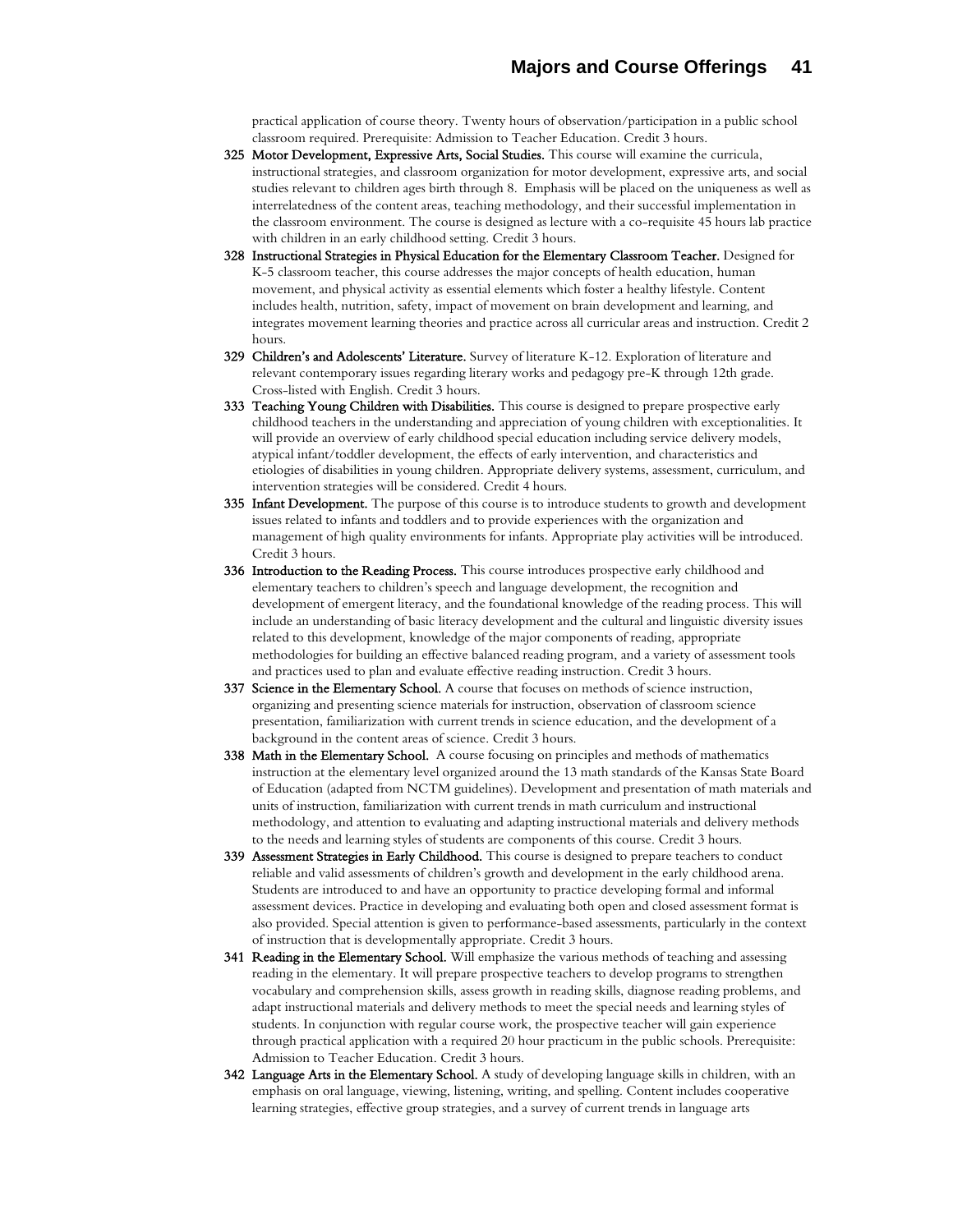practical application of course theory. Twenty hours of observation/participation in a public school classroom required. Prerequisite: Admission to Teacher Education. Credit 3 hours.

**325 Motor Development, Expressive Arts, Social Studies.** This course will examine the curricula, instructional strategies, and classroom organization for motor development, expressive arts, and social studies relevant to children ages birth through 8. Emphasis will be placed on the uniqueness as well as interrelatedness of the content areas, teaching methodology, and their successful implementation in the classroom environment. The course is designed as lecture with a co-requisite 45 hours lab practice with children in an early childhood setting. Credit 3 hours.

**328 Instructional Strategies in Physical Education for the Elementary Classroom Teacher.** Designed for K-5 classroom teacher, this course addresses the major concepts of health education, human movement, and physical activity as essential elements which foster a healthy lifestyle. Content includes health, nutrition, safety, impact of movement on brain development and learning, and integrates movement learning theories and practice across all curricular areas and instruction. Credit 2 hours.

**329 Children's and Adolescents' Literature.** Survey of literature K-12. Exploration of literature and relevant contemporary issues regarding literary works and pedagogy pre-K through 12th grade. Cross-listed with English. Credit 3 hours.

**333 Teaching Young Children with Disabilities.** This course is designed to prepare prospective early childhood teachers in the understanding and appreciation of young children with exceptionalities. It will provide an overview of early childhood special education including service delivery models, atypical infant/toddler development, the effects of early intervention, and characteristics and etiologies of disabilities in young children. Appropriate delivery systems, assessment, curriculum, and intervention strategies will be considered. Credit 4 hours.

**335 Infant Development.** The purpose of this course is to introduce students to growth and development issues related to infants and toddlers and to provide experiences with the organization and management of high quality environments for infants. Appropriate play activities will be introduced. Credit 3 hours.

**336 Introduction to the Reading Process.** This course introduces prospective early childhood and elementary teachers to children's speech and language development, the recognition and development of emergent literacy, and the foundational knowledge of the reading process. This will include an understanding of basic literacy development and the cultural and linguistic diversity issues related to this development, knowledge of the major components of reading, appropriate methodologies for building an effective balanced reading program, and a variety of assessment tools and practices used to plan and evaluate effective reading instruction. Credit 3 hours.

**337 Science in the Elementary School.** A course that focuses on methods of science instruction, organizing and presenting science materials for instruction, observation of classroom science presentation, familiarization with current trends in science education, and the development of a background in the content areas of science. Credit 3 hours.

**338 Math in the Elementary School.** A course focusing on principles and methods of mathematics instruction at the elementary level organized around the 13 math standards of the Kansas State Board of Education (adapted from NCTM guidelines). Development and presentation of math materials and units of instruction, familiarization with current trends in math curriculum and instructional methodology, and attention to evaluating and adapting instructional materials and delivery methods to the needs and learning styles of students are components of this course. Credit 3 hours.

**339 Assessment Strategies in Early Childhood.** This course is designed to prepare teachers to conduct reliable and valid assessments of children's growth and development in the early childhood arena. Students are introduced to and have an opportunity to practice developing formal and informal assessment devices. Practice in developing and evaluating both open and closed assessment format is also provided. Special attention is given to performance-based assessments, particularly in the context of instruction that is developmentally appropriate. Credit 3 hours.

**341 Reading in the Elementary School.** Will emphasize the various methods of teaching and assessing reading in the elementary. It will prepare prospective teachers to develop programs to strengthen vocabulary and comprehension skills, assess growth in reading skills, diagnose reading problems, and adapt instructional materials and delivery methods to meet the special needs and learning styles of students. In conjunction with regular course work, the prospective teacher will gain experience through practical application with a required 20 hour practicum in the public schools. Prerequisite: Admission to Teacher Education. Credit 3 hours.

**342 Language Arts in the Elementary School.** A study of developing language skills in children, with an emphasis on oral language, viewing, listening, writing, and spelling. Content includes cooperative learning strategies, effective group strategies, and a survey of current trends in language arts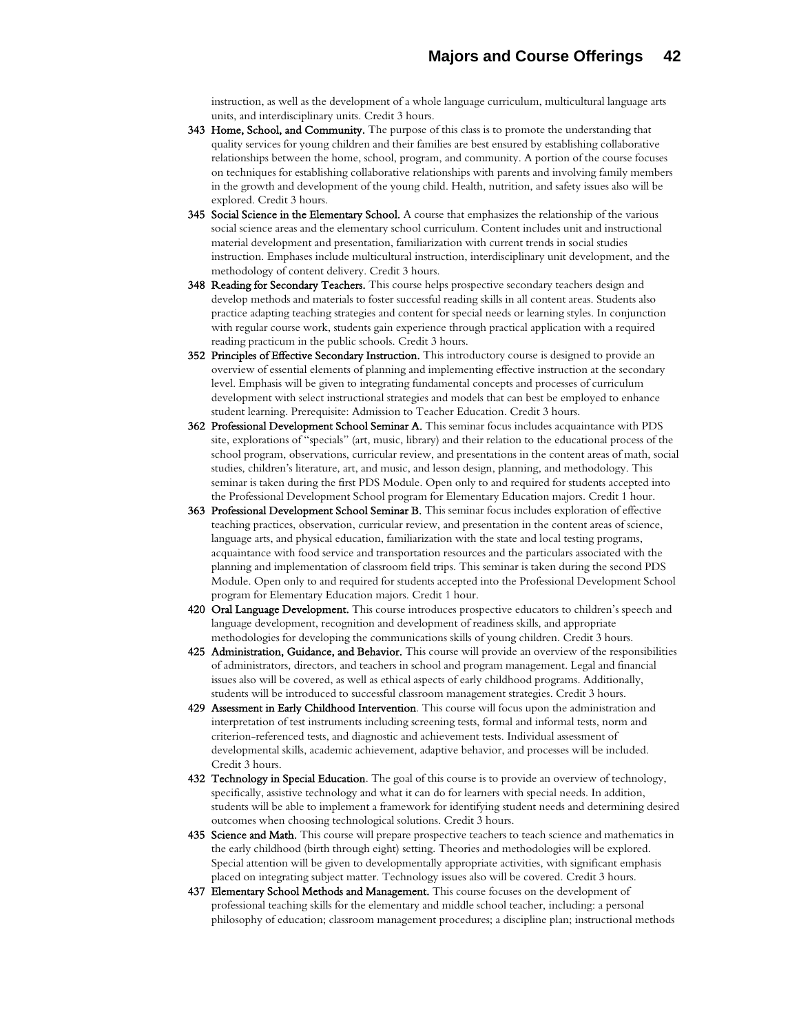instruction, as well as the development of a whole language curriculum, multicultural language arts units, and interdisciplinary units. Credit 3 hours.

**343 Home, School, and Community.** The purpose of this class is to promote the understanding that quality services for young children and their families are best ensured by establishing collaborative relationships between the home, school, program, and community. A portion of the course focuses on techniques for establishing collaborative relationships with parents and involving family members in the growth and development of the young child. Health, nutrition, and safety issues also will be explored. Credit 3 hours.

**345 Social Science in the Elementary School.** A course that emphasizes the relationship of the various social science areas and the elementary school curriculum. Content includes unit and instructional material development and presentation, familiarization with current trends in social studies instruction. Emphases include multicultural instruction, interdisciplinary unit development, and the methodology of content delivery. Credit 3 hours.

**348 Reading for Secondary Teachers.** This course helps prospective secondary teachers design and develop methods and materials to foster successful reading skills in all content areas. Students also practice adapting teaching strategies and content for special needs or learning styles. In conjunction with regular course work, students gain experience through practical application with a required reading practicum in the public schools. Credit 3 hours.

**352 Principles of Effective Secondary Instruction.** This introductory course is designed to provide an overview of essential elements of planning and implementing effective instruction at the secondary level. Emphasis will be given to integrating fundamental concepts and processes of curriculum development with select instructional strategies and models that can best be employed to enhance student learning. Prerequisite: Admission to Teacher Education. Credit 3 hours.

**362 Professional Development School Seminar A.** This seminar focus includes acquaintance with PDS site, explorations of "specials" (art, music, library) and their relation to the educational process of the school program, observations, curricular review, and presentations in the content areas of math, social studies, children's literature, art, and music, and lesson design, planning, and methodology. This seminar is taken during the first PDS Module. Open only to and required for students accepted into the Professional Development School program for Elementary Education majors. Credit 1 hour.

**363 Professional Development School Seminar B.** This seminar focus includes exploration of effective teaching practices, observation, curricular review, and presentation in the content areas of science, language arts, and physical education, familiarization with the state and local testing programs, acquaintance with food service and transportation resources and the particulars associated with the planning and implementation of classroom field trips. This seminar is taken during the second PDS Module. Open only to and required for students accepted into the Professional Development School program for Elementary Education majors. Credit 1 hour.

**420 Oral Language Development.** This course introduces prospective educators to children's speech and language development, recognition and development of readiness skills, and appropriate methodologies for developing the communications skills of young children. Credit 3 hours.

**425 Administration, Guidance, and Behavior.** This course will provide an overview of the responsibilities of administrators, directors, and teachers in school and program management. Legal and financial issues also will be covered, as well as ethical aspects of early childhood programs. Additionally, students will be introduced to successful classroom management strategies. Credit 3 hours.

**429 Assessment in Early Childhood Intervention**. This course will focus upon the administration and interpretation of test instruments including screening tests, formal and informal tests, norm and criterion-referenced tests, and diagnostic and achievement tests. Individual assessment of developmental skills, academic achievement, adaptive behavior, and processes will be included. Credit 3 hours.

**432 Technology in Special Education**. The goal of this course is to provide an overview of technology, specifically, assistive technology and what it can do for learners with special needs. In addition, students will be able to implement a framework for identifying student needs and determining desired outcomes when choosing technological solutions. Credit 3 hours.

**435 Science and Math.** This course will prepare prospective teachers to teach science and mathematics in the early childhood (birth through eight) setting. Theories and methodologies will be explored. Special attention will be given to developmentally appropriate activities, with significant emphasis placed on integrating subject matter. Technology issues also will be covered. Credit 3 hours.

**437 Elementary School Methods and Management.** This course focuses on the development of professional teaching skills for the elementary and middle school teacher, including: a personal philosophy of education; classroom management procedures; a discipline plan; instructional methods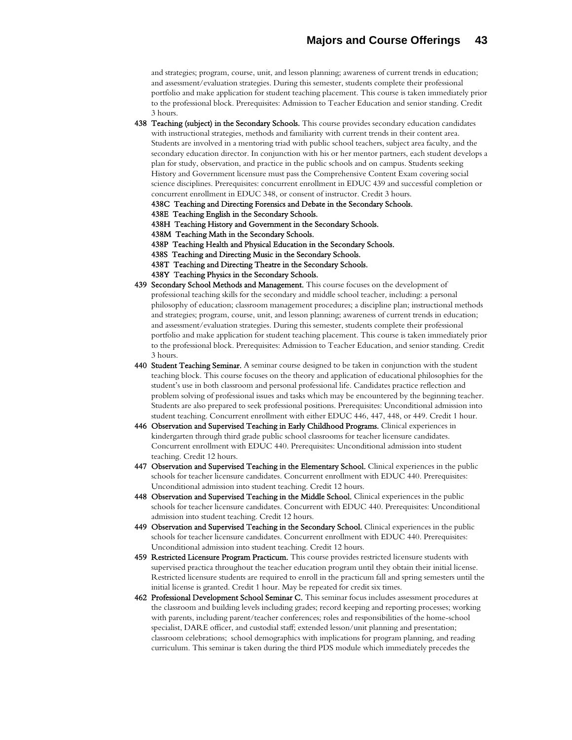and strategies; program, course, unit, and lesson planning; awareness of current trends in education; and assessment/evaluation strategies. During this semester, students complete their professional portfolio and make application for student teaching placement. This course is taken immediately prior to the professional block. Prerequisites: Admission to Teacher Education and senior standing. Credit 3 hours.

**438 Teaching (subject) in the Secondary Schools.** This course provides secondary education candidates with instructional strategies, methods and familiarity with current trends in their content area. Students are involved in a mentoring triad with public school teachers, subject area faculty, and the secondary education director. In conjunction with his or her mentor partners, each student develops a plan for study, observation, and practice in the public schools and on campus. Students seeking History and Government licensure must pass the Comprehensive Content Exam covering social science disciplines. Prerequisites: concurrent enrollment in EDUC 439 and successful completion or concurrent enrollment in EDUC 348, or consent of instructor. Credit 3 hours.

**438C Teaching and Directing Forensics and Debate in the Secondary Schools.**
**438E Teaching English in the Secondary Schools.**
**438H Teaching History and Government in the Secondary Schools.**
**438M Teaching Math in the Secondary Schools.**
**438P Teaching Health and Physical Education in the Secondary Schools.**
**438S Teaching and Directing Music in the Secondary Schools.**
**438T Teaching and Directing Theatre in the Secondary Schools.**
**438Y Teaching Physics in the Secondary Schools.**

**439 Secondary School Methods and Management.** This course focuses on the development of professional teaching skills for the secondary and middle school teacher, including: a personal philosophy of education; classroom management procedures; a discipline plan; instructional methods and strategies; program, course, unit, and lesson planning; awareness of current trends in education; and assessment/evaluation strategies. During this semester, students complete their professional portfolio and make application for student teaching placement. This course is taken immediately prior to the professional block. Prerequisites: Admission to Teacher Education, and senior standing. Credit 3 hours.

**440 Student Teaching Seminar.** A seminar course designed to be taken in conjunction with the student teaching block. This course focuses on the theory and application of educational philosophies for the student's use in both classroom and personal professional life. Candidates practice reflection and problem solving of professional issues and tasks which may be encountered by the beginning teacher. Students are also prepared to seek professional positions. Prerequisites: Unconditional admission into student teaching. Concurrent enrollment with either EDUC 446, 447, 448, or 449. Credit 1 hour.

**446 Observation and Supervised Teaching in Early Childhood Programs.** Clinical experiences in kindergarten through third grade public school classrooms for teacher licensure candidates. Concurrent enrollment with EDUC 440. Prerequisites: Unconditional admission into student teaching. Credit 12 hours.

**447 Observation and Supervised Teaching in the Elementary School.** Clinical experiences in the public schools for teacher licensure candidates. Concurrent enrollment with EDUC 440. Prerequisites: Unconditional admission into student teaching. Credit 12 hours.

**448 Observation and Supervised Teaching in the Middle School.** Clinical experiences in the public schools for teacher licensure candidates. Concurrent with EDUC 440. Prerequisites: Unconditional admission into student teaching. Credit 12 hours.

**449 Observation and Supervised Teaching in the Secondary School.** Clinical experiences in the public schools for teacher licensure candidates. Concurrent enrollment with EDUC 440. Prerequisites: Unconditional admission into student teaching. Credit 12 hours.

**459 Restricted Licensure Program Practicum.** This course provides restricted licensure students with supervised practica throughout the teacher education program until they obtain their initial license. Restricted licensure students are required to enroll in the practicum fall and spring semesters until the initial license is granted. Credit 1 hour. May be repeated for credit six times.

**462 Professional Development School Seminar C.** This seminar focus includes assessment procedures at the classroom and building levels including grades; record keeping and reporting processes; working with parents, including parent/teacher conferences; roles and responsibilities of the home-school specialist, DARE officer, and custodial staff; extended lesson/unit planning and presentation; classroom celebrations; school demographics with implications for program planning, and reading curriculum. This seminar is taken during the third PDS module which immediately precedes the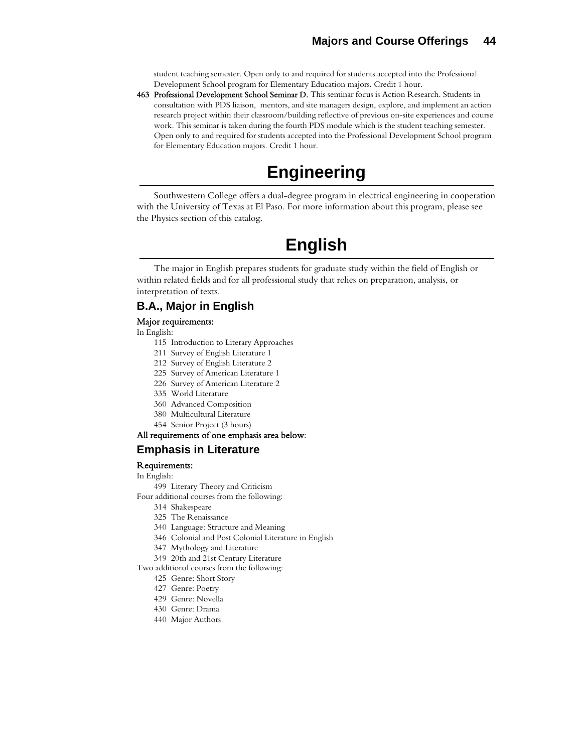student teaching semester. Open only to and required for students accepted into the Professional Development School program for Elementary Education majors. Credit 1 hour.

**463 Professional Development School Seminar D.** This seminar focus is Action Research. Students in consultation with PDS liaison, mentors, and site managers design, explore, and implement an action research project within their classroom/building reflective of previous on-site experiences and course work. This seminar is taken during the fourth PDS module which is the student teaching semester. Open only to and required for students accepted into the Professional Development School program for Elementary Education majors. Credit 1 hour.

# Engineering

Southwestern College offers a dual-degree program in electrical engineering in cooperation with the University of Texas at El Paso. For more information about this program, please see the Physics section of this catalog.

# English

The major in English prepares students for graduate study within the field of English or within related fields and for all professional study that relies on preparation, analysis, or interpretation of texts.

## B.A., Major in English

**Major requirements:**

In English:

- 115 Introduction to Literary Approaches
- 211 Survey of English Literature 1
- 212 Survey of English Literature 2
- 225 Survey of American Literature 1
- 226 Survey of American Literature 2
- 335 World Literature
- 360 Advanced Composition
- 380 Multicultural Literature
- 454 Senior Project (3 hours)

**All requirements of one emphasis area below**:

### Emphasis in Literature

**Requirements:**

In English:

- 499 Literary Theory and Criticism

Four additional courses from the following:

- 314 Shakespeare
- 325 The Renaissance
- 340 Language: Structure and Meaning
- 346 Colonial and Post Colonial Literature in English
- 347 Mythology and Literature
- 349 20th and 21st Century Literature

Two additional courses from the following:

- 425 Genre: Short Story
- 427 Genre: Poetry
- 429 Genre: Novella
- 430 Genre: Drama
- 440 Major Authors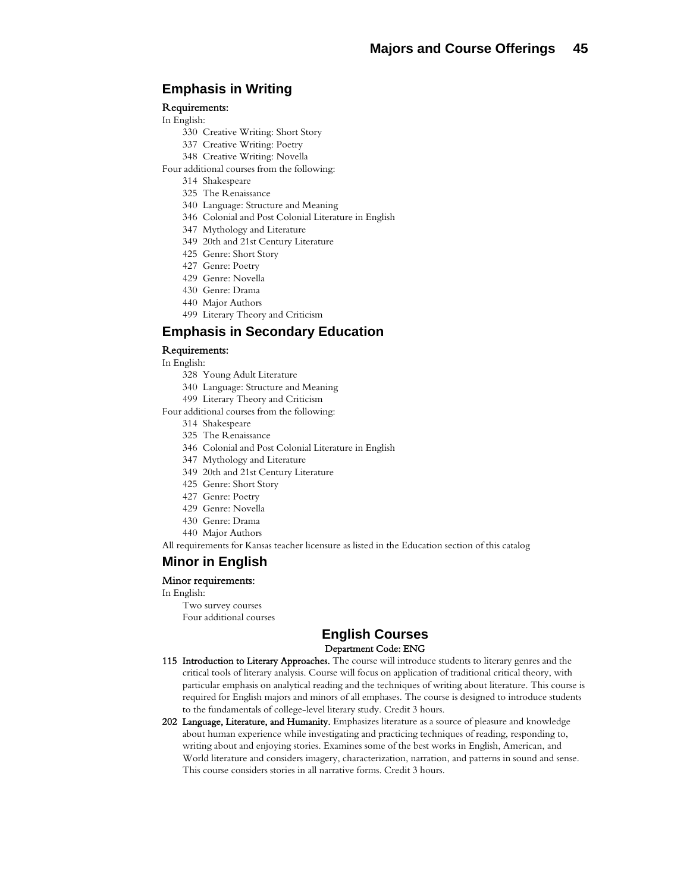## Emphasis in Writing

**Requirements:**

In English:

- 330 Creative Writing: Short Story
- 337 Creative Writing: Poetry
- 348 Creative Writing: Novella

Four additional courses from the following:

- 314 Shakespeare
- 325 The Renaissance
- 340 Language: Structure and Meaning
- 346 Colonial and Post Colonial Literature in English
- 347 Mythology and Literature
- 349 20th and 21st Century Literature
- 425 Genre: Short Story
- 427 Genre: Poetry
- 429 Genre: Novella
- 430 Genre: Drama
- 440 Major Authors
- 499 Literary Theory and Criticism

## Emphasis in Secondary Education

**Requirements:**

In English:

- 328 Young Adult Literature
- 340 Language: Structure and Meaning
- 499 Literary Theory and Criticism

Four additional courses from the following:

- 314 Shakespeare
- 325 The Renaissance
- 346 Colonial and Post Colonial Literature in English
- 347 Mythology and Literature
- 349 20th and 21st Century Literature
- 425 Genre: Short Story
- 427 Genre: Poetry
- 429 Genre: Novella
- 430 Genre: Drama
- 440 Major Authors

All requirements for Kansas teacher licensure as listed in the Education section of this catalog

## Minor in English

**Minor requirements:**

In English:

- Two survey courses
- Four additional courses

## English Courses

**Department Code: ENG**

**115 Introduction to Literary Approaches.** The course will introduce students to literary genres and the critical tools of literary analysis. Course will focus on application of traditional critical theory, with particular emphasis on analytical reading and the techniques of writing about literature. This course is required for English majors and minors of all emphases. The course is designed to introduce students to the fundamentals of college-level literary study. Credit 3 hours.

**202 Language, Literature, and Humanity.** Emphasizes literature as a source of pleasure and knowledge about human experience while investigating and practicing techniques of reading, responding to, writing about and enjoying stories. Examines some of the best works in English, American, and World literature and considers imagery, characterization, narration, and patterns in sound and sense. This course considers stories in all narrative forms. Credit 3 hours.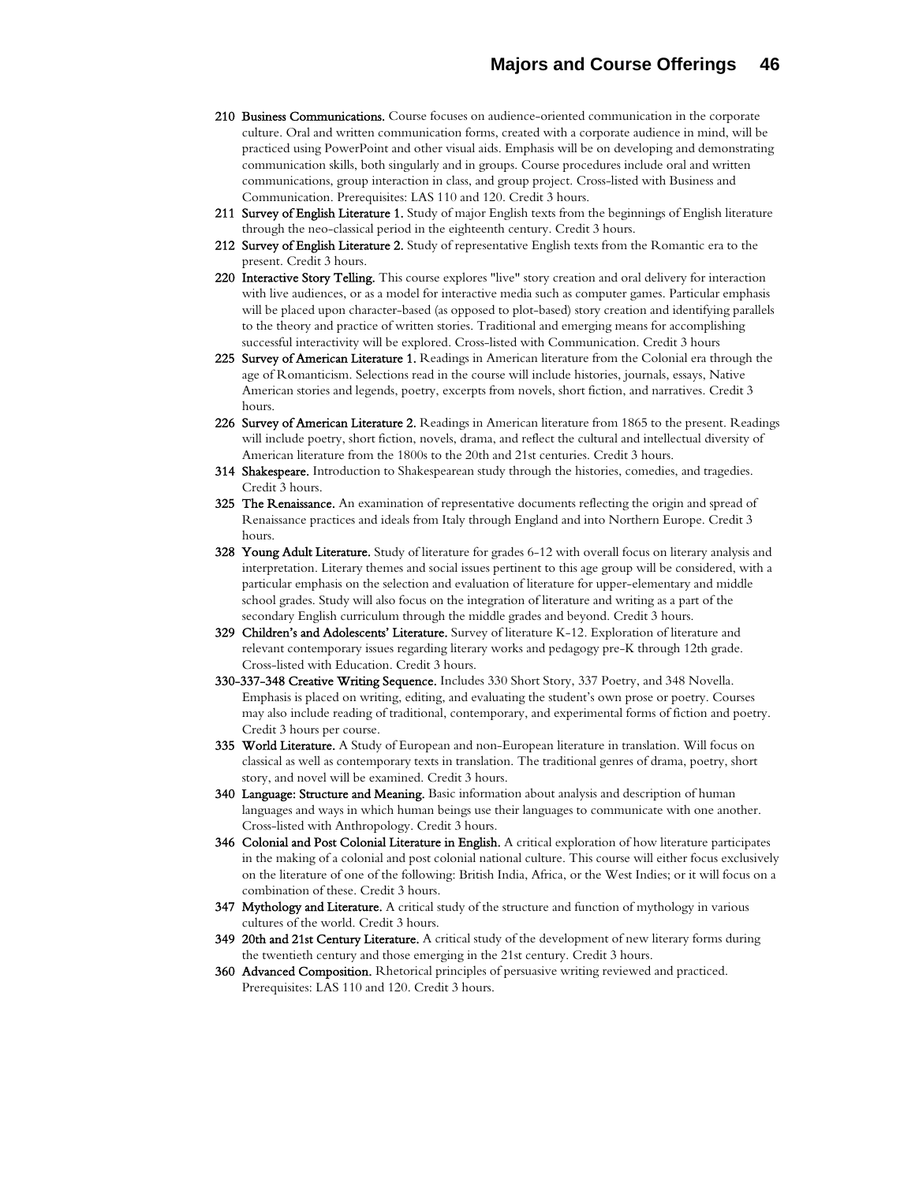**210 Business Communications.** Course focuses on audience-oriented communication in the corporate culture. Oral and written communication forms, created with a corporate audience in mind, will be practiced using PowerPoint and other visual aids. Emphasis will be on developing and demonstrating communication skills, both singularly and in groups. Course procedures include oral and written communications, group interaction in class, and group project. Cross-listed with Business and Communication. Prerequisites: LAS 110 and 120. Credit 3 hours.

**211 Survey of English Literature 1.** Study of major English texts from the beginnings of English literature through the neo-classical period in the eighteenth century. Credit 3 hours.

**212 Survey of English Literature 2.** Study of representative English texts from the Romantic era to the present. Credit 3 hours.

**220 Interactive Story Telling.** This course explores "live" story creation and oral delivery for interaction with live audiences, or as a model for interactive media such as computer games. Particular emphasis will be placed upon character-based (as opposed to plot-based) story creation and identifying parallels to the theory and practice of written stories. Traditional and emerging means for accomplishing successful interactivity will be explored. Cross-listed with Communication. Credit 3 hours

**225 Survey of American Literature 1.** Readings in American literature from the Colonial era through the age of Romanticism. Selections read in the course will include histories, journals, essays, Native American stories and legends, poetry, excerpts from novels, short fiction, and narratives. Credit 3 hours.

**226 Survey of American Literature 2.** Readings in American literature from 1865 to the present. Readings will include poetry, short fiction, novels, drama, and reflect the cultural and intellectual diversity of American literature from the 1800s to the 20th and 21st centuries. Credit 3 hours.

**314 Shakespeare.** Introduction to Shakespearean study through the histories, comedies, and tragedies. Credit 3 hours.

**325 The Renaissance.** An examination of representative documents reflecting the origin and spread of Renaissance practices and ideals from Italy through England and into Northern Europe. Credit 3 hours.

**328 Young Adult Literature.** Study of literature for grades 6-12 with overall focus on literary analysis and interpretation. Literary themes and social issues pertinent to this age group will be considered, with a particular emphasis on the selection and evaluation of literature for upper-elementary and middle school grades. Study will also focus on the integration of literature and writing as a part of the secondary English curriculum through the middle grades and beyond. Credit 3 hours.

**329 Children's and Adolescents' Literature.** Survey of literature K-12. Exploration of literature and relevant contemporary issues regarding literary works and pedagogy pre-K through 12th grade. Cross-listed with Education. Credit 3 hours.

**330-337-348 Creative Writing Sequence.** Includes 330 Short Story, 337 Poetry, and 348 Novella. Emphasis is placed on writing, editing, and evaluating the student's own prose or poetry. Courses may also include reading of traditional, contemporary, and experimental forms of fiction and poetry. Credit 3 hours per course.

**335 World Literature.** A Study of European and non-European literature in translation. Will focus on classical as well as contemporary texts in translation. The traditional genres of drama, poetry, short story, and novel will be examined. Credit 3 hours.

**340 Language: Structure and Meaning.** Basic information about analysis and description of human languages and ways in which human beings use their languages to communicate with one another. Cross-listed with Anthropology. Credit 3 hours.

**346 Colonial and Post Colonial Literature in English.** A critical exploration of how literature participates in the making of a colonial and post colonial national culture. This course will either focus exclusively on the literature of one of the following: British India, Africa, or the West Indies; or it will focus on a combination of these. Credit 3 hours.

**347 Mythology and Literature.** A critical study of the structure and function of mythology in various cultures of the world. Credit 3 hours.

**349 20th and 21st Century Literature.** A critical study of the development of new literary forms during the twentieth century and those emerging in the 21st century. Credit 3 hours.

**360 Advanced Composition.** Rhetorical principles of persuasive writing reviewed and practiced. Prerequisites: LAS 110 and 120. Credit 3 hours.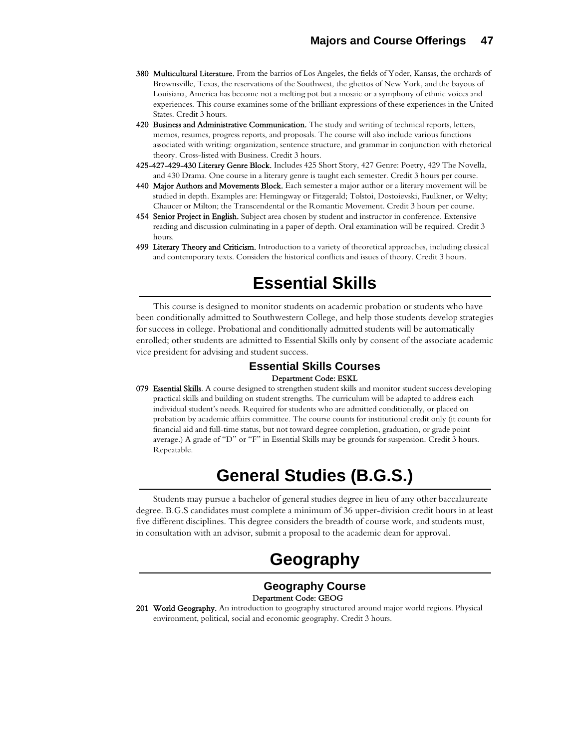**380 Multicultural Literature.** From the barrios of Los Angeles, the fields of Yoder, Kansas, the orchards of Brownsville, Texas, the reservations of the Southwest, the ghettos of New York, and the bayous of Louisiana, America has become not a melting pot but a mosaic or a symphony of ethnic voices and experiences. This course examines some of the brilliant expressions of these experiences in the United States. Credit 3 hours.

**420 Business and Administrative Communication.** The study and writing of technical reports, letters, memos, resumes, progress reports, and proposals. The course will also include various functions associated with writing: organization, sentence structure, and grammar in conjunction with rhetorical theory. Cross-listed with Business. Credit 3 hours.

**425-427-429-430 Literary Genre Block.** Includes 425 Short Story, 427 Genre: Poetry, 429 The Novella, and 430 Drama. One course in a literary genre is taught each semester. Credit 3 hours per course.

**440 Major Authors and Movements Block.** Each semester a major author or a literary movement will be studied in depth. Examples are: Hemingway or Fitzgerald; Tolstoi, Dostoievski, Faulkner, or Welty; Chaucer or Milton; the Transcendental or the Romantic Movement. Credit 3 hours per course.

**454 Senior Project in English.** Subject area chosen by student and instructor in conference. Extensive reading and discussion culminating in a paper of depth. Oral examination will be required. Credit 3 hours.

**499 Literary Theory and Criticism.** Introduction to a variety of theoretical approaches, including classical and contemporary texts. Considers the historical conflicts and issues of theory. Credit 3 hours.

# Essential Skills

This course is designed to monitor students on academic probation or students who have been conditionally admitted to Southwestern College, and help those students develop strategies for success in college. Probational and conditionally admitted students will be automatically enrolled; other students are admitted to Essential Skills only by consent of the associate academic vice president for advising and student success.

## Essential Skills Courses

**Department Code: ESKL**

**079 Essential Skills**. A course designed to strengthen student skills and monitor student success developing practical skills and building on student strengths. The curriculum will be adapted to address each individual student's needs. Required for students who are admitted conditionally, or placed on probation by academic affairs committee. The course counts for institutional credit only (it counts for financial aid and full-time status, but not toward degree completion, graduation, or grade point average.) A grade of "D" or "F" in Essential Skills may be grounds for suspension. Credit 3 hours. Repeatable.

# General Studies (B.G.S.)

Students may pursue a bachelor of general studies degree in lieu of any other baccalaureate degree. B.G.S candidates must complete a minimum of 36 upper-division credit hours in at least five different disciplines. This degree considers the breadth of course work, and students must, in consultation with an advisor, submit a proposal to the academic dean for approval.

# Geography

## Geography Course

**Department Code: GEOG**

**201 World Geography.** An introduction to geography structured around major world regions. Physical environment, political, social and economic geography. Credit 3 hours.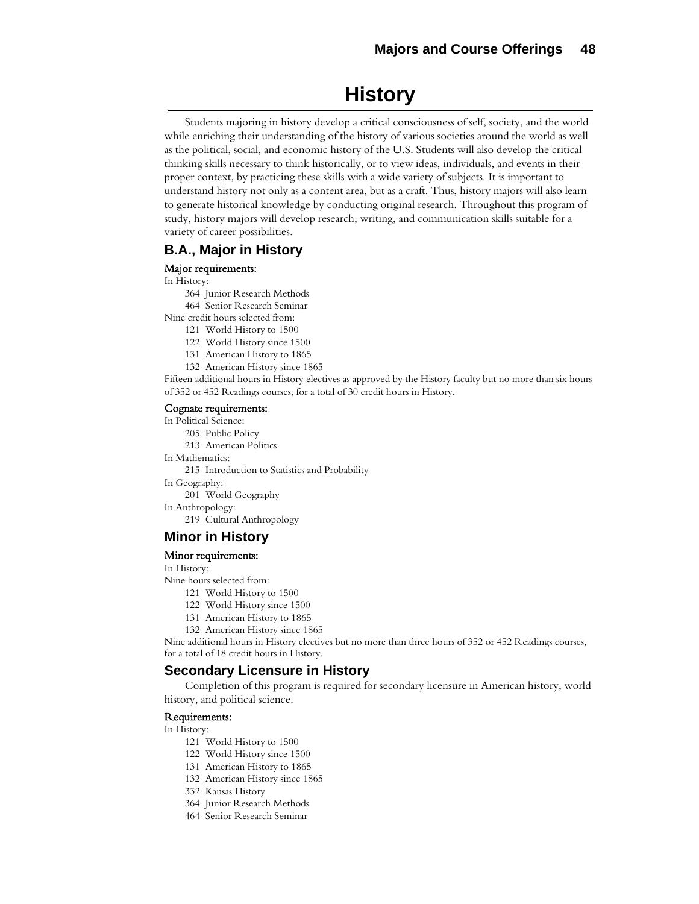# History

Students majoring in history develop a critical consciousness of self, society, and the world while enriching their understanding of the history of various societies around the world as well as the political, social, and economic history of the U.S. Students will also develop the critical thinking skills necessary to think historically, or to view ideas, individuals, and events in their proper context, by practicing these skills with a wide variety of subjects. It is important to understand history not only as a content area, but as a craft. Thus, history majors will also learn to generate historical knowledge by conducting original research. Throughout this program of study, history majors will develop research, writing, and communication skills suitable for a variety of career possibilities.

## B.A., Major in History

### Major requirements:

In History:

- 364 Junior Research Methods
- 464 Senior Research Seminar

Nine credit hours selected from:

- 121 World History to 1500
- 122 World History since 1500
- 131 American History to 1865
- 132 American History since 1865

Fifteen additional hours in History electives as approved by the History faculty but no more than six hours of 352 or 452 Readings courses, for a total of 30 credit hours in History.

### Cognate requirements:

In Political Science:

- 205 Public Policy
- 213 American Politics

In Mathematics:

- 215 Introduction to Statistics and Probability

In Geography:

- 201 World Geography

In Anthropology:

- 219 Cultural Anthropology

## Minor in History

### Minor requirements:

In History:

Nine hours selected from:

- 121 World History to 1500
- 122 World History since 1500
- 131 American History to 1865
- 132 American History since 1865

Nine additional hours in History electives but no more than three hours of 352 or 452 Readings courses, for a total of 18 credit hours in History.

## Secondary Licensure in History

Completion of this program is required for secondary licensure in American history, world history, and political science.

### Requirements:

In History:

- 121 World History to 1500
- 122 World History since 1500
- 131 American History to 1865
- 132 American History since 1865
- 332 Kansas History
- 364 Junior Research Methods
- 464 Senior Research Seminar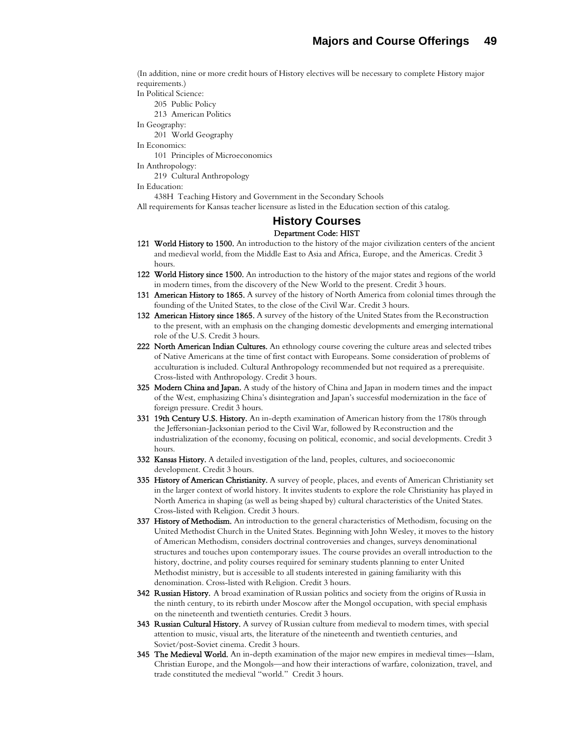(In addition, nine or more credit hours of History electives will be necessary to complete History major requirements.)

In Political Science:

- 205 Public Policy
- 213 American Politics

In Geography:

- 201 World Geography

In Economics:

- 101 Principles of Microeconomics

In Anthropology:

- 219 Cultural Anthropology

In Education:

- 438H Teaching History and Government in the Secondary Schools

All requirements for Kansas teacher licensure as listed in the Education section of this catalog.

## History Courses

**Department Code: HIST**

**121 World History to 1500.** An introduction to the history of the major civilization centers of the ancient and medieval world, from the Middle East to Asia and Africa, Europe, and the Americas. Credit 3 hours.

**122 World History since 1500.** An introduction to the history of the major states and regions of the world in modern times, from the discovery of the New World to the present. Credit 3 hours.

**131 American History to 1865.** A survey of the history of North America from colonial times through the founding of the United States, to the close of the Civil War. Credit 3 hours.

**132 American History since 1865.** A survey of the history of the United States from the Reconstruction to the present, with an emphasis on the changing domestic developments and emerging international role of the U.S. Credit 3 hours.

**222 North American Indian Cultures.** An ethnology course covering the culture areas and selected tribes of Native Americans at the time of first contact with Europeans. Some consideration of problems of acculturation is included. Cultural Anthropology recommended but not required as a prerequisite. Cross-listed with Anthropology. Credit 3 hours.

**325 Modern China and Japan.** A study of the history of China and Japan in modern times and the impact of the West, emphasizing China's disintegration and Japan's successful modernization in the face of foreign pressure. Credit 3 hours.

**331 19th Century U.S. History.** An in-depth examination of American history from the 1780s through the Jeffersonian-Jacksonian period to the Civil War, followed by Reconstruction and the industrialization of the economy, focusing on political, economic, and social developments. Credit 3 hours.

**332 Kansas History.** A detailed investigation of the land, peoples, cultures, and socioeconomic development. Credit 3 hours.

**335 History of American Christianity.** A survey of people, places, and events of American Christianity set in the larger context of world history. It invites students to explore the role Christianity has played in North America in shaping (as well as being shaped by) cultural characteristics of the United States. Cross-listed with Religion. Credit 3 hours.

**337 History of Methodism.** An introduction to the general characteristics of Methodism, focusing on the United Methodist Church in the United States. Beginning with John Wesley, it moves to the history of American Methodism, considers doctrinal controversies and changes, surveys denominational structures and touches upon contemporary issues. The course provides an overall introduction to the history, doctrine, and polity courses required for seminary students planning to enter United Methodist ministry, but is accessible to all students interested in gaining familiarity with this denomination. Cross-listed with Religion. Credit 3 hours.

**342 Russian History.** A broad examination of Russian politics and society from the origins of Russia in the ninth century, to its rebirth under Moscow after the Mongol occupation, with special emphasis on the nineteenth and twentieth centuries. Credit 3 hours.

**343 Russian Cultural History.** A survey of Russian culture from medieval to modern times, with special attention to music, visual arts, the literature of the nineteenth and twentieth centuries, and Soviet/post-Soviet cinema. Credit 3 hours.

**345 The Medieval World.** An in-depth examination of the major new empires in medieval times—Islam, Christian Europe, and the Mongols—and how their interactions of warfare, colonization, travel, and trade constituted the medieval "world." Credit 3 hours.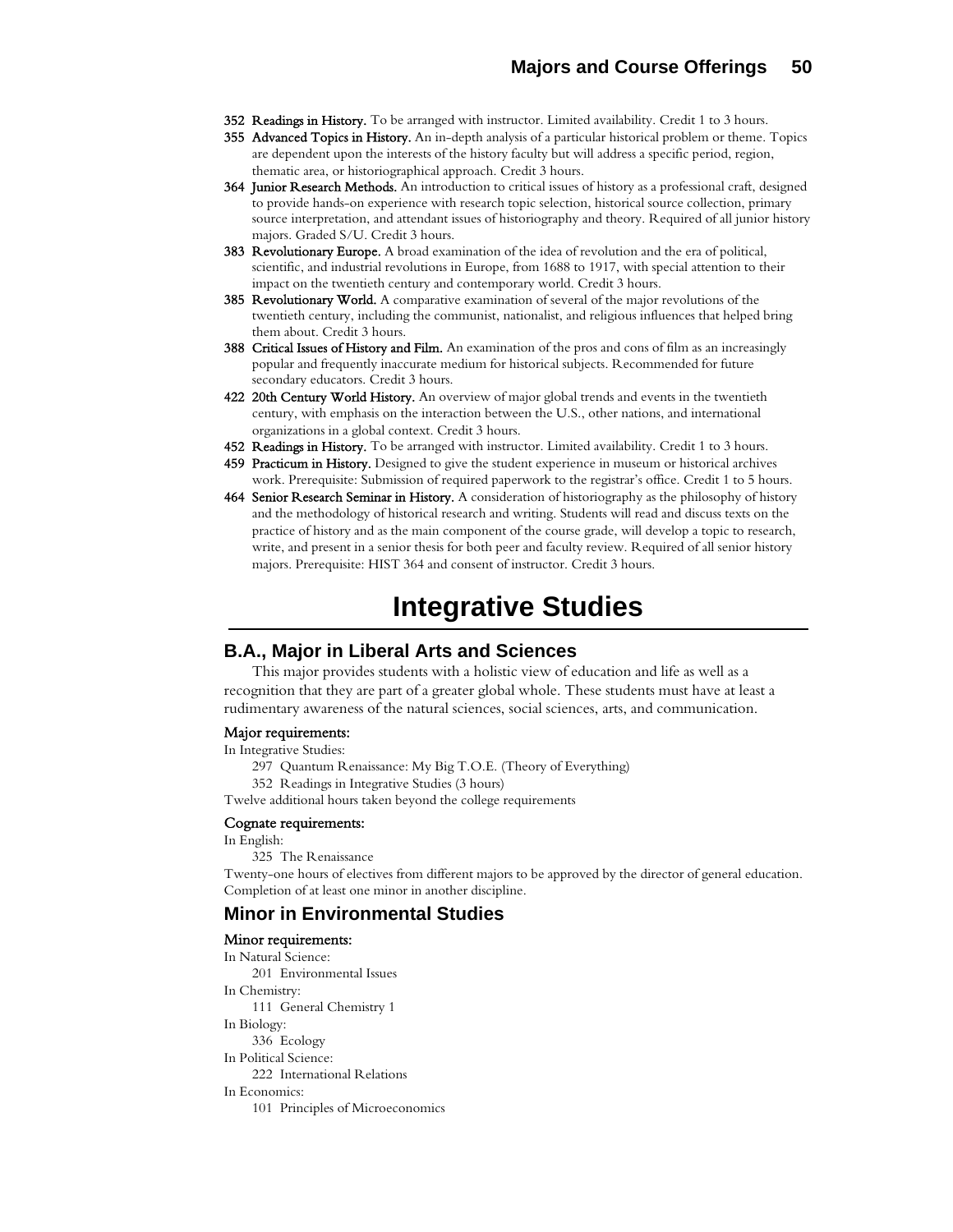**352 Readings in History.** To be arranged with instructor. Limited availability. Credit 1 to 3 hours.

**355 Advanced Topics in History.** An in-depth analysis of a particular historical problem or theme. Topics are dependent upon the interests of the history faculty but will address a specific period, region, thematic area, or historiographical approach. Credit 3 hours.

**364 Junior Research Methods.** An introduction to critical issues of history as a professional craft, designed to provide hands-on experience with research topic selection, historical source collection, primary source interpretation, and attendant issues of historiography and theory. Required of all junior history majors. Graded S/U. Credit 3 hours.

**383 Revolutionary Europe.** A broad examination of the idea of revolution and the era of political, scientific, and industrial revolutions in Europe, from 1688 to 1917, with special attention to their impact on the twentieth century and contemporary world. Credit 3 hours.

**385 Revolutionary World.** A comparative examination of several of the major revolutions of the twentieth century, including the communist, nationalist, and religious influences that helped bring them about. Credit 3 hours.

**388 Critical Issues of History and Film.** An examination of the pros and cons of film as an increasingly popular and frequently inaccurate medium for historical subjects. Recommended for future secondary educators. Credit 3 hours.

**422 20th Century World History.** An overview of major global trends and events in the twentieth century, with emphasis on the interaction between the U.S., other nations, and international organizations in a global context. Credit 3 hours.

**452 Readings in History.** To be arranged with instructor. Limited availability. Credit 1 to 3 hours.

**459 Practicum in History.** Designed to give the student experience in museum or historical archives work. Prerequisite: Submission of required paperwork to the registrar's office. Credit 1 to 5 hours.

**464 Senior Research Seminar in History.** A consideration of historiography as the philosophy of history and the methodology of historical research and writing. Students will read and discuss texts on the practice of history and as the main component of the course grade, will develop a topic to research, write, and present in a senior thesis for both peer and faculty review. Required of all senior history majors. Prerequisite: HIST 364 and consent of instructor. Credit 3 hours.

# Integrative Studies

## B.A., Major in Liberal Arts and Sciences

This major provides students with a holistic view of education and life as well as a recognition that they are part of a greater global whole. These students must have at least a rudimentary awareness of the natural sciences, social sciences, arts, and communication.

**Major requirements:**

In Integrative Studies:

- 297 Quantum Renaissance: My Big T.O.E. (Theory of Everything)
- 352 Readings in Integrative Studies (3 hours)

Twelve additional hours taken beyond the college requirements

**Cognate requirements:**

In English:

- 325 The Renaissance

Twenty-one hours of electives from different majors to be approved by the director of general education.
Completion of at least one minor in another discipline.

## Minor in Environmental Studies

**Minor requirements:**

In Natural Science:

- 201 Environmental Issues

In Chemistry:

- 111 General Chemistry 1

In Biology:

- 336 Ecology

In Political Science:

- 222 International Relations

In Economics:

- 101 Principles of Microeconomics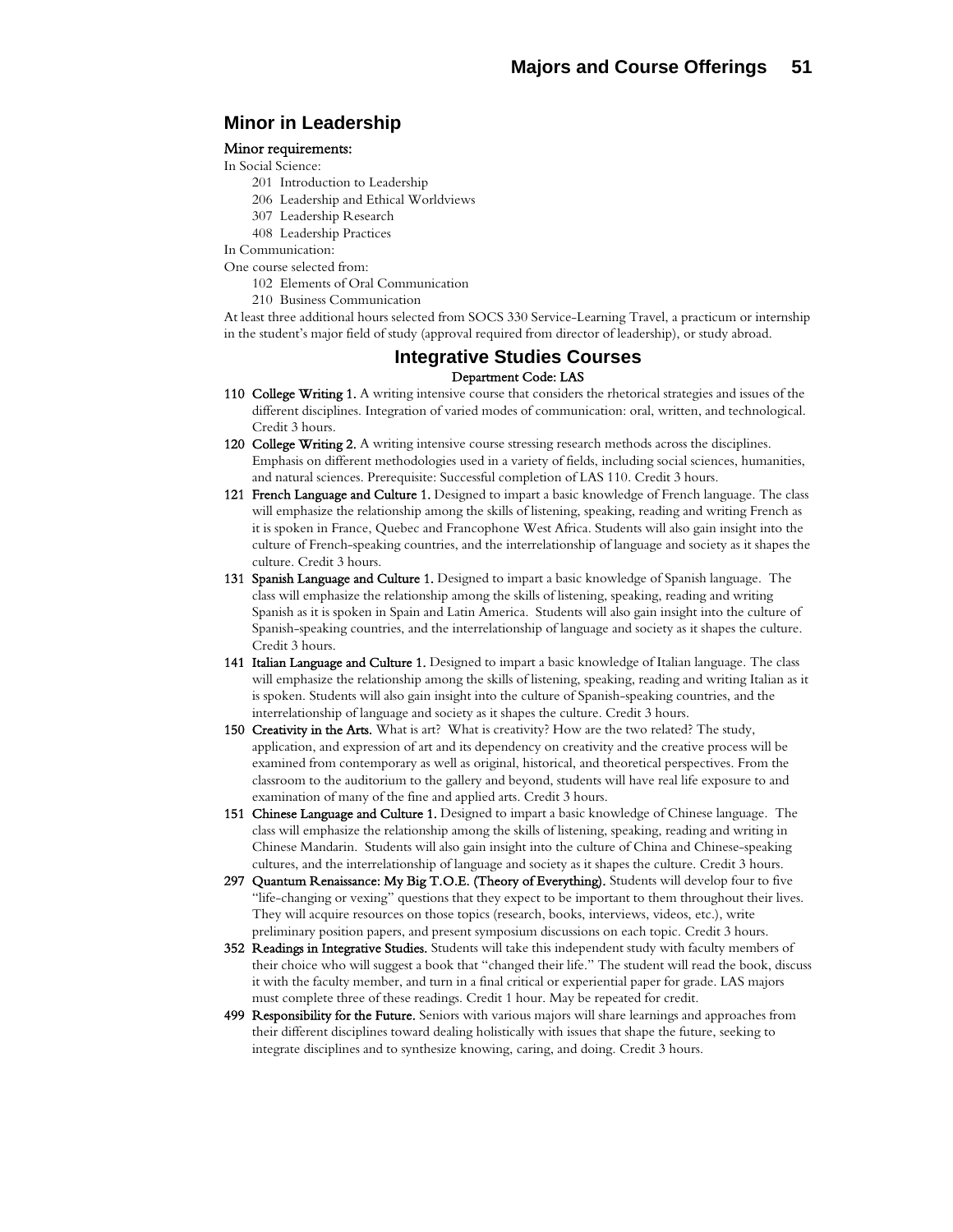## Minor in Leadership

Minor requirements:

In Social Science:

- 201 Introduction to Leadership
- 206 Leadership and Ethical Worldviews
- 307 Leadership Research
- 408 Leadership Practices

In Communication:

One course selected from:

- 102 Elements of Oral Communication
- 210 Business Communication

At least three additional hours selected from SOCS 330 Service-Learning Travel, a practicum or internship in the student's major field of study (approval required from director of leadership), or study abroad.

## Integrative Studies Courses

Department Code: LAS

**110 College Writing 1.** A writing intensive course that considers the rhetorical strategies and issues of the different disciplines. Integration of varied modes of communication: oral, written, and technological. Credit 3 hours.

**120 College Writing 2.** A writing intensive course stressing research methods across the disciplines. Emphasis on different methodologies used in a variety of fields, including social sciences, humanities, and natural sciences. Prerequisite: Successful completion of LAS 110. Credit 3 hours.

**121 French Language and Culture 1.** Designed to impart a basic knowledge of French language. The class will emphasize the relationship among the skills of listening, speaking, reading and writing French as it is spoken in France, Quebec and Francophone West Africa. Students will also gain insight into the culture of French-speaking countries, and the interrelationship of language and society as it shapes the culture. Credit 3 hours.

**131 Spanish Language and Culture 1.** Designed to impart a basic knowledge of Spanish language. The class will emphasize the relationship among the skills of listening, speaking, reading and writing Spanish as it is spoken in Spain and Latin America. Students will also gain insight into the culture of Spanish-speaking countries, and the interrelationship of language and society as it shapes the culture. Credit 3 hours.

**141 Italian Language and Culture 1.** Designed to impart a basic knowledge of Italian language. The class will emphasize the relationship among the skills of listening, speaking, reading and writing Italian as it is spoken. Students will also gain insight into the culture of Spanish-speaking countries, and the interrelationship of language and society as it shapes the culture. Credit 3 hours.

**150 Creativity in the Arts.** What is art? What is creativity? How are the two related? The study, application, and expression of art and its dependency on creativity and the creative process will be examined from contemporary as well as original, historical, and theoretical perspectives. From the classroom to the auditorium to the gallery and beyond, students will have real life exposure to and examination of many of the fine and applied arts. Credit 3 hours.

**151 Chinese Language and Culture 1.** Designed to impart a basic knowledge of Chinese language. The class will emphasize the relationship among the skills of listening, speaking, reading and writing in Chinese Mandarin. Students will also gain insight into the culture of China and Chinese-speaking cultures, and the interrelationship of language and society as it shapes the culture. Credit 3 hours.

**297 Quantum Renaissance: My Big T.O.E. (Theory of Everything).** Students will develop four to five "life-changing or vexing" questions that they expect to be important to them throughout their lives. They will acquire resources on those topics (research, books, interviews, videos, etc.), write preliminary position papers, and present symposium discussions on each topic. Credit 3 hours.

**352 Readings in Integrative Studies.** Students will take this independent study with faculty members of their choice who will suggest a book that "changed their life." The student will read the book, discuss it with the faculty member, and turn in a final critical or experiential paper for grade. LAS majors must complete three of these readings. Credit 1 hour. May be repeated for credit.

**499 Responsibility for the Future.** Seniors with various majors will share learnings and approaches from their different disciplines toward dealing holistically with issues that shape the future, seeking to integrate disciplines and to synthesize knowing, caring, and doing. Credit 3 hours.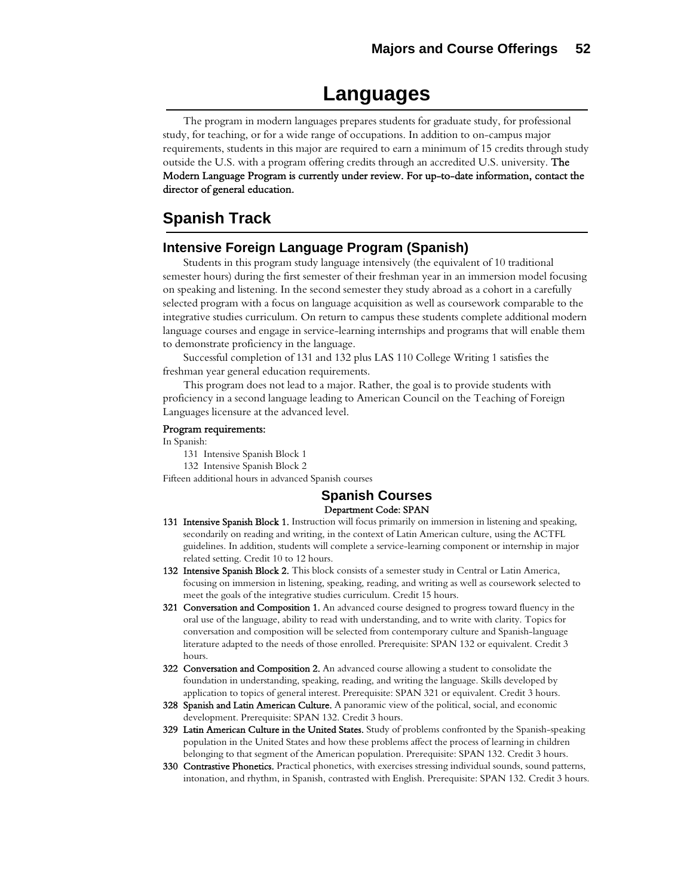# Languages

The program in modern languages prepares students for graduate study, for professional study, for teaching, or for a wide range of occupations. In addition to on-campus major requirements, students in this major are required to earn a minimum of 15 credits through study outside the U.S. with a program offering credits through an accredited U.S. university. **The Modern Language Program is currently under review. For up-to-date information, contact the director of general education.**

## Spanish Track

### Intensive Foreign Language Program (Spanish)

Students in this program study language intensively (the equivalent of 10 traditional semester hours) during the first semester of their freshman year in an immersion model focusing on speaking and listening. In the second semester they study abroad as a cohort in a carefully selected program with a focus on language acquisition as well as coursework comparable to the integrative studies curriculum. On return to campus these students complete additional modern language courses and engage in service-learning internships and programs that will enable them to demonstrate proficiency in the language.

Successful completion of 131 and 132 plus LAS 110 College Writing 1 satisfies the freshman year general education requirements.

This program does not lead to a major. Rather, the goal is to provide students with proficiency in a second language leading to American Council on the Teaching of Foreign Languages licensure at the advanced level.

**Program requirements:**

In Spanish:

- 131 Intensive Spanish Block 1
- 132 Intensive Spanish Block 2

Fifteen additional hours in advanced Spanish courses

### Spanish Courses

**Department Code: SPAN**

**131 Intensive Spanish Block 1.** Instruction will focus primarily on immersion in listening and speaking, secondarily on reading and writing, in the context of Latin American culture, using the ACTFL guidelines. In addition, students will complete a service-learning component or internship in major related setting. Credit 10 to 12 hours.

**132 Intensive Spanish Block 2.** This block consists of a semester study in Central or Latin America, focusing on immersion in listening, speaking, reading, and writing as well as coursework selected to meet the goals of the integrative studies curriculum. Credit 15 hours.

**321 Conversation and Composition 1.** An advanced course designed to progress toward fluency in the oral use of the language, ability to read with understanding, and to write with clarity. Topics for conversation and composition will be selected from contemporary culture and Spanish-language literature adapted to the needs of those enrolled. Prerequisite: SPAN 132 or equivalent. Credit 3 hours.

**322 Conversation and Composition 2.** An advanced course allowing a student to consolidate the foundation in understanding, speaking, reading, and writing the language. Skills developed by application to topics of general interest. Prerequisite: SPAN 321 or equivalent. Credit 3 hours.

**328 Spanish and Latin American Culture.** A panoramic view of the political, social, and economic development. Prerequisite: SPAN 132. Credit 3 hours.

**329 Latin American Culture in the United States.** Study of problems confronted by the Spanish-speaking population in the United States and how these problems affect the process of learning in children belonging to that segment of the American population. Prerequisite: SPAN 132. Credit 3 hours.

**330 Contrastive Phonetics.** Practical phonetics, with exercises stressing individual sounds, sound patterns, intonation, and rhythm, in Spanish, contrasted with English. Prerequisite: SPAN 132. Credit 3 hours.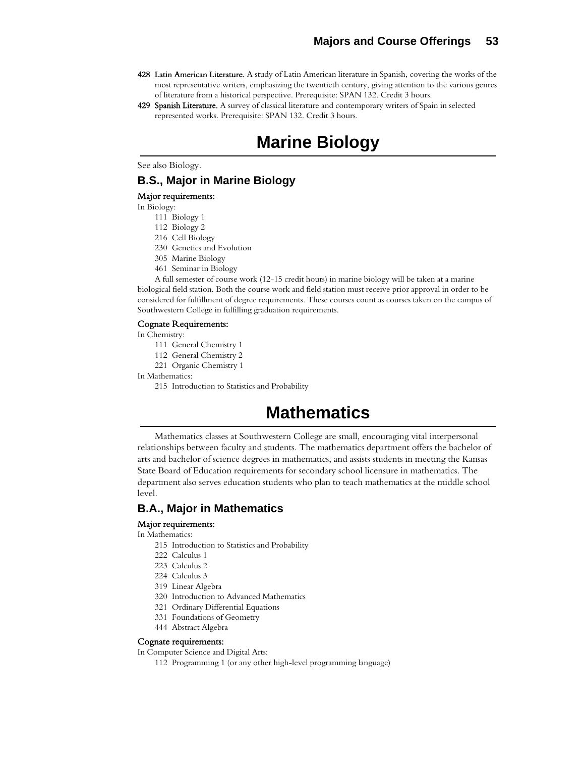**428 Latin American Literature.** A study of Latin American literature in Spanish, covering the works of the most representative writers, emphasizing the twentieth century, giving attention to the various genres of literature from a historical perspective. Prerequisite: SPAN 132. Credit 3 hours.

**429 Spanish Literature.** A survey of classical literature and contemporary writers of Spain in selected represented works. Prerequisite: SPAN 132. Credit 3 hours.

# Marine Biology

See also Biology.

## B.S., Major in Marine Biology

### Major requirements:

In Biology:

- 111 Biology 1
- 112 Biology 2
- 216 Cell Biology
- 230 Genetics and Evolution
- 305 Marine Biology
- 461 Seminar in Biology

A full semester of course work (12-15 credit hours) in marine biology will be taken at a marine biological field station. Both the course work and field station must receive prior approval in order to be considered for fulfillment of degree requirements. These courses count as courses taken on the campus of Southwestern College in fulfilling graduation requirements.

### Cognate Requirements:

In Chemistry:

- 111 General Chemistry 1
- 112 General Chemistry 2
- 221 Organic Chemistry 1

In Mathematics:

- 215 Introduction to Statistics and Probability

# Mathematics

Mathematics classes at Southwestern College are small, encouraging vital interpersonal relationships between faculty and students. The mathematics department offers the bachelor of arts and bachelor of science degrees in mathematics, and assists students in meeting the Kansas State Board of Education requirements for secondary school licensure in mathematics. The department also serves education students who plan to teach mathematics at the middle school level.

## B.A., Major in Mathematics

### Major requirements:

In Mathematics:

- 215 Introduction to Statistics and Probability
- 222 Calculus 1
- 223 Calculus 2
- 224 Calculus 3
- 319 Linear Algebra
- 320 Introduction to Advanced Mathematics
- 321 Ordinary Differential Equations
- 331 Foundations of Geometry
- 444 Abstract Algebra

### Cognate requirements:

In Computer Science and Digital Arts:

- 112 Programming 1 (or any other high-level programming language)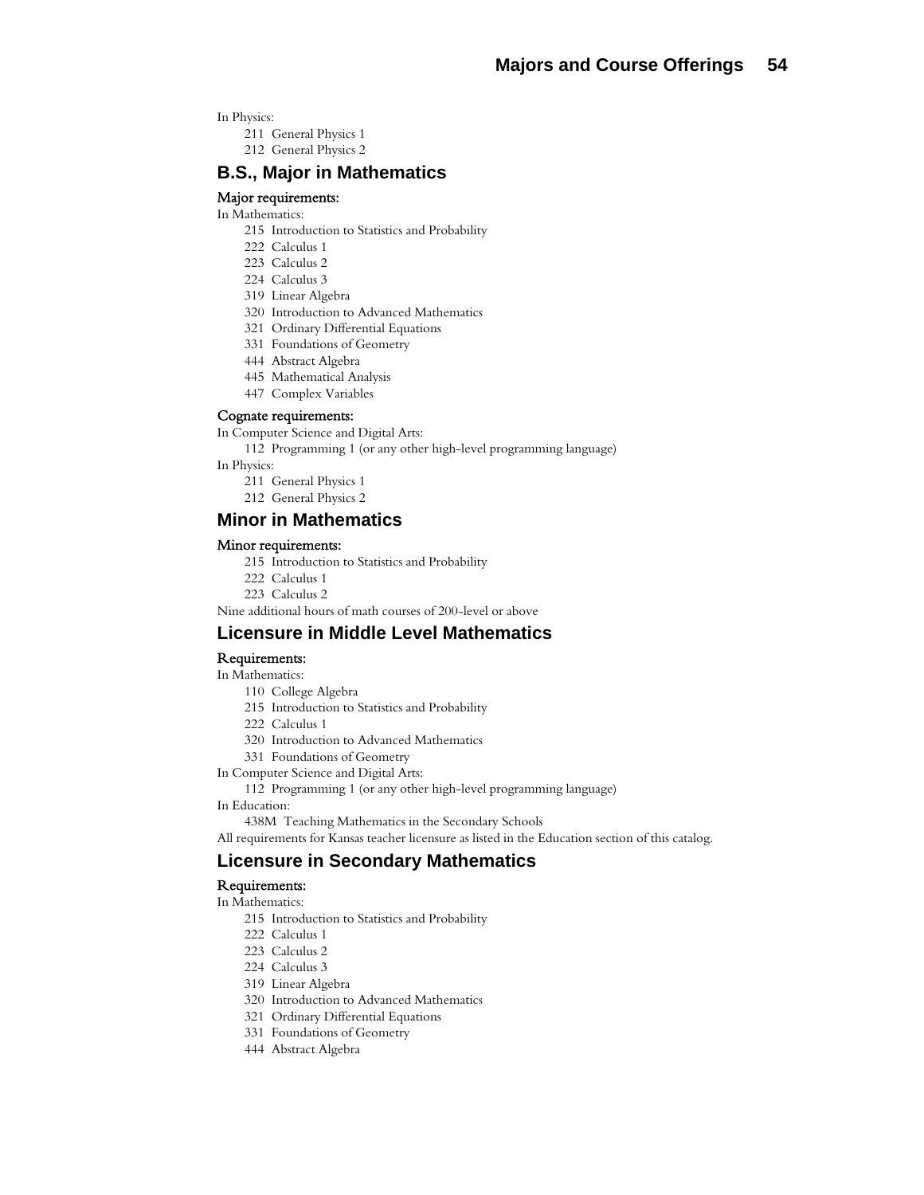In Physics:

211 General Physics 1
212 General Physics 2

## B.S., Major in Mathematics

### Major requirements:

In Mathematics:

215 Introduction to Statistics and Probability
222 Calculus 1
223 Calculus 2
224 Calculus 3
319 Linear Algebra
320 Introduction to Advanced Mathematics
321 Ordinary Differential Equations
331 Foundations of Geometry
444 Abstract Algebra
445 Mathematical Analysis
447 Complex Variables

### Cognate requirements:

In Computer Science and Digital Arts:

112 Programming 1 (or any other high-level programming language)

In Physics:

211 General Physics 1
212 General Physics 2

## Minor in Mathematics

### Minor requirements:

215 Introduction to Statistics and Probability
222 Calculus 1
223 Calculus 2

Nine additional hours of math courses of 200-level or above

## Licensure in Middle Level Mathematics

### Requirements:

In Mathematics:

110 College Algebra
215 Introduction to Statistics and Probability
222 Calculus 1
320 Introduction to Advanced Mathematics
331 Foundations of Geometry

In Computer Science and Digital Arts:

112 Programming 1 (or any other high-level programming language)

In Education:

438M Teaching Mathematics in the Secondary Schools

All requirements for Kansas teacher licensure as listed in the Education section of this catalog.

## Licensure in Secondary Mathematics

### Requirements:

In Mathematics:

215 Introduction to Statistics and Probability
222 Calculus 1
223 Calculus 2
224 Calculus 3
319 Linear Algebra
320 Introduction to Advanced Mathematics
321 Ordinary Differential Equations
331 Foundations of Geometry
444 Abstract Algebra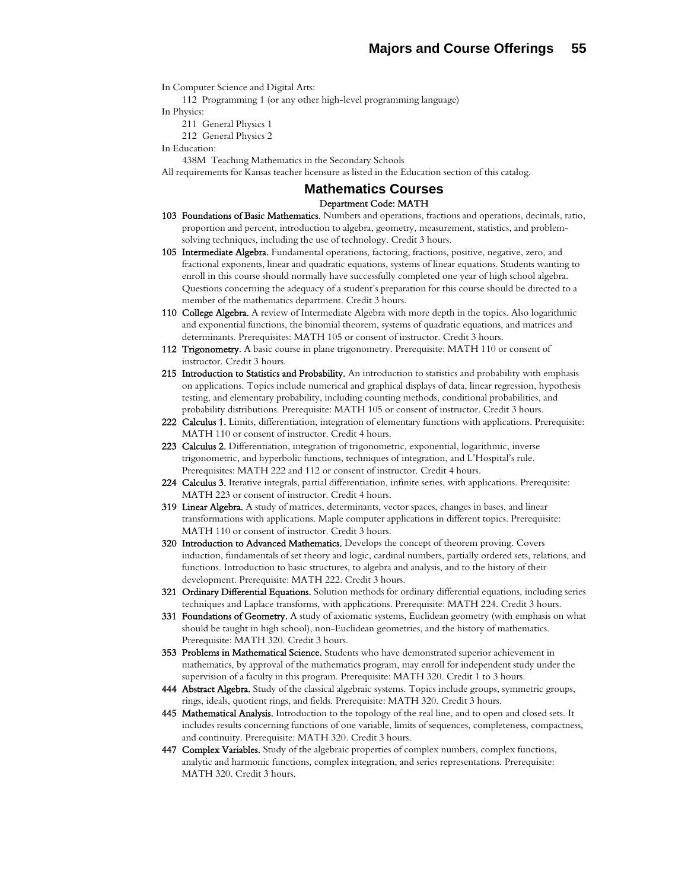In Computer Science and Digital Arts:

112 Programming 1 (or any other high-level programming language)

In Physics:

211 General Physics 1

212 General Physics 2

In Education:

438M Teaching Mathematics in the Secondary Schools

All requirements for Kansas teacher licensure as listed in the Education section of this catalog.

## Mathematics Courses

Department Code: MATH

**103 Foundations of Basic Mathematics.** Numbers and operations, fractions and operations, decimals, ratio, proportion and percent, introduction to algebra, geometry, measurement, statistics, and problem-solving techniques, including the use of technology. Credit 3 hours.

**105 Intermediate Algebra.** Fundamental operations, factoring, fractions, positive, negative, zero, and fractional exponents, linear and quadratic equations, systems of linear equations. Students wanting to enroll in this course should normally have successfully completed one year of high school algebra. Questions concerning the adequacy of a student's preparation for this course should be directed to a member of the mathematics department. Credit 3 hours.

**110 College Algebra.** A review of Intermediate Algebra with more depth in the topics. Also logarithmic and exponential functions, the binomial theorem, systems of quadratic equations, and matrices and determinants. Prerequisites: MATH 105 or consent of instructor. Credit 3 hours.

**112 Trigonometry**. A basic course in plane trigonometry. Prerequisite: MATH 110 or consent of instructor. Credit 3 hours.

**215 Introduction to Statistics and Probability.** An introduction to statistics and probability with emphasis on applications. Topics include numerical and graphical displays of data, linear regression, hypothesis testing, and elementary probability, including counting methods, conditional probabilities, and probability distributions. Prerequisite: MATH 105 or consent of instructor. Credit 3 hours.

**222 Calculus 1.** Limits, differentiation, integration of elementary functions with applications. Prerequisite: MATH 110 or consent of instructor. Credit 4 hours.

**223 Calculus 2.** Differentiation, integration of trigonometric, exponential, logarithmic, inverse trigonometric, and hyperbolic functions, techniques of integration, and L'Hospital's rule. Prerequisites: MATH 222 and 112 or consent of instructor. Credit 4 hours.

**224 Calculus 3.** Iterative integrals, partial differentiation, infinite series, with applications. Prerequisite: MATH 223 or consent of instructor. Credit 4 hours.

**319 Linear Algebra.** A study of matrices, determinants, vector spaces, changes in bases, and linear transformations with applications. Maple computer applications in different topics. Prerequisite: MATH 110 or consent of instructor. Credit 3 hours.

**320 Introduction to Advanced Mathematics.** Develops the concept of theorem proving. Covers induction, fundamentals of set theory and logic, cardinal numbers, partially ordered sets, relations, and functions. Introduction to basic structures, to algebra and analysis, and to the history of their development. Prerequisite: MATH 222. Credit 3 hours.

**321 Ordinary Differential Equations.** Solution methods for ordinary differential equations, including series techniques and Laplace transforms, with applications. Prerequisite: MATH 224. Credit 3 hours.

**331 Foundations of Geometry.** A study of axiomatic systems, Euclidean geometry (with emphasis on what should be taught in high school), non-Euclidean geometries, and the history of mathematics. Prerequisite: MATH 320. Credit 3 hours.

**353 Problems in Mathematical Science.** Students who have demonstrated superior achievement in mathematics, by approval of the mathematics program, may enroll for independent study under the supervision of a faculty in this program. Prerequisite: MATH 320. Credit 1 to 3 hours.

**444 Abstract Algebra.** Study of the classical algebraic systems. Topics include groups, symmetric groups, rings, ideals, quotient rings, and fields. Prerequisite: MATH 320. Credit 3 hours.

**445 Mathematical Analysis.** Introduction to the topology of the real line, and to open and closed sets. It includes results concerning functions of one variable, limits of sequences, completeness, compactness, and continuity. Prerequisite: MATH 320. Credit 3 hours.

**447 Complex Variables.** Study of the algebraic properties of complex numbers, complex functions, analytic and harmonic functions, complex integration, and series representations. Prerequisite: MATH 320. Credit 3 hours.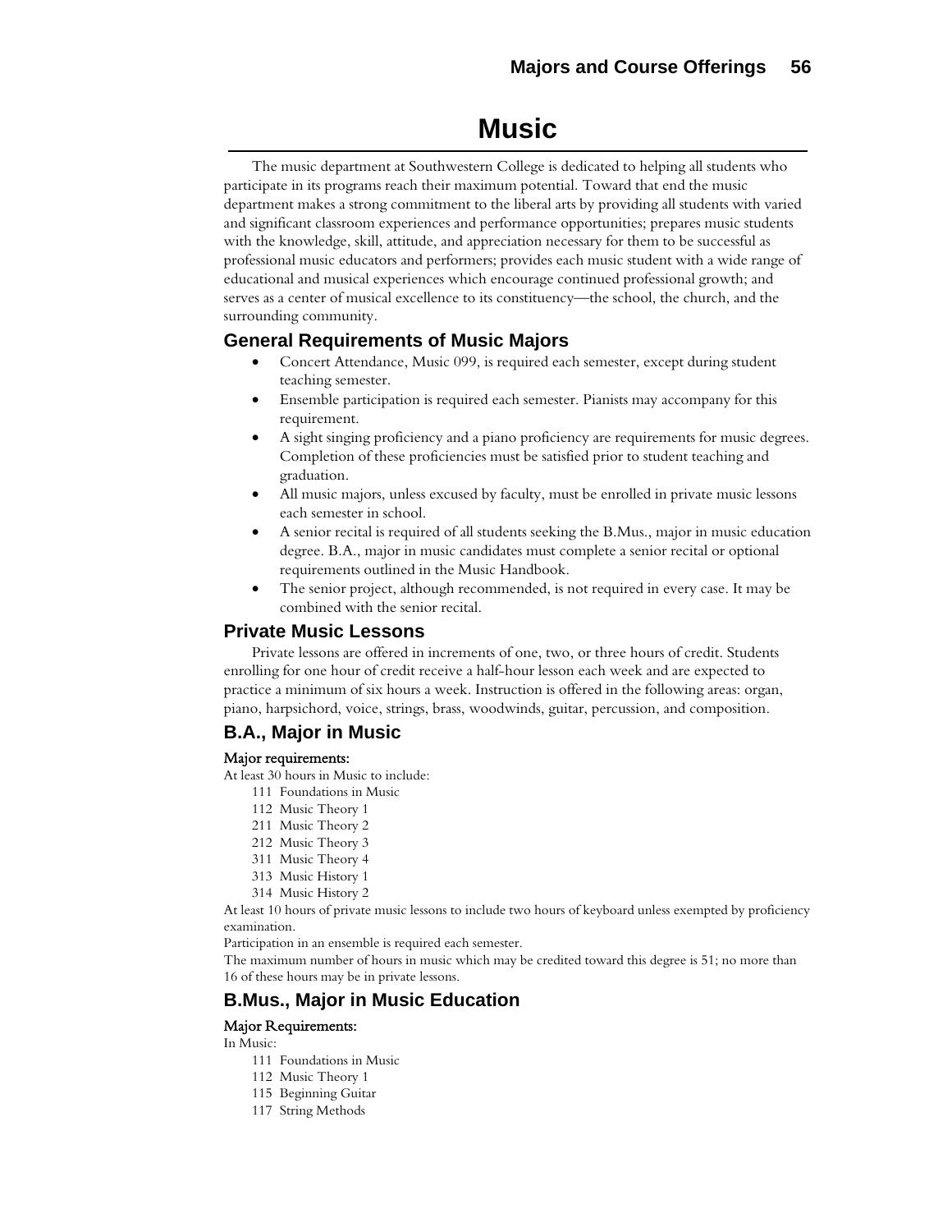# Music

The music department at Southwestern College is dedicated to helping all students who participate in its programs reach their maximum potential. Toward that end the music department makes a strong commitment to the liberal arts by providing all students with varied and significant classroom experiences and performance opportunities; prepares music students with the knowledge, skill, attitude, and appreciation necessary for them to be successful as professional music educators and performers; provides each music student with a wide range of educational and musical experiences which encourage continued professional growth; and serves as a center of musical excellence to its constituency—the school, the church, and the surrounding community.

## General Requirements of Music Majors

- Concert Attendance, Music 099, is required each semester, except during student teaching semester.
- Ensemble participation is required each semester. Pianists may accompany for this requirement.
- A sight singing proficiency and a piano proficiency are requirements for music degrees. Completion of these proficiencies must be satisfied prior to student teaching and graduation.
- All music majors, unless excused by faculty, must be enrolled in private music lessons each semester in school.
- A senior recital is required of all students seeking the B.Mus., major in music education degree. B.A., major in music candidates must complete a senior recital or optional requirements outlined in the Music Handbook.
- The senior project, although recommended, is not required in every case. It may be combined with the senior recital.

## Private Music Lessons

Private lessons are offered in increments of one, two, or three hours of credit. Students enrolling for one hour of credit receive a half-hour lesson each week and are expected to practice a minimum of six hours a week. Instruction is offered in the following areas: organ, piano, harpsichord, voice, strings, brass, woodwinds, guitar, percussion, and composition.

## B.A., Major in Music

### Major requirements:

At least 30 hours in Music to include:

- 111 Foundations in Music
- 112 Music Theory 1
- 211 Music Theory 2
- 212 Music Theory 3
- 311 Music Theory 4
- 313 Music History 1
- 314 Music History 2

At least 10 hours of private music lessons to include two hours of keyboard unless exempted by proficiency examination.

Participation in an ensemble is required each semester.

The maximum number of hours in music which may be credited toward this degree is 51; no more than 16 of these hours may be in private lessons.

## B.Mus., Major in Music Education

### Major Requirements:

In Music:

- 111 Foundations in Music
- 112 Music Theory 1
- 115 Beginning Guitar
- 117 String Methods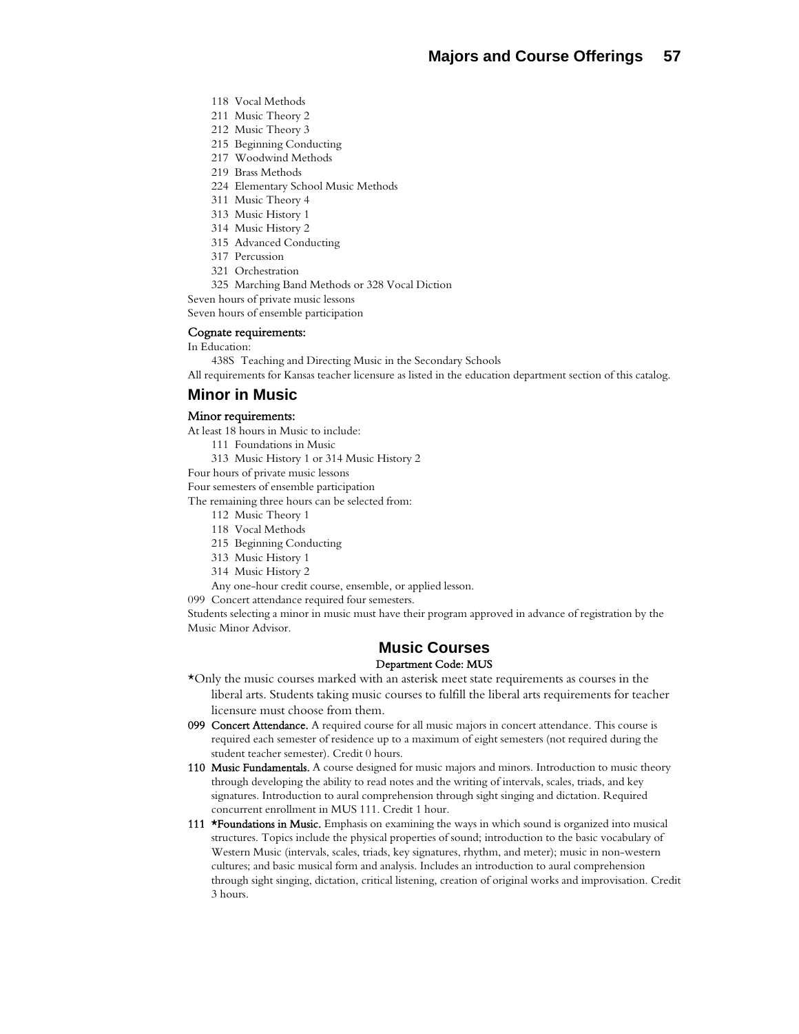118 Vocal Methods
211 Music Theory 2
212 Music Theory 3
215 Beginning Conducting
217 Woodwind Methods
219 Brass Methods
224 Elementary School Music Methods
311 Music Theory 4
313 Music History 1
314 Music History 2
315 Advanced Conducting
317 Percussion
321 Orchestration
325 Marching Band Methods or 328 Vocal Diction

Seven hours of private music lessons
Seven hours of ensemble participation

#### Cognate requirements:

In Education:

438S Teaching and Directing Music in the Secondary Schools

All requirements for Kansas teacher licensure as listed in the education department section of this catalog.

## Minor in Music

#### Minor requirements:

At least 18 hours in Music to include:

111 Foundations in Music
313 Music History 1 or 314 Music History 2

Four hours of private music lessons
Four semesters of ensemble participation
The remaining three hours can be selected from:

112 Music Theory 1
118 Vocal Methods
215 Beginning Conducting
313 Music History 1
314 Music History 2
Any one-hour credit course, ensemble, or applied lesson.

099 Concert attendance required four semesters.

Students selecting a minor in music must have their program approved in advance of registration by the Music Minor Advisor.

## Music Courses

**Department Code: MUS**

*Only the music courses marked with an asterisk meet state requirements as courses in the liberal arts. Students taking music courses to fulfill the liberal arts requirements for teacher licensure must choose from them.

**099 Concert Attendance.** A required course for all music majors in concert attendance. This course is required each semester of residence up to a maximum of eight semesters (not required during the student teacher semester). Credit 0 hours.

**110 Music Fundamentals.** A course designed for music majors and minors. Introduction to music theory through developing the ability to read notes and the writing of intervals, scales, triads, and key signatures. Introduction to aural comprehension through sight singing and dictation. Required concurrent enrollment in MUS 111. Credit 1 hour.

**111 *Foundations in Music.** Emphasis on examining the ways in which sound is organized into musical structures. Topics include the physical properties of sound; introduction to the basic vocabulary of Western Music (intervals, scales, triads, key signatures, rhythm, and meter); music in non-western cultures; and basic musical form and analysis. Includes an introduction to aural comprehension through sight singing, dictation, critical listening, creation of original works and improvisation. Credit 3 hours.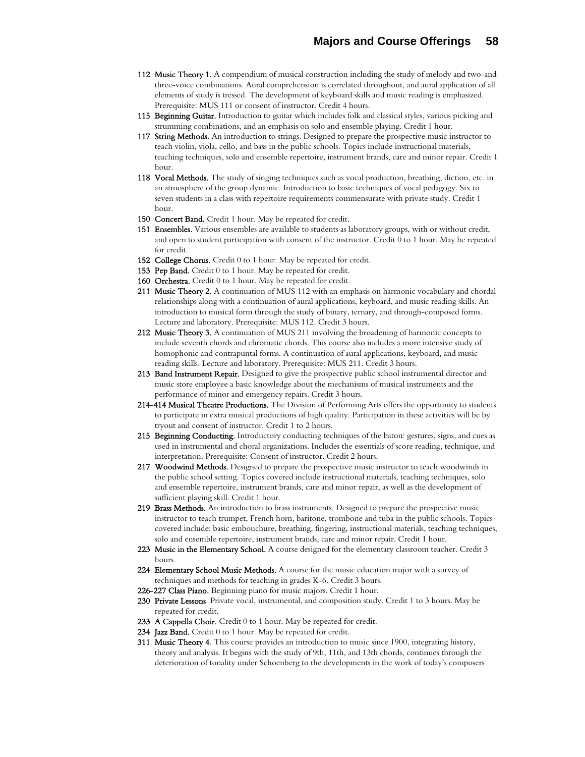**112 Music Theory 1.** A compendium of musical construction including the study of melody and two-and three-voice combinations. Aural comprehension is correlated throughout, and aural application of all elements of study is tressed. The development of keyboard skills and music reading is emphasized. Prerequisite: MUS 111 or consent of instructor. Credit 4 hours.

**115 Beginning Guitar.** Introduction to guitar which includes folk and classical styles, various picking and strumming combinations, and an emphasis on solo and ensemble playing. Credit 1 hour.

**117 String Methods.** An introduction to strings. Designed to prepare the prospective music instructor to teach violin, viola, cello, and bass in the public schools. Topics include instructional materials, teaching techniques, solo and ensemble repertoire, instrument brands, care and minor repair. Credit 1 hour.

**118 Vocal Methods.** The study of singing techniques such as vocal production, breathing, diction, etc. in an atmosphere of the group dynamic. Introduction to basic techniques of vocal pedagogy. Six to seven students in a class with repertoire requirements commensurate with private study. Credit 1 hour.

**150 Concert Band.** Credit 1 hour. May be repeated for credit.

**151 Ensembles.** Various ensembles are available to students as laboratory groups, with or without credit, and open to student participation with consent of the instructor. Credit 0 to 1 hour. May be repeated for credit.

**152 College Chorus.** Credit 0 to 1 hour. May be repeated for credit.

**153 Pep Band.** Credit 0 to 1 hour. May be repeated for credit.

**160 Orchestra.** Credit 0 to 1 hour. May be repeated for credit.

**211 Music Theory 2.** A continuation of MUS 112 with an emphasis on harmonic vocabulary and chordal relationships along with a continuation of aural applications, keyboard, and music reading skills. An introduction to musical form through the study of binary, ternary, and through-composed forms. Lecture and laboratory. Prerequisite: MUS 112. Credit 3 hours.

**212 Music Theory 3.** A continuation of MUS 211 involving the broadening of harmonic concepts to include seventh chords and chromatic chords. This course also includes a more intensive study of homophonic and contrapuntal forms. A continuation of aural applications, keyboard, and music reading skills. Lecture and laboratory. Prerequisite: MUS 211. Credit 3 hours.

**213 Band Instrument Repair.** Designed to give the prospective public school instrumental director and music store employee a basic knowledge about the mechanisms of musical instruments and the performance of minor and emergency repairs. Credit 3 hours.

**214-414 Musical Theatre Productions.** The Division of Performing Arts offers the opportunity to students to participate in extra musical productions of high quality. Participation in these activities will be by tryout and consent of instructor. Credit 1 to 2 hours.

**215 Beginning Conducting.** Introductory conducting techniques of the baton: gestures, signs, and cues as used in instrumental and choral organizations. Includes the essentials of score reading, technique, and interpretation. Prerequisite: Consent of instructor. Credit 2 hours.

**217 Woodwind Methods.** Designed to prepare the prospective music instructor to teach woodwinds in the public school setting. Topics covered include instructional materials, teaching techniques, solo and ensemble repertoire, instrument brands, care and minor repair, as well as the development of sufficient playing skill. Credit 1 hour.

**219 Brass Methods.** An introduction to brass instruments. Designed to prepare the prospective music instructor to teach trumpet, French horn, baritone, trombone and tuba in the public schools. Topics covered include: basic embouchure, breathing, fingering, instructional materials, teaching techniques, solo and ensemble repertoire, instrument brands, care and minor repair. Credit 1 hour.

**223 Music in the Elementary School.** A course designed for the elementary classroom teacher. Credit 3 hours.

**224 Elementary School Music Methods.** A course for the music education major with a survey of techniques and methods for teaching in grades K-6. Credit 3 hours.

**226-227 Class Piano.** Beginning piano for music majors. Credit 1 hour.

**230 Private Lessons**. Private vocal, instrumental, and composition study. Credit 1 to 3 hours. May be repeated for credit.

**233 A Cappella Choir.** Credit 0 to 1 hour. May be repeated for credit.

**234 Jazz Band.** Credit 0 to 1 hour. May be repeated for credit.

**311 Music Theory 4**. This course provides an introduction to music since 1900, integrating history, theory and analysis. It begins with the study of 9th, 11th, and 13th chords, continues through the deterioration of tonality under Schoenberg to the developments in the work of today's composers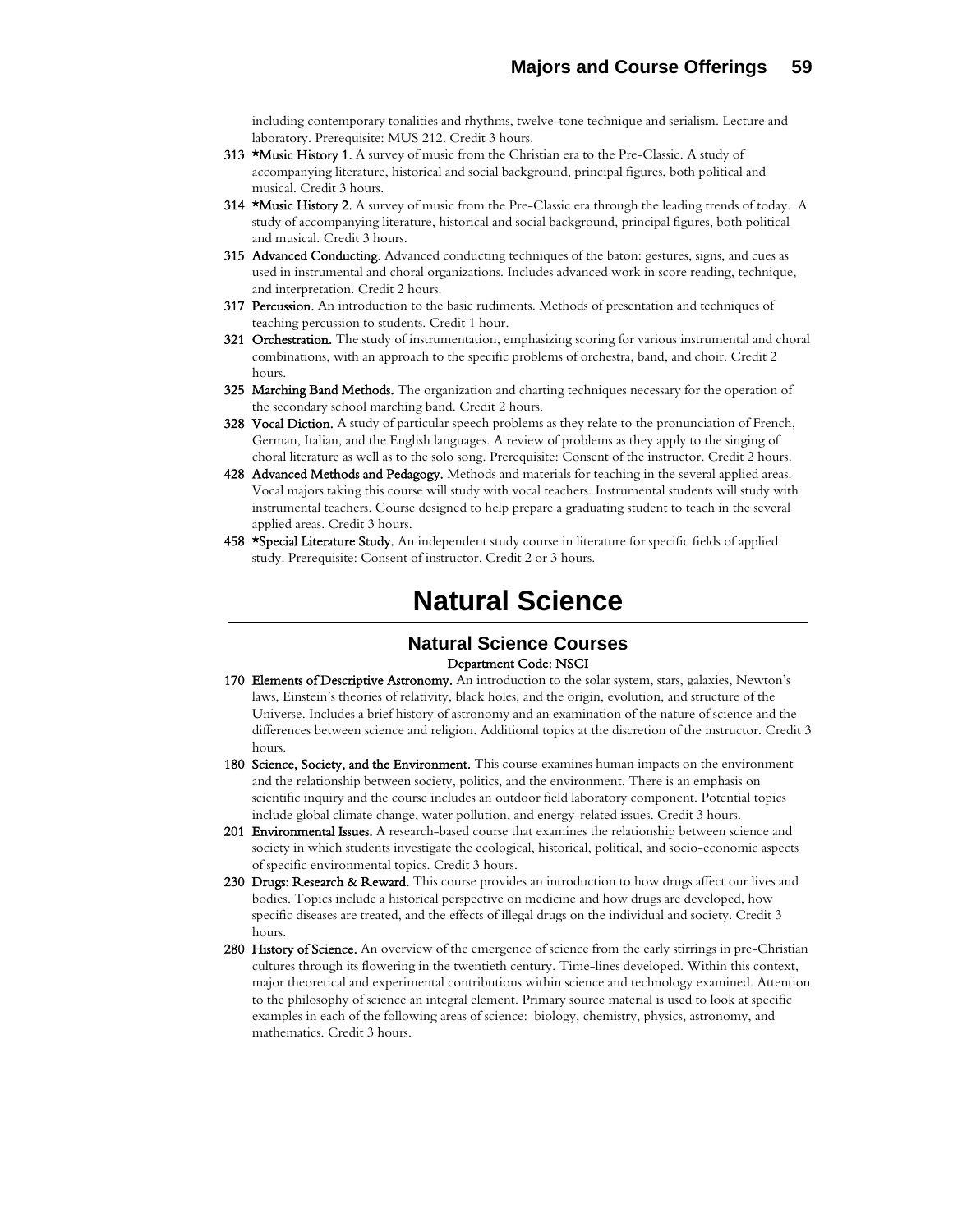including contemporary tonalities and rhythms, twelve-tone technique and serialism. Lecture and laboratory. Prerequisite: MUS 212. Credit 3 hours.

**313 *Music History 1.** A survey of music from the Christian era to the Pre-Classic. A study of accompanying literature, historical and social background, principal figures, both political and musical. Credit 3 hours.

**314 *Music History 2.** A survey of music from the Pre-Classic era through the leading trends of today. A study of accompanying literature, historical and social background, principal figures, both political and musical. Credit 3 hours.

**315 Advanced Conducting.** Advanced conducting techniques of the baton: gestures, signs, and cues as used in instrumental and choral organizations. Includes advanced work in score reading, technique, and interpretation. Credit 2 hours.

**317 Percussion.** An introduction to the basic rudiments. Methods of presentation and techniques of teaching percussion to students. Credit 1 hour.

**321 Orchestration.** The study of instrumentation, emphasizing scoring for various instrumental and choral combinations, with an approach to the specific problems of orchestra, band, and choir. Credit 2 hours.

**325 Marching Band Methods.** The organization and charting techniques necessary for the operation of the secondary school marching band. Credit 2 hours.

**328 Vocal Diction.** A study of particular speech problems as they relate to the pronunciation of French, German, Italian, and the English languages. A review of problems as they apply to the singing of choral literature as well as to the solo song. Prerequisite: Consent of the instructor. Credit 2 hours.

**428 Advanced Methods and Pedagogy.** Methods and materials for teaching in the several applied areas. Vocal majors taking this course will study with vocal teachers. Instrumental students will study with instrumental teachers. Course designed to help prepare a graduating student to teach in the several applied areas. Credit 3 hours.

**458 *Special Literature Study.** An independent study course in literature for specific fields of applied study. Prerequisite: Consent of instructor. Credit 2 or 3 hours.

# Natural Science

## Natural Science Courses

Department Code: NSCI

**170 Elements of Descriptive Astronomy.** An introduction to the solar system, stars, galaxies, Newton's laws, Einstein's theories of relativity, black holes, and the origin, evolution, and structure of the Universe. Includes a brief history of astronomy and an examination of the nature of science and the differences between science and religion. Additional topics at the discretion of the instructor. Credit 3 hours.

**180 Science, Society, and the Environment.** This course examines human impacts on the environment and the relationship between society, politics, and the environment. There is an emphasis on scientific inquiry and the course includes an outdoor field laboratory component. Potential topics include global climate change, water pollution, and energy-related issues. Credit 3 hours.

**201 Environmental Issues.** A research-based course that examines the relationship between science and society in which students investigate the ecological, historical, political, and socio-economic aspects of specific environmental topics. Credit 3 hours.

**230 Drugs: Research & Reward.** This course provides an introduction to how drugs affect our lives and bodies. Topics include a historical perspective on medicine and how drugs are developed, how specific diseases are treated, and the effects of illegal drugs on the individual and society. Credit 3 hours.

**280 History of Science.** An overview of the emergence of science from the early stirrings in pre-Christian cultures through its flowering in the twentieth century. Time-lines developed. Within this context, major theoretical and experimental contributions within science and technology examined. Attention to the philosophy of science an integral element. Primary source material is used to look at specific examples in each of the following areas of science: biology, chemistry, physics, astronomy, and mathematics. Credit 3 hours.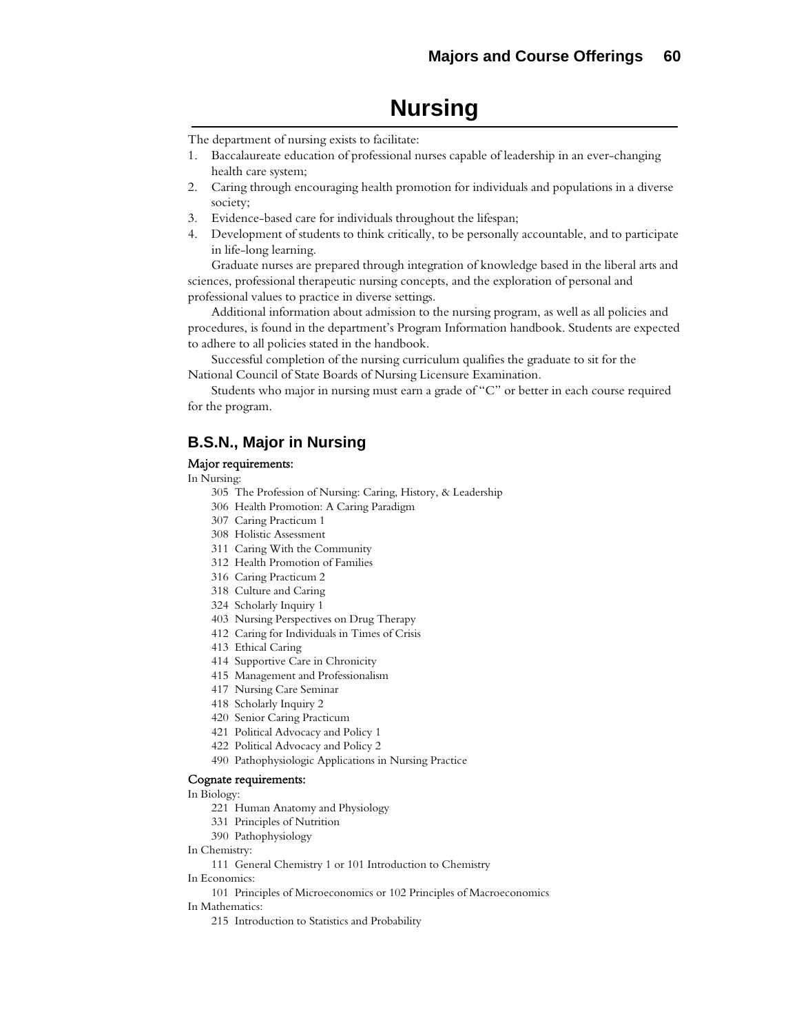# Nursing

The department of nursing exists to facilitate:

1. Baccalaureate education of professional nurses capable of leadership in an ever-changing health care system;
2. Caring through encouraging health promotion for individuals and populations in a diverse society;
3. Evidence-based care for individuals throughout the lifespan;
4. Development of students to think critically, to be personally accountable, and to participate in life-long learning.

Graduate nurses are prepared through integration of knowledge based in the liberal arts and sciences, professional therapeutic nursing concepts, and the exploration of personal and professional values to practice in diverse settings.

Additional information about admission to the nursing program, as well as all policies and procedures, is found in the department's Program Information handbook. Students are expected to adhere to all policies stated in the handbook.

Successful completion of the nursing curriculum qualifies the graduate to sit for the National Council of State Boards of Nursing Licensure Examination.

Students who major in nursing must earn a grade of "C" or better in each course required for the program.

## B.S.N., Major in Nursing

Major requirements:

In Nursing:

- 305 The Profession of Nursing: Caring, History, & Leadership
- 306 Health Promotion: A Caring Paradigm
- 307 Caring Practicum 1
- 308 Holistic Assessment
- 311 Caring With the Community
- 312 Health Promotion of Families
- 316 Caring Practicum 2
- 318 Culture and Caring
- 324 Scholarly Inquiry 1
- 403 Nursing Perspectives on Drug Therapy
- 412 Caring for Individuals in Times of Crisis
- 413 Ethical Caring
- 414 Supportive Care in Chronicity
- 415 Management and Professionalism
- 417 Nursing Care Seminar
- 418 Scholarly Inquiry 2
- 420 Senior Caring Practicum
- 421 Political Advocacy and Policy 1
- 422 Political Advocacy and Policy 2
- 490 Pathophysiologic Applications in Nursing Practice

Cognate requirements:

In Biology:

- 221 Human Anatomy and Physiology
- 331 Principles of Nutrition
- 390 Pathophysiology

In Chemistry:

- 111 General Chemistry 1 or 101 Introduction to Chemistry

In Economics:

- 101 Principles of Microeconomics or 102 Principles of Macroeconomics

In Mathematics:

- 215 Introduction to Statistics and Probability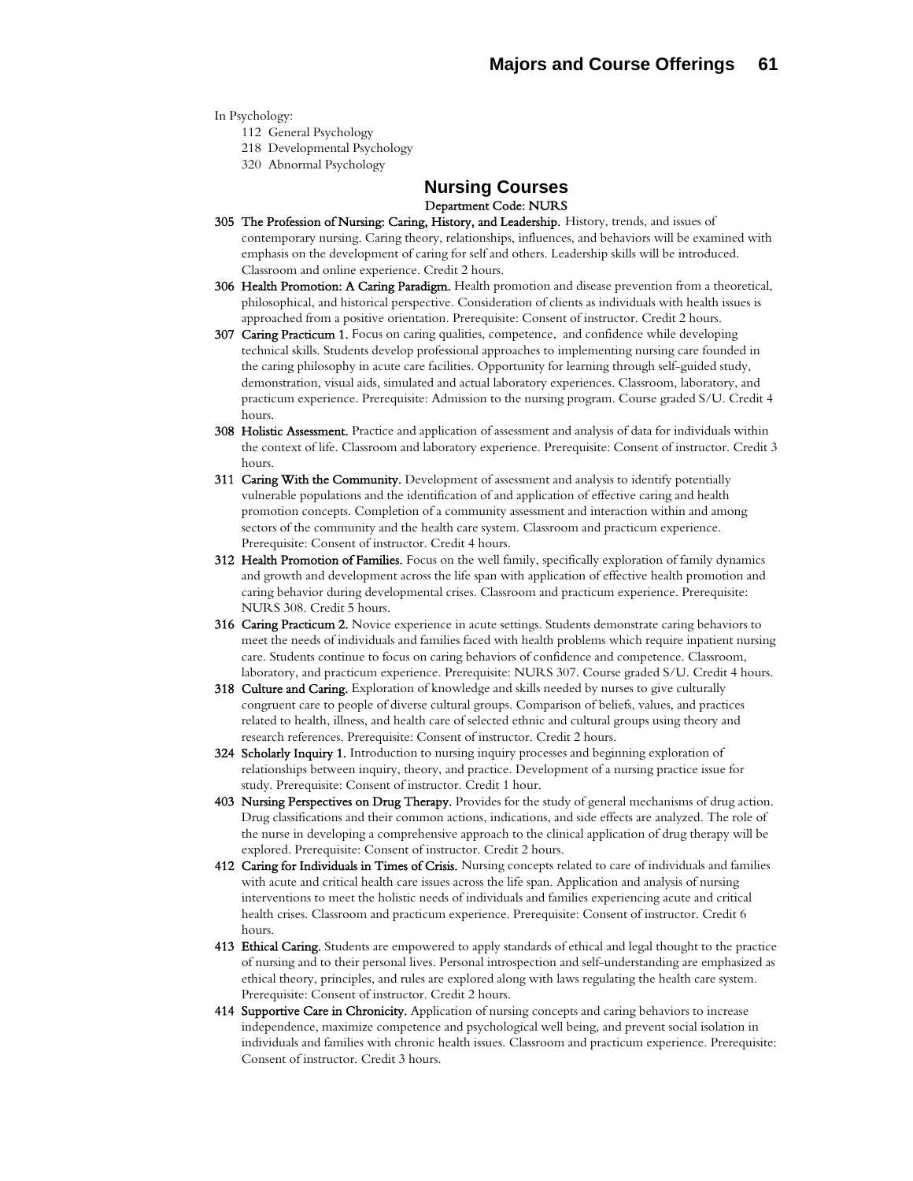In Psychology:

112 General Psychology
218 Developmental Psychology
320 Abnormal Psychology

## Nursing Courses

Department Code: NURS

**305 The Profession of Nursing: Caring, History, and Leadership.** History, trends, and issues of contemporary nursing. Caring theory, relationships, influences, and behaviors will be examined with emphasis on the development of caring for self and others. Leadership skills will be introduced. Classroom and online experience. Credit 2 hours.

**306 Health Promotion: A Caring Paradigm.** Health promotion and disease prevention from a theoretical, philosophical, and historical perspective. Consideration of clients as individuals with health issues is approached from a positive orientation. Prerequisite: Consent of instructor. Credit 2 hours.

**307 Caring Practicum 1.** Focus on caring qualities, competence, and confidence while developing technical skills. Students develop professional approaches to implementing nursing care founded in the caring philosophy in acute care facilities. Opportunity for learning through self-guided study, demonstration, visual aids, simulated and actual laboratory experiences. Classroom, laboratory, and practicum experience. Prerequisite: Admission to the nursing program. Course graded S/U. Credit 4 hours.

**308 Holistic Assessment.** Practice and application of assessment and analysis of data for individuals within the context of life. Classroom and laboratory experience. Prerequisite: Consent of instructor. Credit 3 hours.

**311 Caring With the Community.** Development of assessment and analysis to identify potentially vulnerable populations and the identification of and application of effective caring and health promotion concepts. Completion of a community assessment and interaction within and among sectors of the community and the health care system. Classroom and practicum experience. Prerequisite: Consent of instructor. Credit 4 hours.

**312 Health Promotion of Families.** Focus on the well family, specifically exploration of family dynamics and growth and development across the life span with application of effective health promotion and caring behavior during developmental crises. Classroom and practicum experience. Prerequisite: NURS 308. Credit 5 hours.

**316 Caring Practicum 2.** Novice experience in acute settings. Students demonstrate caring behaviors to meet the needs of individuals and families faced with health problems which require inpatient nursing care. Students continue to focus on caring behaviors of confidence and competence. Classroom, laboratory, and practicum experience. Prerequisite: NURS 307. Course graded S/U. Credit 4 hours.

**318 Culture and Caring.** Exploration of knowledge and skills needed by nurses to give culturally congruent care to people of diverse cultural groups. Comparison of beliefs, values, and practices related to health, illness, and health care of selected ethnic and cultural groups using theory and research references. Prerequisite: Consent of instructor. Credit 2 hours.

**324 Scholarly Inquiry 1.** Introduction to nursing inquiry processes and beginning exploration of relationships between inquiry, theory, and practice. Development of a nursing practice issue for study. Prerequisite: Consent of instructor. Credit 1 hour.

**403 Nursing Perspectives on Drug Therapy.** Provides for the study of general mechanisms of drug action. Drug classifications and their common actions, indications, and side effects are analyzed. The role of the nurse in developing a comprehensive approach to the clinical application of drug therapy will be explored. Prerequisite: Consent of instructor. Credit 2 hours.

**412 Caring for Individuals in Times of Crisis.** Nursing concepts related to care of individuals and families with acute and critical health care issues across the life span. Application and analysis of nursing interventions to meet the holistic needs of individuals and families experiencing acute and critical health crises. Classroom and practicum experience. Prerequisite: Consent of instructor. Credit 6 hours.

**413 Ethical Caring.** Students are empowered to apply standards of ethical and legal thought to the practice of nursing and to their personal lives. Personal introspection and self-understanding are emphasized as ethical theory, principles, and rules are explored along with laws regulating the health care system. Prerequisite: Consent of instructor. Credit 2 hours.

**414 Supportive Care in Chronicity.** Application of nursing concepts and caring behaviors to increase independence, maximize competence and psychological well being, and prevent social isolation in individuals and families with chronic health issues. Classroom and practicum experience. Prerequisite: Consent of instructor. Credit 3 hours.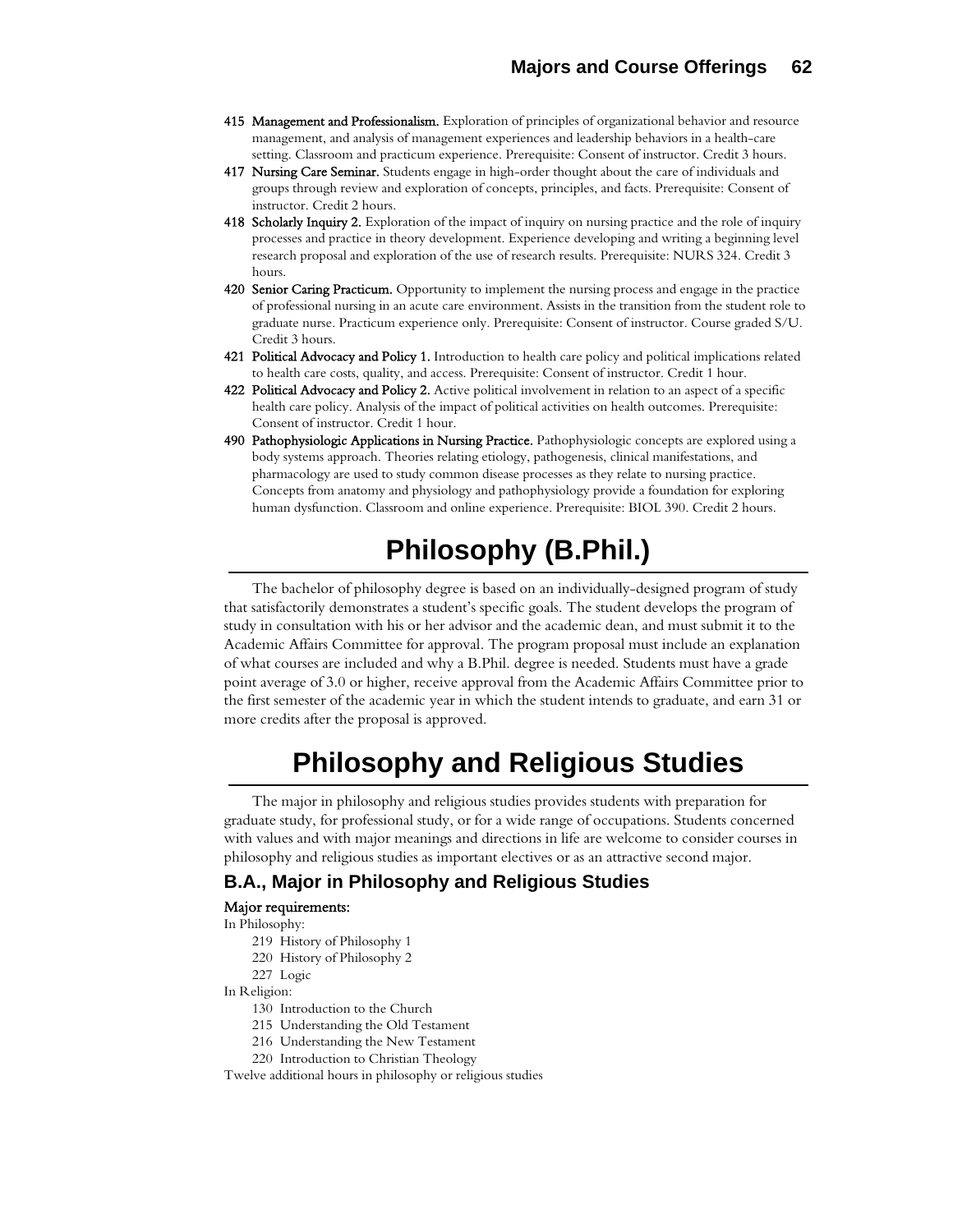**415 Management and Professionalism.** Exploration of principles of organizational behavior and resource management, and analysis of management experiences and leadership behaviors in a health-care setting. Classroom and practicum experience. Prerequisite: Consent of instructor. Credit 3 hours.

**417 Nursing Care Seminar.** Students engage in high-order thought about the care of individuals and groups through review and exploration of concepts, principles, and facts. Prerequisite: Consent of instructor. Credit 2 hours.

**418 Scholarly Inquiry 2.** Exploration of the impact of inquiry on nursing practice and the role of inquiry processes and practice in theory development. Experience developing and writing a beginning level research proposal and exploration of the use of research results. Prerequisite: NURS 324. Credit 3 hours.

**420 Senior Caring Practicum.** Opportunity to implement the nursing process and engage in the practice of professional nursing in an acute care environment. Assists in the transition from the student role to graduate nurse. Practicum experience only. Prerequisite: Consent of instructor. Course graded S/U. Credit 3 hours.

**421 Political Advocacy and Policy 1.** Introduction to health care policy and political implications related to health care costs, quality, and access. Prerequisite: Consent of instructor. Credit 1 hour.

**422 Political Advocacy and Policy 2.** Active political involvement in relation to an aspect of a specific health care policy. Analysis of the impact of political activities on health outcomes. Prerequisite: Consent of instructor. Credit 1 hour.

**490 Pathophysiologic Applications in Nursing Practice.** Pathophysiologic concepts are explored using a body systems approach. Theories relating etiology, pathogenesis, clinical manifestations, and pharmacology are used to study common disease processes as they relate to nursing practice. Concepts from anatomy and physiology and pathophysiology provide a foundation for exploring human dysfunction. Classroom and online experience. Prerequisite: BIOL 390. Credit 2 hours.

# Philosophy (B.Phil.)

The bachelor of philosophy degree is based on an individually-designed program of study that satisfactorily demonstrates a student's specific goals. The student develops the program of study in consultation with his or her advisor and the academic dean, and must submit it to the Academic Affairs Committee for approval. The program proposal must include an explanation of what courses are included and why a B.Phil. degree is needed. Students must have a grade point average of 3.0 or higher, receive approval from the Academic Affairs Committee prior to the first semester of the academic year in which the student intends to graduate, and earn 31 or more credits after the proposal is approved.

# Philosophy and Religious Studies

The major in philosophy and religious studies provides students with preparation for graduate study, for professional study, or for a wide range of occupations. Students concerned with values and with major meanings and directions in life are welcome to consider courses in philosophy and religious studies as important electives or as an attractive second major.

## B.A., Major in Philosophy and Religious Studies

Major requirements:

In Philosophy:

- 219 History of Philosophy 1
- 220 History of Philosophy 2
- 227 Logic

In Religion:

- 130 Introduction to the Church
- 215 Understanding the Old Testament
- 216 Understanding the New Testament
- 220 Introduction to Christian Theology

Twelve additional hours in philosophy or religious studies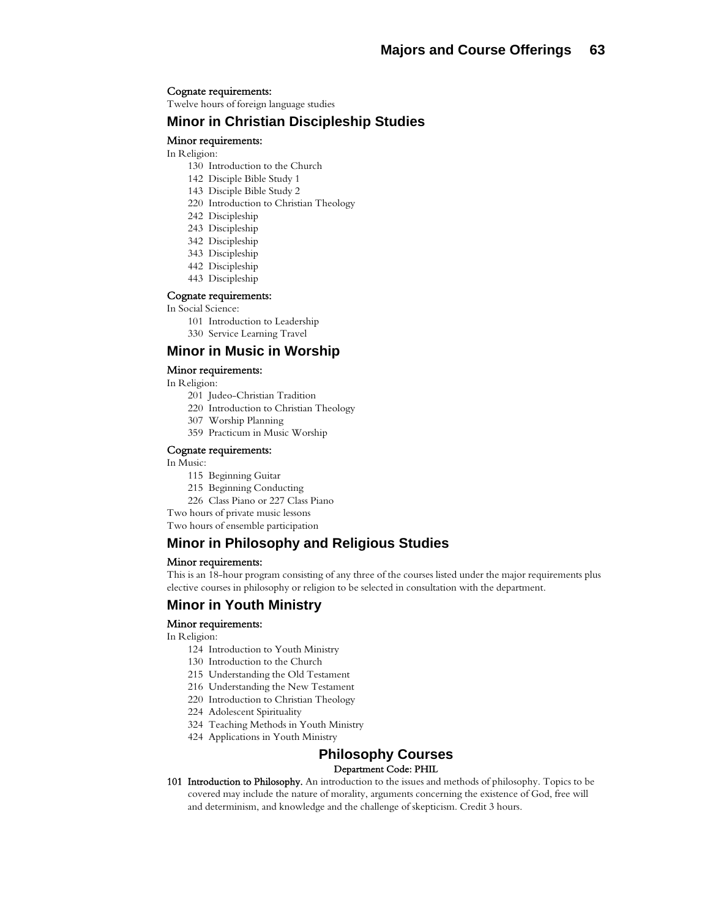**Cognate requirements:**

Twelve hours of foreign language studies

## Minor in Christian Discipleship Studies

**Minor requirements:**

In Religion:

- 130 Introduction to the Church
- 142 Disciple Bible Study 1
- 143 Disciple Bible Study 2
- 220 Introduction to Christian Theology
- 242 Discipleship
- 243 Discipleship
- 342 Discipleship
- 343 Discipleship
- 442 Discipleship
- 443 Discipleship

**Cognate requirements:**

In Social Science:

- 101 Introduction to Leadership
- 330 Service Learning Travel

## Minor in Music in Worship

**Minor requirements:**

In Religion:

- 201 Judeo-Christian Tradition
- 220 Introduction to Christian Theology
- 307 Worship Planning
- 359 Practicum in Music Worship

**Cognate requirements:**

In Music:

- 115 Beginning Guitar
- 215 Beginning Conducting
- 226 Class Piano or 227 Class Piano

Two hours of private music lessons

Two hours of ensemble participation

## Minor in Philosophy and Religious Studies

**Minor requirements:**

This is an 18-hour program consisting of any three of the courses listed under the major requirements plus elective courses in philosophy or religion to be selected in consultation with the department.

## Minor in Youth Ministry

**Minor requirements:**

In Religion:

- 124 Introduction to Youth Ministry
- 130 Introduction to the Church
- 215 Understanding the Old Testament
- 216 Understanding the New Testament
- 220 Introduction to Christian Theology
- 224 Adolescent Spirituality
- 324 Teaching Methods in Youth Ministry
- 424 Applications in Youth Ministry

## Philosophy Courses

**Department Code: PHIL**

**101 Introduction to Philosophy.** An introduction to the issues and methods of philosophy. Topics to be covered may include the nature of morality, arguments concerning the existence of God, free will and determinism, and knowledge and the challenge of skepticism. Credit 3 hours.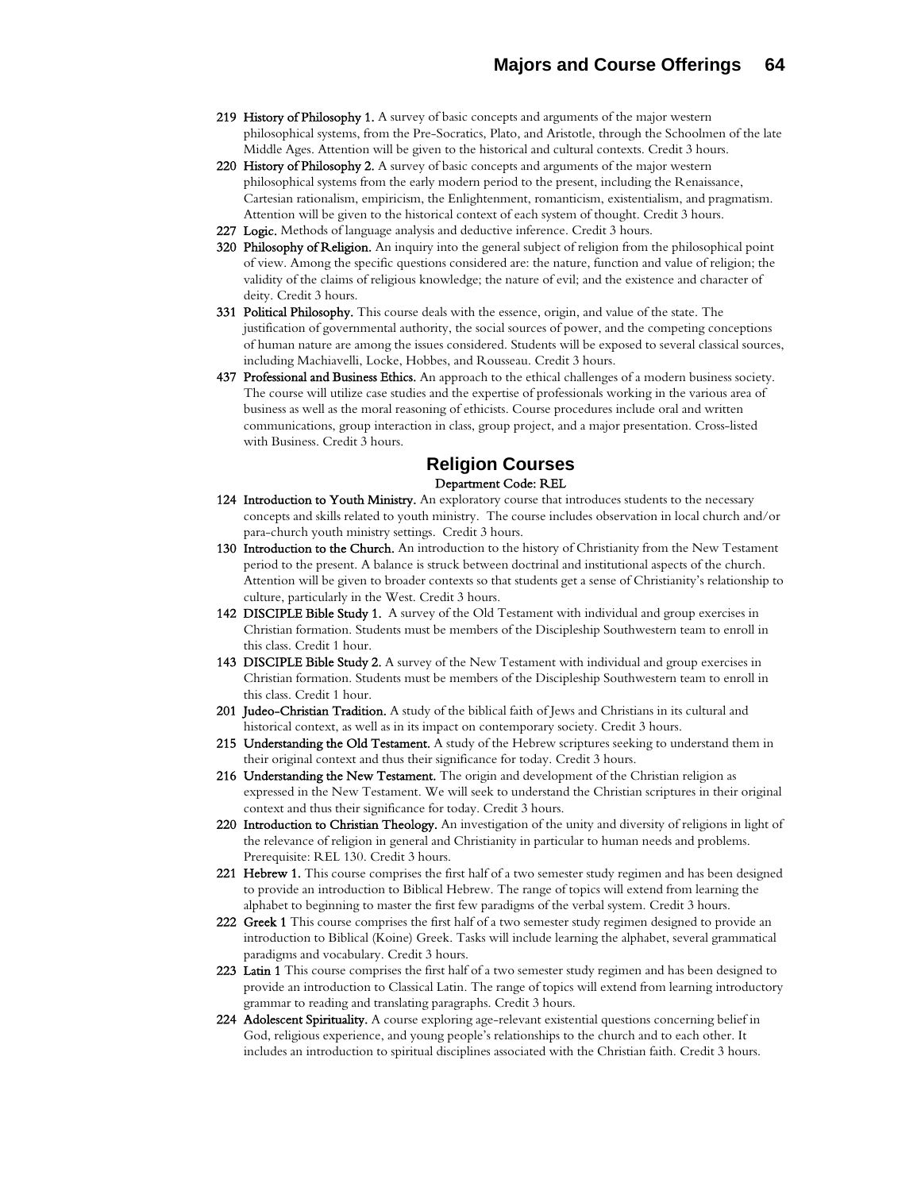**219 History of Philosophy 1.** A survey of basic concepts and arguments of the major western philosophical systems, from the Pre-Socratics, Plato, and Aristotle, through the Schoolmen of the late Middle Ages. Attention will be given to the historical and cultural contexts. Credit 3 hours.

**220 History of Philosophy 2.** A survey of basic concepts and arguments of the major western philosophical systems from the early modern period to the present, including the Renaissance, Cartesian rationalism, empiricism, the Enlightenment, romanticism, existentialism, and pragmatism. Attention will be given to the historical context of each system of thought. Credit 3 hours.

**227 Logic.** Methods of language analysis and deductive inference. Credit 3 hours.

**320 Philosophy of Religion.** An inquiry into the general subject of religion from the philosophical point of view. Among the specific questions considered are: the nature, function and value of religion; the validity of the claims of religious knowledge; the nature of evil; and the existence and character of deity. Credit 3 hours.

**331 Political Philosophy.** This course deals with the essence, origin, and value of the state. The justification of governmental authority, the social sources of power, and the competing conceptions of human nature are among the issues considered. Students will be exposed to several classical sources, including Machiavelli, Locke, Hobbes, and Rousseau. Credit 3 hours.

**437 Professional and Business Ethics.** An approach to the ethical challenges of a modern business society. The course will utilize case studies and the expertise of professionals working in the various area of business as well as the moral reasoning of ethicists. Course procedures include oral and written communications, group interaction in class, group project, and a major presentation. Cross-listed with Business. Credit 3 hours.

## Religion Courses

Department Code: REL

**124 Introduction to Youth Ministry.** An exploratory course that introduces students to the necessary concepts and skills related to youth ministry. The course includes observation in local church and/or para-church youth ministry settings. Credit 3 hours.

**130 Introduction to the Church.** An introduction to the history of Christianity from the New Testament period to the present. A balance is struck between doctrinal and institutional aspects of the church. Attention will be given to broader contexts so that students get a sense of Christianity's relationship to culture, particularly in the West. Credit 3 hours.

**142 DISCIPLE Bible Study 1.** A survey of the Old Testament with individual and group exercises in Christian formation. Students must be members of the Discipleship Southwestern team to enroll in this class. Credit 1 hour.

**143 DISCIPLE Bible Study 2.** A survey of the New Testament with individual and group exercises in Christian formation. Students must be members of the Discipleship Southwestern team to enroll in this class. Credit 1 hour.

**201 Judeo-Christian Tradition.** A study of the biblical faith of Jews and Christians in its cultural and historical context, as well as in its impact on contemporary society. Credit 3 hours.

**215 Understanding the Old Testament.** A study of the Hebrew scriptures seeking to understand them in their original context and thus their significance for today. Credit 3 hours.

**216 Understanding the New Testament.** The origin and development of the Christian religion as expressed in the New Testament. We will seek to understand the Christian scriptures in their original context and thus their significance for today. Credit 3 hours.

**220 Introduction to Christian Theology.** An investigation of the unity and diversity of religions in light of the relevance of religion in general and Christianity in particular to human needs and problems. Prerequisite: REL 130. Credit 3 hours.

**221 Hebrew 1.** This course comprises the first half of a two semester study regimen and has been designed to provide an introduction to Biblical Hebrew. The range of topics will extend from learning the alphabet to beginning to master the first few paradigms of the verbal system. Credit 3 hours.

**222 Greek 1** This course comprises the first half of a two semester study regimen designed to provide an introduction to Biblical (Koine) Greek. Tasks will include learning the alphabet, several grammatical paradigms and vocabulary. Credit 3 hours.

**223 Latin 1** This course comprises the first half of a two semester study regimen and has been designed to provide an introduction to Classical Latin. The range of topics will extend from learning introductory grammar to reading and translating paragraphs. Credit 3 hours.

**224 Adolescent Spirituality.** A course exploring age-relevant existential questions concerning belief in God, religious experience, and young people's relationships to the church and to each other. It includes an introduction to spiritual disciplines associated with the Christian faith. Credit 3 hours.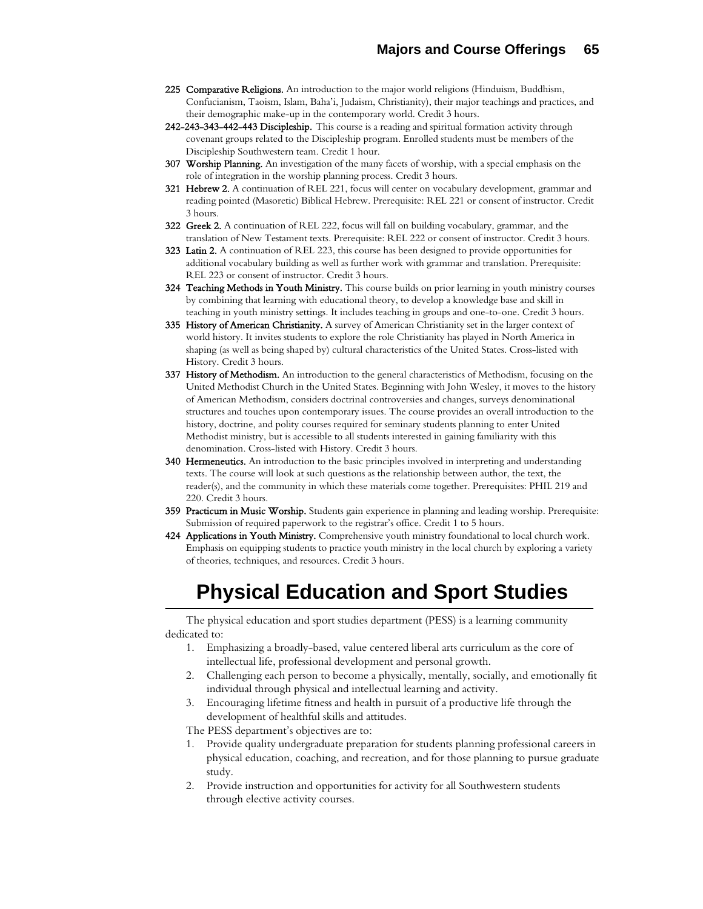**225 Comparative Religions.** An introduction to the major world religions (Hinduism, Buddhism, Confucianism, Taoism, Islam, Baha'i, Judaism, Christianity), their major teachings and practices, and their demographic make-up in the contemporary world. Credit 3 hours.

**242-243-343-442-443 Discipleship.** This course is a reading and spiritual formation activity through covenant groups related to the Discipleship program. Enrolled students must be members of the Discipleship Southwestern team. Credit 1 hour.

**307 Worship Planning.** An investigation of the many facets of worship, with a special emphasis on the role of integration in the worship planning process. Credit 3 hours.

**321 Hebrew 2.** A continuation of REL 221, focus will center on vocabulary development, grammar and reading pointed (Masoretic) Biblical Hebrew. Prerequisite: REL 221 or consent of instructor. Credit 3 hours.

**322 Greek 2.** A continuation of REL 222, focus will fall on building vocabulary, grammar, and the translation of New Testament texts. Prerequisite: REL 222 or consent of instructor. Credit 3 hours.

**323 Latin 2.** A continuation of REL 223, this course has been designed to provide opportunities for additional vocabulary building as well as further work with grammar and translation. Prerequisite: REL 223 or consent of instructor. Credit 3 hours.

**324 Teaching Methods in Youth Ministry.** This course builds on prior learning in youth ministry courses by combining that learning with educational theory, to develop a knowledge base and skill in teaching in youth ministry settings. It includes teaching in groups and one-to-one. Credit 3 hours.

**335 History of American Christianity.** A survey of American Christianity set in the larger context of world history. It invites students to explore the role Christianity has played in North America in shaping (as well as being shaped by) cultural characteristics of the United States. Cross-listed with History. Credit 3 hours.

**337 History of Methodism.** An introduction to the general characteristics of Methodism, focusing on the United Methodist Church in the United States. Beginning with John Wesley, it moves to the history of American Methodism, considers doctrinal controversies and changes, surveys denominational structures and touches upon contemporary issues. The course provides an overall introduction to the history, doctrine, and polity courses required for seminary students planning to enter United Methodist ministry, but is accessible to all students interested in gaining familiarity with this denomination. Cross-listed with History. Credit 3 hours.

**340 Hermeneutics.** An introduction to the basic principles involved in interpreting and understanding texts. The course will look at such questions as the relationship between author, the text, the reader(s), and the community in which these materials come together. Prerequisites: PHIL 219 and 220. Credit 3 hours.

**359 Practicum in Music Worship.** Students gain experience in planning and leading worship. Prerequisite: Submission of required paperwork to the registrar's office. Credit 1 to 5 hours.

**424 Applications in Youth Ministry.** Comprehensive youth ministry foundational to local church work. Emphasis on equipping students to practice youth ministry in the local church by exploring a variety of theories, techniques, and resources. Credit 3 hours.

# Physical Education and Sport Studies

The physical education and sport studies department (PESS) is a learning community dedicated to:

1. Emphasizing a broadly-based, value centered liberal arts curriculum as the core of intellectual life, professional development and personal growth.
2. Challenging each person to become a physically, mentally, socially, and emotionally fit individual through physical and intellectual learning and activity.
3. Encouraging lifetime fitness and health in pursuit of a productive life through the development of healthful skills and attitudes.

The PESS department's objectives are to:

1. Provide quality undergraduate preparation for students planning professional careers in physical education, coaching, and recreation, and for those planning to pursue graduate study.
2. Provide instruction and opportunities for activity for all Southwestern students through elective activity courses.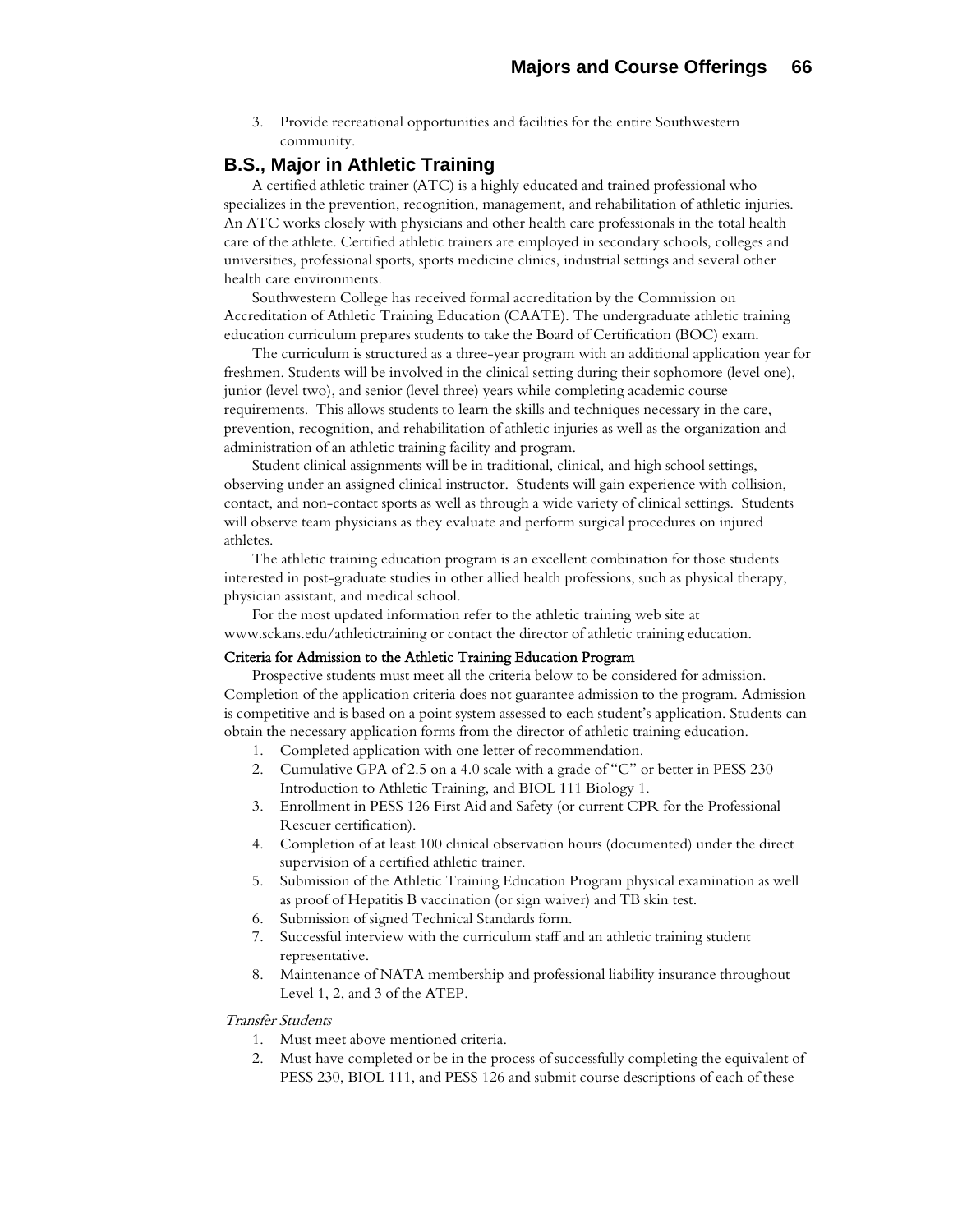3. Provide recreational opportunities and facilities for the entire Southwestern community.

## B.S., Major in Athletic Training

A certified athletic trainer (ATC) is a highly educated and trained professional who specializes in the prevention, recognition, management, and rehabilitation of athletic injuries. An ATC works closely with physicians and other health care professionals in the total health care of the athlete. Certified athletic trainers are employed in secondary schools, colleges and universities, professional sports, sports medicine clinics, industrial settings and several other health care environments.

Southwestern College has received formal accreditation by the Commission on Accreditation of Athletic Training Education (CAATE). The undergraduate athletic training education curriculum prepares students to take the Board of Certification (BOC) exam.

The curriculum is structured as a three-year program with an additional application year for freshmen. Students will be involved in the clinical setting during their sophomore (level one), junior (level two), and senior (level three) years while completing academic course requirements. This allows students to learn the skills and techniques necessary in the care, prevention, recognition, and rehabilitation of athletic injuries as well as the organization and administration of an athletic training facility and program.

Student clinical assignments will be in traditional, clinical, and high school settings, observing under an assigned clinical instructor. Students will gain experience with collision, contact, and non-contact sports as well as through a wide variety of clinical settings. Students will observe team physicians as they evaluate and perform surgical procedures on injured athletes.

The athletic training education program is an excellent combination for those students interested in post-graduate studies in other allied health professions, such as physical therapy, physician assistant, and medical school.

For the most updated information refer to the athletic training web site at www.sckans.edu/athletictraining or contact the director of athletic training education.

**Criteria for Admission to the Athletic Training Education Program**

Prospective students must meet all the criteria below to be considered for admission. Completion of the application criteria does not guarantee admission to the program. Admission is competitive and is based on a point system assessed to each student's application. Students can obtain the necessary application forms from the director of athletic training education.

1. Completed application with one letter of recommendation.
2. Cumulative GPA of 2.5 on a 4.0 scale with a grade of "C" or better in PESS 230 Introduction to Athletic Training, and BIOL 111 Biology 1.
3. Enrollment in PESS 126 First Aid and Safety (or current CPR for the Professional Rescuer certification).
4. Completion of at least 100 clinical observation hours (documented) under the direct supervision of a certified athletic trainer.
5. Submission of the Athletic Training Education Program physical examination as well as proof of Hepatitis B vaccination (or sign waiver) and TB skin test.
6. Submission of signed Technical Standards form.
7. Successful interview with the curriculum staff and an athletic training student representative.
8. Maintenance of NATA membership and professional liability insurance throughout Level 1, 2, and 3 of the ATEP.

*Transfer Students*

1. Must meet above mentioned criteria.
2. Must have completed or be in the process of successfully completing the equivalent of PESS 230, BIOL 111, and PESS 126 and submit course descriptions of each of these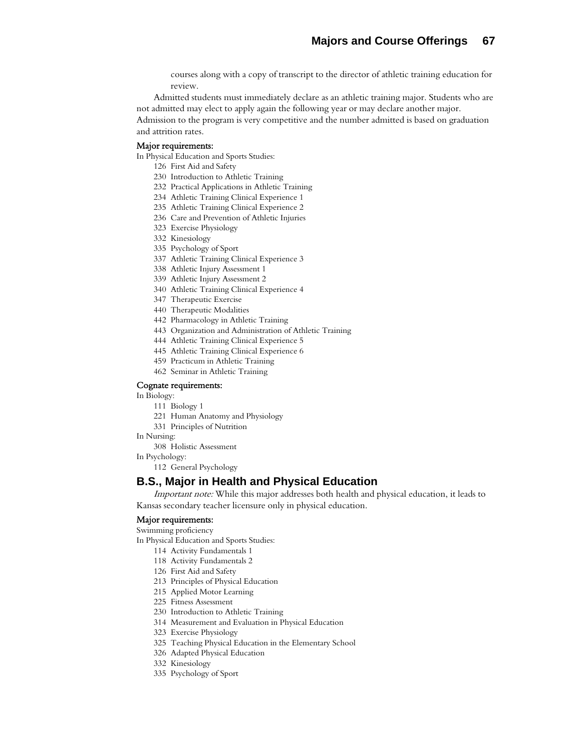courses along with a copy of transcript to the director of athletic training education for review.

Admitted students must immediately declare as an athletic training major. Students who are not admitted may elect to apply again the following year or may declare another major. Admission to the program is very competitive and the number admitted is based on graduation and attrition rates.

**Major requirements:**

In Physical Education and Sports Studies:

- 126 First Aid and Safety
- 230 Introduction to Athletic Training
- 232 Practical Applications in Athletic Training
- 234 Athletic Training Clinical Experience 1
- 235 Athletic Training Clinical Experience 2
- 236 Care and Prevention of Athletic Injuries
- 323 Exercise Physiology
- 332 Kinesiology
- 335 Psychology of Sport
- 337 Athletic Training Clinical Experience 3
- 338 Athletic Injury Assessment 1
- 339 Athletic Injury Assessment 2
- 340 Athletic Training Clinical Experience 4
- 347 Therapeutic Exercise
- 440 Therapeutic Modalities
- 442 Pharmacology in Athletic Training
- 443 Organization and Administration of Athletic Training
- 444 Athletic Training Clinical Experience 5
- 445 Athletic Training Clinical Experience 6
- 459 Practicum in Athletic Training
- 462 Seminar in Athletic Training

**Cognate requirements:**

In Biology:

- 111 Biology 1
- 221 Human Anatomy and Physiology
- 331 Principles of Nutrition

In Nursing:

- 308 Holistic Assessment

In Psychology:

- 112 General Psychology

## B.S., Major in Health and Physical Education

*Important note:* While this major addresses both health and physical education, it leads to Kansas secondary teacher licensure only in physical education.

**Major requirements:**

Swimming proficiency

In Physical Education and Sports Studies:

- 114 Activity Fundamentals 1
- 118 Activity Fundamentals 2
- 126 First Aid and Safety
- 213 Principles of Physical Education
- 215 Applied Motor Learning
- 225 Fitness Assessment
- 230 Introduction to Athletic Training
- 314 Measurement and Evaluation in Physical Education
- 323 Exercise Physiology
- 325 Teaching Physical Education in the Elementary School
- 326 Adapted Physical Education
- 332 Kinesiology
- 335 Psychology of Sport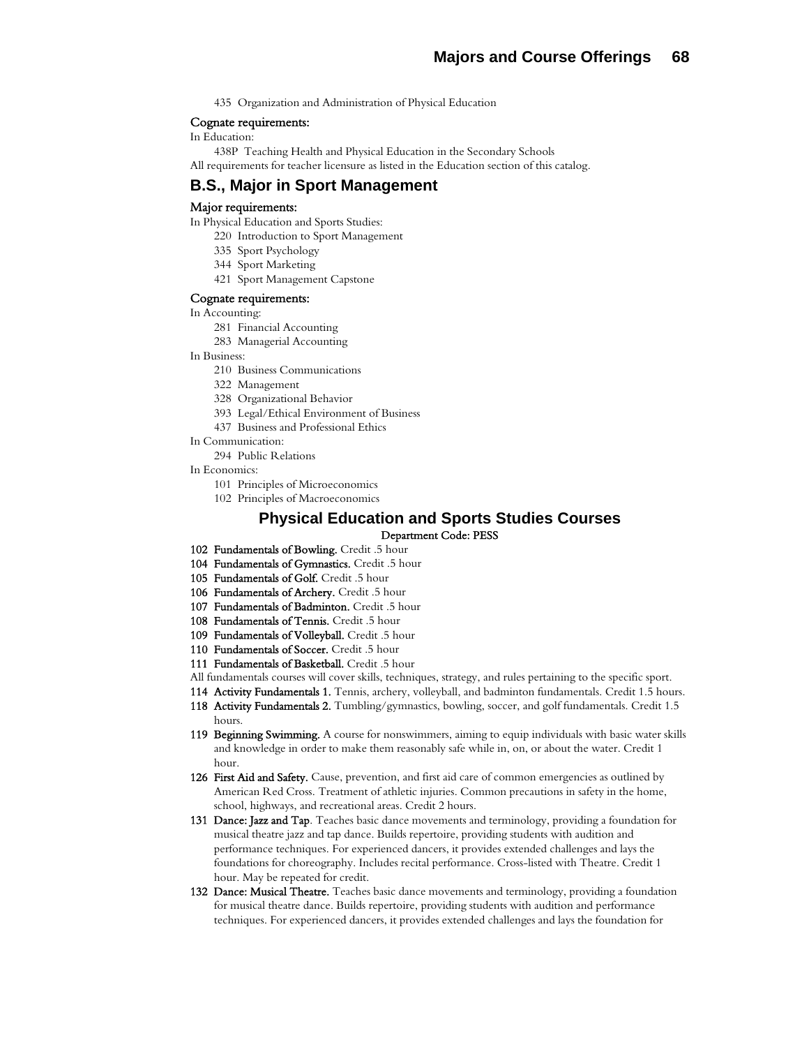435 Organization and Administration of Physical Education

**Cognate requirements:**

In Education:

438P Teaching Health and Physical Education in the Secondary Schools

All requirements for teacher licensure as listed in the Education section of this catalog.

## B.S., Major in Sport Management

**Major requirements:**

In Physical Education and Sports Studies:

220 Introduction to Sport Management
335 Sport Psychology
344 Sport Marketing
421 Sport Management Capstone

**Cognate requirements:**

In Accounting:

281 Financial Accounting
283 Managerial Accounting

In Business:

210 Business Communications
322 Management
328 Organizational Behavior
393 Legal/Ethical Environment of Business
437 Business and Professional Ethics

In Communication:

294 Public Relations

In Economics:

101 Principles of Microeconomics
102 Principles of Macroeconomics

## Physical Education and Sports Studies Courses

**Department Code: PESS**

**102 Fundamentals of Bowling.** Credit .5 hour

**104 Fundamentals of Gymnastics.** Credit .5 hour

**105 Fundamentals of Golf.** Credit .5 hour

**106 Fundamentals of Archery.** Credit .5 hour

**107 Fundamentals of Badminton.** Credit .5 hour

**108 Fundamentals of Tennis.** Credit .5 hour

**109 Fundamentals of Volleyball.** Credit .5 hour

**110 Fundamentals of Soccer.** Credit .5 hour

**111 Fundamentals of Basketball.** Credit .5 hour

All fundamentals courses will cover skills, techniques, strategy, and rules pertaining to the specific sport.

**114 Activity Fundamentals 1.** Tennis, archery, volleyball, and badminton fundamentals. Credit 1.5 hours.

**118 Activity Fundamentals 2.** Tumbling/gymnastics, bowling, soccer, and golf fundamentals. Credit 1.5 hours.

**119 Beginning Swimming.** A course for nonswimmers, aiming to equip individuals with basic water skills and knowledge in order to make them reasonably safe while in, on, or about the water. Credit 1 hour.

**126 First Aid and Safety.** Cause, prevention, and first aid care of common emergencies as outlined by American Red Cross. Treatment of athletic injuries. Common precautions in safety in the home, school, highways, and recreational areas. Credit 2 hours.

**131 Dance: Jazz and Tap**. Teaches basic dance movements and terminology, providing a foundation for musical theatre jazz and tap dance. Builds repertoire, providing students with audition and performance techniques. For experienced dancers, it provides extended challenges and lays the foundations for choreography. Includes recital performance. Cross-listed with Theatre. Credit 1 hour. May be repeated for credit.

**132 Dance: Musical Theatre.** Teaches basic dance movements and terminology, providing a foundation for musical theatre dance. Builds repertoire, providing students with audition and performance techniques. For experienced dancers, it provides extended challenges and lays the foundation for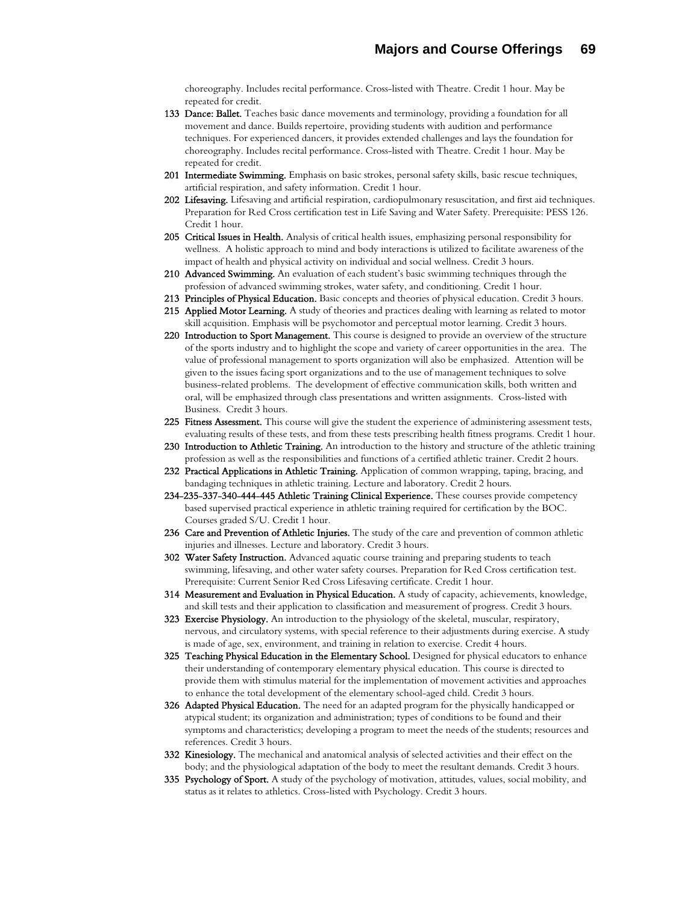choreography. Includes recital performance. Cross-listed with Theatre. Credit 1 hour. May be repeated for credit.

**133 Dance: Ballet.** Teaches basic dance movements and terminology, providing a foundation for all movement and dance. Builds repertoire, providing students with audition and performance techniques. For experienced dancers, it provides extended challenges and lays the foundation for choreography. Includes recital performance. Cross-listed with Theatre. Credit 1 hour. May be repeated for credit.

**201 Intermediate Swimming.** Emphasis on basic strokes, personal safety skills, basic rescue techniques, artificial respiration, and safety information. Credit 1 hour.

**202 Lifesaving.** Lifesaving and artificial respiration, cardiopulmonary resuscitation, and first aid techniques. Preparation for Red Cross certification test in Life Saving and Water Safety. Prerequisite: PESS 126. Credit 1 hour.

**205 Critical Issues in Health.** Analysis of critical health issues, emphasizing personal responsibility for wellness. A holistic approach to mind and body interactions is utilized to facilitate awareness of the impact of health and physical activity on individual and social wellness. Credit 3 hours.

**210 Advanced Swimming.** An evaluation of each student's basic swimming techniques through the profession of advanced swimming strokes, water safety, and conditioning. Credit 1 hour.

**213 Principles of Physical Education.** Basic concepts and theories of physical education. Credit 3 hours.

**215 Applied Motor Learning.** A study of theories and practices dealing with learning as related to motor skill acquisition. Emphasis will be psychomotor and perceptual motor learning. Credit 3 hours.

**220 Introduction to Sport Management.** This course is designed to provide an overview of the structure of the sports industry and to highlight the scope and variety of career opportunities in the area. The value of professional management to sports organization will also be emphasized. Attention will be given to the issues facing sport organizations and to the use of management techniques to solve business-related problems. The development of effective communication skills, both written and oral, will be emphasized through class presentations and written assignments. Cross-listed with Business. Credit 3 hours.

**225 Fitness Assessment.** This course will give the student the experience of administering assessment tests, evaluating results of these tests, and from these tests prescribing health fitness programs. Credit 1 hour.

**230 Introduction to Athletic Training.** An introduction to the history and structure of the athletic training profession as well as the responsibilities and functions of a certified athletic trainer. Credit 2 hours.

**232 Practical Applications in Athletic Training.** Application of common wrapping, taping, bracing, and bandaging techniques in athletic training. Lecture and laboratory. Credit 2 hours.

**234-235-337-340-444-445 Athletic Training Clinical Experience.** These courses provide competency based supervised practical experience in athletic training required for certification by the BOC. Courses graded S/U. Credit 1 hour.

**236 Care and Prevention of Athletic Injuries.** The study of the care and prevention of common athletic injuries and illnesses. Lecture and laboratory. Credit 3 hours.

**302 Water Safety Instruction.** Advanced aquatic course training and preparing students to teach swimming, lifesaving, and other water safety courses. Preparation for Red Cross certification test. Prerequisite: Current Senior Red Cross Lifesaving certificate. Credit 1 hour.

**314 Measurement and Evaluation in Physical Education.** A study of capacity, achievements, knowledge, and skill tests and their application to classification and measurement of progress. Credit 3 hours.

**323 Exercise Physiology.** An introduction to the physiology of the skeletal, muscular, respiratory, nervous, and circulatory systems, with special reference to their adjustments during exercise. A study is made of age, sex, environment, and training in relation to exercise. Credit 4 hours.

**325 Teaching Physical Education in the Elementary School.** Designed for physical educators to enhance their understanding of contemporary elementary physical education. This course is directed to provide them with stimulus material for the implementation of movement activities and approaches to enhance the total development of the elementary school-aged child. Credit 3 hours.

**326 Adapted Physical Education.** The need for an adapted program for the physically handicapped or atypical student; its organization and administration; types of conditions to be found and their symptoms and characteristics; developing a program to meet the needs of the students; resources and references. Credit 3 hours.

**332 Kinesiology.** The mechanical and anatomical analysis of selected activities and their effect on the body; and the physiological adaptation of the body to meet the resultant demands. Credit 3 hours.

**335 Psychology of Sport.** A study of the psychology of motivation, attitudes, values, social mobility, and status as it relates to athletics. Cross-listed with Psychology. Credit 3 hours.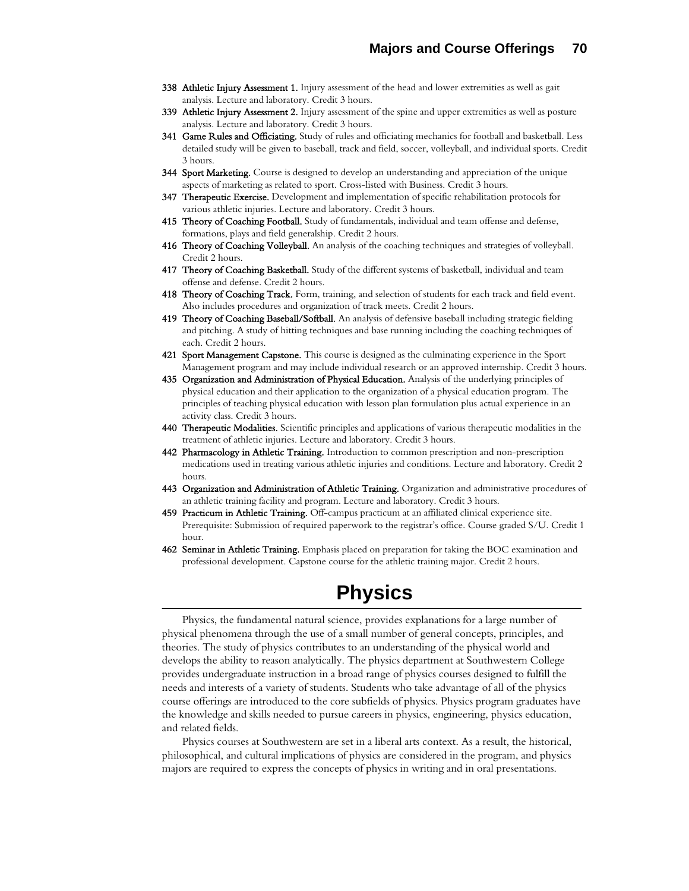**338 Athletic Injury Assessment 1.** Injury assessment of the head and lower extremities as well as gait analysis. Lecture and laboratory. Credit 3 hours.

**339 Athletic Injury Assessment 2.** Injury assessment of the spine and upper extremities as well as posture analysis. Lecture and laboratory. Credit 3 hours.

**341 Game Rules and Officiating.** Study of rules and officiating mechanics for football and basketball. Less detailed study will be given to baseball, track and field, soccer, volleyball, and individual sports. Credit 3 hours.

**344 Sport Marketing.** Course is designed to develop an understanding and appreciation of the unique aspects of marketing as related to sport. Cross-listed with Business. Credit 3 hours.

**347 Therapeutic Exercise.** Development and implementation of specific rehabilitation protocols for various athletic injuries. Lecture and laboratory. Credit 3 hours.

**415 Theory of Coaching Football.** Study of fundamentals, individual and team offense and defense, formations, plays and field generalship. Credit 2 hours.

**416 Theory of Coaching Volleyball.** An analysis of the coaching techniques and strategies of volleyball. Credit 2 hours.

**417 Theory of Coaching Basketball.** Study of the different systems of basketball, individual and team offense and defense. Credit 2 hours.

**418 Theory of Coaching Track.** Form, training, and selection of students for each track and field event. Also includes procedures and organization of track meets. Credit 2 hours.

**419 Theory of Coaching Baseball/Softball.** An analysis of defensive baseball including strategic fielding and pitching. A study of hitting techniques and base running including the coaching techniques of each. Credit 2 hours.

**421 Sport Management Capstone.** This course is designed as the culminating experience in the Sport Management program and may include individual research or an approved internship. Credit 3 hours.

**435 Organization and Administration of Physical Education.** Analysis of the underlying principles of physical education and their application to the organization of a physical education program. The principles of teaching physical education with lesson plan formulation plus actual experience in an activity class. Credit 3 hours.

**440 Therapeutic Modalities.** Scientific principles and applications of various therapeutic modalities in the treatment of athletic injuries. Lecture and laboratory. Credit 3 hours.

**442 Pharmacology in Athletic Training.** Introduction to common prescription and non-prescription medications used in treating various athletic injuries and conditions. Lecture and laboratory. Credit 2 hours.

**443 Organization and Administration of Athletic Training.** Organization and administrative procedures of an athletic training facility and program. Lecture and laboratory. Credit 3 hours.

**459 Practicum in Athletic Training.** Off-campus practicum at an affiliated clinical experience site. Prerequisite: Submission of required paperwork to the registrar's office. Course graded S/U. Credit 1 hour.

**462 Seminar in Athletic Training.** Emphasis placed on preparation for taking the BOC examination and professional development. Capstone course for the athletic training major. Credit 2 hours.

# Physics

Physics, the fundamental natural science, provides explanations for a large number of physical phenomena through the use of a small number of general concepts, principles, and theories. The study of physics contributes to an understanding of the physical world and develops the ability to reason analytically. The physics department at Southwestern College provides undergraduate instruction in a broad range of physics courses designed to fulfill the needs and interests of a variety of students. Students who take advantage of all of the physics course offerings are introduced to the core subfields of physics. Physics program graduates have the knowledge and skills needed to pursue careers in physics, engineering, physics education, and related fields.

Physics courses at Southwestern are set in a liberal arts context. As a result, the historical, philosophical, and cultural implications of physics are considered in the program, and physics majors are required to express the concepts of physics in writing and in oral presentations.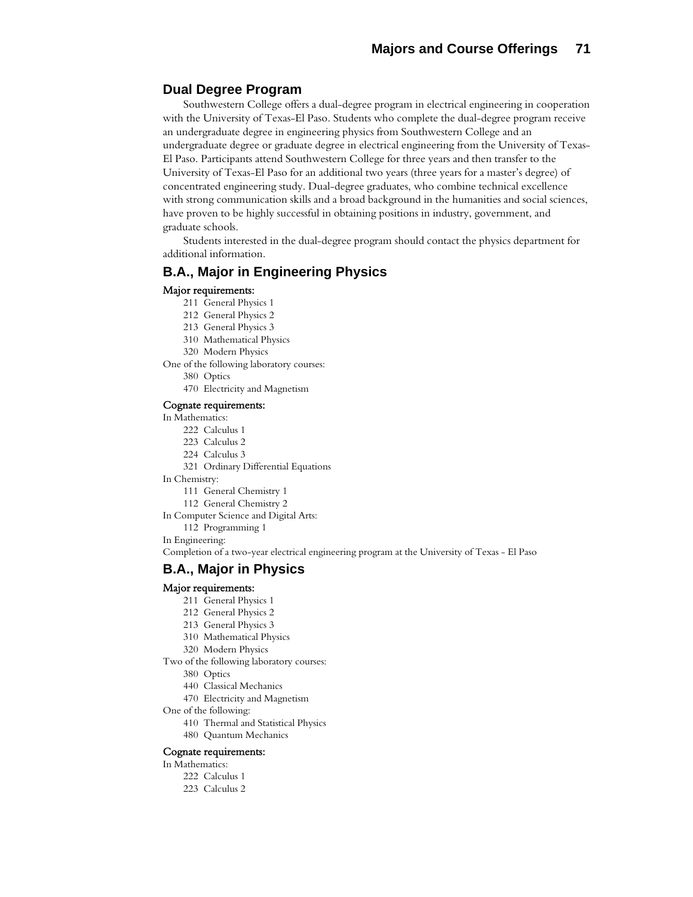## Dual Degree Program

Southwestern College offers a dual-degree program in electrical engineering in cooperation with the University of Texas-El Paso. Students who complete the dual-degree program receive an undergraduate degree in engineering physics from Southwestern College and an undergraduate degree or graduate degree in electrical engineering from the University of Texas-El Paso. Participants attend Southwestern College for three years and then transfer to the University of Texas-El Paso for an additional two years (three years for a master's degree) of concentrated engineering study. Dual-degree graduates, who combine technical excellence with strong communication skills and a broad background in the humanities and social sciences, have proven to be highly successful in obtaining positions in industry, government, and graduate schools.

Students interested in the dual-degree program should contact the physics department for additional information.

## B.A., Major in Engineering Physics

**Major requirements:**

- 211 General Physics 1
- 212 General Physics 2
- 213 General Physics 3
- 310 Mathematical Physics
- 320 Modern Physics

One of the following laboratory courses:

- 380 Optics
- 470 Electricity and Magnetism

**Cognate requirements:**

In Mathematics:

- 222 Calculus 1
- 223 Calculus 2
- 224 Calculus 3
- 321 Ordinary Differential Equations

In Chemistry:

- 111 General Chemistry 1
- 112 General Chemistry 2

In Computer Science and Digital Arts:

- 112 Programming 1

In Engineering:

Completion of a two-year electrical engineering program at the University of Texas - El Paso

## B.A., Major in Physics

**Major requirements:**

- 211 General Physics 1
- 212 General Physics 2
- 213 General Physics 3
- 310 Mathematical Physics
- 320 Modern Physics

Two of the following laboratory courses:

- 380 Optics
- 440 Classical Mechanics
- 470 Electricity and Magnetism

One of the following:

- 410 Thermal and Statistical Physics
- 480 Quantum Mechanics

**Cognate requirements:**

In Mathematics:

- 222 Calculus 1
- 223 Calculus 2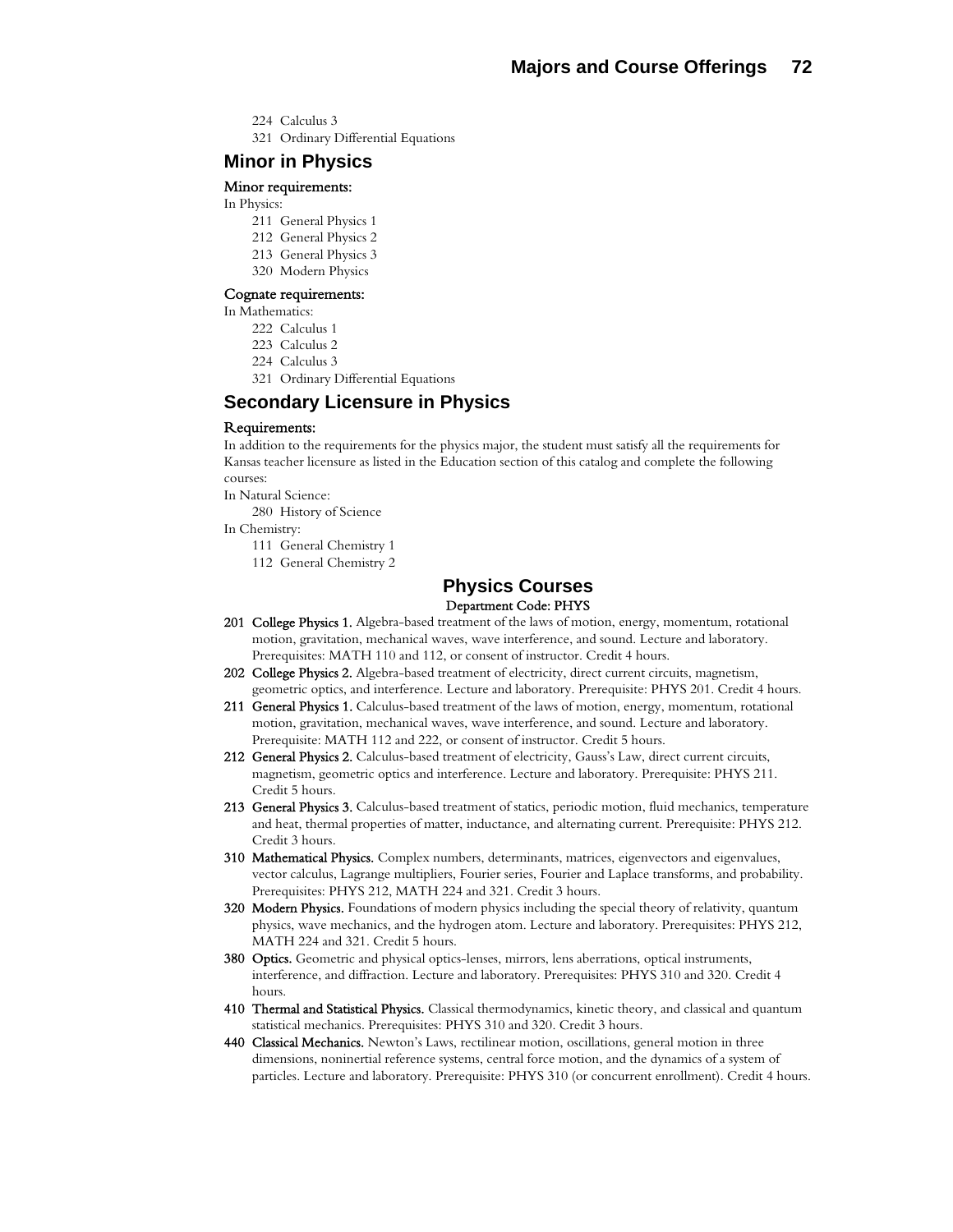224 Calculus 3
321 Ordinary Differential Equations

## Minor in Physics

### Minor requirements:

In Physics:

211 General Physics 1
212 General Physics 2
213 General Physics 3
320 Modern Physics

### Cognate requirements:

In Mathematics:

222 Calculus 1
223 Calculus 2
224 Calculus 3
321 Ordinary Differential Equations

## Secondary Licensure in Physics

### Requirements:

In addition to the requirements for the physics major, the student must satisfy all the requirements for Kansas teacher licensure as listed in the Education section of this catalog and complete the following courses:

In Natural Science:

280 History of Science

In Chemistry:

111 General Chemistry 1
112 General Chemistry 2

## Physics Courses

Department Code: PHYS

**201 College Physics 1.** Algebra-based treatment of the laws of motion, energy, momentum, rotational motion, gravitation, mechanical waves, wave interference, and sound. Lecture and laboratory. Prerequisites: MATH 110 and 112, or consent of instructor. Credit 4 hours.

**202 College Physics 2.** Algebra-based treatment of electricity, direct current circuits, magnetism, geometric optics, and interference. Lecture and laboratory. Prerequisite: PHYS 201. Credit 4 hours.

**211 General Physics 1.** Calculus-based treatment of the laws of motion, energy, momentum, rotational motion, gravitation, mechanical waves, wave interference, and sound. Lecture and laboratory. Prerequisite: MATH 112 and 222, or consent of instructor. Credit 5 hours.

**212 General Physics 2.** Calculus-based treatment of electricity, Gauss's Law, direct current circuits, magnetism, geometric optics and interference. Lecture and laboratory. Prerequisite: PHYS 211. Credit 5 hours.

**213 General Physics 3.** Calculus-based treatment of statics, periodic motion, fluid mechanics, temperature and heat, thermal properties of matter, inductance, and alternating current. Prerequisite: PHYS 212. Credit 3 hours.

**310 Mathematical Physics.** Complex numbers, determinants, matrices, eigenvectors and eigenvalues, vector calculus, Lagrange multipliers, Fourier series, Fourier and Laplace transforms, and probability. Prerequisites: PHYS 212, MATH 224 and 321. Credit 3 hours.

**320 Modern Physics.** Foundations of modern physics including the special theory of relativity, quantum physics, wave mechanics, and the hydrogen atom. Lecture and laboratory. Prerequisites: PHYS 212, MATH 224 and 321. Credit 5 hours.

**380 Optics.** Geometric and physical optics-lenses, mirrors, lens aberrations, optical instruments, interference, and diffraction. Lecture and laboratory. Prerequisites: PHYS 310 and 320. Credit 4 hours.

**410 Thermal and Statistical Physics.** Classical thermodynamics, kinetic theory, and classical and quantum statistical mechanics. Prerequisites: PHYS 310 and 320. Credit 3 hours.

**440 Classical Mechanics.** Newton's Laws, rectilinear motion, oscillations, general motion in three dimensions, noninertial reference systems, central force motion, and the dynamics of a system of particles. Lecture and laboratory. Prerequisite: PHYS 310 (or concurrent enrollment). Credit 4 hours.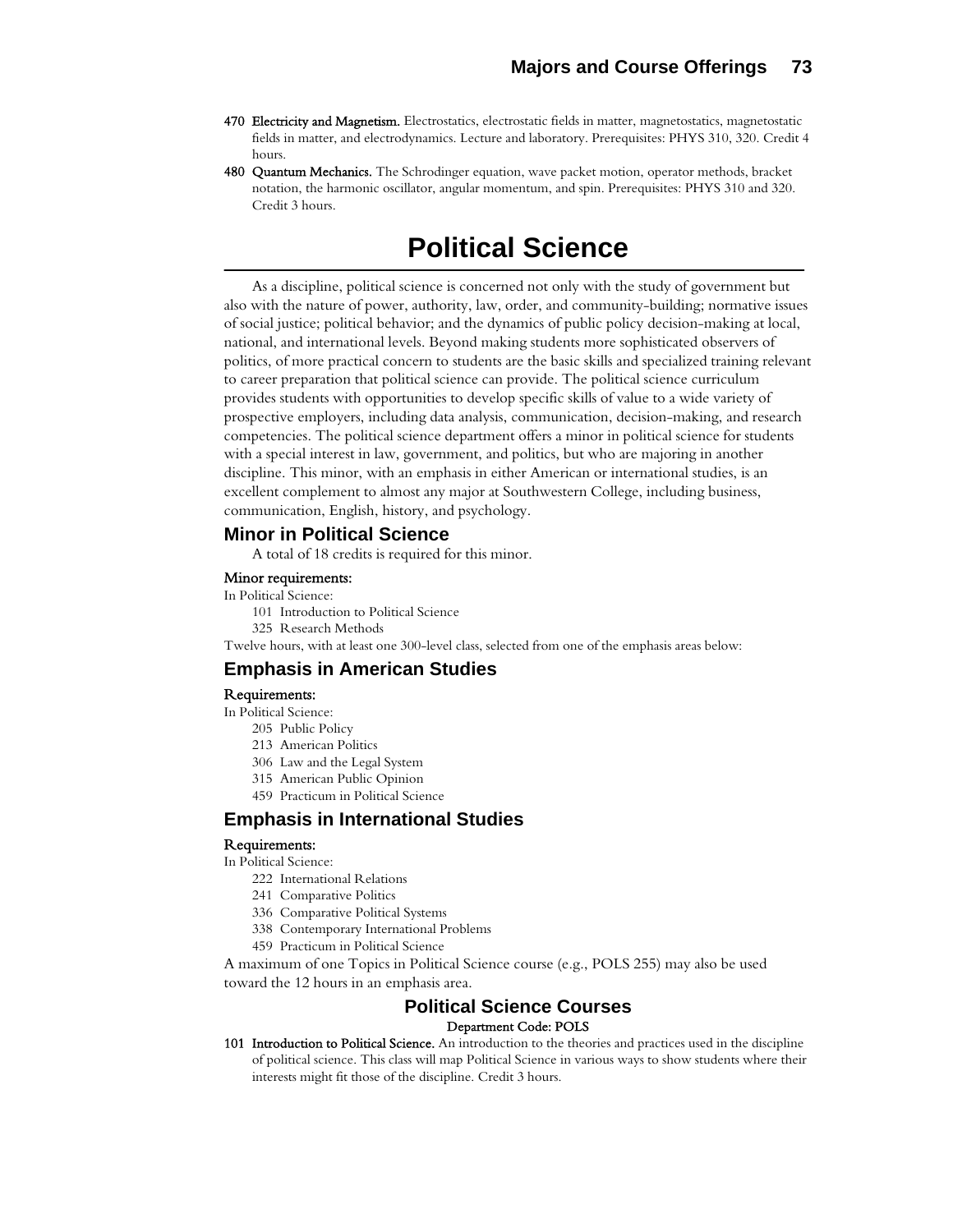**470 Electricity and Magnetism.** Electrostatics, electrostatic fields in matter, magnetostatics, magnetostatic fields in matter, and electrodynamics. Lecture and laboratory. Prerequisites: PHYS 310, 320. Credit 4 hours.

**480 Quantum Mechanics.** The Schrodinger equation, wave packet motion, operator methods, bracket notation, the harmonic oscillator, angular momentum, and spin. Prerequisites: PHYS 310 and 320. Credit 3 hours.

# Political Science

As a discipline, political science is concerned not only with the study of government but also with the nature of power, authority, law, order, and community-building; normative issues of social justice; political behavior; and the dynamics of public policy decision-making at local, national, and international levels. Beyond making students more sophisticated observers of politics, of more practical concern to students are the basic skills and specialized training relevant to career preparation that political science can provide. The political science curriculum provides students with opportunities to develop specific skills of value to a wide variety of prospective employers, including data analysis, communication, decision-making, and research competencies. The political science department offers a minor in political science for students with a special interest in law, government, and politics, but who are majoring in another discipline. This minor, with an emphasis in either American or international studies, is an excellent complement to almost any major at Southwestern College, including business, communication, English, history, and psychology.

## Minor in Political Science

A total of 18 credits is required for this minor.

**Minor requirements:**

In Political Science:

- 101 Introduction to Political Science
- 325 Research Methods

Twelve hours, with at least one 300-level class, selected from one of the emphasis areas below:

## Emphasis in American Studies

**Requirements:**

In Political Science:

- 205 Public Policy
- 213 American Politics
- 306 Law and the Legal System
- 315 American Public Opinion
- 459 Practicum in Political Science

## Emphasis in International Studies

**Requirements:**

In Political Science:

- 222 International Relations
- 241 Comparative Politics
- 336 Comparative Political Systems
- 338 Contemporary International Problems
- 459 Practicum in Political Science

A maximum of one Topics in Political Science course (e.g., POLS 255) may also be used toward the 12 hours in an emphasis area.

## Political Science Courses

**Department Code: POLS**

**101 Introduction to Political Science.** An introduction to the theories and practices used in the discipline of political science. This class will map Political Science in various ways to show students where their interests might fit those of the discipline. Credit 3 hours.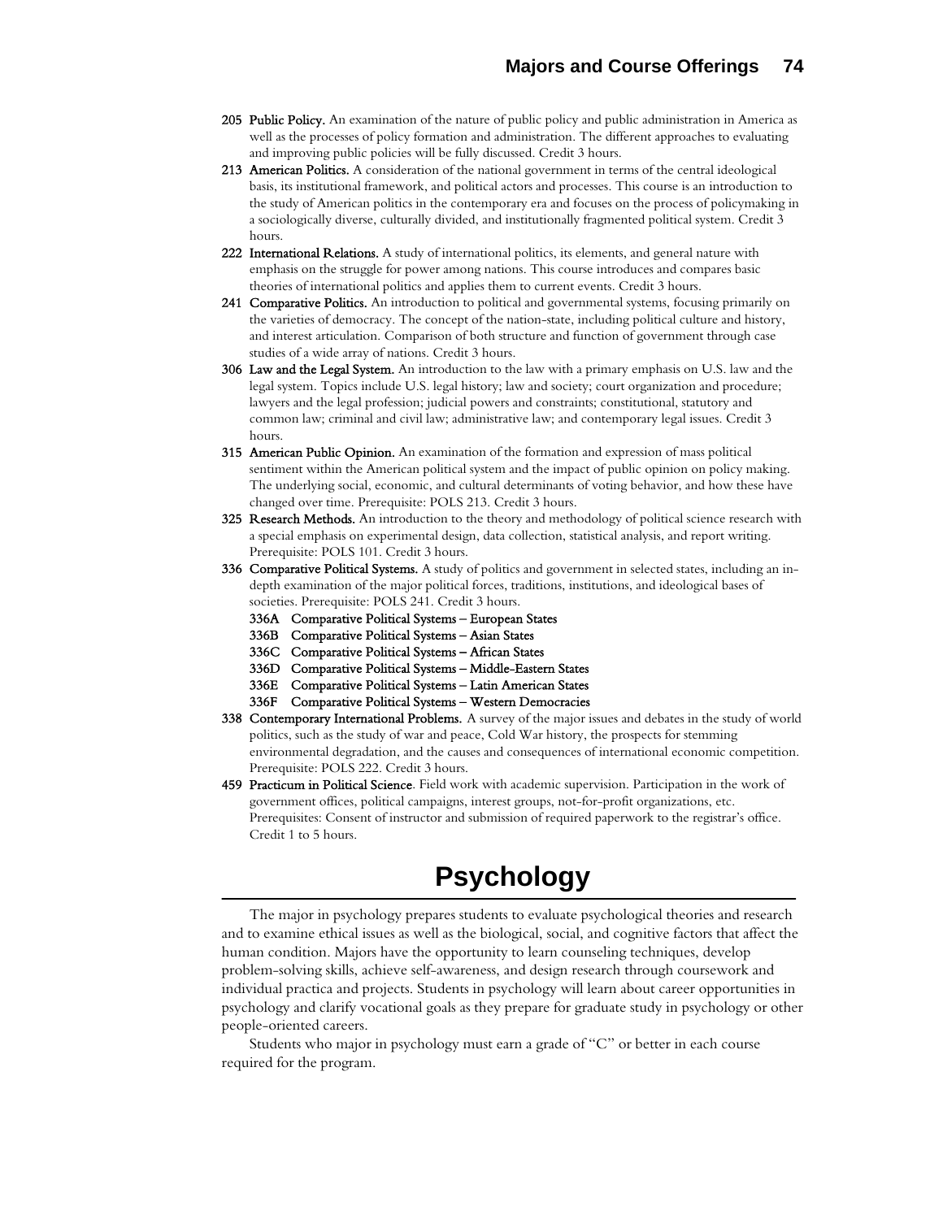**205 Public Policy.** An examination of the nature of public policy and public administration in America as well as the processes of policy formation and administration. The different approaches to evaluating and improving public policies will be fully discussed. Credit 3 hours.

**213 American Politics.** A consideration of the national government in terms of the central ideological basis, its institutional framework, and political actors and processes. This course is an introduction to the study of American politics in the contemporary era and focuses on the process of policymaking in a sociologically diverse, culturally divided, and institutionally fragmented political system. Credit 3 hours.

**222 International Relations.** A study of international politics, its elements, and general nature with emphasis on the struggle for power among nations. This course introduces and compares basic theories of international politics and applies them to current events. Credit 3 hours.

**241 Comparative Politics.** An introduction to political and governmental systems, focusing primarily on the varieties of democracy. The concept of the nation-state, including political culture and history, and interest articulation. Comparison of both structure and function of government through case studies of a wide array of nations. Credit 3 hours.

**306 Law and the Legal System.** An introduction to the law with a primary emphasis on U.S. law and the legal system. Topics include U.S. legal history; law and society; court organization and procedure; lawyers and the legal profession; judicial powers and constraints; constitutional, statutory and common law; criminal and civil law; administrative law; and contemporary legal issues. Credit 3 hours.

**315 American Public Opinion.** An examination of the formation and expression of mass political sentiment within the American political system and the impact of public opinion on policy making. The underlying social, economic, and cultural determinants of voting behavior, and how these have changed over time. Prerequisite: POLS 213. Credit 3 hours.

**325 Research Methods.** An introduction to the theory and methodology of political science research with a special emphasis on experimental design, data collection, statistical analysis, and report writing. Prerequisite: POLS 101. Credit 3 hours.

**336 Comparative Political Systems.** A study of politics and government in selected states, including an in-depth examination of the major political forces, traditions, institutions, and ideological bases of societies. Prerequisite: POLS 241. Credit 3 hours.

- **336A Comparative Political Systems – European States**
- **336B Comparative Political Systems – Asian States**
- **336C Comparative Political Systems – African States**
- **336D Comparative Political Systems – Middle-Eastern States**
- **336E Comparative Political Systems – Latin American States**
- **336F Comparative Political Systems – Western Democracies**

**338 Contemporary International Problems.** A survey of the major issues and debates in the study of world politics, such as the study of war and peace, Cold War history, the prospects for stemming environmental degradation, and the causes and consequences of international economic competition. Prerequisite: POLS 222. Credit 3 hours.

**459 Practicum in Political Science**. Field work with academic supervision. Participation in the work of government offices, political campaigns, interest groups, not-for-profit organizations, etc. Prerequisites: Consent of instructor and submission of required paperwork to the registrar's office. Credit 1 to 5 hours.

# Psychology

The major in psychology prepares students to evaluate psychological theories and research and to examine ethical issues as well as the biological, social, and cognitive factors that affect the human condition. Majors have the opportunity to learn counseling techniques, develop problem-solving skills, achieve self-awareness, and design research through coursework and individual practica and projects. Students in psychology will learn about career opportunities in psychology and clarify vocational goals as they prepare for graduate study in psychology or other people-oriented careers.

Students who major in psychology must earn a grade of "C" or better in each course required for the program.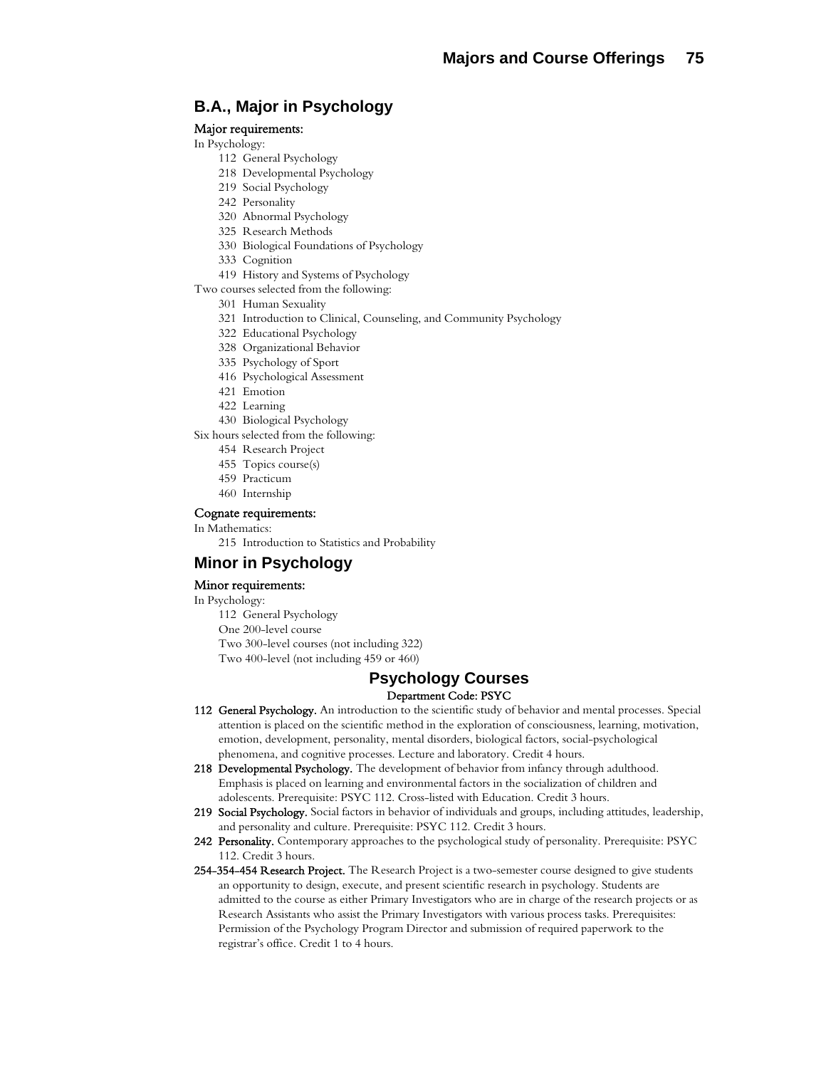## B.A., Major in Psychology

Major requirements:

In Psychology:

- 112 General Psychology
- 218 Developmental Psychology
- 219 Social Psychology
- 242 Personality
- 320 Abnormal Psychology
- 325 Research Methods
- 330 Biological Foundations of Psychology
- 333 Cognition
- 419 History and Systems of Psychology

Two courses selected from the following:

- 301 Human Sexuality
- 321 Introduction to Clinical, Counseling, and Community Psychology
- 322 Educational Psychology
- 328 Organizational Behavior
- 335 Psychology of Sport
- 416 Psychological Assessment
- 421 Emotion
- 422 Learning
- 430 Biological Psychology

Six hours selected from the following:

- 454 Research Project
- 455 Topics course(s)
- 459 Practicum
- 460 Internship

Cognate requirements:

In Mathematics:

- 215 Introduction to Statistics and Probability

## Minor in Psychology

Minor requirements:

In Psychology:

- 112 General Psychology
- One 200-level course
- Two 300-level courses (not including 322)
- Two 400-level (not including 459 or 460)

## Psychology Courses

Department Code: PSYC

**112 General Psychology.** An introduction to the scientific study of behavior and mental processes. Special attention is placed on the scientific method in the exploration of consciousness, learning, motivation, emotion, development, personality, mental disorders, biological factors, social-psychological phenomena, and cognitive processes. Lecture and laboratory. Credit 4 hours.

**218 Developmental Psychology.** The development of behavior from infancy through adulthood. Emphasis is placed on learning and environmental factors in the socialization of children and adolescents. Prerequisite: PSYC 112. Cross-listed with Education. Credit 3 hours.

**219 Social Psychology.** Social factors in behavior of individuals and groups, including attitudes, leadership, and personality and culture. Prerequisite: PSYC 112. Credit 3 hours.

**242 Personality.** Contemporary approaches to the psychological study of personality. Prerequisite: PSYC 112. Credit 3 hours.

**254–354–454 Research Project.** The Research Project is a two-semester course designed to give students an opportunity to design, execute, and present scientific research in psychology. Students are admitted to the course as either Primary Investigators who are in charge of the research projects or as Research Assistants who assist the Primary Investigators with various process tasks. Prerequisites: Permission of the Psychology Program Director and submission of required paperwork to the registrar's office. Credit 1 to 4 hours.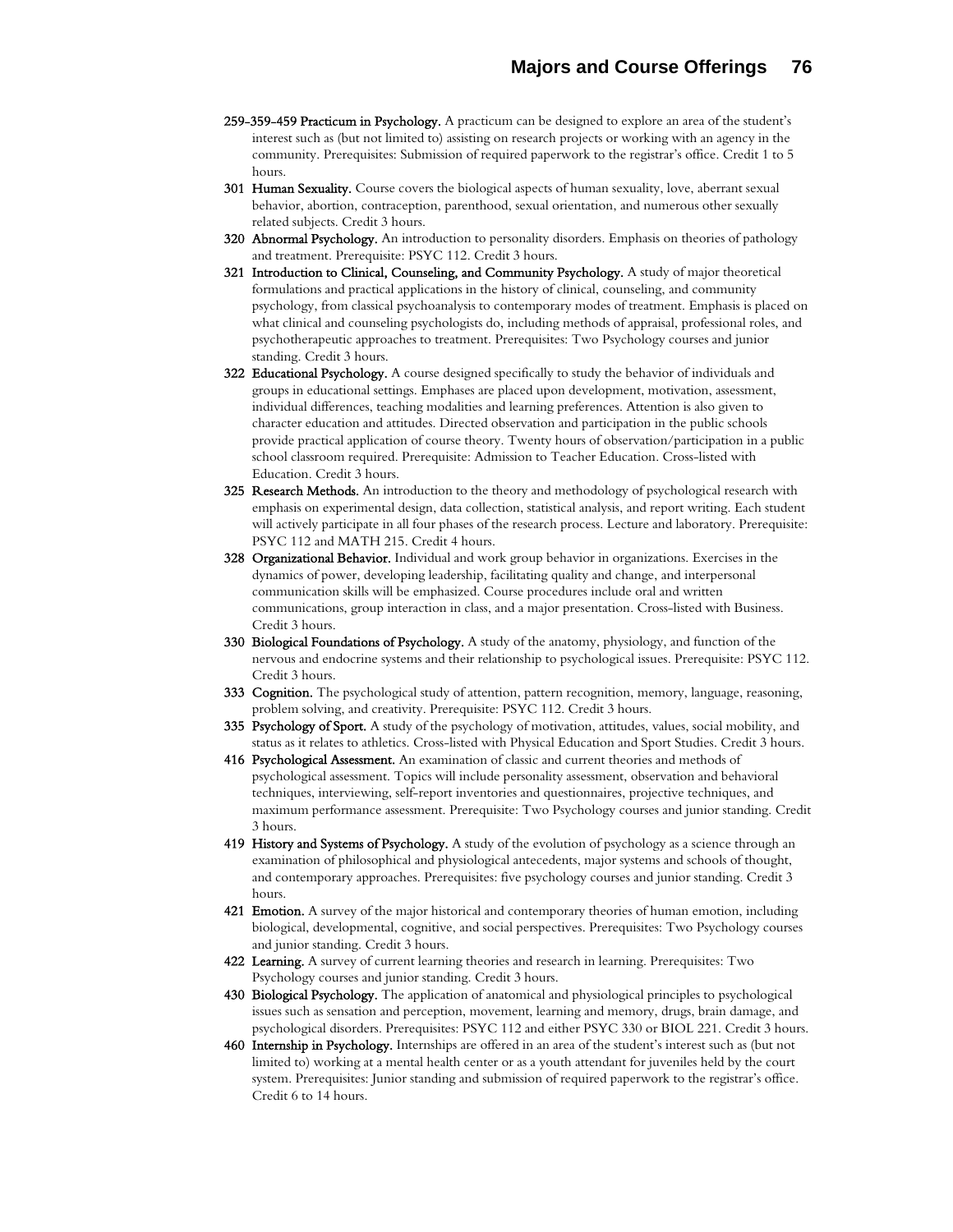**259-359-459 Practicum in Psychology.** A practicum can be designed to explore an area of the student's interest such as (but not limited to) assisting on research projects or working with an agency in the community. Prerequisites: Submission of required paperwork to the registrar's office. Credit 1 to 5 hours.

**301 Human Sexuality.** Course covers the biological aspects of human sexuality, love, aberrant sexual behavior, abortion, contraception, parenthood, sexual orientation, and numerous other sexually related subjects. Credit 3 hours.

**320 Abnormal Psychology.** An introduction to personality disorders. Emphasis on theories of pathology and treatment. Prerequisite: PSYC 112. Credit 3 hours.

**321 Introduction to Clinical, Counseling, and Community Psychology.** A study of major theoretical formulations and practical applications in the history of clinical, counseling, and community psychology, from classical psychoanalysis to contemporary modes of treatment. Emphasis is placed on what clinical and counseling psychologists do, including methods of appraisal, professional roles, and psychotherapeutic approaches to treatment. Prerequisites: Two Psychology courses and junior standing. Credit 3 hours.

**322 Educational Psychology.** A course designed specifically to study the behavior of individuals and groups in educational settings. Emphases are placed upon development, motivation, assessment, individual differences, teaching modalities and learning preferences. Attention is also given to character education and attitudes. Directed observation and participation in the public schools provide practical application of course theory. Twenty hours of observation/participation in a public school classroom required. Prerequisite: Admission to Teacher Education. Cross-listed with Education. Credit 3 hours.

**325 Research Methods.** An introduction to the theory and methodology of psychological research with emphasis on experimental design, data collection, statistical analysis, and report writing. Each student will actively participate in all four phases of the research process. Lecture and laboratory. Prerequisite: PSYC 112 and MATH 215. Credit 4 hours.

**328 Organizational Behavior.** Individual and work group behavior in organizations. Exercises in the dynamics of power, developing leadership, facilitating quality and change, and interpersonal communication skills will be emphasized. Course procedures include oral and written communications, group interaction in class, and a major presentation. Cross-listed with Business. Credit 3 hours.

**330 Biological Foundations of Psychology.** A study of the anatomy, physiology, and function of the nervous and endocrine systems and their relationship to psychological issues. Prerequisite: PSYC 112. Credit 3 hours.

**333 Cognition.** The psychological study of attention, pattern recognition, memory, language, reasoning, problem solving, and creativity. Prerequisite: PSYC 112. Credit 3 hours.

**335 Psychology of Sport.** A study of the psychology of motivation, attitudes, values, social mobility, and status as it relates to athletics. Cross-listed with Physical Education and Sport Studies. Credit 3 hours.

**416 Psychological Assessment.** An examination of classic and current theories and methods of psychological assessment. Topics will include personality assessment, observation and behavioral techniques, interviewing, self-report inventories and questionnaires, projective techniques, and maximum performance assessment. Prerequisite: Two Psychology courses and junior standing. Credit 3 hours.

**419 History and Systems of Psychology.** A study of the evolution of psychology as a science through an examination of philosophical and physiological antecedents, major systems and schools of thought, and contemporary approaches. Prerequisites: five psychology courses and junior standing. Credit 3 hours.

**421 Emotion.** A survey of the major historical and contemporary theories of human emotion, including biological, developmental, cognitive, and social perspectives. Prerequisites: Two Psychology courses and junior standing. Credit 3 hours.

**422 Learning.** A survey of current learning theories and research in learning. Prerequisites: Two Psychology courses and junior standing. Credit 3 hours.

**430 Biological Psychology.** The application of anatomical and physiological principles to psychological issues such as sensation and perception, movement, learning and memory, drugs, brain damage, and psychological disorders. Prerequisites: PSYC 112 and either PSYC 330 or BIOL 221. Credit 3 hours.

**460 Internship in Psychology.** Internships are offered in an area of the student's interest such as (but not limited to) working at a mental health center or as a youth attendant for juveniles held by the court system. Prerequisites: Junior standing and submission of required paperwork to the registrar's office. Credit 6 to 14 hours.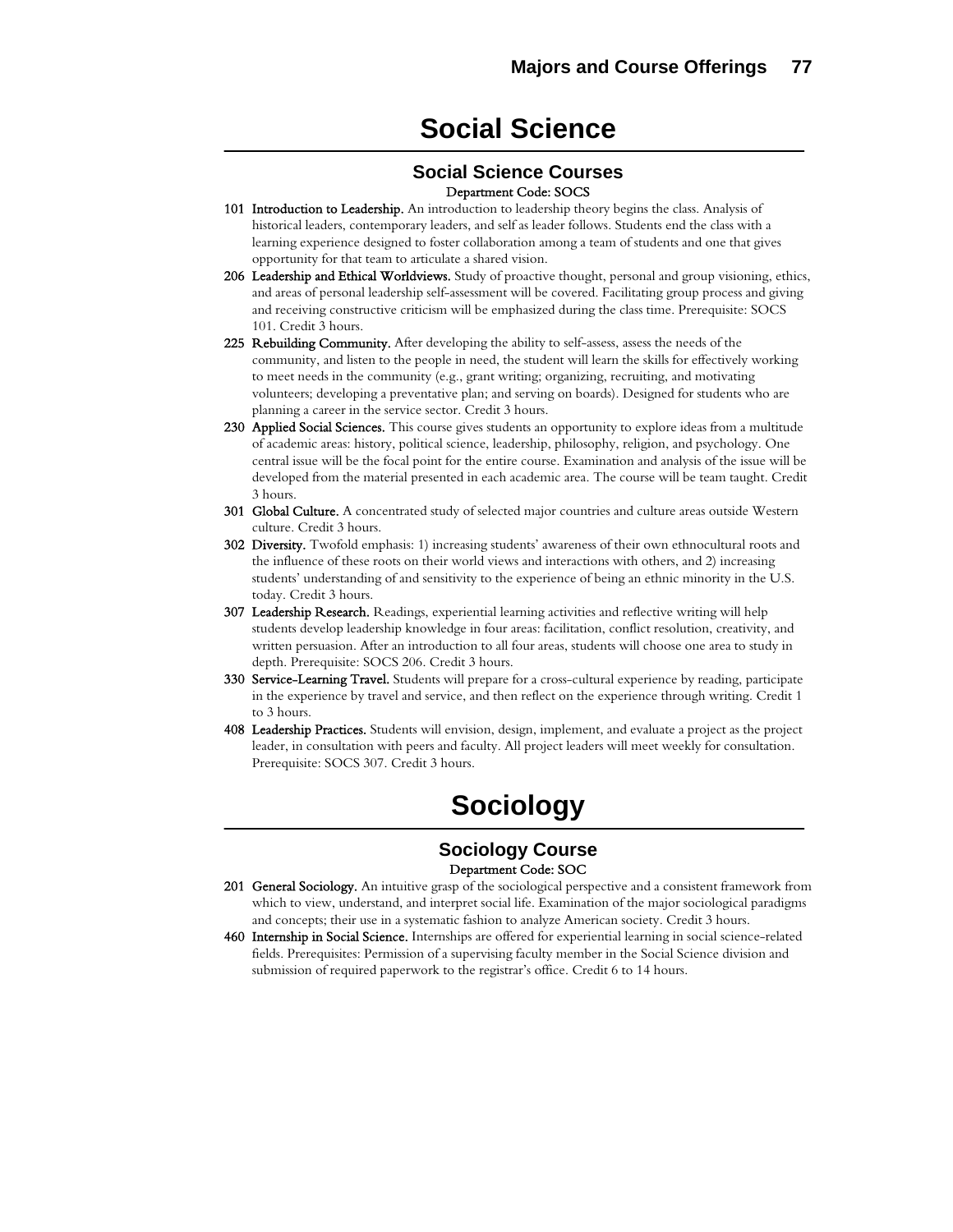# Social Science

## Social Science Courses

Department Code: SOCS

**101 Introduction to Leadership.** An introduction to leadership theory begins the class. Analysis of historical leaders, contemporary leaders, and self as leader follows. Students end the class with a learning experience designed to foster collaboration among a team of students and one that gives opportunity for that team to articulate a shared vision.

**206 Leadership and Ethical Worldviews.** Study of proactive thought, personal and group visioning, ethics, and areas of personal leadership self-assessment will be covered. Facilitating group process and giving and receiving constructive criticism will be emphasized during the class time. Prerequisite: SOCS 101. Credit 3 hours.

**225 Rebuilding Community.** After developing the ability to self-assess, assess the needs of the community, and listen to the people in need, the student will learn the skills for effectively working to meet needs in the community (e.g., grant writing; organizing, recruiting, and motivating volunteers; developing a preventative plan; and serving on boards). Designed for students who are planning a career in the service sector. Credit 3 hours.

**230 Applied Social Sciences.** This course gives students an opportunity to explore ideas from a multitude of academic areas: history, political science, leadership, philosophy, religion, and psychology. One central issue will be the focal point for the entire course. Examination and analysis of the issue will be developed from the material presented in each academic area. The course will be team taught. Credit 3 hours.

**301 Global Culture.** A concentrated study of selected major countries and culture areas outside Western culture. Credit 3 hours.

**302 Diversity.** Twofold emphasis: 1) increasing students' awareness of their own ethnocultural roots and the influence of these roots on their world views and interactions with others, and 2) increasing students' understanding of and sensitivity to the experience of being an ethnic minority in the U.S. today. Credit 3 hours.

**307 Leadership Research.** Readings, experiential learning activities and reflective writing will help students develop leadership knowledge in four areas: facilitation, conflict resolution, creativity, and written persuasion. After an introduction to all four areas, students will choose one area to study in depth. Prerequisite: SOCS 206. Credit 3 hours.

**330 Service-Learning Travel.** Students will prepare for a cross-cultural experience by reading, participate in the experience by travel and service, and then reflect on the experience through writing. Credit 1 to 3 hours.

**408 Leadership Practices.** Students will envision, design, implement, and evaluate a project as the project leader, in consultation with peers and faculty. All project leaders will meet weekly for consultation. Prerequisite: SOCS 307. Credit 3 hours.

# Sociology

## Sociology Course

Department Code: SOC

**201 General Sociology.** An intuitive grasp of the sociological perspective and a consistent framework from which to view, understand, and interpret social life. Examination of the major sociological paradigms and concepts; their use in a systematic fashion to analyze American society. Credit 3 hours.

**460 Internship in Social Science.** Internships are offered for experiential learning in social science-related fields. Prerequisites: Permission of a supervising faculty member in the Social Science division and submission of required paperwork to the registrar's office. Credit 6 to 14 hours.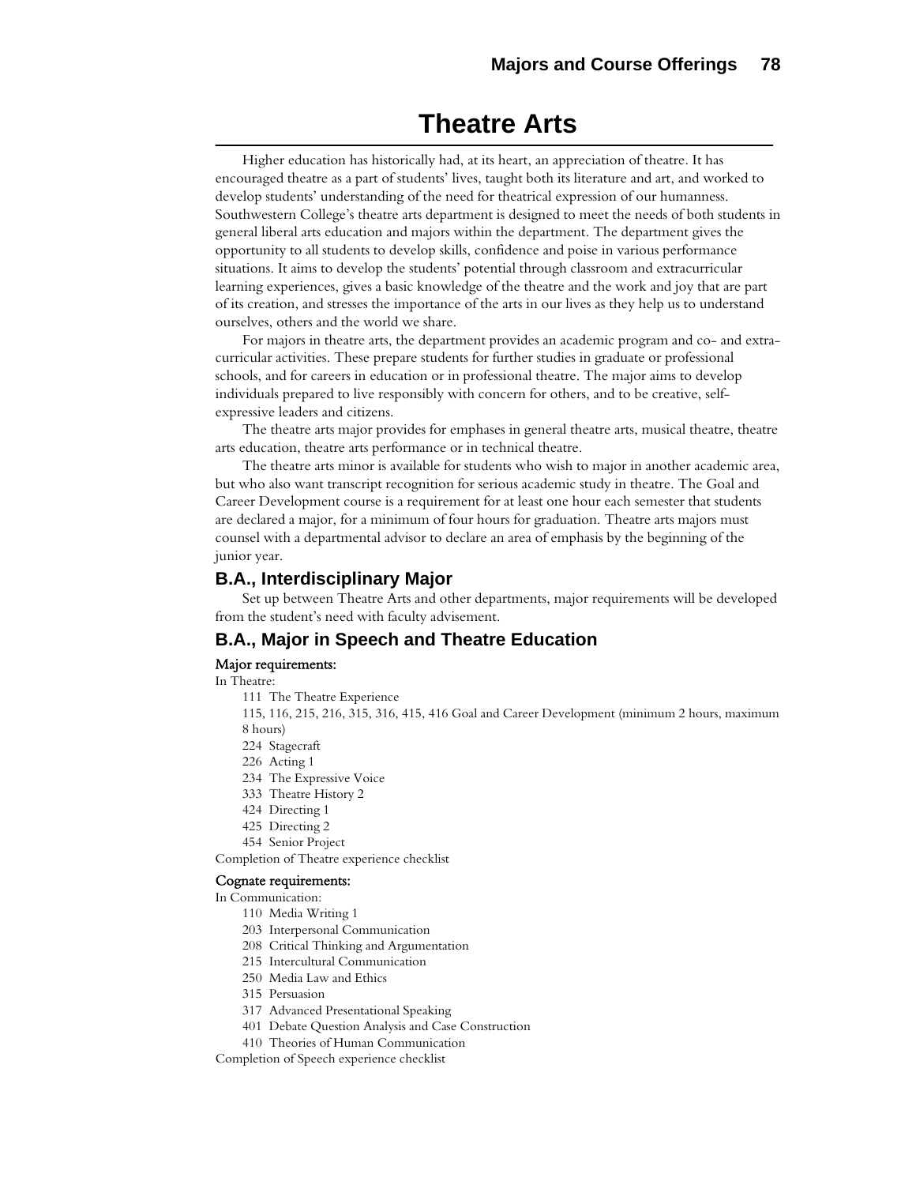# Theatre Arts

Higher education has historically had, at its heart, an appreciation of theatre. It has encouraged theatre as a part of students' lives, taught both its literature and art, and worked to develop students' understanding of the need for theatrical expression of our humanness. Southwestern College's theatre arts department is designed to meet the needs of both students in general liberal arts education and majors within the department. The department gives the opportunity to all students to develop skills, confidence and poise in various performance situations. It aims to develop the students' potential through classroom and extracurricular learning experiences, gives a basic knowledge of the theatre and the work and joy that are part of its creation, and stresses the importance of the arts in our lives as they help us to understand ourselves, others and the world we share.

For majors in theatre arts, the department provides an academic program and co- and extra-curricular activities. These prepare students for further studies in graduate or professional schools, and for careers in education or in professional theatre. The major aims to develop individuals prepared to live responsibly with concern for others, and to be creative, self-expressive leaders and citizens.

The theatre arts major provides for emphases in general theatre arts, musical theatre, theatre arts education, theatre arts performance or in technical theatre.

The theatre arts minor is available for students who wish to major in another academic area, but who also want transcript recognition for serious academic study in theatre. The Goal and Career Development course is a requirement for at least one hour each semester that students are declared a major, for a minimum of four hours for graduation. Theatre arts majors must counsel with a departmental advisor to declare an area of emphasis by the beginning of the junior year.

## B.A., Interdisciplinary Major

Set up between Theatre Arts and other departments, major requirements will be developed from the student's need with faculty advisement.

## B.A., Major in Speech and Theatre Education

**Major requirements:**

In Theatre:

- 111 The Theatre Experience
- 115, 116, 215, 216, 315, 316, 415, 416 Goal and Career Development (minimum 2 hours, maximum 8 hours)
- 224 Stagecraft
- 226 Acting 1
- 234 The Expressive Voice
- 333 Theatre History 2
- 424 Directing 1
- 425 Directing 2
- 454 Senior Project

Completion of Theatre experience checklist

**Cognate requirements:**

In Communication:

- 110 Media Writing 1
- 203 Interpersonal Communication
- 208 Critical Thinking and Argumentation
- 215 Intercultural Communication
- 250 Media Law and Ethics
- 315 Persuasion
- 317 Advanced Presentational Speaking
- 401 Debate Question Analysis and Case Construction
- 410 Theories of Human Communication

Completion of Speech experience checklist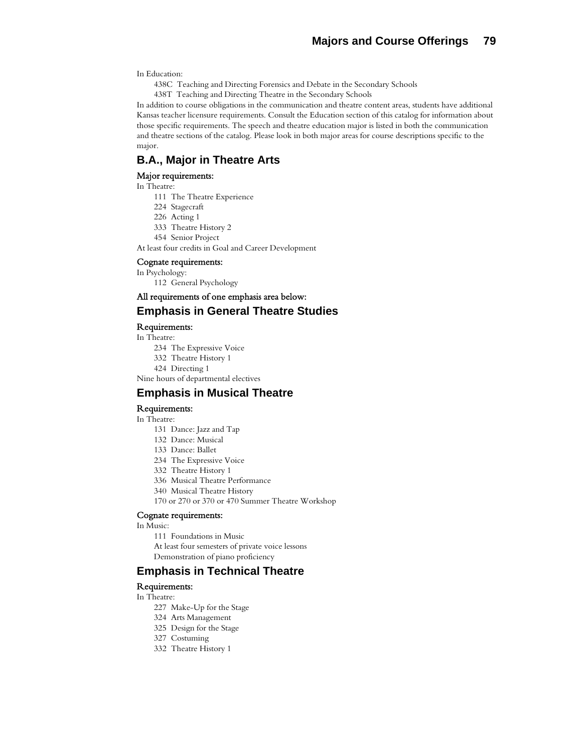In Education:

438C Teaching and Directing Forensics and Debate in the Secondary Schools
438T Teaching and Directing Theatre in the Secondary Schools

In addition to course obligations in the communication and theatre content areas, students have additional Kansas teacher licensure requirements. Consult the Education section of this catalog for information about those specific requirements. The speech and theatre education major is listed in both the communication and theatre sections of the catalog. Please look in both major areas for course descriptions specific to the major.

## B.A., Major in Theatre Arts

**Major requirements:**

In Theatre:

111 The Theatre Experience
224 Stagecraft
226 Acting 1
333 Theatre History 2
454 Senior Project

At least four credits in Goal and Career Development

**Cognate requirements:**

In Psychology:

112 General Psychology

**All requirements of one emphasis area below:**

## Emphasis in General Theatre Studies

**Requirements:**

In Theatre:

234 The Expressive Voice
332 Theatre History 1
424 Directing 1

Nine hours of departmental electives

## Emphasis in Musical Theatre

**Requirements:**

In Theatre:

131 Dance: Jazz and Tap
132 Dance: Musical
133 Dance: Ballet
234 The Expressive Voice
332 Theatre History 1
336 Musical Theatre Performance
340 Musical Theatre History
170 or 270 or 370 or 470 Summer Theatre Workshop

**Cognate requirements:**

In Music:

111 Foundations in Music
At least four semesters of private voice lessons
Demonstration of piano proficiency

## Emphasis in Technical Theatre

**Requirements:**

In Theatre:

227 Make-Up for the Stage
324 Arts Management
325 Design for the Stage
327 Costuming
332 Theatre History 1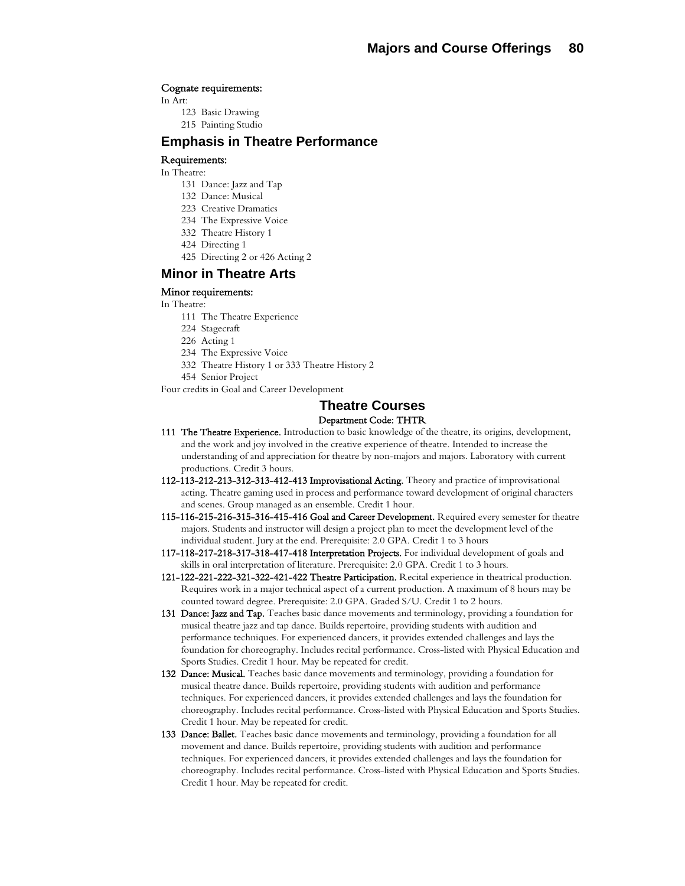**Cognate requirements:**

In Art:

- 123 Basic Drawing
- 215 Painting Studio

## Emphasis in Theatre Performance

**Requirements:**

In Theatre:

- 131 Dance: Jazz and Tap
- 132 Dance: Musical
- 223 Creative Dramatics
- 234 The Expressive Voice
- 332 Theatre History 1
- 424 Directing 1
- 425 Directing 2 or 426 Acting 2

## Minor in Theatre Arts

**Minor requirements:**

In Theatre:

- 111 The Theatre Experience
- 224 Stagecraft
- 226 Acting 1
- 234 The Expressive Voice
- 332 Theatre History 1 or 333 Theatre History 2
- 454 Senior Project

Four credits in Goal and Career Development

## Theatre Courses

**Department Code: THTR**

**111 The Theatre Experience.** Introduction to basic knowledge of the theatre, its origins, development, and the work and joy involved in the creative experience of theatre. Intended to increase the understanding of and appreciation for theatre by non-majors and majors. Laboratory with current productions. Credit 3 hours.

**112-113-212-213-312-313-412-413 Improvisational Acting.** Theory and practice of improvisational acting. Theatre gaming used in process and performance toward development of original characters and scenes. Group managed as an ensemble. Credit 1 hour.

**115-116-215-216-315-316-415-416 Goal and Career Development.** Required every semester for theatre majors. Students and instructor will design a project plan to meet the development level of the individual student. Jury at the end. Prerequisite: 2.0 GPA. Credit 1 to 3 hours

**117-118-217-218-317-318-417-418 Interpretation Projects.** For individual development of goals and skills in oral interpretation of literature. Prerequisite: 2.0 GPA. Credit 1 to 3 hours.

**121-122-221-222-321-322-421-422 Theatre Participation.** Recital experience in theatrical production. Requires work in a major technical aspect of a current production. A maximum of 8 hours may be counted toward degree. Prerequisite: 2.0 GPA. Graded S/U. Credit 1 to 2 hours.

**131 Dance: Jazz and Tap.** Teaches basic dance movements and terminology, providing a foundation for musical theatre jazz and tap dance. Builds repertoire, providing students with audition and performance techniques. For experienced dancers, it provides extended challenges and lays the foundation for choreography. Includes recital performance. Cross-listed with Physical Education and Sports Studies. Credit 1 hour. May be repeated for credit.

**132 Dance: Musical.** Teaches basic dance movements and terminology, providing a foundation for musical theatre dance. Builds repertoire, providing students with audition and performance techniques. For experienced dancers, it provides extended challenges and lays the foundation for choreography. Includes recital performance. Cross-listed with Physical Education and Sports Studies. Credit 1 hour. May be repeated for credit.

**133 Dance: Ballet.** Teaches basic dance movements and terminology, providing a foundation for all movement and dance. Builds repertoire, providing students with audition and performance techniques. For experienced dancers, it provides extended challenges and lays the foundation for choreography. Includes recital performance. Cross-listed with Physical Education and Sports Studies. Credit 1 hour. May be repeated for credit.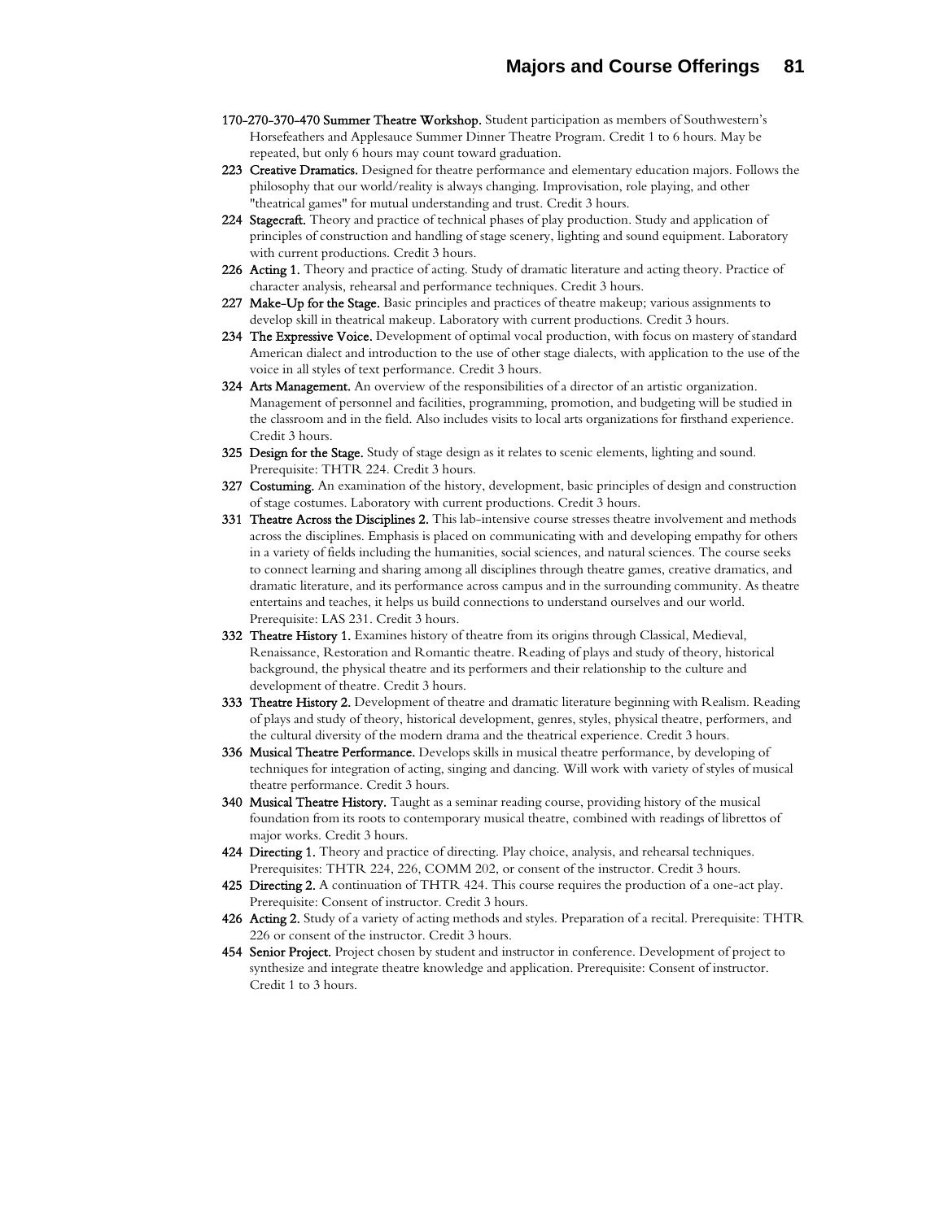**170-270-370-470 Summer Theatre Workshop.** Student participation as members of Southwestern's Horsefeathers and Applesauce Summer Dinner Theatre Program. Credit 1 to 6 hours. May be repeated, but only 6 hours may count toward graduation.

**223 Creative Dramatics.** Designed for theatre performance and elementary education majors. Follows the philosophy that our world/reality is always changing. Improvisation, role playing, and other "theatrical games" for mutual understanding and trust. Credit 3 hours.

**224 Stagecraft.** Theory and practice of technical phases of play production. Study and application of principles of construction and handling of stage scenery, lighting and sound equipment. Laboratory with current productions. Credit 3 hours.

**226 Acting 1.** Theory and practice of acting. Study of dramatic literature and acting theory. Practice of character analysis, rehearsal and performance techniques. Credit 3 hours.

**227 Make-Up for the Stage.** Basic principles and practices of theatre makeup; various assignments to develop skill in theatrical makeup. Laboratory with current productions. Credit 3 hours.

**234 The Expressive Voice.** Development of optimal vocal production, with focus on mastery of standard American dialect and introduction to the use of other stage dialects, with application to the use of the voice in all styles of text performance. Credit 3 hours.

**324 Arts Management.** An overview of the responsibilities of a director of an artistic organization. Management of personnel and facilities, programming, promotion, and budgeting will be studied in the classroom and in the field. Also includes visits to local arts organizations for firsthand experience. Credit 3 hours.

**325 Design for the Stage.** Study of stage design as it relates to scenic elements, lighting and sound. Prerequisite: THTR 224. Credit 3 hours.

**327 Costuming.** An examination of the history, development, basic principles of design and construction of stage costumes. Laboratory with current productions. Credit 3 hours.

**331 Theatre Across the Disciplines 2.** This lab-intensive course stresses theatre involvement and methods across the disciplines. Emphasis is placed on communicating with and developing empathy for others in a variety of fields including the humanities, social sciences, and natural sciences. The course seeks to connect learning and sharing among all disciplines through theatre games, creative dramatics, and dramatic literature, and its performance across campus and in the surrounding community. As theatre entertains and teaches, it helps us build connections to understand ourselves and our world. Prerequisite: LAS 231. Credit 3 hours.

**332 Theatre History 1.** Examines history of theatre from its origins through Classical, Medieval, Renaissance, Restoration and Romantic theatre. Reading of plays and study of theory, historical background, the physical theatre and its performers and their relationship to the culture and development of theatre. Credit 3 hours.

**333 Theatre History 2.** Development of theatre and dramatic literature beginning with Realism. Reading of plays and study of theory, historical development, genres, styles, physical theatre, performers, and the cultural diversity of the modern drama and the theatrical experience. Credit 3 hours.

**336 Musical Theatre Performance.** Develops skills in musical theatre performance, by developing of techniques for integration of acting, singing and dancing. Will work with variety of styles of musical theatre performance. Credit 3 hours.

**340 Musical Theatre History.** Taught as a seminar reading course, providing history of the musical foundation from its roots to contemporary musical theatre, combined with readings of librettos of major works. Credit 3 hours.

**424 Directing 1.** Theory and practice of directing. Play choice, analysis, and rehearsal techniques. Prerequisites: THTR 224, 226, COMM 202, or consent of the instructor. Credit 3 hours.

**425 Directing 2.** A continuation of THTR 424. This course requires the production of a one-act play. Prerequisite: Consent of instructor. Credit 3 hours.

**426 Acting 2.** Study of a variety of acting methods and styles. Preparation of a recital. Prerequisite: THTR 226 or consent of the instructor. Credit 3 hours.

**454 Senior Project.** Project chosen by student and instructor in conference. Development of project to synthesize and integrate theatre knowledge and application. Prerequisite: Consent of instructor. Credit 1 to 3 hours.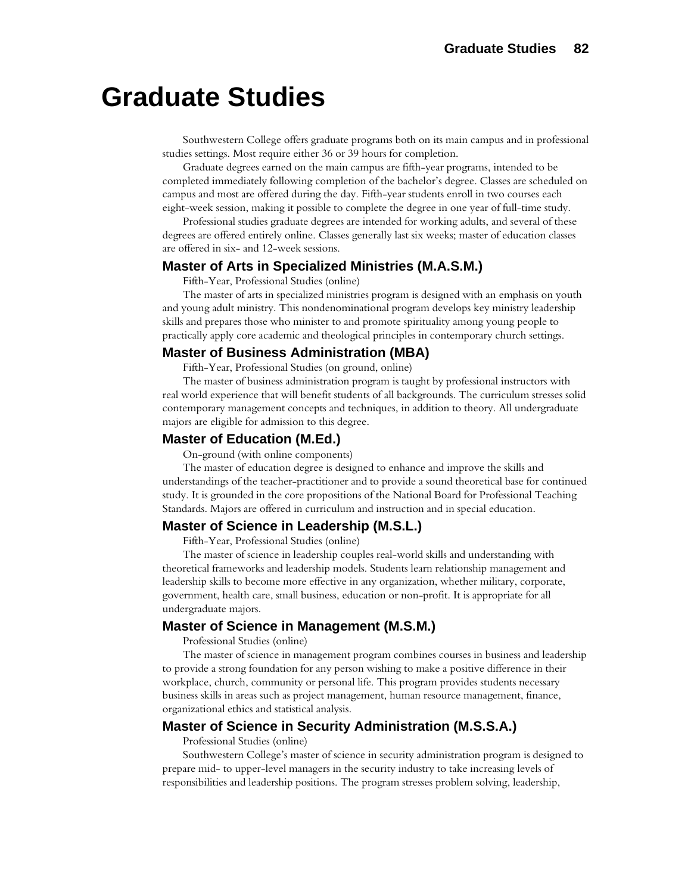# Graduate Studies

Southwestern College offers graduate programs both on its main campus and in professional studies settings. Most require either 36 or 39 hours for completion.

Graduate degrees earned on the main campus are fifth-year programs, intended to be completed immediately following completion of the bachelor's degree. Classes are scheduled on campus and most are offered during the day. Fifth-year students enroll in two courses each eight-week session, making it possible to complete the degree in one year of full-time study.

Professional studies graduate degrees are intended for working adults, and several of these degrees are offered entirely online. Classes generally last six weeks; master of education classes are offered in six- and 12-week sessions.

### Master of Arts in Specialized Ministries (M.A.S.M.)

Fifth-Year, Professional Studies (online)

The master of arts in specialized ministries program is designed with an emphasis on youth and young adult ministry. This nondenominational program develops key ministry leadership skills and prepares those who minister to and promote spirituality among young people to practically apply core academic and theological principles in contemporary church settings.

### Master of Business Administration (MBA)

Fifth-Year, Professional Studies (on ground, online)

The master of business administration program is taught by professional instructors with real world experience that will benefit students of all backgrounds. The curriculum stresses solid contemporary management concepts and techniques, in addition to theory. All undergraduate majors are eligible for admission to this degree.

### Master of Education (M.Ed.)

On-ground (with online components)

The master of education degree is designed to enhance and improve the skills and understandings of the teacher-practitioner and to provide a sound theoretical base for continued study. It is grounded in the core propositions of the National Board for Professional Teaching Standards. Majors are offered in curriculum and instruction and in special education.

### Master of Science in Leadership (M.S.L.)

Fifth-Year, Professional Studies (online)

The master of science in leadership couples real-world skills and understanding with theoretical frameworks and leadership models. Students learn relationship management and leadership skills to become more effective in any organization, whether military, corporate, government, health care, small business, education or non-profit. It is appropriate for all undergraduate majors.

### Master of Science in Management (M.S.M.)

Professional Studies (online)

The master of science in management program combines courses in business and leadership to provide a strong foundation for any person wishing to make a positive difference in their workplace, church, community or personal life. This program provides students necessary business skills in areas such as project management, human resource management, finance, organizational ethics and statistical analysis.

### Master of Science in Security Administration (M.S.S.A.)

Professional Studies (online)

Southwestern College's master of science in security administration program is designed to prepare mid- to upper-level managers in the security industry to take increasing levels of responsibilities and leadership positions. The program stresses problem solving, leadership,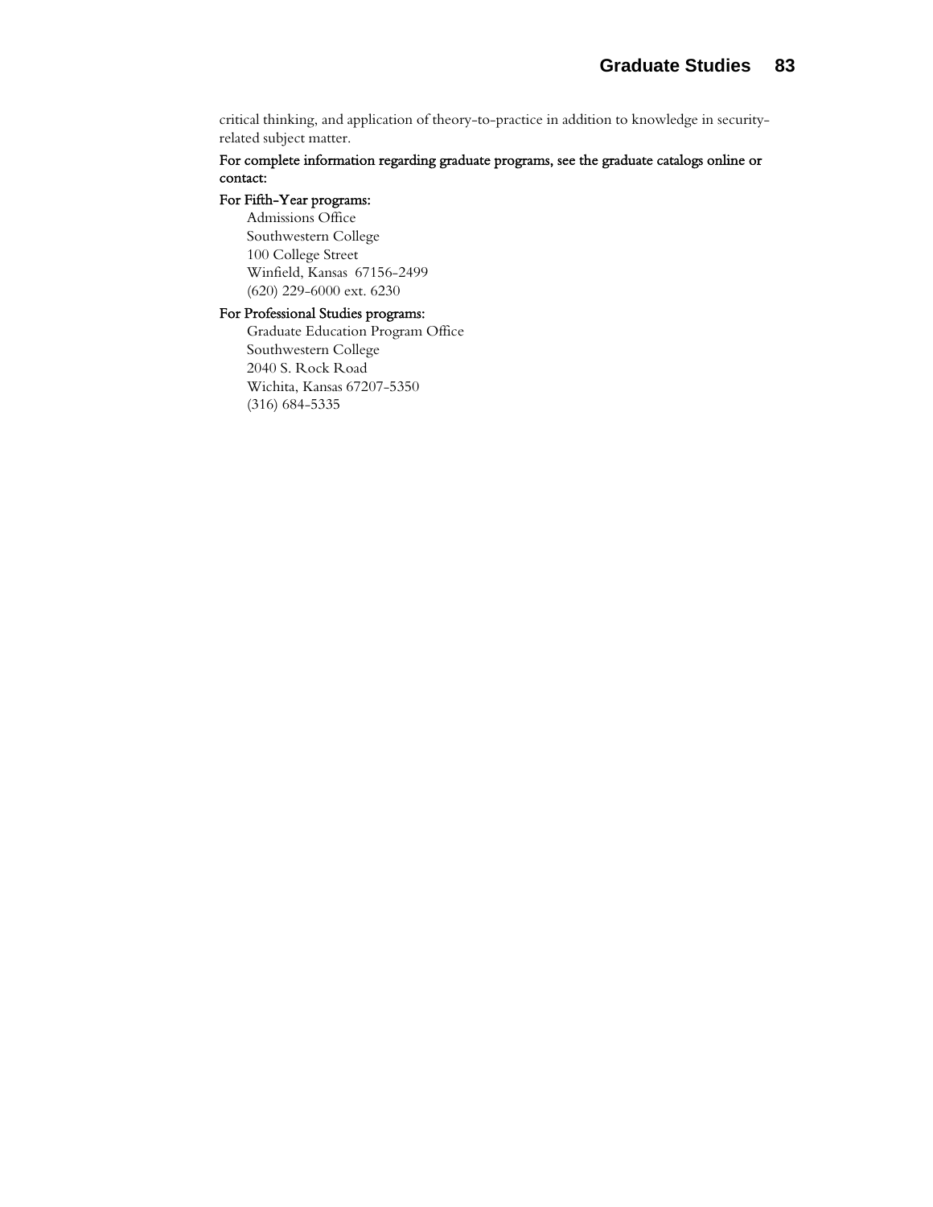critical thinking, and application of theory-to-practice in addition to knowledge in security-related subject matter.

**For complete information regarding graduate programs, see the graduate catalogs online or contact:**

**For Fifth-Year programs:**

Admissions Office
Southwestern College
100 College Street
Winfield, Kansas 67156-2499
(620) 229-6000 ext. 6230

**For Professional Studies programs:**

Graduate Education Program Office
Southwestern College
2040 S. Rock Road
Wichita, Kansas 67207-5350
(316) 684-5335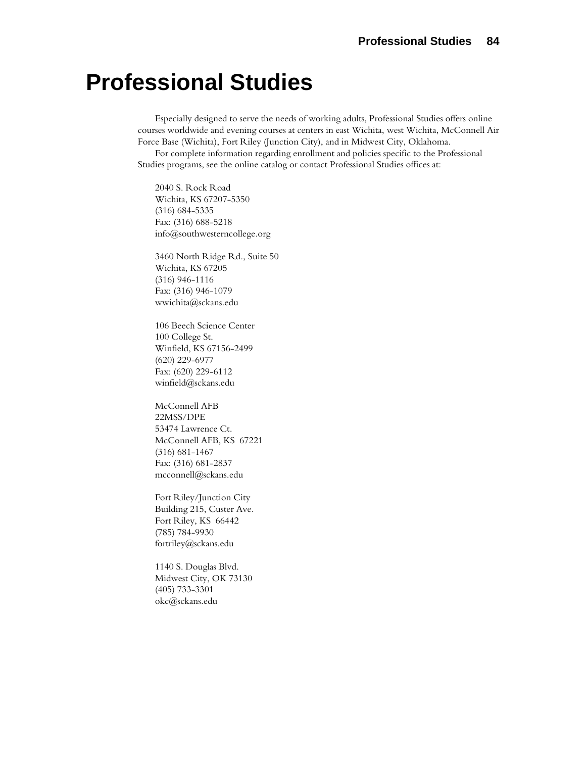# Professional Studies

Especially designed to serve the needs of working adults, Professional Studies offers online courses worldwide and evening courses at centers in east Wichita, west Wichita, McConnell Air Force Base (Wichita), Fort Riley (Junction City), and in Midwest City, Oklahoma.

For complete information regarding enrollment and policies specific to the Professional Studies programs, see the online catalog or contact Professional Studies offices at:

2040 S. Rock Road
Wichita, KS 67207-5350
(316) 684-5335
Fax: (316) 688-5218
info@southwesterncollege.org

3460 North Ridge Rd., Suite 50
Wichita, KS 67205
(316) 946-1116
Fax: (316) 946-1079
wwichita@sckans.edu

106 Beech Science Center
100 College St.
Winfield, KS 67156-2499
(620) 229-6977
Fax: (620) 229-6112
winfield@sckans.edu

McConnell AFB
22MSS/DPE
53474 Lawrence Ct.
McConnell AFB, KS 67221
(316) 681-1467
Fax: (316) 681-2837
mcconnell@sckans.edu

Fort Riley/Junction City
Building 215, Custer Ave.
Fort Riley, KS 66442
(785) 784-9930
fortriley@sckans.edu

1140 S. Douglas Blvd.
Midwest City, OK 73130
(405) 733-3301
okc@sckans.edu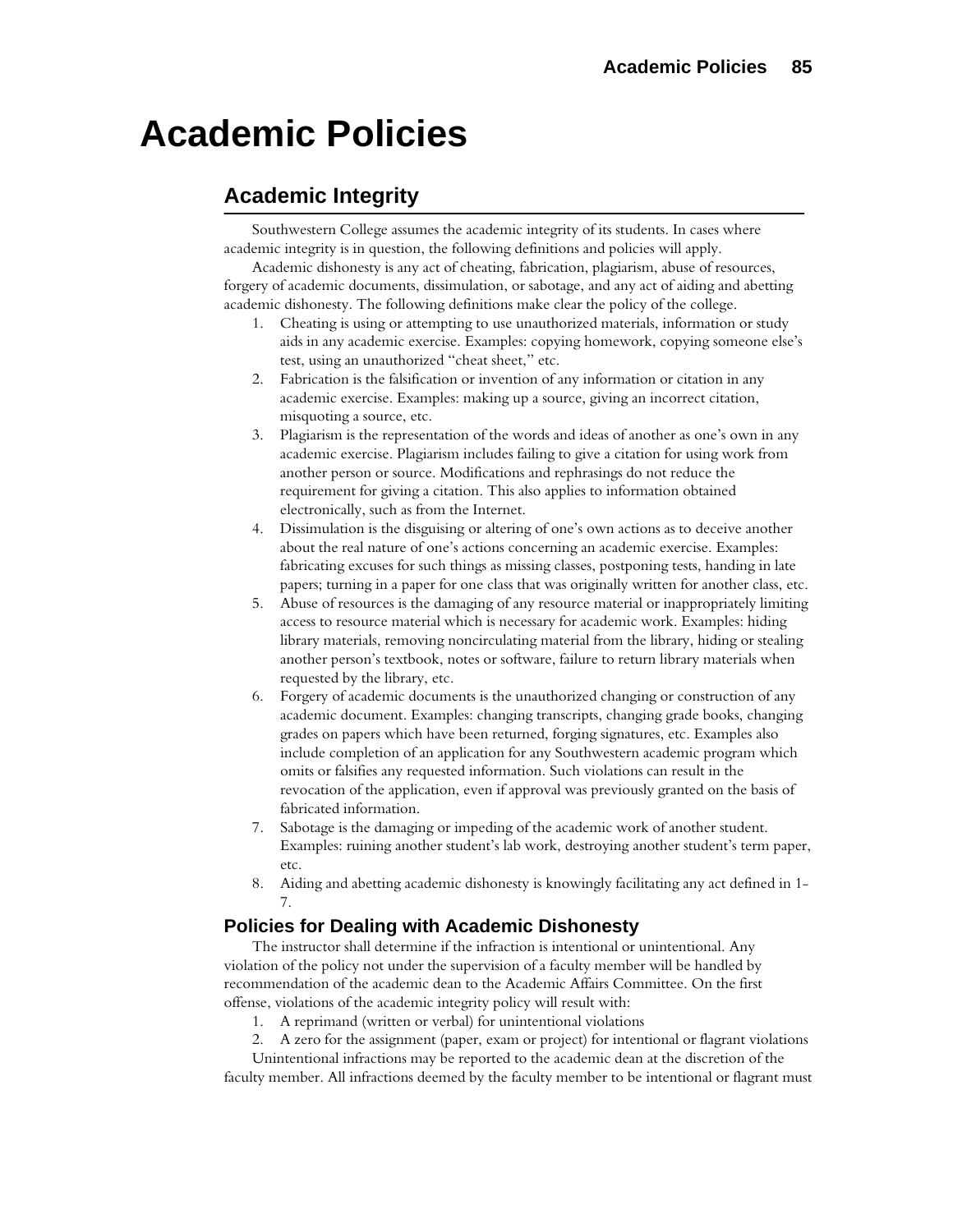# Academic Policies

## Academic Integrity

Southwestern College assumes the academic integrity of its students. In cases where academic integrity is in question, the following definitions and policies will apply.

Academic dishonesty is any act of cheating, fabrication, plagiarism, abuse of resources, forgery of academic documents, dissimulation, or sabotage, and any act of aiding and abetting academic dishonesty. The following definitions make clear the policy of the college.

1. Cheating is using or attempting to use unauthorized materials, information or study aids in any academic exercise. Examples: copying homework, copying someone else's test, using an unauthorized "cheat sheet," etc.
2. Fabrication is the falsification or invention of any information or citation in any academic exercise. Examples: making up a source, giving an incorrect citation, misquoting a source, etc.
3. Plagiarism is the representation of the words and ideas of another as one's own in any academic exercise. Plagiarism includes failing to give a citation for using work from another person or source. Modifications and rephrasings do not reduce the requirement for giving a citation. This also applies to information obtained electronically, such as from the Internet.
4. Dissimulation is the disguising or altering of one's own actions as to deceive another about the real nature of one's actions concerning an academic exercise. Examples: fabricating excuses for such things as missing classes, postponing tests, handing in late papers; turning in a paper for one class that was originally written for another class, etc.
5. Abuse of resources is the damaging of any resource material or inappropriately limiting access to resource material which is necessary for academic work. Examples: hiding library materials, removing noncirculating material from the library, hiding or stealing another person's textbook, notes or software, failure to return library materials when requested by the library, etc.
6. Forgery of academic documents is the unauthorized changing or construction of any academic document. Examples: changing transcripts, changing grade books, changing grades on papers which have been returned, forging signatures, etc. Examples also include completion of an application for any Southwestern academic program which omits or falsifies any requested information. Such violations can result in the revocation of the application, even if approval was previously granted on the basis of fabricated information.
7. Sabotage is the damaging or impeding of the academic work of another student. Examples: ruining another student's lab work, destroying another student's term paper, etc.
8. Aiding and abetting academic dishonesty is knowingly facilitating any act defined in 1-7.

### Policies for Dealing with Academic Dishonesty

The instructor shall determine if the infraction is intentional or unintentional. Any violation of the policy not under the supervision of a faculty member will be handled by recommendation of the academic dean to the Academic Affairs Committee. On the first offense, violations of the academic integrity policy will result with:

1. A reprimand (written or verbal) for unintentional violations
2. A zero for the assignment (paper, exam or project) for intentional or flagrant violations

Unintentional infractions may be reported to the academic dean at the discretion of the faculty member. All infractions deemed by the faculty member to be intentional or flagrant must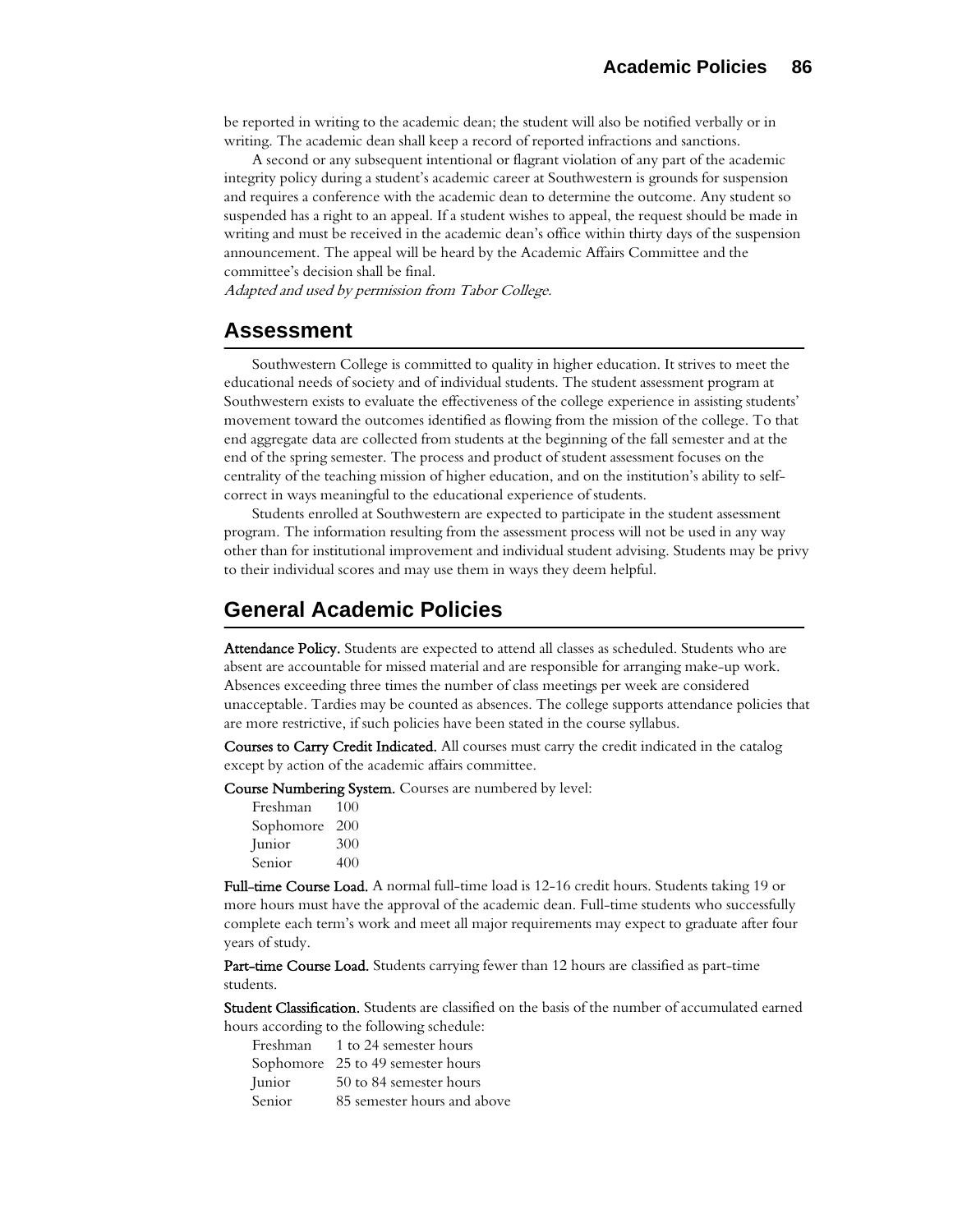be reported in writing to the academic dean; the student will also be notified verbally or in writing. The academic dean shall keep a record of reported infractions and sanctions.

A second or any subsequent intentional or flagrant violation of any part of the academic integrity policy during a student's academic career at Southwestern is grounds for suspension and requires a conference with the academic dean to determine the outcome. Any student so suspended has a right to an appeal. If a student wishes to appeal, the request should be made in writing and must be received in the academic dean's office within thirty days of the suspension announcement. The appeal will be heard by the Academic Affairs Committee and the committee's decision shall be final.

*Adapted and used by permission from Tabor College.*

## Assessment

Southwestern College is committed to quality in higher education. It strives to meet the educational needs of society and of individual students. The student assessment program at Southwestern exists to evaluate the effectiveness of the college experience in assisting students' movement toward the outcomes identified as flowing from the mission of the college. To that end aggregate data are collected from students at the beginning of the fall semester and at the end of the spring semester. The process and product of student assessment focuses on the centrality of the teaching mission of higher education, and on the institution's ability to self-correct in ways meaningful to the educational experience of students.

Students enrolled at Southwestern are expected to participate in the student assessment program. The information resulting from the assessment process will not be used in any way other than for institutional improvement and individual student advising. Students may be privy to their individual scores and may use them in ways they deem helpful.

## General Academic Policies

**Attendance Policy.** Students are expected to attend all classes as scheduled. Students who are absent are accountable for missed material and are responsible for arranging make-up work. Absences exceeding three times the number of class meetings per week are considered unacceptable. Tardies may be counted as absences. The college supports attendance policies that are more restrictive, if such policies have been stated in the course syllabus.

**Courses to Carry Credit Indicated.** All courses must carry the credit indicated in the catalog except by action of the academic affairs committee.

**Course Numbering System.** Courses are numbered by level:

| | |
|---|---|
| Freshman | 100 |
| Sophomore | 200 |
| Junior | 300 |
| Senior | 400 |

**Full-time Course Load.** A normal full-time load is 12-16 credit hours. Students taking 19 or more hours must have the approval of the academic dean. Full-time students who successfully complete each term's work and meet all major requirements may expect to graduate after four years of study.

**Part-time Course Load.** Students carrying fewer than 12 hours are classified as part-time students.

**Student Classification.** Students are classified on the basis of the number of accumulated earned hours according to the following schedule:

| | |
|---|---|
| Freshman | 1 to 24 semester hours |
| Sophomore | 25 to 49 semester hours |
| Junior | 50 to 84 semester hours |
| Senior | 85 semester hours and above |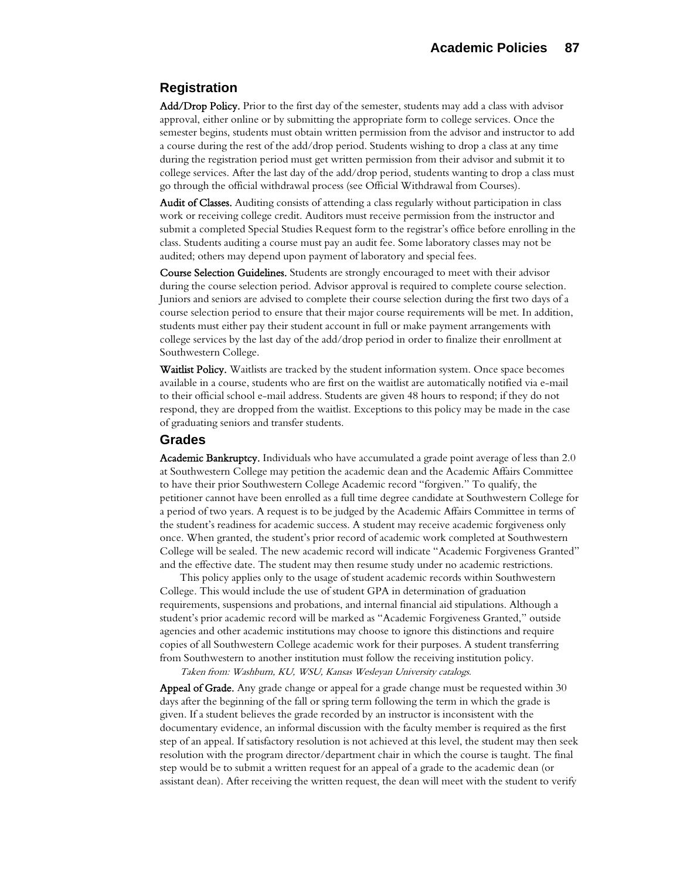## Registration

**Add/Drop Policy.** Prior to the first day of the semester, students may add a class with advisor approval, either online or by submitting the appropriate form to college services. Once the semester begins, students must obtain written permission from the advisor and instructor to add a course during the rest of the add/drop period. Students wishing to drop a class at any time during the registration period must get written permission from their advisor and submit it to college services. After the last day of the add/drop period, students wanting to drop a class must go through the official withdrawal process (see Official Withdrawal from Courses).

**Audit of Classes.** Auditing consists of attending a class regularly without participation in class work or receiving college credit. Auditors must receive permission from the instructor and submit a completed Special Studies Request form to the registrar's office before enrolling in the class. Students auditing a course must pay an audit fee. Some laboratory classes may not be audited; others may depend upon payment of laboratory and special fees.

**Course Selection Guidelines.** Students are strongly encouraged to meet with their advisor during the course selection period. Advisor approval is required to complete course selection. Juniors and seniors are advised to complete their course selection during the first two days of a course selection period to ensure that their major course requirements will be met. In addition, students must either pay their student account in full or make payment arrangements with college services by the last day of the add/drop period in order to finalize their enrollment at Southwestern College.

**Waitlist Policy.** Waitlists are tracked by the student information system. Once space becomes available in a course, students who are first on the waitlist are automatically notified via e-mail to their official school e-mail address. Students are given 48 hours to respond; if they do not respond, they are dropped from the waitlist. Exceptions to this policy may be made in the case of graduating seniors and transfer students.

## Grades

**Academic Bankruptcy.** Individuals who have accumulated a grade point average of less than 2.0 at Southwestern College may petition the academic dean and the Academic Affairs Committee to have their prior Southwestern College Academic record "forgiven." To qualify, the petitioner cannot have been enrolled as a full time degree candidate at Southwestern College for a period of two years. A request is to be judged by the Academic Affairs Committee in terms of the student's readiness for academic success. A student may receive academic forgiveness only once. When granted, the student's prior record of academic work completed at Southwestern College will be sealed. The new academic record will indicate "Academic Forgiveness Granted" and the effective date. The student may then resume study under no academic restrictions.

This policy applies only to the usage of student academic records within Southwestern College. This would include the use of student GPA in determination of graduation requirements, suspensions and probations, and internal financial aid stipulations. Although a student's prior academic record will be marked as "Academic Forgiveness Granted," outside agencies and other academic institutions may choose to ignore this distinctions and require copies of all Southwestern College academic work for their purposes. A student transferring from Southwestern to another institution must follow the receiving institution policy.

*Taken from: Washburn, KU, WSU, Kansas Wesleyan University catalogs.*

**Appeal of Grade.** Any grade change or appeal for a grade change must be requested within 30 days after the beginning of the fall or spring term following the term in which the grade is given. If a student believes the grade recorded by an instructor is inconsistent with the documentary evidence, an informal discussion with the faculty member is required as the first step of an appeal. If satisfactory resolution is not achieved at this level, the student may then seek resolution with the program director/department chair in which the course is taught. The final step would be to submit a written request for an appeal of a grade to the academic dean (or assistant dean). After receiving the written request, the dean will meet with the student to verify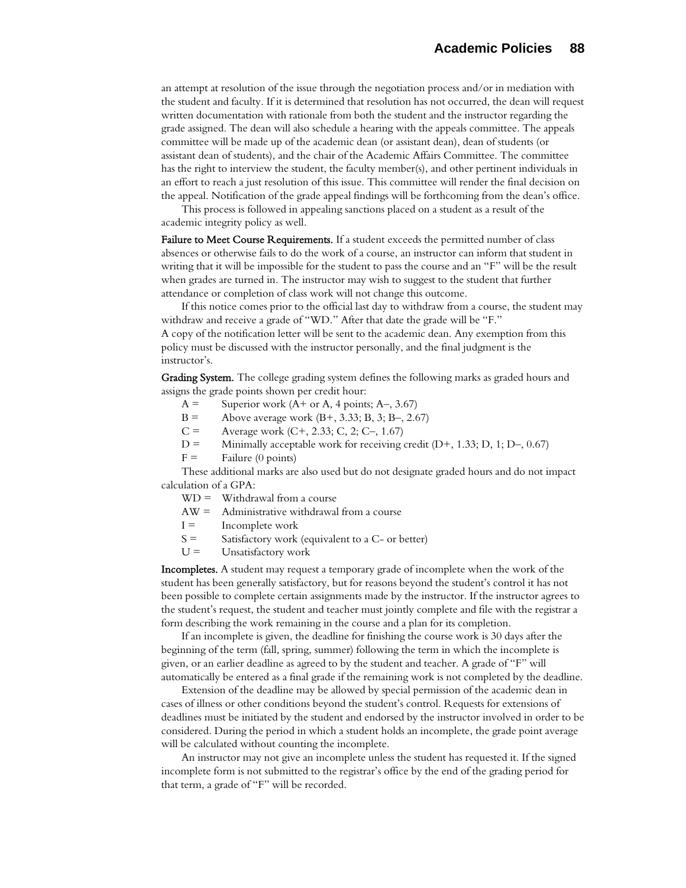an attempt at resolution of the issue through the negotiation process and/or in mediation with the student and faculty. If it is determined that resolution has not occurred, the dean will request written documentation with rationale from both the student and the instructor regarding the grade assigned. The dean will also schedule a hearing with the appeals committee. The appeals committee will be made up of the academic dean (or assistant dean), dean of students (or assistant dean of students), and the chair of the Academic Affairs Committee. The committee has the right to interview the student, the faculty member(s), and other pertinent individuals in an effort to reach a just resolution of this issue. This committee will render the final decision on the appeal. Notification of the grade appeal findings will be forthcoming from the dean's office.

This process is followed in appealing sanctions placed on a student as a result of the academic integrity policy as well.

**Failure to Meet Course Requirements.** If a student exceeds the permitted number of class absences or otherwise fails to do the work of a course, an instructor can inform that student in writing that it will be impossible for the student to pass the course and an "F" will be the result when grades are turned in. The instructor may wish to suggest to the student that further attendance or completion of class work will not change this outcome.

If this notice comes prior to the official last day to withdraw from a course, the student may withdraw and receive a grade of "WD." After that date the grade will be "F."
A copy of the notification letter will be sent to the academic dean. Any exemption from this policy must be discussed with the instructor personally, and the final judgment is the instructor's.

**Grading System.** The college grading system defines the following marks as graded hours and assigns the grade points shown per credit hour:

- A = Superior work (A+ or A, 4 points; A–, 3.67)
- B = Above average work (B+, 3.33; B, 3; B–, 2.67)
- C = Average work (C+, 2.33; C, 2; C–, 1.67)
- D = Minimally acceptable work for receiving credit (D+, 1.33; D, 1; D–, 0.67)
- F = Failure (0 points)

These additional marks are also used but do not designate graded hours and do not impact calculation of a GPA:

- WD = Withdrawal from a course
- AW = Administrative withdrawal from a course
- I = Incomplete work
- S = Satisfactory work (equivalent to a C- or better)
- U = Unsatisfactory work

**Incompletes.** A student may request a temporary grade of incomplete when the work of the student has been generally satisfactory, but for reasons beyond the student's control it has not been possible to complete certain assignments made by the instructor. If the instructor agrees to the student's request, the student and teacher must jointly complete and file with the registrar a form describing the work remaining in the course and a plan for its completion.

If an incomplete is given, the deadline for finishing the course work is 30 days after the beginning of the term (fall, spring, summer) following the term in which the incomplete is given, or an earlier deadline as agreed to by the student and teacher. A grade of "F" will automatically be entered as a final grade if the remaining work is not completed by the deadline.

Extension of the deadline may be allowed by special permission of the academic dean in cases of illness or other conditions beyond the student's control. Requests for extensions of deadlines must be initiated by the student and endorsed by the instructor involved in order to be considered. During the period in which a student holds an incomplete, the grade point average will be calculated without counting the incomplete.

An instructor may not give an incomplete unless the student has requested it. If the signed incomplete form is not submitted to the registrar's office by the end of the grading period for that term, a grade of "F" will be recorded.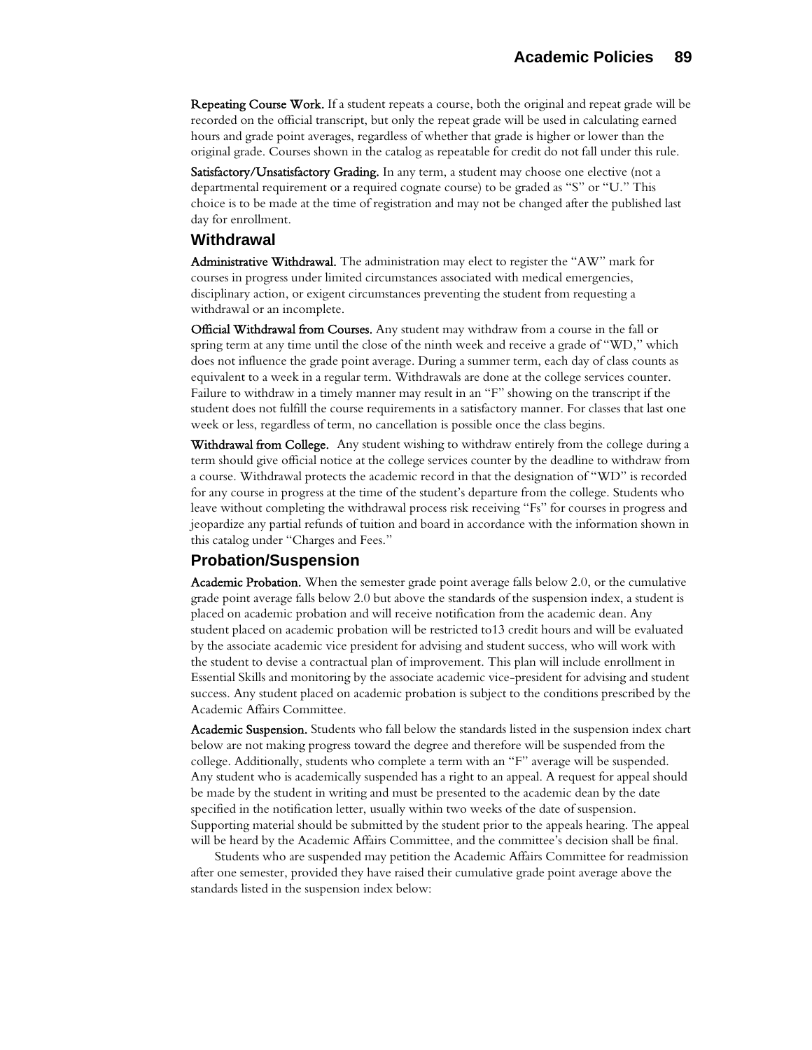**Repeating Course Work.** If a student repeats a course, both the original and repeat grade will be recorded on the official transcript, but only the repeat grade will be used in calculating earned hours and grade point averages, regardless of whether that grade is higher or lower than the original grade. Courses shown in the catalog as repeatable for credit do not fall under this rule.

**Satisfactory/Unsatisfactory Grading.** In any term, a student may choose one elective (not a departmental requirement or a required cognate course) to be graded as "S" or "U." This choice is to be made at the time of registration and may not be changed after the published last day for enrollment.

## Withdrawal

**Administrative Withdrawal.** The administration may elect to register the "AW" mark for courses in progress under limited circumstances associated with medical emergencies, disciplinary action, or exigent circumstances preventing the student from requesting a withdrawal or an incomplete.

**Official Withdrawal from Courses.** Any student may withdraw from a course in the fall or spring term at any time until the close of the ninth week and receive a grade of "WD," which does not influence the grade point average. During a summer term, each day of class counts as equivalent to a week in a regular term. Withdrawals are done at the college services counter. Failure to withdraw in a timely manner may result in an "F" showing on the transcript if the student does not fulfill the course requirements in a satisfactory manner. For classes that last one week or less, regardless of term, no cancellation is possible once the class begins.

**Withdrawal from College.** Any student wishing to withdraw entirely from the college during a term should give official notice at the college services counter by the deadline to withdraw from a course. Withdrawal protects the academic record in that the designation of "WD" is recorded for any course in progress at the time of the student's departure from the college. Students who leave without completing the withdrawal process risk receiving "Fs" for courses in progress and jeopardize any partial refunds of tuition and board in accordance with the information shown in this catalog under "Charges and Fees."

## Probation/Suspension

**Academic Probation.** When the semester grade point average falls below 2.0, or the cumulative grade point average falls below 2.0 but above the standards of the suspension index, a student is placed on academic probation and will receive notification from the academic dean. Any student placed on academic probation will be restricted to13 credit hours and will be evaluated by the associate academic vice president for advising and student success, who will work with the student to devise a contractual plan of improvement. This plan will include enrollment in Essential Skills and monitoring by the associate academic vice-president for advising and student success. Any student placed on academic probation is subject to the conditions prescribed by the Academic Affairs Committee.

**Academic Suspension.** Students who fall below the standards listed in the suspension index chart below are not making progress toward the degree and therefore will be suspended from the college. Additionally, students who complete a term with an "F" average will be suspended. Any student who is academically suspended has a right to an appeal. A request for appeal should be made by the student in writing and must be presented to the academic dean by the date specified in the notification letter, usually within two weeks of the date of suspension. Supporting material should be submitted by the student prior to the appeals hearing. The appeal will be heard by the Academic Affairs Committee, and the committee's decision shall be final.

Students who are suspended may petition the Academic Affairs Committee for readmission after one semester, provided they have raised their cumulative grade point average above the standards listed in the suspension index below: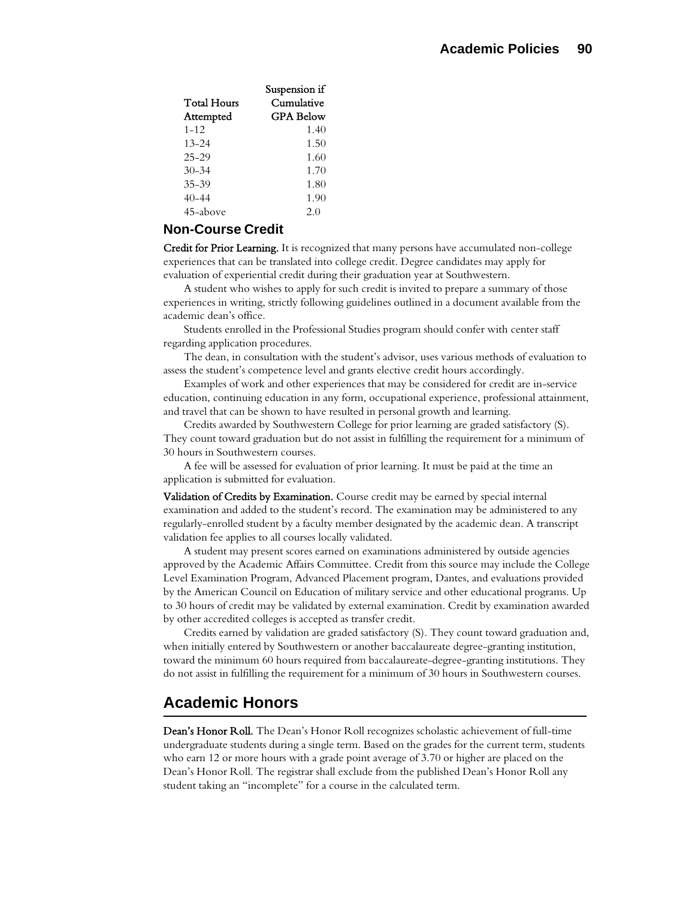| Total Hours Attempted | Suspension if Cumulative GPA Below |
|---|---|
| 1-12 | 1.40 |
| 13-24 | 1.50 |
| 25-29 | 1.60 |
| 30-34 | 1.70 |
| 35-39 | 1.80 |
| 40-44 | 1.90 |
| 45-above | 2.0 |

### Non-Course Credit

**Credit for Prior Learning.** It is recognized that many persons have accumulated non-college experiences that can be translated into college credit. Degree candidates may apply for evaluation of experiential credit during their graduation year at Southwestern.

A student who wishes to apply for such credit is invited to prepare a summary of those experiences in writing, strictly following guidelines outlined in a document available from the academic dean's office.

Students enrolled in the Professional Studies program should confer with center staff regarding application procedures.

The dean, in consultation with the student's advisor, uses various methods of evaluation to assess the student's competence level and grants elective credit hours accordingly.

Examples of work and other experiences that may be considered for credit are in-service education, continuing education in any form, occupational experience, professional attainment, and travel that can be shown to have resulted in personal growth and learning.

Credits awarded by Southwestern College for prior learning are graded satisfactory (S). They count toward graduation but do not assist in fulfilling the requirement for a minimum of 30 hours in Southwestern courses.

A fee will be assessed for evaluation of prior learning. It must be paid at the time an application is submitted for evaluation.

**Validation of Credits by Examination.** Course credit may be earned by special internal examination and added to the student's record. The examination may be administered to any regularly-enrolled student by a faculty member designated by the academic dean. A transcript validation fee applies to all courses locally validated.

A student may present scores earned on examinations administered by outside agencies approved by the Academic Affairs Committee. Credit from this source may include the College Level Examination Program, Advanced Placement program, Dantes, and evaluations provided by the American Council on Education of military service and other educational programs. Up to 30 hours of credit may be validated by external examination. Credit by examination awarded by other accredited colleges is accepted as transfer credit.

Credits earned by validation are graded satisfactory (S). They count toward graduation and, when initially entered by Southwestern or another baccalaureate degree-granting institution, toward the minimum 60 hours required from baccalaureate-degree-granting institutions. They do not assist in fulfilling the requirement for a minimum of 30 hours in Southwestern courses.

## Academic Honors

**Dean's Honor Roll.** The Dean's Honor Roll recognizes scholastic achievement of full-time undergraduate students during a single term. Based on the grades for the current term, students who earn 12 or more hours with a grade point average of 3.70 or higher are placed on the Dean's Honor Roll. The registrar shall exclude from the published Dean's Honor Roll any student taking an "incomplete" for a course in the calculated term.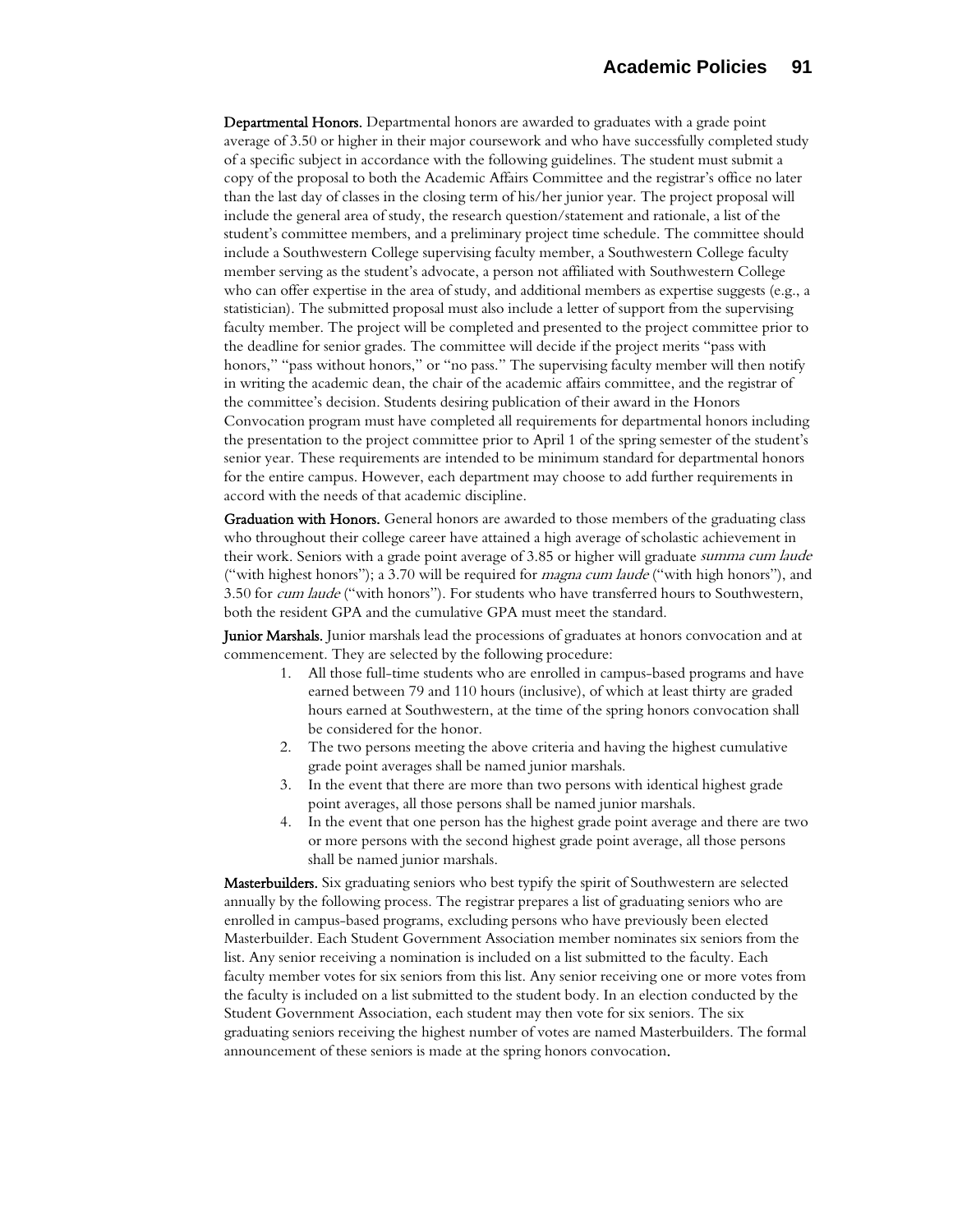**Departmental Honors.** Departmental honors are awarded to graduates with a grade point average of 3.50 or higher in their major coursework and who have successfully completed study of a specific subject in accordance with the following guidelines. The student must submit a copy of the proposal to both the Academic Affairs Committee and the registrar's office no later than the last day of classes in the closing term of his/her junior year. The project proposal will include the general area of study, the research question/statement and rationale, a list of the student's committee members, and a preliminary project time schedule. The committee should include a Southwestern College supervising faculty member, a Southwestern College faculty member serving as the student's advocate, a person not affiliated with Southwestern College who can offer expertise in the area of study, and additional members as expertise suggests (e.g., a statistician). The submitted proposal must also include a letter of support from the supervising faculty member. The project will be completed and presented to the project committee prior to the deadline for senior grades. The committee will decide if the project merits "pass with honors," "pass without honors," or "no pass." The supervising faculty member will then notify in writing the academic dean, the chair of the academic affairs committee, and the registrar of the committee's decision. Students desiring publication of their award in the Honors Convocation program must have completed all requirements for departmental honors including the presentation to the project committee prior to April 1 of the spring semester of the student's senior year. These requirements are intended to be minimum standard for departmental honors for the entire campus. However, each department may choose to add further requirements in accord with the needs of that academic discipline.

**Graduation with Honors.** General honors are awarded to those members of the graduating class who throughout their college career have attained a high average of scholastic achievement in their work. Seniors with a grade point average of 3.85 or higher will graduate *summa cum laude* ("with highest honors"); a 3.70 will be required for *magna cum laude* ("with high honors"), and 3.50 for *cum laude* ("with honors"). For students who have transferred hours to Southwestern, both the resident GPA and the cumulative GPA must meet the standard.

**Junior Marshals.** Junior marshals lead the processions of graduates at honors convocation and at commencement. They are selected by the following procedure:

1. All those full-time students who are enrolled in campus-based programs and have earned between 79 and 110 hours (inclusive), of which at least thirty are graded hours earned at Southwestern, at the time of the spring honors convocation shall be considered for the honor.
2. The two persons meeting the above criteria and having the highest cumulative grade point averages shall be named junior marshals.
3. In the event that there are more than two persons with identical highest grade point averages, all those persons shall be named junior marshals.
4. In the event that one person has the highest grade point average and there are two or more persons with the second highest grade point average, all those persons shall be named junior marshals.

**Masterbuilders.** Six graduating seniors who best typify the spirit of Southwestern are selected annually by the following process. The registrar prepares a list of graduating seniors who are enrolled in campus-based programs, excluding persons who have previously been elected Masterbuilder. Each Student Government Association member nominates six seniors from the list. Any senior receiving a nomination is included on a list submitted to the faculty. Each faculty member votes for six seniors from this list. Any senior receiving one or more votes from the faculty is included on a list submitted to the student body. In an election conducted by the Student Government Association, each student may then vote for six seniors. The six graduating seniors receiving the highest number of votes are named Masterbuilders. The formal announcement of these seniors is made at the spring honors convocation.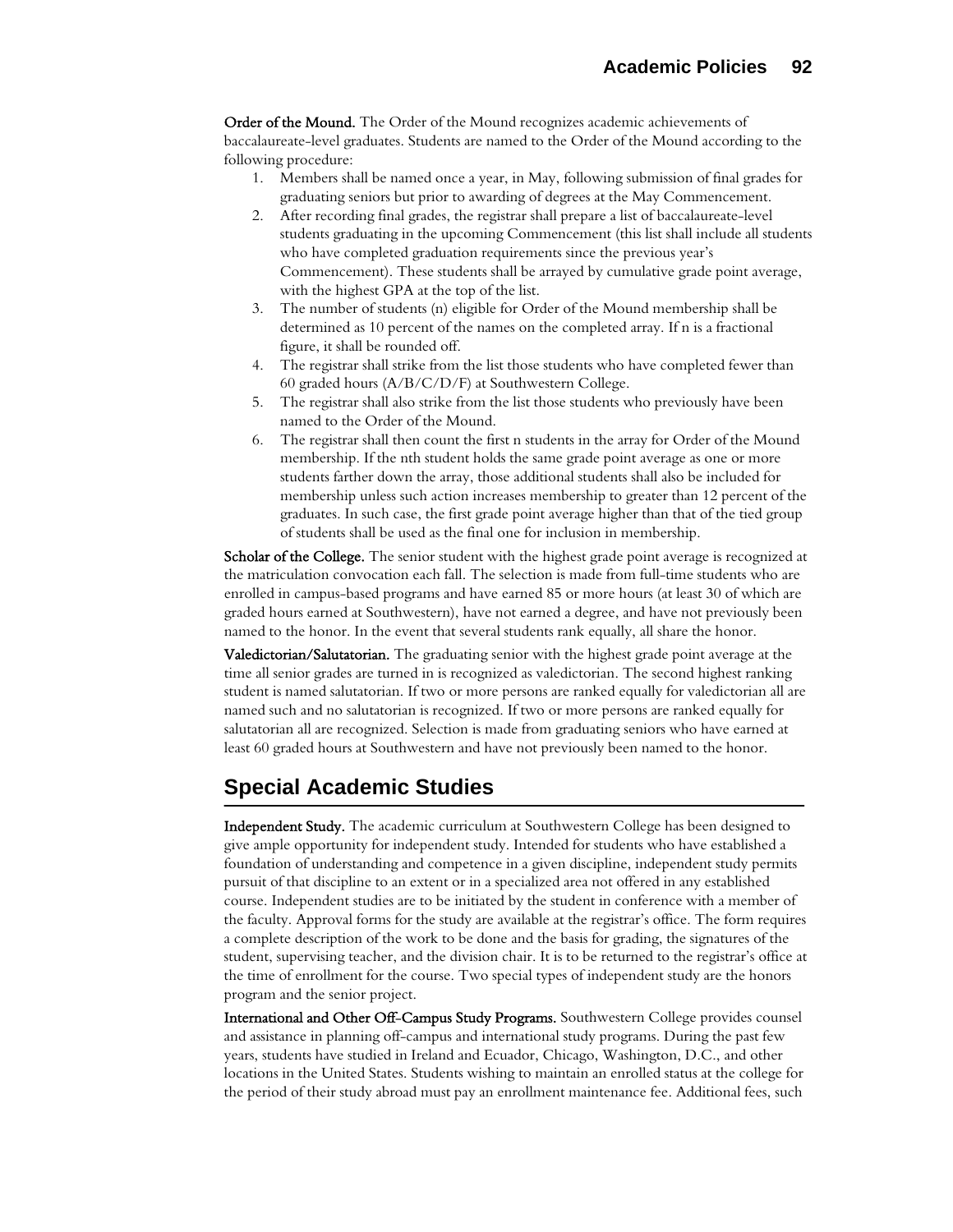**Order of the Mound.** The Order of the Mound recognizes academic achievements of baccalaureate-level graduates. Students are named to the Order of the Mound according to the following procedure:

1. Members shall be named once a year, in May, following submission of final grades for graduating seniors but prior to awarding of degrees at the May Commencement.
2. After recording final grades, the registrar shall prepare a list of baccalaureate-level students graduating in the upcoming Commencement (this list shall include all students who have completed graduation requirements since the previous year's Commencement). These students shall be arrayed by cumulative grade point average, with the highest GPA at the top of the list.
3. The number of students (n) eligible for Order of the Mound membership shall be determined as 10 percent of the names on the completed array. If n is a fractional figure, it shall be rounded off.
4. The registrar shall strike from the list those students who have completed fewer than 60 graded hours (A/B/C/D/F) at Southwestern College.
5. The registrar shall also strike from the list those students who previously have been named to the Order of the Mound.
6. The registrar shall then count the first n students in the array for Order of the Mound membership. If the nth student holds the same grade point average as one or more students farther down the array, those additional students shall also be included for membership unless such action increases membership to greater than 12 percent of the graduates. In such case, the first grade point average higher than that of the tied group of students shall be used as the final one for inclusion in membership.

**Scholar of the College.** The senior student with the highest grade point average is recognized at the matriculation convocation each fall. The selection is made from full-time students who are enrolled in campus-based programs and have earned 85 or more hours (at least 30 of which are graded hours earned at Southwestern), have not earned a degree, and have not previously been named to the honor. In the event that several students rank equally, all share the honor.

**Valedictorian/Salutatorian.** The graduating senior with the highest grade point average at the time all senior grades are turned in is recognized as valedictorian. The second highest ranking student is named salutatorian. If two or more persons are ranked equally for valedictorian all are named such and no salutatorian is recognized. If two or more persons are ranked equally for salutatorian all are recognized. Selection is made from graduating seniors who have earned at least 60 graded hours at Southwestern and have not previously been named to the honor.

## Special Academic Studies

**Independent Study.** The academic curriculum at Southwestern College has been designed to give ample opportunity for independent study. Intended for students who have established a foundation of understanding and competence in a given discipline, independent study permits pursuit of that discipline to an extent or in a specialized area not offered in any established course. Independent studies are to be initiated by the student in conference with a member of the faculty. Approval forms for the study are available at the registrar's office. The form requires a complete description of the work to be done and the basis for grading, the signatures of the student, supervising teacher, and the division chair. It is to be returned to the registrar's office at the time of enrollment for the course. Two special types of independent study are the honors program and the senior project.

**International and Other Off-Campus Study Programs.** Southwestern College provides counsel and assistance in planning off-campus and international study programs. During the past few years, students have studied in Ireland and Ecuador, Chicago, Washington, D.C., and other locations in the United States. Students wishing to maintain an enrolled status at the college for the period of their study abroad must pay an enrollment maintenance fee. Additional fees, such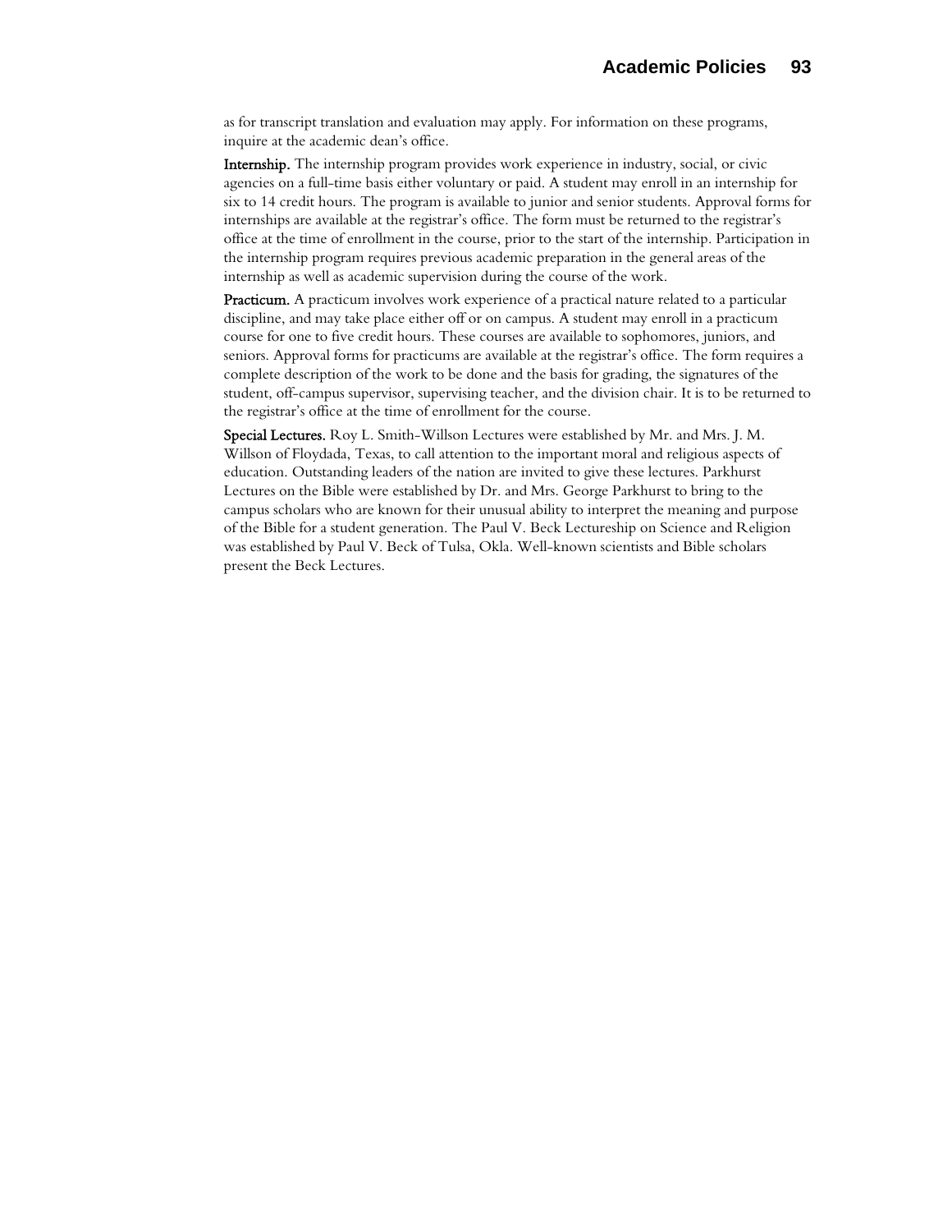as for transcript translation and evaluation may apply. For information on these programs, inquire at the academic dean's office.

**Internship.** The internship program provides work experience in industry, social, or civic agencies on a full-time basis either voluntary or paid. A student may enroll in an internship for six to 14 credit hours. The program is available to junior and senior students. Approval forms for internships are available at the registrar's office. The form must be returned to the registrar's office at the time of enrollment in the course, prior to the start of the internship. Participation in the internship program requires previous academic preparation in the general areas of the internship as well as academic supervision during the course of the work.

**Practicum.** A practicum involves work experience of a practical nature related to a particular discipline, and may take place either off or on campus. A student may enroll in a practicum course for one to five credit hours. These courses are available to sophomores, juniors, and seniors. Approval forms for practicums are available at the registrar's office. The form requires a complete description of the work to be done and the basis for grading, the signatures of the student, off-campus supervisor, supervising teacher, and the division chair. It is to be returned to the registrar's office at the time of enrollment for the course.

**Special Lectures.** Roy L. Smith-Willson Lectures were established by Mr. and Mrs. J. M. Willson of Floydada, Texas, to call attention to the important moral and religious aspects of education. Outstanding leaders of the nation are invited to give these lectures. Parkhurst Lectures on the Bible were established by Dr. and Mrs. George Parkhurst to bring to the campus scholars who are known for their unusual ability to interpret the meaning and purpose of the Bible for a student generation. The Paul V. Beck Lectureship on Science and Religion was established by Paul V. Beck of Tulsa, Okla. Well-known scientists and Bible scholars present the Beck Lectures.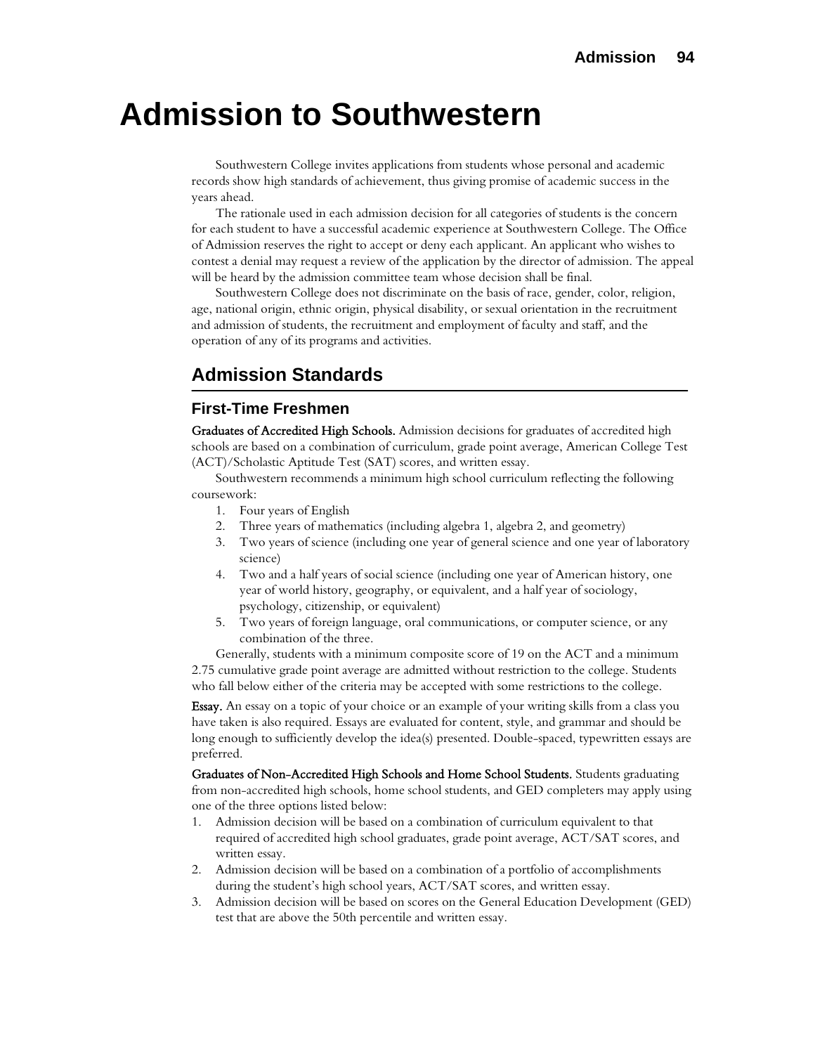# Admission to Southwestern

Southwestern College invites applications from students whose personal and academic records show high standards of achievement, thus giving promise of academic success in the years ahead.

The rationale used in each admission decision for all categories of students is the concern for each student to have a successful academic experience at Southwestern College. The Office of Admission reserves the right to accept or deny each applicant. An applicant who wishes to contest a denial may request a review of the application by the director of admission. The appeal will be heard by the admission committee team whose decision shall be final.

Southwestern College does not discriminate on the basis of race, gender, color, religion, age, national origin, ethnic origin, physical disability, or sexual orientation in the recruitment and admission of students, the recruitment and employment of faculty and staff, and the operation of any of its programs and activities.

## Admission Standards

### First-Time Freshmen

**Graduates of Accredited High Schools.** Admission decisions for graduates of accredited high schools are based on a combination of curriculum, grade point average, American College Test (ACT)/Scholastic Aptitude Test (SAT) scores, and written essay.

Southwestern recommends a minimum high school curriculum reflecting the following coursework:

1. Four years of English
2. Three years of mathematics (including algebra 1, algebra 2, and geometry)
3. Two years of science (including one year of general science and one year of laboratory science)
4. Two and a half years of social science (including one year of American history, one year of world history, geography, or equivalent, and a half year of sociology, psychology, citizenship, or equivalent)
5. Two years of foreign language, oral communications, or computer science, or any combination of the three.

Generally, students with a minimum composite score of 19 on the ACT and a minimum 2.75 cumulative grade point average are admitted without restriction to the college. Students who fall below either of the criteria may be accepted with some restrictions to the college.

**Essay.** An essay on a topic of your choice or an example of your writing skills from a class you have taken is also required. Essays are evaluated for content, style, and grammar and should be long enough to sufficiently develop the idea(s) presented. Double-spaced, typewritten essays are preferred.

**Graduates of Non-Accredited High Schools and Home School Students.** Students graduating from non-accredited high schools, home school students, and GED completers may apply using one of the three options listed below:

1. Admission decision will be based on a combination of curriculum equivalent to that required of accredited high school graduates, grade point average, ACT/SAT scores, and written essay.
2. Admission decision will be based on a combination of a portfolio of accomplishments during the student's high school years, ACT/SAT scores, and written essay.
3. Admission decision will be based on scores on the General Education Development (GED) test that are above the 50th percentile and written essay.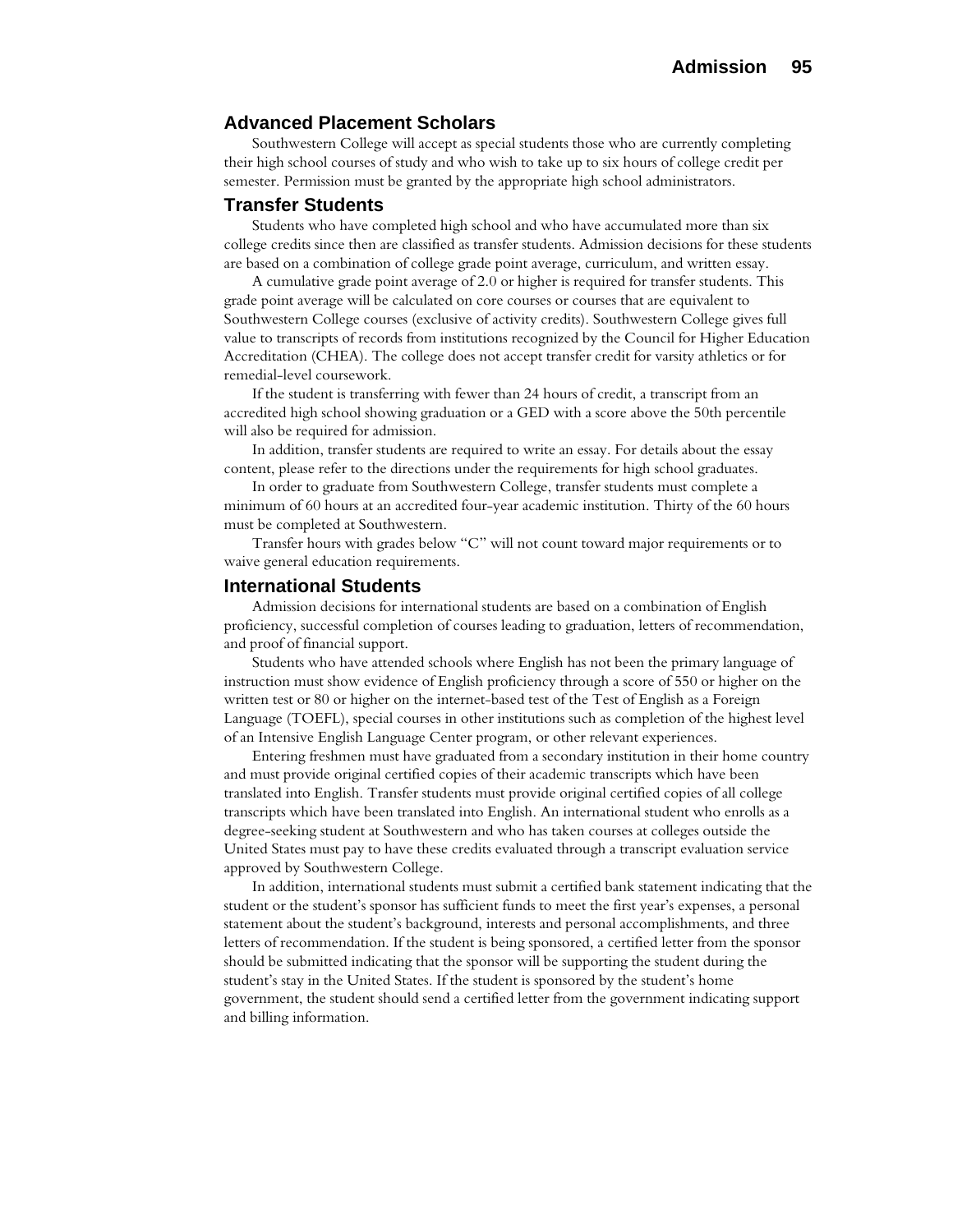## Advanced Placement Scholars

Southwestern College will accept as special students those who are currently completing their high school courses of study and who wish to take up to six hours of college credit per semester. Permission must be granted by the appropriate high school administrators.

## Transfer Students

Students who have completed high school and who have accumulated more than six college credits since then are classified as transfer students. Admission decisions for these students are based on a combination of college grade point average, curriculum, and written essay.

A cumulative grade point average of 2.0 or higher is required for transfer students. This grade point average will be calculated on core courses or courses that are equivalent to Southwestern College courses (exclusive of activity credits). Southwestern College gives full value to transcripts of records from institutions recognized by the Council for Higher Education Accreditation (CHEA). The college does not accept transfer credit for varsity athletics or for remedial-level coursework.

If the student is transferring with fewer than 24 hours of credit, a transcript from an accredited high school showing graduation or a GED with a score above the 50th percentile will also be required for admission.

In addition, transfer students are required to write an essay. For details about the essay content, please refer to the directions under the requirements for high school graduates.

In order to graduate from Southwestern College, transfer students must complete a minimum of 60 hours at an accredited four-year academic institution. Thirty of the 60 hours must be completed at Southwestern.

Transfer hours with grades below "C" will not count toward major requirements or to waive general education requirements.

## International Students

Admission decisions for international students are based on a combination of English proficiency, successful completion of courses leading to graduation, letters of recommendation, and proof of financial support.

Students who have attended schools where English has not been the primary language of instruction must show evidence of English proficiency through a score of 550 or higher on the written test or 80 or higher on the internet-based test of the Test of English as a Foreign Language (TOEFL), special courses in other institutions such as completion of the highest level of an Intensive English Language Center program, or other relevant experiences.

Entering freshmen must have graduated from a secondary institution in their home country and must provide original certified copies of their academic transcripts which have been translated into English. Transfer students must provide original certified copies of all college transcripts which have been translated into English. An international student who enrolls as a degree-seeking student at Southwestern and who has taken courses at colleges outside the United States must pay to have these credits evaluated through a transcript evaluation service approved by Southwestern College.

In addition, international students must submit a certified bank statement indicating that the student or the student's sponsor has sufficient funds to meet the first year's expenses, a personal statement about the student's background, interests and personal accomplishments, and three letters of recommendation. If the student is being sponsored, a certified letter from the sponsor should be submitted indicating that the sponsor will be supporting the student during the student's stay in the United States. If the student is sponsored by the student's home government, the student should send a certified letter from the government indicating support and billing information.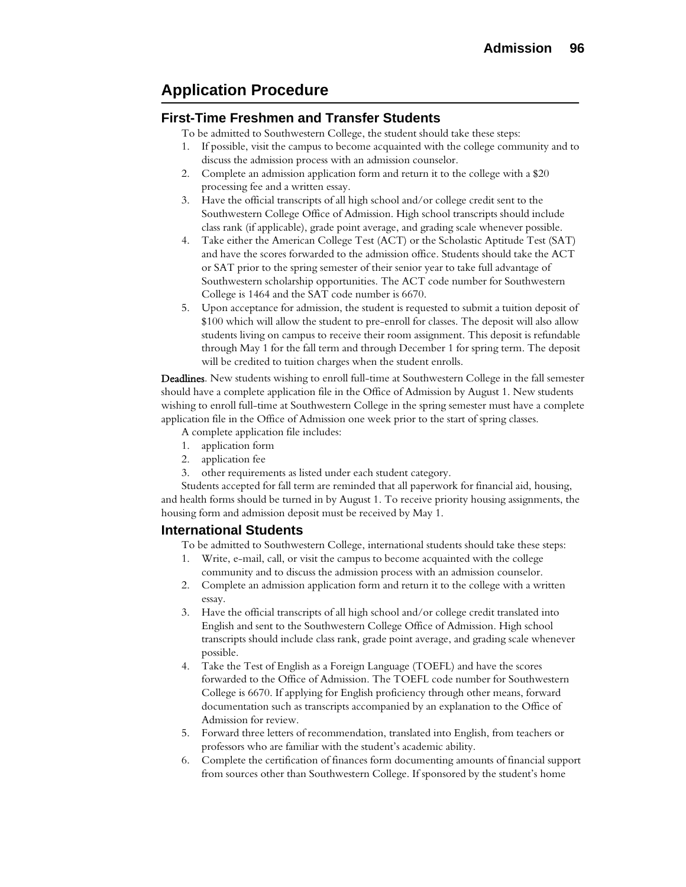## Application Procedure

### First-Time Freshmen and Transfer Students

To be admitted to Southwestern College, the student should take these steps:

1. If possible, visit the campus to become acquainted with the college community and to discuss the admission process with an admission counselor.
2. Complete an admission application form and return it to the college with a $20 processing fee and a written essay.
3. Have the official transcripts of all high school and/or college credit sent to the Southwestern College Office of Admission. High school transcripts should include class rank (if applicable), grade point average, and grading scale whenever possible.
4. Take either the American College Test (ACT) or the Scholastic Aptitude Test (SAT) and have the scores forwarded to the admission office. Students should take the ACT or SAT prior to the spring semester of their senior year to take full advantage of Southwestern scholarship opportunities. The ACT code number for Southwestern College is 1464 and the SAT code number is 6670.
5. Upon acceptance for admission, the student is requested to submit a tuition deposit of $100 which will allow the student to pre-enroll for classes. The deposit will also allow students living on campus to receive their room assignment. This deposit is refundable through May 1 for the fall term and through December 1 for spring term. The deposit will be credited to tuition charges when the student enrolls.

**Deadlines**. New students wishing to enroll full-time at Southwestern College in the fall semester should have a complete application file in the Office of Admission by August 1. New students wishing to enroll full-time at Southwestern College in the spring semester must have a complete application file in the Office of Admission one week prior to the start of spring classes.

A complete application file includes:

1. application form
2. application fee
3. other requirements as listed under each student category.

Students accepted for fall term are reminded that all paperwork for financial aid, housing, and health forms should be turned in by August 1. To receive priority housing assignments, the housing form and admission deposit must be received by May 1.

### International Students

To be admitted to Southwestern College, international students should take these steps:

1. Write, e-mail, call, or visit the campus to become acquainted with the college community and to discuss the admission process with an admission counselor.
2. Complete an admission application form and return it to the college with a written essay.
3. Have the official transcripts of all high school and/or college credit translated into English and sent to the Southwestern College Office of Admission. High school transcripts should include class rank, grade point average, and grading scale whenever possible.
4. Take the Test of English as a Foreign Language (TOEFL) and have the scores forwarded to the Office of Admission. The TOEFL code number for Southwestern College is 6670. If applying for English proficiency through other means, forward documentation such as transcripts accompanied by an explanation to the Office of Admission for review.
5. Forward three letters of recommendation, translated into English, from teachers or professors who are familiar with the student's academic ability.
6. Complete the certification of finances form documenting amounts of financial support from sources other than Southwestern College. If sponsored by the student's home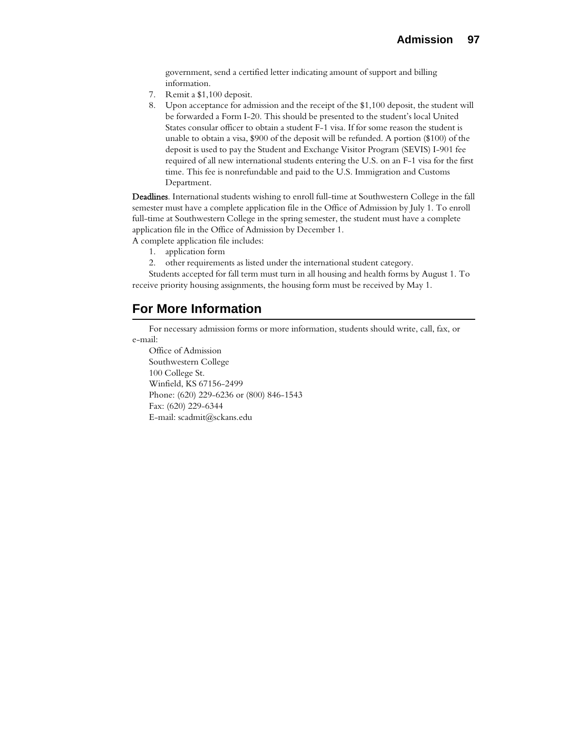government, send a certified letter indicating amount of support and billing information.

7. Remit a $1,100 deposit.
8. Upon acceptance for admission and the receipt of the $1,100 deposit, the student will be forwarded a Form I-20. This should be presented to the student's local United States consular officer to obtain a student F-1 visa. If for some reason the student is unable to obtain a visa, $900 of the deposit will be refunded. A portion ($100) of the deposit is used to pay the Student and Exchange Visitor Program (SEVIS) I-901 fee required of all new international students entering the U.S. on an F-1 visa for the first time. This fee is nonrefundable and paid to the U.S. Immigration and Customs Department.

**Deadlines**. International students wishing to enroll full-time at Southwestern College in the fall semester must have a complete application file in the Office of Admission by July 1. To enroll full-time at Southwestern College in the spring semester, the student must have a complete application file in the Office of Admission by December 1.

A complete application file includes:

1. application form
2. other requirements as listed under the international student category.

Students accepted for fall term must turn in all housing and health forms by August 1. To receive priority housing assignments, the housing form must be received by May 1.

## For More Information

For necessary admission forms or more information, students should write, call, fax, or e-mail:

Office of Admission
Southwestern College
100 College St.
Winfield, KS 67156-2499
Phone: (620) 229-6236 or (800) 846-1543
Fax: (620) 229-6344
E-mail: scadmit@sckans.edu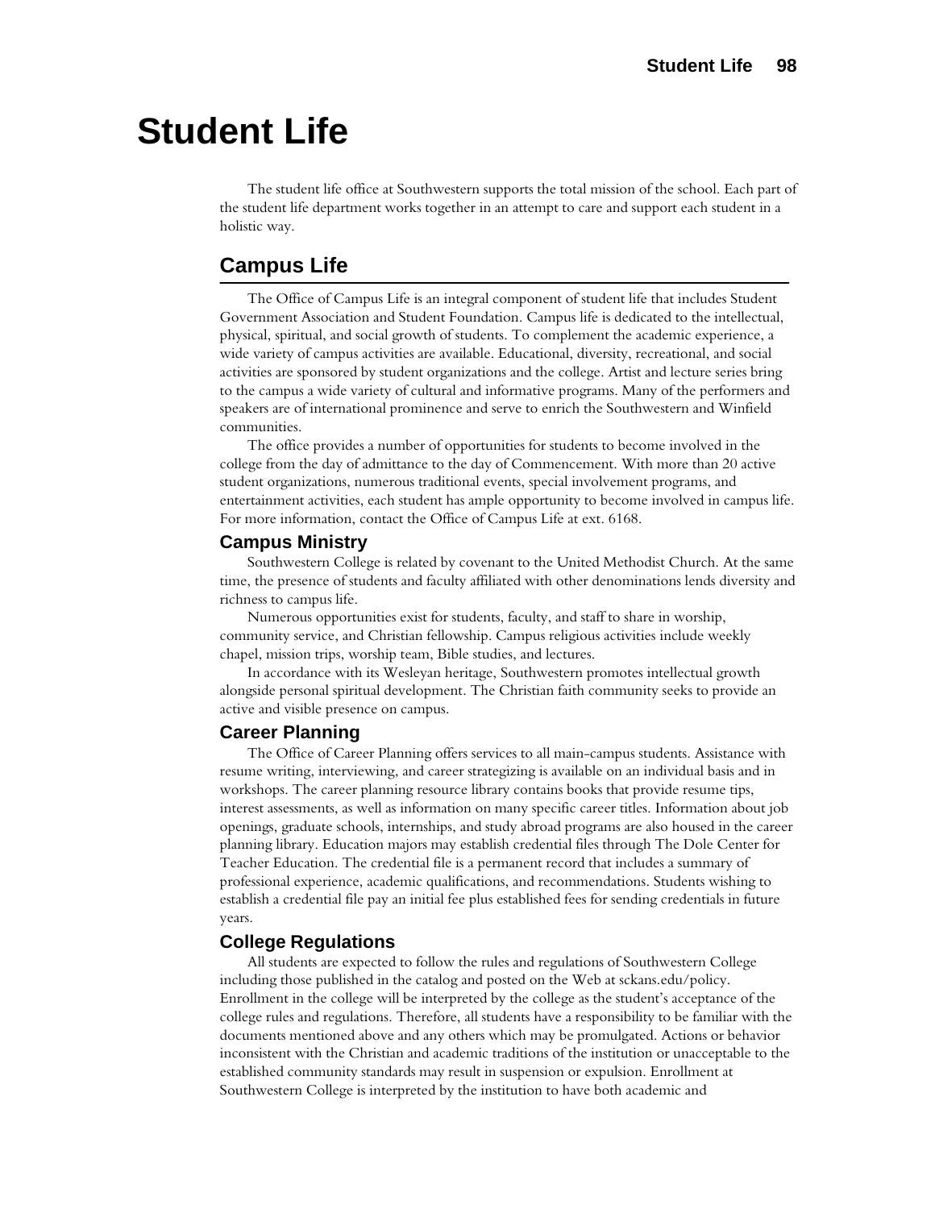# Student Life

The student life office at Southwestern supports the total mission of the school. Each part of the student life department works together in an attempt to care and support each student in a holistic way.

## Campus Life

The Office of Campus Life is an integral component of student life that includes Student Government Association and Student Foundation. Campus life is dedicated to the intellectual, physical, spiritual, and social growth of students. To complement the academic experience, a wide variety of campus activities are available. Educational, diversity, recreational, and social activities are sponsored by student organizations and the college. Artist and lecture series bring to the campus a wide variety of cultural and informative programs. Many of the performers and speakers are of international prominence and serve to enrich the Southwestern and Winfield communities.

The office provides a number of opportunities for students to become involved in the college from the day of admittance to the day of Commencement. With more than 20 active student organizations, numerous traditional events, special involvement programs, and entertainment activities, each student has ample opportunity to become involved in campus life. For more information, contact the Office of Campus Life at ext. 6168.

### Campus Ministry

Southwestern College is related by covenant to the United Methodist Church. At the same time, the presence of students and faculty affiliated with other denominations lends diversity and richness to campus life.

Numerous opportunities exist for students, faculty, and staff to share in worship, community service, and Christian fellowship. Campus religious activities include weekly chapel, mission trips, worship team, Bible studies, and lectures.

In accordance with its Wesleyan heritage, Southwestern promotes intellectual growth alongside personal spiritual development. The Christian faith community seeks to provide an active and visible presence on campus.

### Career Planning

The Office of Career Planning offers services to all main-campus students. Assistance with resume writing, interviewing, and career strategizing is available on an individual basis and in workshops. The career planning resource library contains books that provide resume tips, interest assessments, as well as information on many specific career titles. Information about job openings, graduate schools, internships, and study abroad programs are also housed in the career planning library. Education majors may establish credential files through The Dole Center for Teacher Education. The credential file is a permanent record that includes a summary of professional experience, academic qualifications, and recommendations. Students wishing to establish a credential file pay an initial fee plus established fees for sending credentials in future years.

### College Regulations

All students are expected to follow the rules and regulations of Southwestern College including those published in the catalog and posted on the Web at sckans.edu/policy. Enrollment in the college will be interpreted by the college as the student's acceptance of the college rules and regulations. Therefore, all students have a responsibility to be familiar with the documents mentioned above and any others which may be promulgated. Actions or behavior inconsistent with the Christian and academic traditions of the institution or unacceptable to the established community standards may result in suspension or expulsion. Enrollment at Southwestern College is interpreted by the institution to have both academic and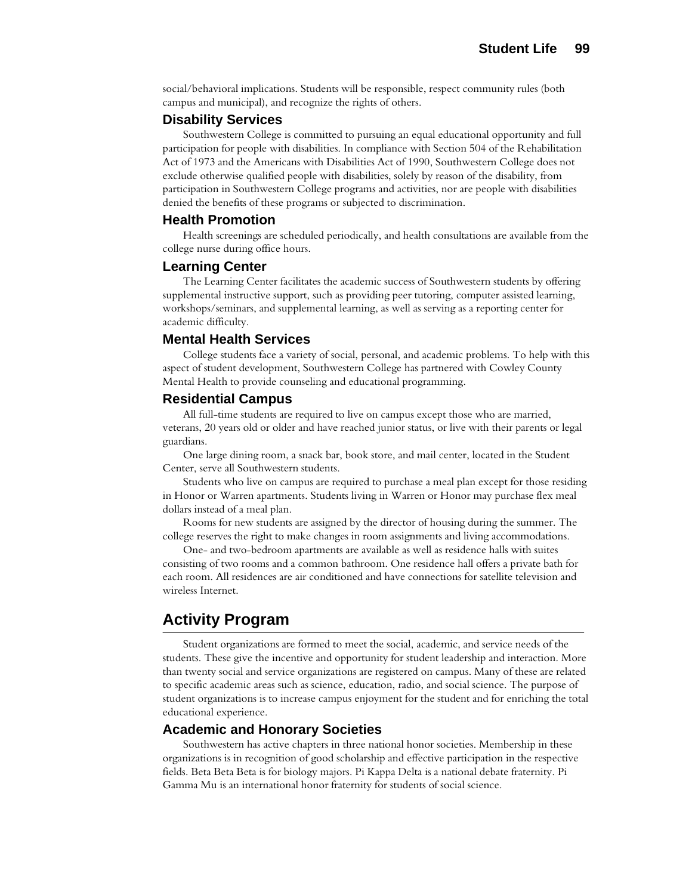social/behavioral implications. Students will be responsible, respect community rules (both campus and municipal), and recognize the rights of others.

### Disability Services

Southwestern College is committed to pursuing an equal educational opportunity and full participation for people with disabilities. In compliance with Section 504 of the Rehabilitation Act of 1973 and the Americans with Disabilities Act of 1990, Southwestern College does not exclude otherwise qualified people with disabilities, solely by reason of the disability, from participation in Southwestern College programs and activities, nor are people with disabilities denied the benefits of these programs or subjected to discrimination.

### Health Promotion

Health screenings are scheduled periodically, and health consultations are available from the college nurse during office hours.

### Learning Center

The Learning Center facilitates the academic success of Southwestern students by offering supplemental instructive support, such as providing peer tutoring, computer assisted learning, workshops/seminars, and supplemental learning, as well as serving as a reporting center for academic difficulty.

### Mental Health Services

College students face a variety of social, personal, and academic problems. To help with this aspect of student development, Southwestern College has partnered with Cowley County Mental Health to provide counseling and educational programming.

### Residential Campus

All full-time students are required to live on campus except those who are married, veterans, 20 years old or older and have reached junior status, or live with their parents or legal guardians.

One large dining room, a snack bar, book store, and mail center, located in the Student Center, serve all Southwestern students.

Students who live on campus are required to purchase a meal plan except for those residing in Honor or Warren apartments. Students living in Warren or Honor may purchase flex meal dollars instead of a meal plan.

Rooms for new students are assigned by the director of housing during the summer. The college reserves the right to make changes in room assignments and living accommodations.

One- and two-bedroom apartments are available as well as residence halls with suites consisting of two rooms and a common bathroom. One residence hall offers a private bath for each room. All residences are air conditioned and have connections for satellite television and wireless Internet.

## Activity Program

Student organizations are formed to meet the social, academic, and service needs of the students. These give the incentive and opportunity for student leadership and interaction. More than twenty social and service organizations are registered on campus. Many of these are related to specific academic areas such as science, education, radio, and social science. The purpose of student organizations is to increase campus enjoyment for the student and for enriching the total educational experience.

### Academic and Honorary Societies

Southwestern has active chapters in three national honor societies. Membership in these organizations is in recognition of good scholarship and effective participation in the respective fields. Beta Beta Beta is for biology majors. Pi Kappa Delta is a national debate fraternity. Pi Gamma Mu is an international honor fraternity for students of social science.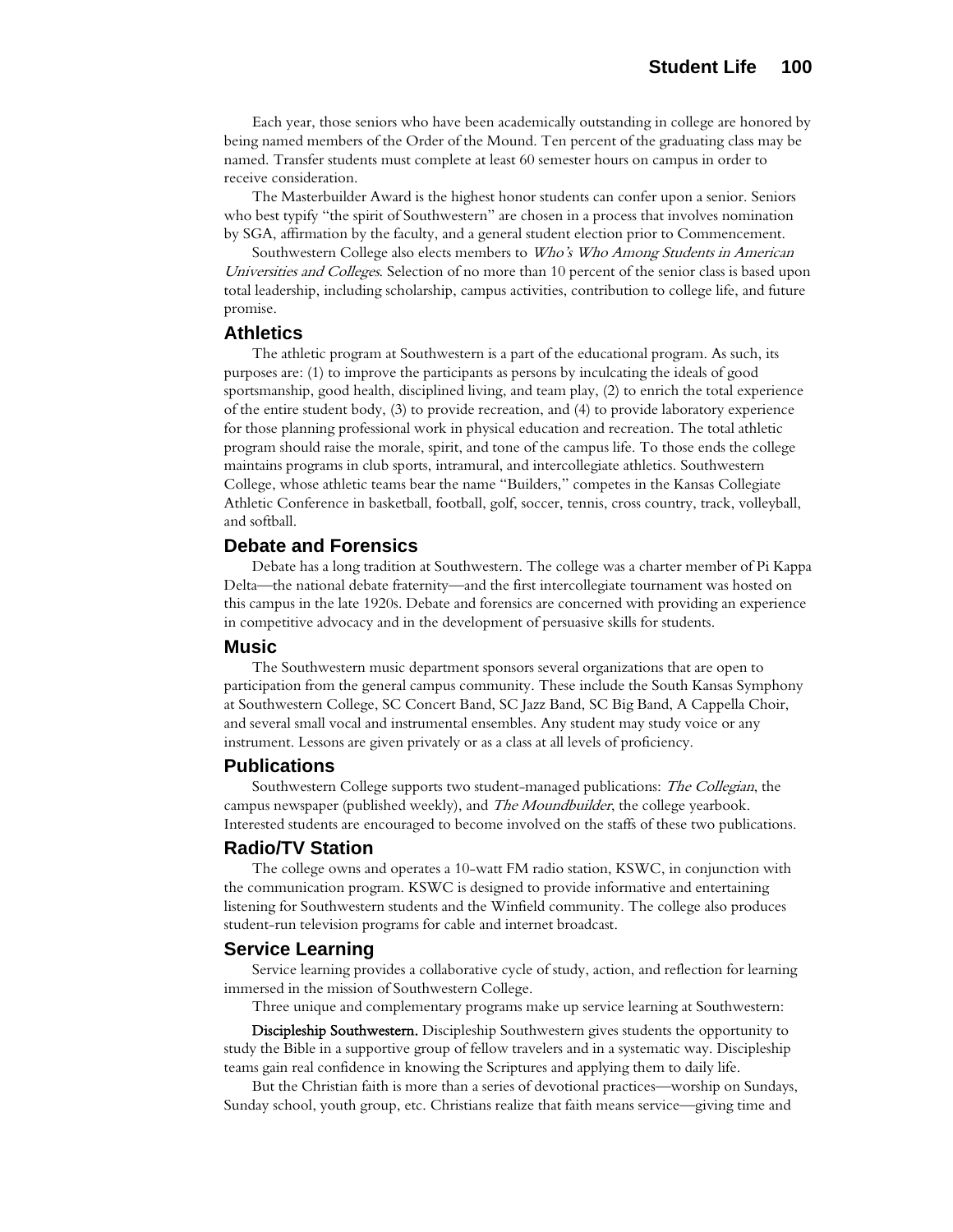Each year, those seniors who have been academically outstanding in college are honored by being named members of the Order of the Mound. Ten percent of the graduating class may be named. Transfer students must complete at least 60 semester hours on campus in order to receive consideration.

The Masterbuilder Award is the highest honor students can confer upon a senior. Seniors who best typify "the spirit of Southwestern" are chosen in a process that involves nomination by SGA, affirmation by the faculty, and a general student election prior to Commencement.

Southwestern College also elects members to *Who's Who Among Students in American Universities and Colleges*. Selection of no more than 10 percent of the senior class is based upon total leadership, including scholarship, campus activities, contribution to college life, and future promise.

### Athletics

The athletic program at Southwestern is a part of the educational program. As such, its purposes are: (1) to improve the participants as persons by inculcating the ideals of good sportsmanship, good health, disciplined living, and team play, (2) to enrich the total experience of the entire student body, (3) to provide recreation, and (4) to provide laboratory experience for those planning professional work in physical education and recreation. The total athletic program should raise the morale, spirit, and tone of the campus life. To those ends the college maintains programs in club sports, intramural, and intercollegiate athletics. Southwestern College, whose athletic teams bear the name "Builders," competes in the Kansas Collegiate Athletic Conference in basketball, football, golf, soccer, tennis, cross country, track, volleyball, and softball.

### Debate and Forensics

Debate has a long tradition at Southwestern. The college was a charter member of Pi Kappa Delta—the national debate fraternity—and the first intercollegiate tournament was hosted on this campus in the late 1920s. Debate and forensics are concerned with providing an experience in competitive advocacy and in the development of persuasive skills for students.

### Music

The Southwestern music department sponsors several organizations that are open to participation from the general campus community. These include the South Kansas Symphony at Southwestern College, SC Concert Band, SC Jazz Band, SC Big Band, A Cappella Choir, and several small vocal and instrumental ensembles. Any student may study voice or any instrument. Lessons are given privately or as a class at all levels of proficiency.

### Publications

Southwestern College supports two student-managed publications: *The Collegian*, the campus newspaper (published weekly), and *The Moundbuilder*, the college yearbook. Interested students are encouraged to become involved on the staffs of these two publications.

### Radio/TV Station

The college owns and operates a 10-watt FM radio station, KSWC, in conjunction with the communication program. KSWC is designed to provide informative and entertaining listening for Southwestern students and the Winfield community. The college also produces student-run television programs for cable and internet broadcast.

### Service Learning

Service learning provides a collaborative cycle of study, action, and reflection for learning immersed in the mission of Southwestern College.

Three unique and complementary programs make up service learning at Southwestern:

**Discipleship Southwestern.** Discipleship Southwestern gives students the opportunity to study the Bible in a supportive group of fellow travelers and in a systematic way. Discipleship teams gain real confidence in knowing the Scriptures and applying them to daily life.

But the Christian faith is more than a series of devotional practices—worship on Sundays, Sunday school, youth group, etc. Christians realize that faith means service—giving time and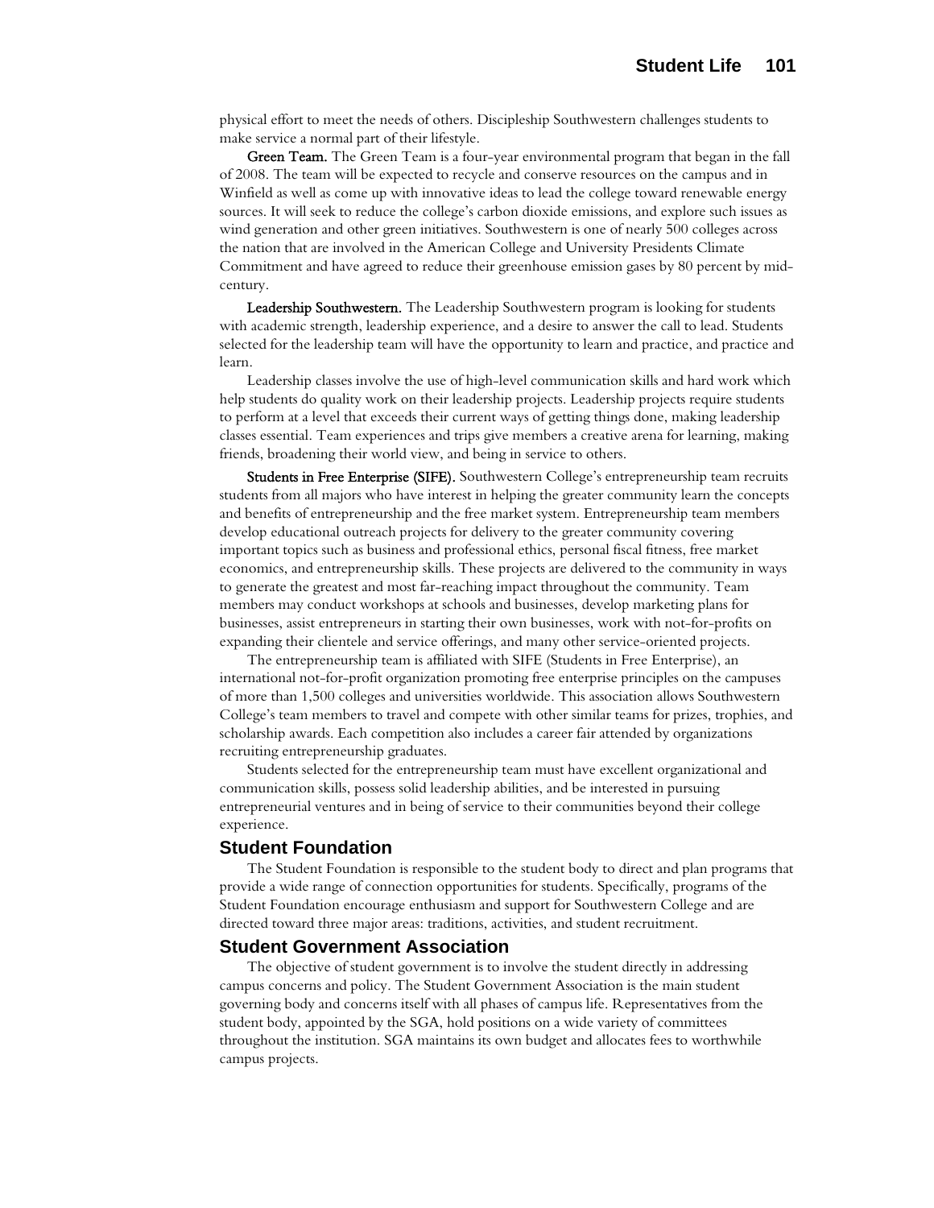physical effort to meet the needs of others. Discipleship Southwestern challenges students to make service a normal part of their lifestyle.

**Green Team.** The Green Team is a four-year environmental program that began in the fall of 2008. The team will be expected to recycle and conserve resources on the campus and in Winfield as well as come up with innovative ideas to lead the college toward renewable energy sources. It will seek to reduce the college's carbon dioxide emissions, and explore such issues as wind generation and other green initiatives. Southwestern is one of nearly 500 colleges across the nation that are involved in the American College and University Presidents Climate Commitment and have agreed to reduce their greenhouse emission gases by 80 percent by mid-century.

**Leadership Southwestern.** The Leadership Southwestern program is looking for students with academic strength, leadership experience, and a desire to answer the call to lead. Students selected for the leadership team will have the opportunity to learn and practice, and practice and learn.

Leadership classes involve the use of high-level communication skills and hard work which help students do quality work on their leadership projects. Leadership projects require students to perform at a level that exceeds their current ways of getting things done, making leadership classes essential. Team experiences and trips give members a creative arena for learning, making friends, broadening their world view, and being in service to others.

**Students in Free Enterprise (SIFE).** Southwestern College's entrepreneurship team recruits students from all majors who have interest in helping the greater community learn the concepts and benefits of entrepreneurship and the free market system. Entrepreneurship team members develop educational outreach projects for delivery to the greater community covering important topics such as business and professional ethics, personal fiscal fitness, free market economics, and entrepreneurship skills. These projects are delivered to the community in ways to generate the greatest and most far-reaching impact throughout the community. Team members may conduct workshops at schools and businesses, develop marketing plans for businesses, assist entrepreneurs in starting their own businesses, work with not-for-profits on expanding their clientele and service offerings, and many other service-oriented projects.

The entrepreneurship team is affiliated with SIFE (Students in Free Enterprise), an international not-for-profit organization promoting free enterprise principles on the campuses of more than 1,500 colleges and universities worldwide. This association allows Southwestern College's team members to travel and compete with other similar teams for prizes, trophies, and scholarship awards. Each competition also includes a career fair attended by organizations recruiting entrepreneurship graduates.

Students selected for the entrepreneurship team must have excellent organizational and communication skills, possess solid leadership abilities, and be interested in pursuing entrepreneurial ventures and in being of service to their communities beyond their college experience.

## Student Foundation

The Student Foundation is responsible to the student body to direct and plan programs that provide a wide range of connection opportunities for students. Specifically, programs of the Student Foundation encourage enthusiasm and support for Southwestern College and are directed toward three major areas: traditions, activities, and student recruitment.

## Student Government Association

The objective of student government is to involve the student directly in addressing campus concerns and policy. The Student Government Association is the main student governing body and concerns itself with all phases of campus life. Representatives from the student body, appointed by the SGA, hold positions on a wide variety of committees throughout the institution. SGA maintains its own budget and allocates fees to worthwhile campus projects.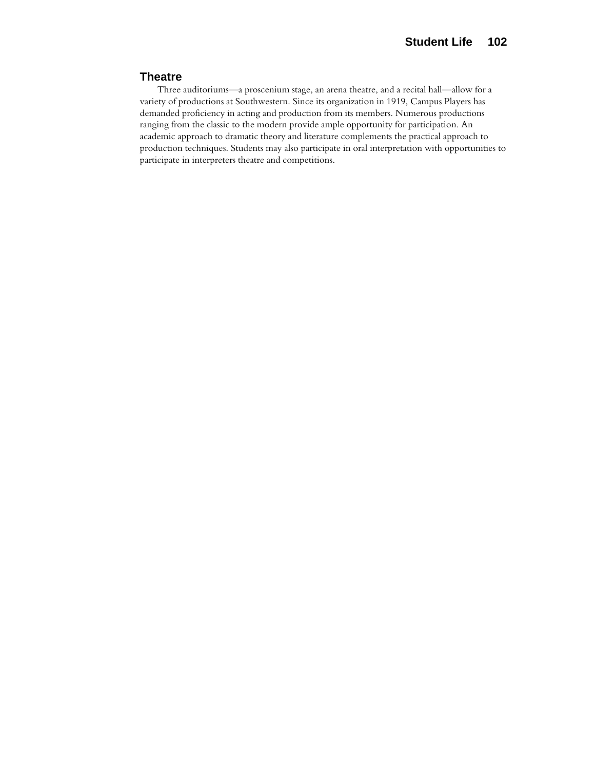## Theatre

Three auditoriums—a proscenium stage, an arena theatre, and a recital hall—allow for a variety of productions at Southwestern. Since its organization in 1919, Campus Players has demanded proficiency in acting and production from its members. Numerous productions ranging from the classic to the modern provide ample opportunity for participation. An academic approach to dramatic theory and literature complements the practical approach to production techniques. Students may also participate in oral interpretation with opportunities to participate in interpreters theatre and competitions.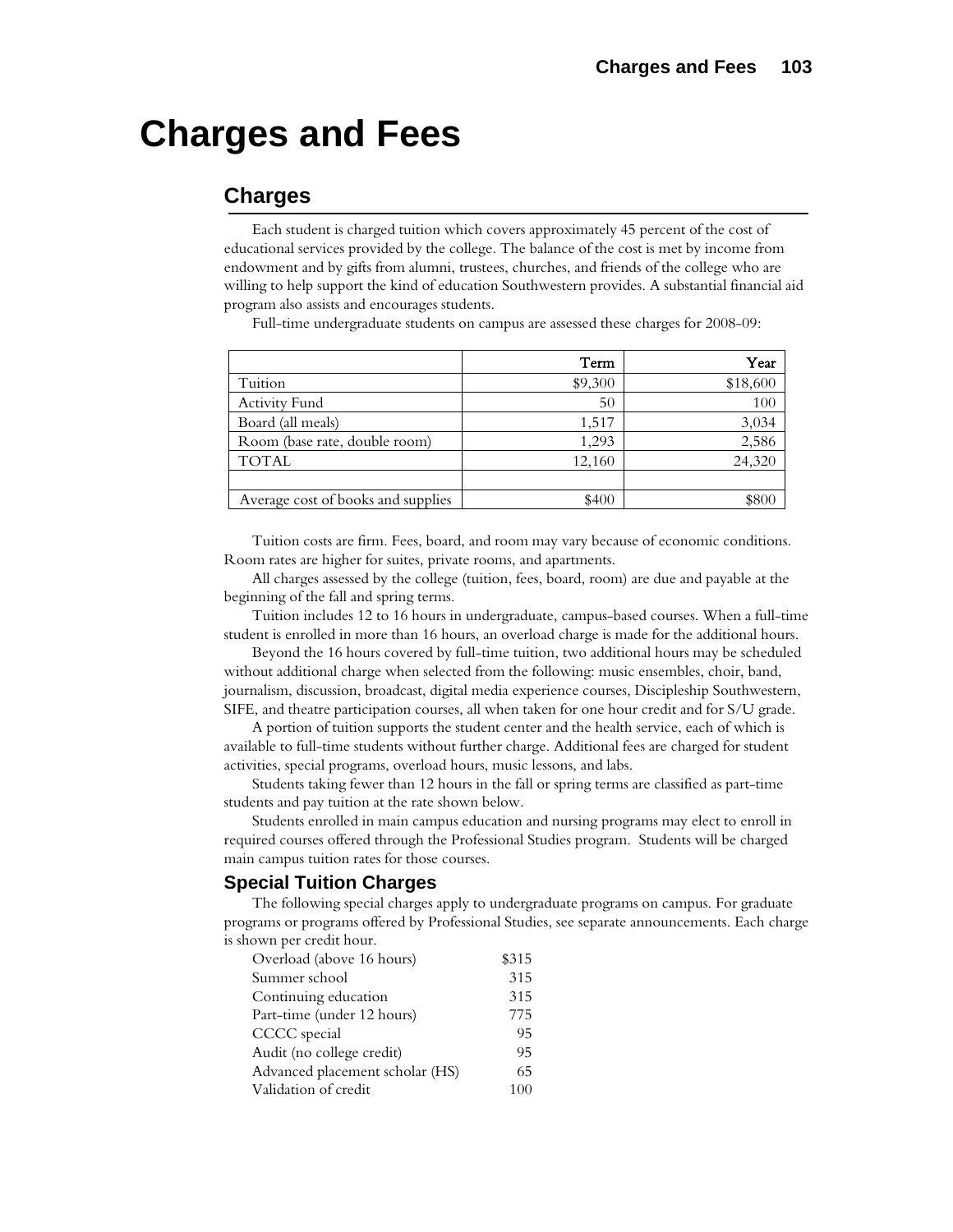# Charges and Fees

## Charges

Each student is charged tuition which covers approximately 45 percent of the cost of educational services provided by the college. The balance of the cost is met by income from endowment and by gifts from alumni, trustees, churches, and friends of the college who are willing to help support the kind of education Southwestern provides. A substantial financial aid program also assists and encourages students.

Full-time undergraduate students on campus are assessed these charges for 2008-09:

| | Term | Year |
|---|---|---|
| Tuition | $9,300 | $18,600 |
| Activity Fund | 50 | 100 |
| Board (all meals) | 1,517 | 3,034 |
| Room (base rate, double room) | 1,293 | 2,586 |
| TOTAL | 12,160 | 24,320 |
| | | |
| Average cost of books and supplies | $400 | $800 |

Tuition costs are firm. Fees, board, and room may vary because of economic conditions. Room rates are higher for suites, private rooms, and apartments.

All charges assessed by the college (tuition, fees, board, room) are due and payable at the beginning of the fall and spring terms.

Tuition includes 12 to 16 hours in undergraduate, campus-based courses. When a full-time student is enrolled in more than 16 hours, an overload charge is made for the additional hours.

Beyond the 16 hours covered by full-time tuition, two additional hours may be scheduled without additional charge when selected from the following: music ensembles, choir, band, journalism, discussion, broadcast, digital media experience courses, Discipleship Southwestern, SIFE, and theatre participation courses, all when taken for one hour credit and for S/U grade.

A portion of tuition supports the student center and the health service, each of which is available to full-time students without further charge. Additional fees are charged for student activities, special programs, overload hours, music lessons, and labs.

Students taking fewer than 12 hours in the fall or spring terms are classified as part-time students and pay tuition at the rate shown below.

Students enrolled in main campus education and nursing programs may elect to enroll in required courses offered through the Professional Studies program. Students will be charged main campus tuition rates for those courses.

### Special Tuition Charges

The following special charges apply to undergraduate programs on campus. For graduate programs or programs offered by Professional Studies, see separate announcements. Each charge is shown per credit hour.

| | |
|---|---|
| Overload (above 16 hours) | $315 |
| Summer school | 315 |
| Continuing education | 315 |
| Part-time (under 12 hours) | 775 |
| CCCC special | 95 |
| Audit (no college credit) | 95 |
| Advanced placement scholar (HS) | 65 |
| Validation of credit | 100 |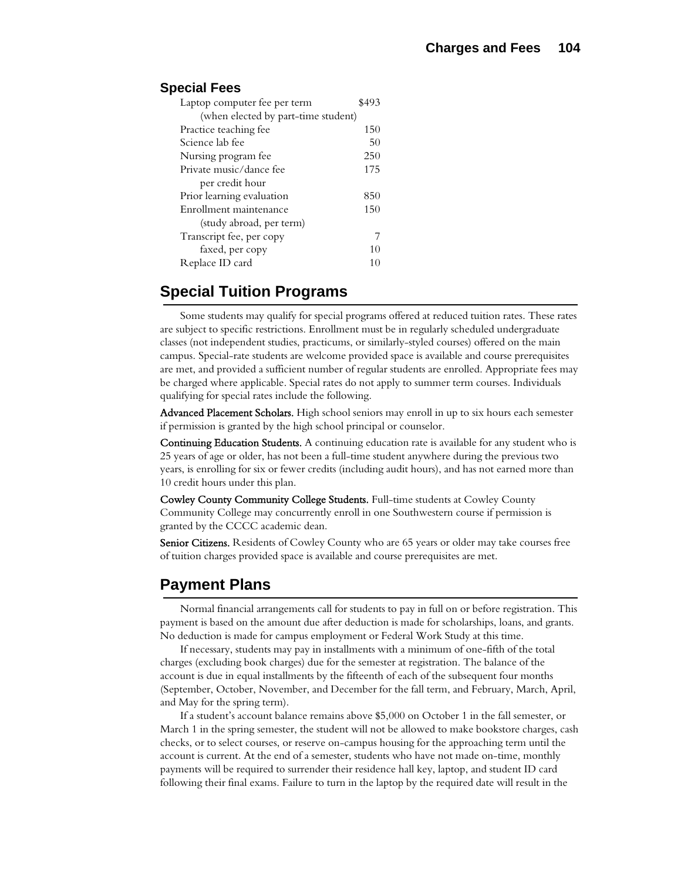### Special Fees

| | |
|---|---|
| Laptop computer fee per term (when elected by part-time student) | $493 |
| Practice teaching fee | 150 |
| Science lab fee | 50 |
| Nursing program fee | 250 |
| Private music/dance fee per credit hour | 175 |
| Prior learning evaluation | 850 |
| Enrollment maintenance (study abroad, per term) | 150 |
| Transcript fee, per copy | 7 |
| faxed, per copy | 10 |
| Replace ID card | 10 |

## Special Tuition Programs

Some students may qualify for special programs offered at reduced tuition rates. These rates are subject to specific restrictions. Enrollment must be in regularly scheduled undergraduate classes (not independent studies, practicums, or similarly-styled courses) offered on the main campus. Special-rate students are welcome provided space is available and course prerequisites are met, and provided a sufficient number of regular students are enrolled. Appropriate fees may be charged where applicable. Special rates do not apply to summer term courses. Individuals qualifying for special rates include the following.

**Advanced Placement Scholars.** High school seniors may enroll in up to six hours each semester if permission is granted by the high school principal or counselor.

**Continuing Education Students.** A continuing education rate is available for any student who is 25 years of age or older, has not been a full-time student anywhere during the previous two years, is enrolling for six or fewer credits (including audit hours), and has not earned more than 10 credit hours under this plan.

**Cowley County Community College Students.** Full-time students at Cowley County Community College may concurrently enroll in one Southwestern course if permission is granted by the CCCC academic dean.

**Senior Citizens.** Residents of Cowley County who are 65 years or older may take courses free of tuition charges provided space is available and course prerequisites are met.

## Payment Plans

Normal financial arrangements call for students to pay in full on or before registration. This payment is based on the amount due after deduction is made for scholarships, loans, and grants. No deduction is made for campus employment or Federal Work Study at this time.

If necessary, students may pay in installments with a minimum of one-fifth of the total charges (excluding book charges) due for the semester at registration. The balance of the account is due in equal installments by the fifteenth of each of the subsequent four months (September, October, November, and December for the fall term, and February, March, April, and May for the spring term).

If a student's account balance remains above $5,000 on October 1 in the fall semester, or March 1 in the spring semester, the student will not be allowed to make bookstore charges, cash checks, or to select courses, or reserve on-campus housing for the approaching term until the account is current. At the end of a semester, students who have not made on-time, monthly payments will be required to surrender their residence hall key, laptop, and student ID card following their final exams. Failure to turn in the laptop by the required date will result in the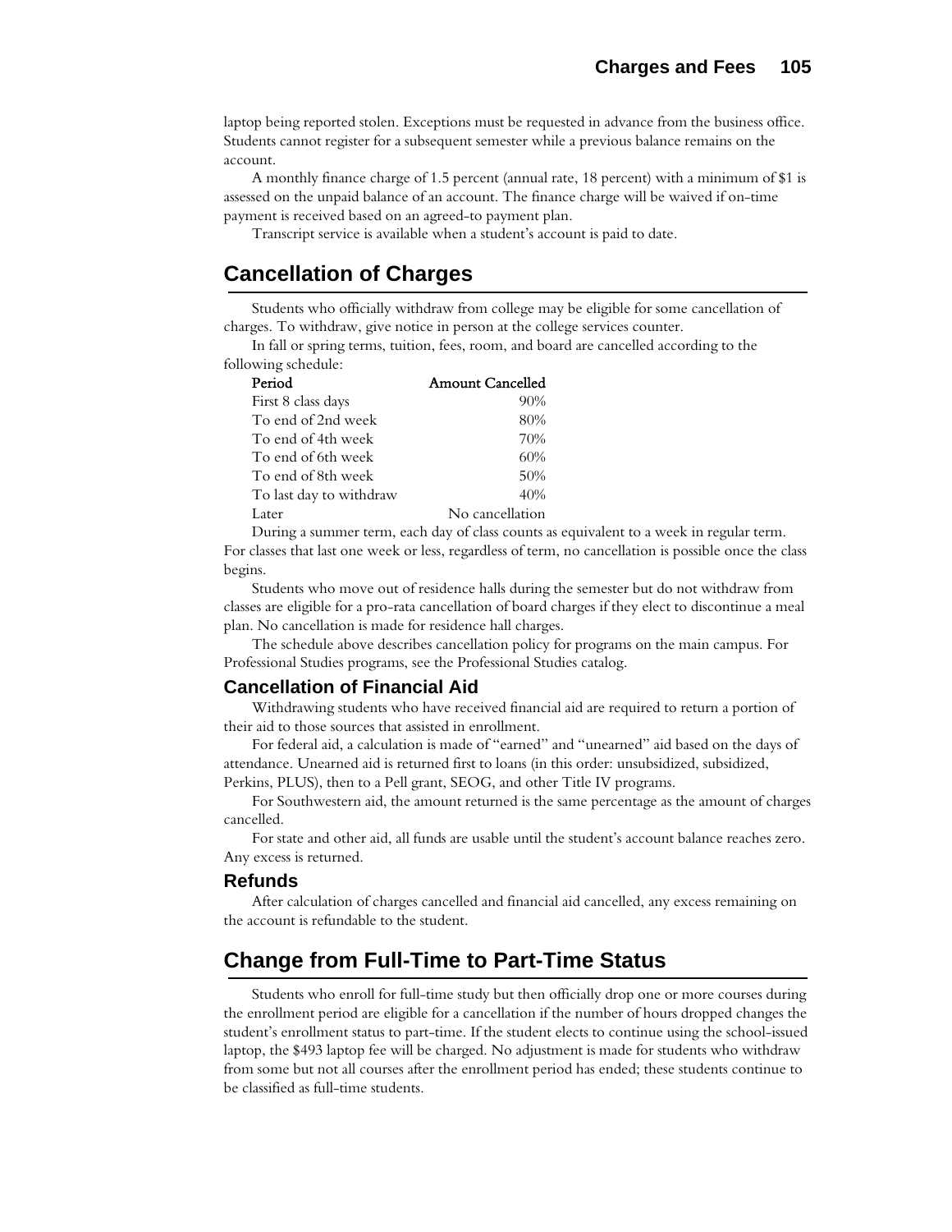laptop being reported stolen. Exceptions must be requested in advance from the business office. Students cannot register for a subsequent semester while a previous balance remains on the account.

A monthly finance charge of 1.5 percent (annual rate, 18 percent) with a minimum of $1 is assessed on the unpaid balance of an account. The finance charge will be waived if on-time payment is received based on an agreed-to payment plan.

Transcript service is available when a student's account is paid to date.

## Cancellation of Charges

Students who officially withdraw from college may be eligible for some cancellation of charges. To withdraw, give notice in person at the college services counter.

In fall or spring terms, tuition, fees, room, and board are cancelled according to the following schedule:

| Period | Amount Cancelled |
|---|---|
| First 8 class days | 90% |
| To end of 2nd week | 80% |
| To end of 4th week | 70% |
| To end of 6th week | 60% |
| To end of 8th week | 50% |
| To last day to withdraw | 40% |
| Later | No cancellation |

During a summer term, each day of class counts as equivalent to a week in regular term. For classes that last one week or less, regardless of term, no cancellation is possible once the class begins.

Students who move out of residence halls during the semester but do not withdraw from classes are eligible for a pro-rata cancellation of board charges if they elect to discontinue a meal plan. No cancellation is made for residence hall charges.

The schedule above describes cancellation policy for programs on the main campus. For Professional Studies programs, see the Professional Studies catalog.

### Cancellation of Financial Aid

Withdrawing students who have received financial aid are required to return a portion of their aid to those sources that assisted in enrollment.

For federal aid, a calculation is made of "earned" and "unearned" aid based on the days of attendance. Unearned aid is returned first to loans (in this order: unsubsidized, subsidized, Perkins, PLUS), then to a Pell grant, SEOG, and other Title IV programs.

For Southwestern aid, the amount returned is the same percentage as the amount of charges cancelled.

For state and other aid, all funds are usable until the student's account balance reaches zero. Any excess is returned.

### Refunds

After calculation of charges cancelled and financial aid cancelled, any excess remaining on the account is refundable to the student.

## Change from Full-Time to Part-Time Status

Students who enroll for full-time study but then officially drop one or more courses during the enrollment period are eligible for a cancellation if the number of hours dropped changes the student's enrollment status to part-time. If the student elects to continue using the school-issued laptop, the $493 laptop fee will be charged. No adjustment is made for students who withdraw from some but not all courses after the enrollment period has ended; these students continue to be classified as full-time students.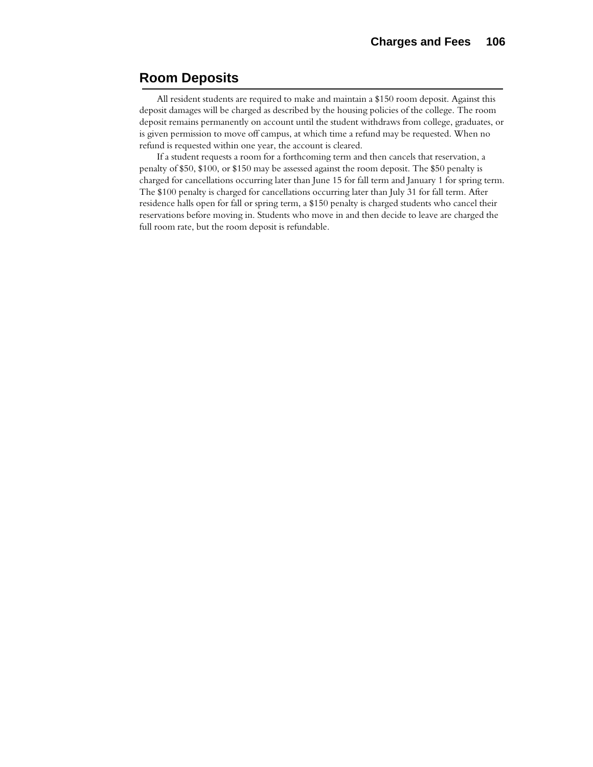## Room Deposits

All resident students are required to make and maintain a $150 room deposit. Against this deposit damages will be charged as described by the housing policies of the college. The room deposit remains permanently on account until the student withdraws from college, graduates, or is given permission to move off campus, at which time a refund may be requested. When no refund is requested within one year, the account is cleared.

If a student requests a room for a forthcoming term and then cancels that reservation, a penalty of $50, $100, or $150 may be assessed against the room deposit. The $50 penalty is charged for cancellations occurring later than June 15 for fall term and January 1 for spring term. The $100 penalty is charged for cancellations occurring later than July 31 for fall term. After residence halls open for fall or spring term, a $150 penalty is charged students who cancel their reservations before moving in. Students who move in and then decide to leave are charged the full room rate, but the room deposit is refundable.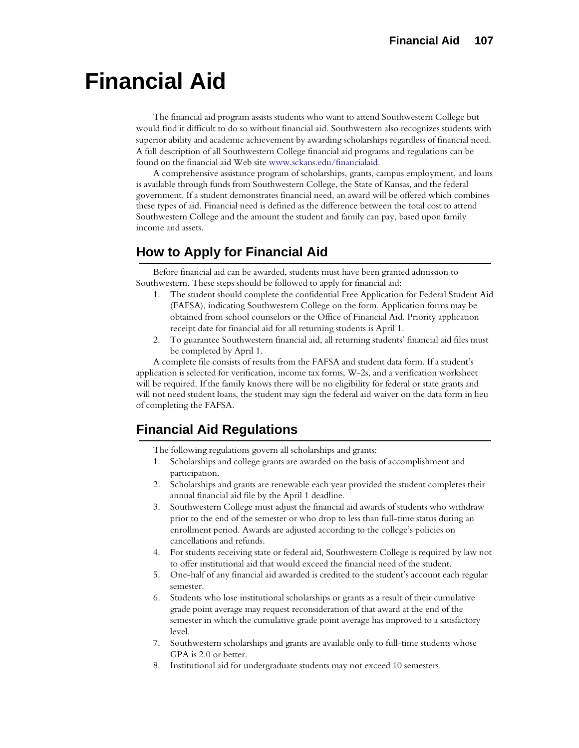# Financial Aid

The financial aid program assists students who want to attend Southwestern College but would find it difficult to do so without financial aid. Southwestern also recognizes students with superior ability and academic achievement by awarding scholarships regardless of financial need. A full description of all Southwestern College financial aid programs and regulations can be found on the financial aid Web site www.sckans.edu/financialaid.

A comprehensive assistance program of scholarships, grants, campus employment, and loans is available through funds from Southwestern College, the State of Kansas, and the federal government. If a student demonstrates financial need, an award will be offered which combines these types of aid. Financial need is defined as the difference between the total cost to attend Southwestern College and the amount the student and family can pay, based upon family income and assets.

## How to Apply for Financial Aid

Before financial aid can be awarded, students must have been granted admission to Southwestern. These steps should be followed to apply for financial aid:

1. The student should complete the confidential Free Application for Federal Student Aid (FAFSA), indicating Southwestern College on the form. Application forms may be obtained from school counselors or the Office of Financial Aid. Priority application receipt date for financial aid for all returning students is April 1.
2. To guarantee Southwestern financial aid, all returning students' financial aid files must be completed by April 1.

A complete file consists of results from the FAFSA and student data form. If a student's application is selected for verification, income tax forms, W-2s, and a verification worksheet will be required. If the family knows there will be no eligibility for federal or state grants and will not need student loans, the student may sign the federal aid waiver on the data form in lieu of completing the FAFSA.

## Financial Aid Regulations

The following regulations govern all scholarships and grants:

1. Scholarships and college grants are awarded on the basis of accomplishment and participation.
2. Scholarships and grants are renewable each year provided the student completes their annual financial aid file by the April 1 deadline.
3. Southwestern College must adjust the financial aid awards of students who withdraw prior to the end of the semester or who drop to less than full-time status during an enrollment period. Awards are adjusted according to the college's policies on cancellations and refunds.
4. For students receiving state or federal aid, Southwestern College is required by law not to offer institutional aid that would exceed the financial need of the student.
5. One-half of any financial aid awarded is credited to the student's account each regular semester.
6. Students who lose institutional scholarships or grants as a result of their cumulative grade point average may request reconsideration of that award at the end of the semester in which the cumulative grade point average has improved to a satisfactory level.
7. Southwestern scholarships and grants are available only to full-time students whose GPA is 2.0 or better.
8. Institutional aid for undergraduate students may not exceed 10 semesters.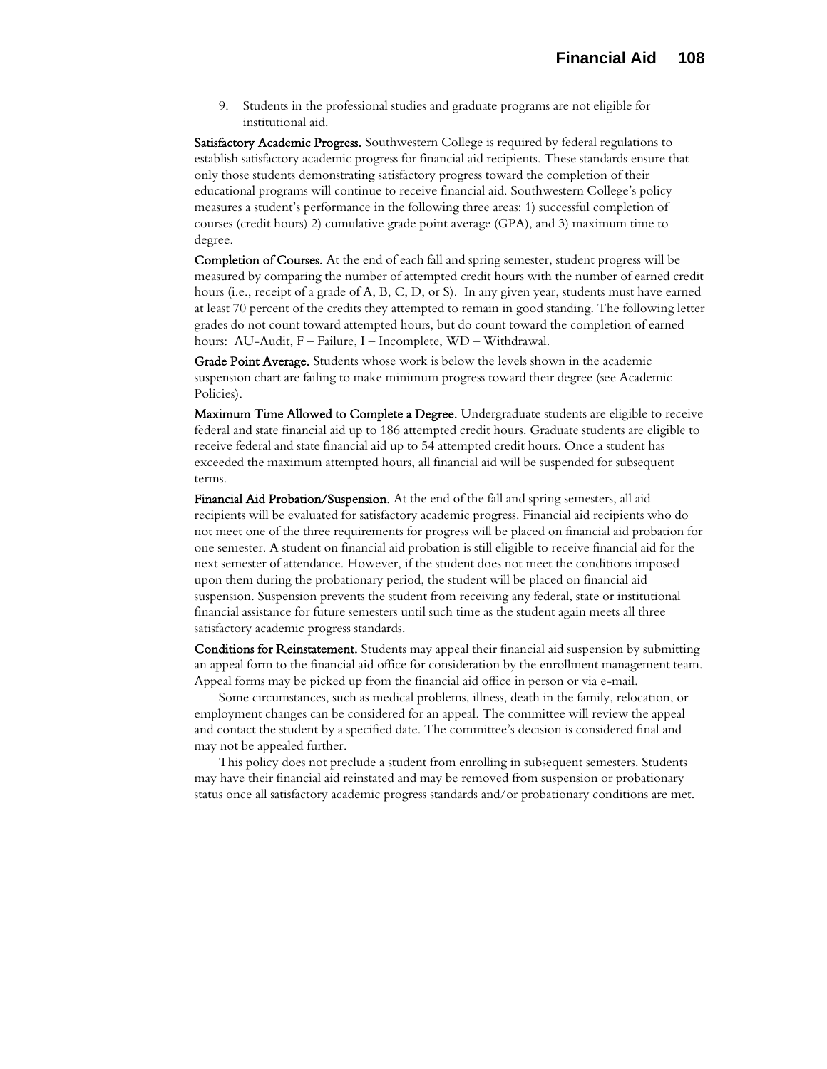9. Students in the professional studies and graduate programs are not eligible for institutional aid.

**Satisfactory Academic Progress.** Southwestern College is required by federal regulations to establish satisfactory academic progress for financial aid recipients. These standards ensure that only those students demonstrating satisfactory progress toward the completion of their educational programs will continue to receive financial aid. Southwestern College's policy measures a student's performance in the following three areas: 1) successful completion of courses (credit hours) 2) cumulative grade point average (GPA), and 3) maximum time to degree.

**Completion of Courses.** At the end of each fall and spring semester, student progress will be measured by comparing the number of attempted credit hours with the number of earned credit hours (i.e., receipt of a grade of A, B, C, D, or S). In any given year, students must have earned at least 70 percent of the credits they attempted to remain in good standing. The following letter grades do not count toward attempted hours, but do count toward the completion of earned hours: AU-Audit, F – Failure, I – Incomplete, WD – Withdrawal.

**Grade Point Average.** Students whose work is below the levels shown in the academic suspension chart are failing to make minimum progress toward their degree (see Academic Policies).

**Maximum Time Allowed to Complete a Degree.** Undergraduate students are eligible to receive federal and state financial aid up to 186 attempted credit hours. Graduate students are eligible to receive federal and state financial aid up to 54 attempted credit hours. Once a student has exceeded the maximum attempted hours, all financial aid will be suspended for subsequent terms.

**Financial Aid Probation/Suspension.** At the end of the fall and spring semesters, all aid recipients will be evaluated for satisfactory academic progress. Financial aid recipients who do not meet one of the three requirements for progress will be placed on financial aid probation for one semester. A student on financial aid probation is still eligible to receive financial aid for the next semester of attendance. However, if the student does not meet the conditions imposed upon them during the probationary period, the student will be placed on financial aid suspension. Suspension prevents the student from receiving any federal, state or institutional financial assistance for future semesters until such time as the student again meets all three satisfactory academic progress standards.

**Conditions for Reinstatement.** Students may appeal their financial aid suspension by submitting an appeal form to the financial aid office for consideration by the enrollment management team. Appeal forms may be picked up from the financial aid office in person or via e-mail.

Some circumstances, such as medical problems, illness, death in the family, relocation, or employment changes can be considered for an appeal. The committee will review the appeal and contact the student by a specified date. The committee's decision is considered final and may not be appealed further.

This policy does not preclude a student from enrolling in subsequent semesters. Students may have their financial aid reinstated and may be removed from suspension or probationary status once all satisfactory academic progress standards and/or probationary conditions are met.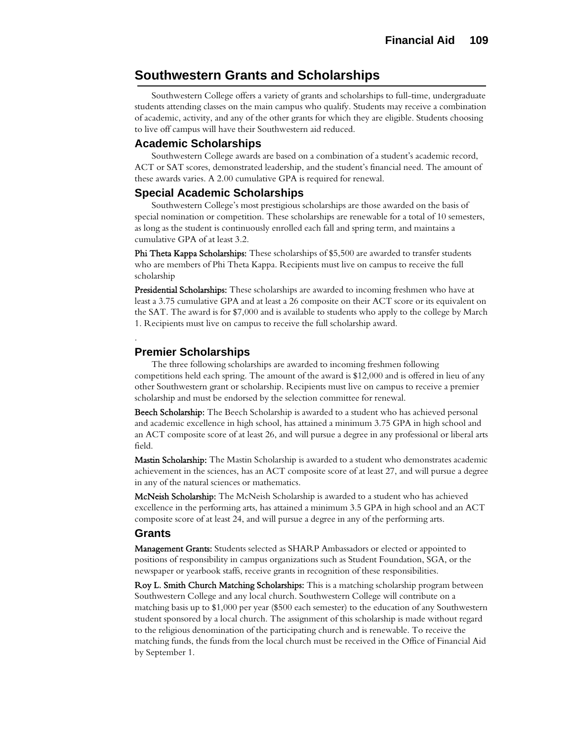## Southwestern Grants and Scholarships

Southwestern College offers a variety of grants and scholarships to full-time, undergraduate students attending classes on the main campus who qualify. Students may receive a combination of academic, activity, and any of the other grants for which they are eligible. Students choosing to live off campus will have their Southwestern aid reduced.

### Academic Scholarships

Southwestern College awards are based on a combination of a student's academic record, ACT or SAT scores, demonstrated leadership, and the student's financial need. The amount of these awards varies. A 2.00 cumulative GPA is required for renewal.

### Special Academic Scholarships

Southwestern College's most prestigious scholarships are those awarded on the basis of special nomination or competition. These scholarships are renewable for a total of 10 semesters, as long as the student is continuously enrolled each fall and spring term, and maintains a cumulative GPA of at least 3.2.

**Phi Theta Kappa Scholarships:** These scholarships of $5,500 are awarded to transfer students who are members of Phi Theta Kappa. Recipients must live on campus to receive the full scholarship

**Presidential Scholarships:** These scholarships are awarded to incoming freshmen who have at least a 3.75 cumulative GPA and at least a 26 composite on their ACT score or its equivalent on the SAT. The award is for $7,000 and is available to students who apply to the college by March 1. Recipients must live on campus to receive the full scholarship award.

.

### Premier Scholarships

The three following scholarships are awarded to incoming freshmen following competitions held each spring. The amount of the award is $12,000 and is offered in lieu of any other Southwestern grant or scholarship. Recipients must live on campus to receive a premier scholarship and must be endorsed by the selection committee for renewal.

**Beech Scholarship:** The Beech Scholarship is awarded to a student who has achieved personal and academic excellence in high school, has attained a minimum 3.75 GPA in high school and an ACT composite score of at least 26, and will pursue a degree in any professional or liberal arts field.

**Mastin Scholarship:** The Mastin Scholarship is awarded to a student who demonstrates academic achievement in the sciences, has an ACT composite score of at least 27, and will pursue a degree in any of the natural sciences or mathematics.

**McNeish Scholarship:** The McNeish Scholarship is awarded to a student who has achieved excellence in the performing arts, has attained a minimum 3.5 GPA in high school and an ACT composite score of at least 24, and will pursue a degree in any of the performing arts.

### Grants

**Management Grants:** Students selected as SHARP Ambassadors or elected or appointed to positions of responsibility in campus organizations such as Student Foundation, SGA, or the newspaper or yearbook staffs, receive grants in recognition of these responsibilities.

**Roy L. Smith Church Matching Scholarships:** This is a matching scholarship program between Southwestern College and any local church. Southwestern College will contribute on a matching basis up to $1,000 per year ($500 each semester) to the education of any Southwestern student sponsored by a local church. The assignment of this scholarship is made without regard to the religious denomination of the participating church and is renewable. To receive the matching funds, the funds from the local church must be received in the Office of Financial Aid by September 1.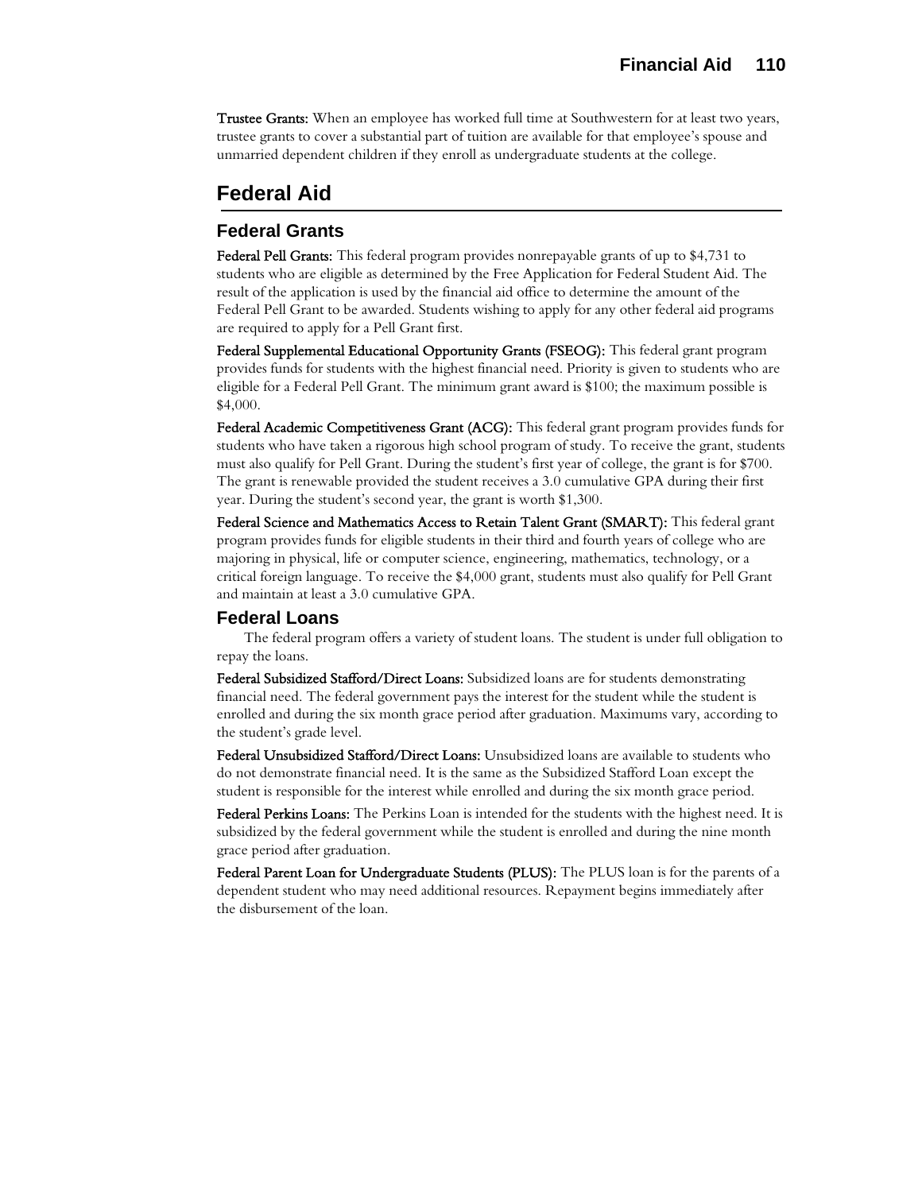**Trustee Grants:** When an employee has worked full time at Southwestern for at least two years, trustee grants to cover a substantial part of tuition are available for that employee's spouse and unmarried dependent children if they enroll as undergraduate students at the college.

## Federal Aid

### Federal Grants

**Federal Pell Grants:** This federal program provides nonrepayable grants of up to $4,731 to students who are eligible as determined by the Free Application for Federal Student Aid. The result of the application is used by the financial aid office to determine the amount of the Federal Pell Grant to be awarded. Students wishing to apply for any other federal aid programs are required to apply for a Pell Grant first.

**Federal Supplemental Educational Opportunity Grants (FSEOG):** This federal grant program provides funds for students with the highest financial need. Priority is given to students who are eligible for a Federal Pell Grant. The minimum grant award is $100; the maximum possible is $4,000.

**Federal Academic Competitiveness Grant (ACG):** This federal grant program provides funds for students who have taken a rigorous high school program of study. To receive the grant, students must also qualify for Pell Grant. During the student's first year of college, the grant is for $700. The grant is renewable provided the student receives a 3.0 cumulative GPA during their first year. During the student's second year, the grant is worth $1,300.

**Federal Science and Mathematics Access to Retain Talent Grant (SMART):** This federal grant program provides funds for eligible students in their third and fourth years of college who are majoring in physical, life or computer science, engineering, mathematics, technology, or a critical foreign language. To receive the $4,000 grant, students must also qualify for Pell Grant and maintain at least a 3.0 cumulative GPA.

### Federal Loans

The federal program offers a variety of student loans. The student is under full obligation to repay the loans.

**Federal Subsidized Stafford/Direct Loans:** Subsidized loans are for students demonstrating financial need. The federal government pays the interest for the student while the student is enrolled and during the six month grace period after graduation. Maximums vary, according to the student's grade level.

**Federal Unsubsidized Stafford/Direct Loans:** Unsubsidized loans are available to students who do not demonstrate financial need. It is the same as the Subsidized Stafford Loan except the student is responsible for the interest while enrolled and during the six month grace period.

**Federal Perkins Loans:** The Perkins Loan is intended for the students with the highest need. It is subsidized by the federal government while the student is enrolled and during the nine month grace period after graduation.

**Federal Parent Loan for Undergraduate Students (PLUS):** The PLUS loan is for the parents of a dependent student who may need additional resources. Repayment begins immediately after the disbursement of the loan.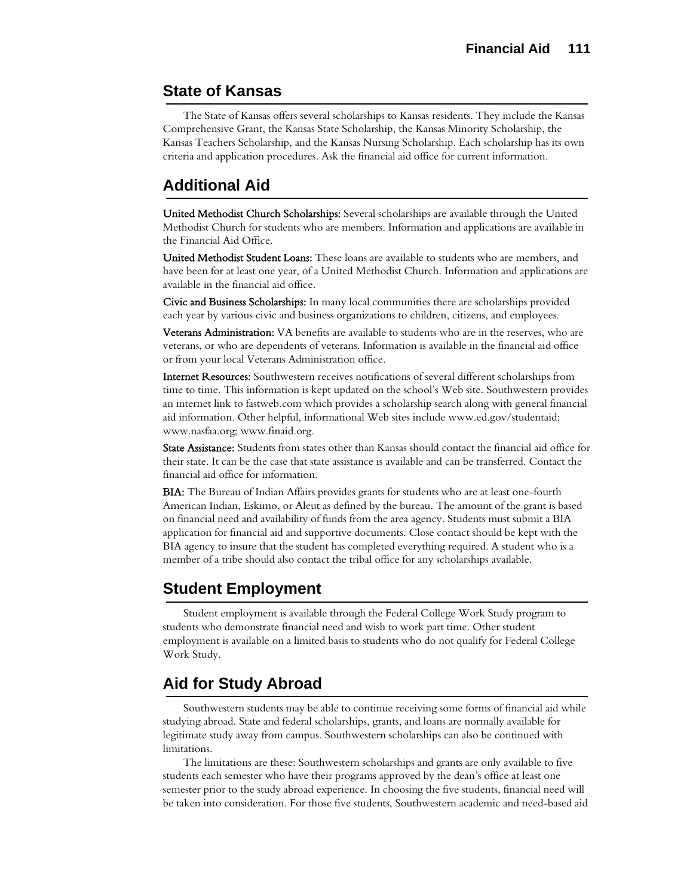## State of Kansas

The State of Kansas offers several scholarships to Kansas residents. They include the Kansas Comprehensive Grant, the Kansas State Scholarship, the Kansas Minority Scholarship, the Kansas Teachers Scholarship, and the Kansas Nursing Scholarship. Each scholarship has its own criteria and application procedures. Ask the financial aid office for current information.

## Additional Aid

**United Methodist Church Scholarships:** Several scholarships are available through the United Methodist Church for students who are members. Information and applications are available in the Financial Aid Office.

**United Methodist Student Loans:** These loans are available to students who are members, and have been for at least one year, of a United Methodist Church. Information and applications are available in the financial aid office.

**Civic and Business Scholarships:** In many local communities there are scholarships provided each year by various civic and business organizations to children, citizens, and employees.

**Veterans Administration:** VA benefits are available to students who are in the reserves, who are veterans, or who are dependents of veterans. Information is available in the financial aid office or from your local Veterans Administration office.

**Internet Resources:** Southwestern receives notifications of several different scholarships from time to time. This information is kept updated on the school's Web site. Southwestern provides an internet link to fastweb.com which provides a scholarship search along with general financial aid information. Other helpful, informational Web sites include www.ed.gov/studentaid; www.nasfaa.org; www.finaid.org.

**State Assistance:** Students from states other than Kansas should contact the financial aid office for their state. It can be the case that state assistance is available and can be transferred. Contact the financial aid office for information.

**BIA:** The Bureau of Indian Affairs provides grants for students who are at least one-fourth American Indian, Eskimo, or Aleut as defined by the bureau. The amount of the grant is based on financial need and availability of funds from the area agency. Students must submit a BIA application for financial aid and supportive documents. Close contact should be kept with the BIA agency to insure that the student has completed everything required. A student who is a member of a tribe should also contact the tribal office for any scholarships available.

## Student Employment

Student employment is available through the Federal College Work Study program to students who demonstrate financial need and wish to work part time. Other student employment is available on a limited basis to students who do not qualify for Federal College Work Study.

## Aid for Study Abroad

Southwestern students may be able to continue receiving some forms of financial aid while studying abroad. State and federal scholarships, grants, and loans are normally available for legitimate study away from campus. Southwestern scholarships can also be continued with limitations.

The limitations are these: Southwestern scholarships and grants are only available to five students each semester who have their programs approved by the dean's office at least one semester prior to the study abroad experience. In choosing the five students, financial need will be taken into consideration. For those five students, Southwestern academic and need-based aid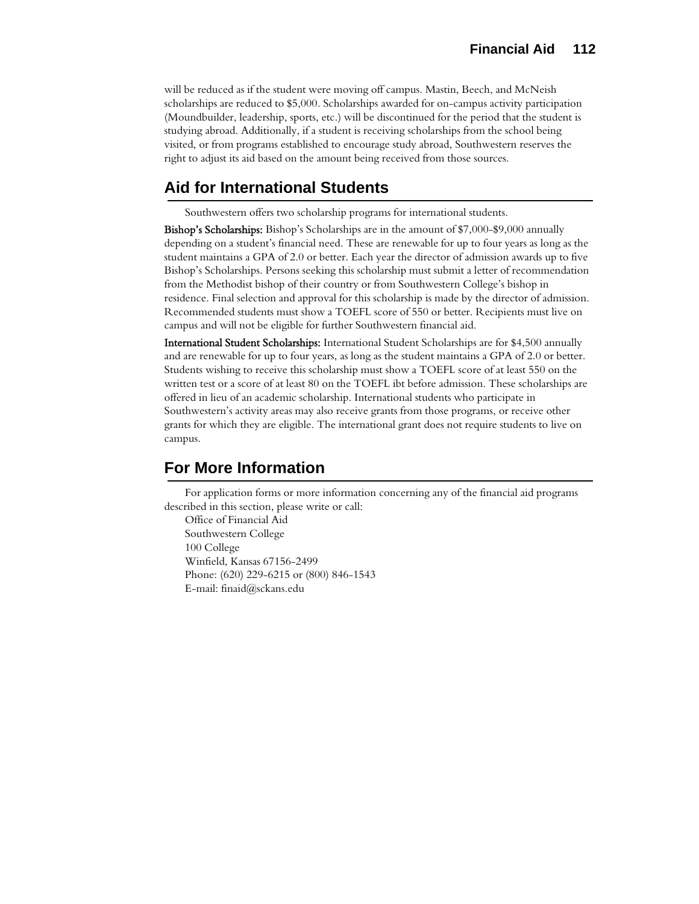will be reduced as if the student were moving off campus. Mastin, Beech, and McNeish scholarships are reduced to $5,000. Scholarships awarded for on-campus activity participation (Moundbuilder, leadership, sports, etc.) will be discontinued for the period that the student is studying abroad. Additionally, if a student is receiving scholarships from the school being visited, or from programs established to encourage study abroad, Southwestern reserves the right to adjust its aid based on the amount being received from those sources.

## Aid for International Students

Southwestern offers two scholarship programs for international students.

**Bishop's Scholarships:** Bishop's Scholarships are in the amount of $7,000-$9,000 annually depending on a student's financial need. These are renewable for up to four years as long as the student maintains a GPA of 2.0 or better. Each year the director of admission awards up to five Bishop's Scholarships. Persons seeking this scholarship must submit a letter of recommendation from the Methodist bishop of their country or from Southwestern College's bishop in residence. Final selection and approval for this scholarship is made by the director of admission. Recommended students must show a TOEFL score of 550 or better. Recipients must live on campus and will not be eligible for further Southwestern financial aid.

**International Student Scholarships:** International Student Scholarships are for $4,500 annually and are renewable for up to four years, as long as the student maintains a GPA of 2.0 or better. Students wishing to receive this scholarship must show a TOEFL score of at least 550 on the written test or a score of at least 80 on the TOEFL ibt before admission. These scholarships are offered in lieu of an academic scholarship. International students who participate in Southwestern's activity areas may also receive grants from those programs, or receive other grants for which they are eligible. The international grant does not require students to live on campus.

## For More Information

For application forms or more information concerning any of the financial aid programs described in this section, please write or call:

Office of Financial Aid
Southwestern College
100 College
Winfield, Kansas 67156-2499
Phone: (620) 229-6215 or (800) 846-1543
E-mail: finaid@sckans.edu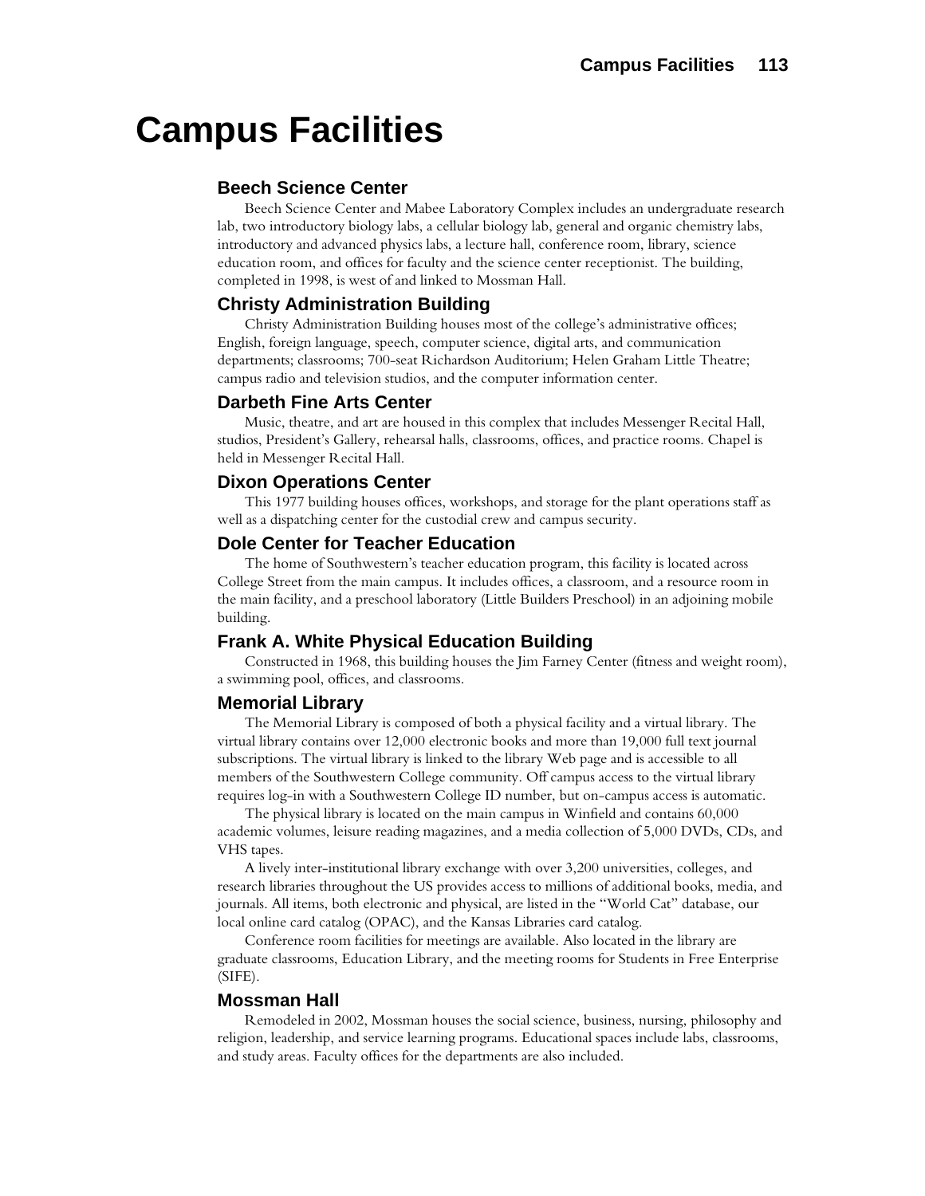# Campus Facilities

## Beech Science Center

Beech Science Center and Mabee Laboratory Complex includes an undergraduate research lab, two introductory biology labs, a cellular biology lab, general and organic chemistry labs, introductory and advanced physics labs, a lecture hall, conference room, library, science education room, and offices for faculty and the science center receptionist. The building, completed in 1998, is west of and linked to Mossman Hall.

## Christy Administration Building

Christy Administration Building houses most of the college's administrative offices; English, foreign language, speech, computer science, digital arts, and communication departments; classrooms; 700-seat Richardson Auditorium; Helen Graham Little Theatre; campus radio and television studios, and the computer information center.

## Darbeth Fine Arts Center

Music, theatre, and art are housed in this complex that includes Messenger Recital Hall, studios, President's Gallery, rehearsal halls, classrooms, offices, and practice rooms. Chapel is held in Messenger Recital Hall.

## Dixon Operations Center

This 1977 building houses offices, workshops, and storage for the plant operations staff as well as a dispatching center for the custodial crew and campus security.

## Dole Center for Teacher Education

The home of Southwestern's teacher education program, this facility is located across College Street from the main campus. It includes offices, a classroom, and a resource room in the main facility, and a preschool laboratory (Little Builders Preschool) in an adjoining mobile building.

## Frank A. White Physical Education Building

Constructed in 1968, this building houses the Jim Farney Center (fitness and weight room), a swimming pool, offices, and classrooms.

## Memorial Library

The Memorial Library is composed of both a physical facility and a virtual library. The virtual library contains over 12,000 electronic books and more than 19,000 full text journal subscriptions. The virtual library is linked to the library Web page and is accessible to all members of the Southwestern College community. Off campus access to the virtual library requires log-in with a Southwestern College ID number, but on-campus access is automatic.

The physical library is located on the main campus in Winfield and contains 60,000 academic volumes, leisure reading magazines, and a media collection of 5,000 DVDs, CDs, and VHS tapes.

A lively inter-institutional library exchange with over 3,200 universities, colleges, and research libraries throughout the US provides access to millions of additional books, media, and journals. All items, both electronic and physical, are listed in the "World Cat" database, our local online card catalog (OPAC), and the Kansas Libraries card catalog.

Conference room facilities for meetings are available. Also located in the library are graduate classrooms, Education Library, and the meeting rooms for Students in Free Enterprise (SIFE).

## Mossman Hall

Remodeled in 2002, Mossman houses the social science, business, nursing, philosophy and religion, leadership, and service learning programs. Educational spaces include labs, classrooms, and study areas. Faculty offices for the departments are also included.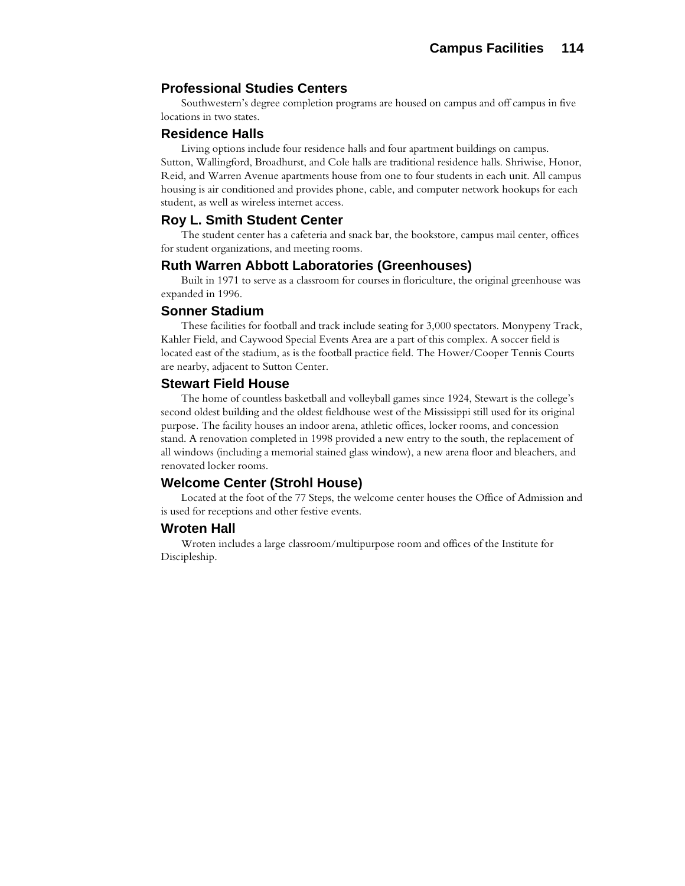## Professional Studies Centers

Southwestern's degree completion programs are housed on campus and off campus in five locations in two states.

## Residence Halls

Living options include four residence halls and four apartment buildings on campus. Sutton, Wallingford, Broadhurst, and Cole halls are traditional residence halls. Shriwise, Honor, Reid, and Warren Avenue apartments house from one to four students in each unit. All campus housing is air conditioned and provides phone, cable, and computer network hookups for each student, as well as wireless internet access.

## Roy L. Smith Student Center

The student center has a cafeteria and snack bar, the bookstore, campus mail center, offices for student organizations, and meeting rooms.

## Ruth Warren Abbott Laboratories (Greenhouses)

Built in 1971 to serve as a classroom for courses in floriculture, the original greenhouse was expanded in 1996.

## Sonner Stadium

These facilities for football and track include seating for 3,000 spectators. Monypeny Track, Kahler Field, and Caywood Special Events Area are a part of this complex. A soccer field is located east of the stadium, as is the football practice field. The Hower/Cooper Tennis Courts are nearby, adjacent to Sutton Center.

## Stewart Field House

The home of countless basketball and volleyball games since 1924, Stewart is the college's second oldest building and the oldest fieldhouse west of the Mississippi still used for its original purpose. The facility houses an indoor arena, athletic offices, locker rooms, and concession stand. A renovation completed in 1998 provided a new entry to the south, the replacement of all windows (including a memorial stained glass window), a new arena floor and bleachers, and renovated locker rooms.

## Welcome Center (Strohl House)

Located at the foot of the 77 Steps, the welcome center houses the Office of Admission and is used for receptions and other festive events.

## Wroten Hall

Wroten includes a large classroom/multipurpose room and offices of the Institute for Discipleship.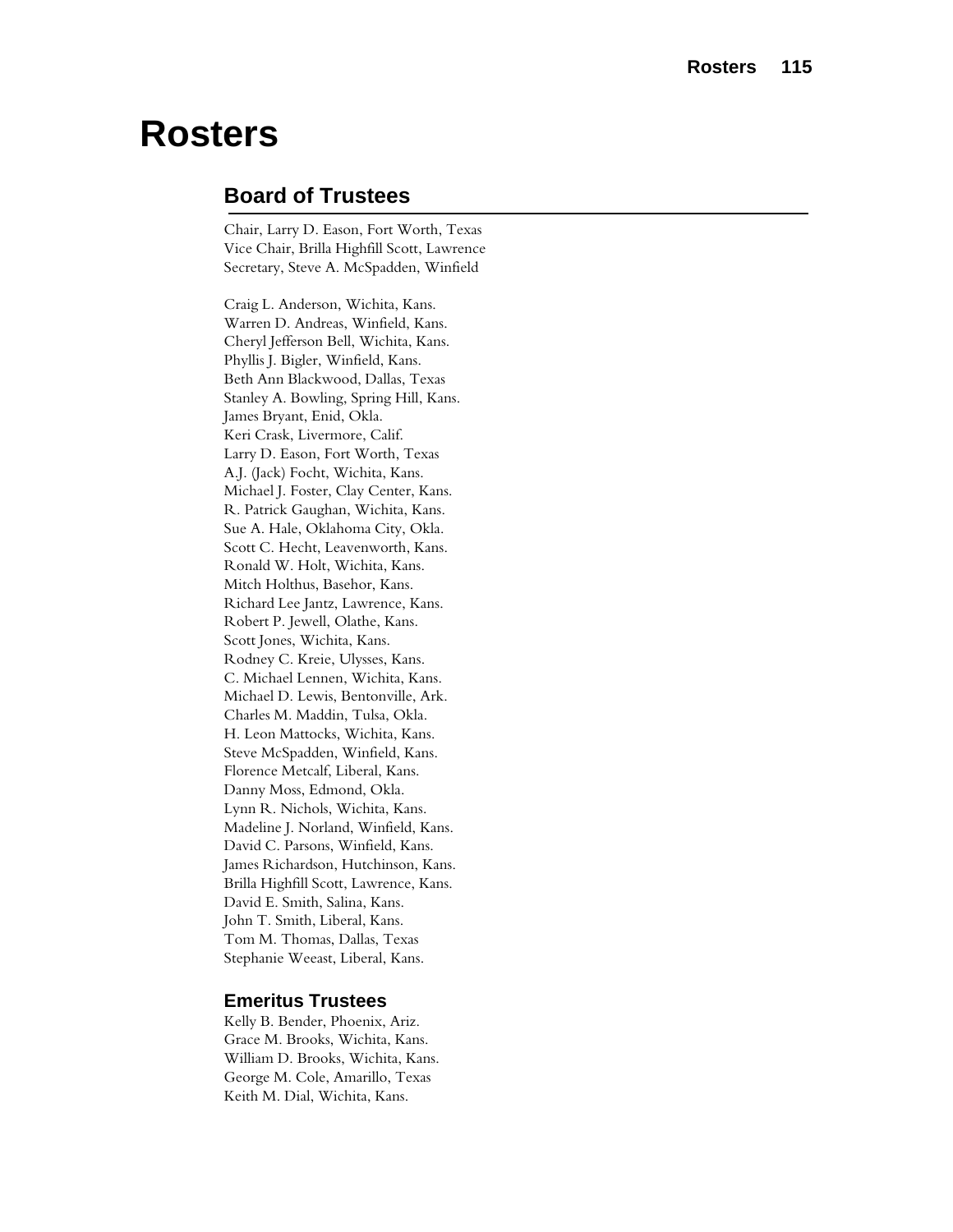# Rosters

## Board of Trustees

Chair, Larry D. Eason, Fort Worth, Texas
Vice Chair, Brilla Highfill Scott, Lawrence
Secretary, Steve A. McSpadden, Winfield

Craig L. Anderson, Wichita, Kans.
Warren D. Andreas, Winfield, Kans.
Cheryl Jefferson Bell, Wichita, Kans.
Phyllis J. Bigler, Winfield, Kans.
Beth Ann Blackwood, Dallas, Texas
Stanley A. Bowling, Spring Hill, Kans.
James Bryant, Enid, Okla.
Keri Crask, Livermore, Calif.
Larry D. Eason, Fort Worth, Texas
A.J. (Jack) Focht, Wichita, Kans.
Michael J. Foster, Clay Center, Kans.
R. Patrick Gaughan, Wichita, Kans.
Sue A. Hale, Oklahoma City, Okla.
Scott C. Hecht, Leavenworth, Kans.
Ronald W. Holt, Wichita, Kans.
Mitch Holthus, Basehor, Kans.
Richard Lee Jantz, Lawrence, Kans.
Robert P. Jewell, Olathe, Kans.
Scott Jones, Wichita, Kans.
Rodney C. Kreie, Ulysses, Kans.
C. Michael Lennen, Wichita, Kans.
Michael D. Lewis, Bentonville, Ark.
Charles M. Maddin, Tulsa, Okla.
H. Leon Mattocks, Wichita, Kans.
Steve McSpadden, Winfield, Kans.
Florence Metcalf, Liberal, Kans.
Danny Moss, Edmond, Okla.
Lynn R. Nichols, Wichita, Kans.
Madeline J. Norland, Winfield, Kans.
David C. Parsons, Winfield, Kans.
James Richardson, Hutchinson, Kans.
Brilla Highfill Scott, Lawrence, Kans.
David E. Smith, Salina, Kans.
John T. Smith, Liberal, Kans.
Tom M. Thomas, Dallas, Texas
Stephanie Weeast, Liberal, Kans.

### Emeritus Trustees

Kelly B. Bender, Phoenix, Ariz.
Grace M. Brooks, Wichita, Kans.
William D. Brooks, Wichita, Kans.
George M. Cole, Amarillo, Texas
Keith M. Dial, Wichita, Kans.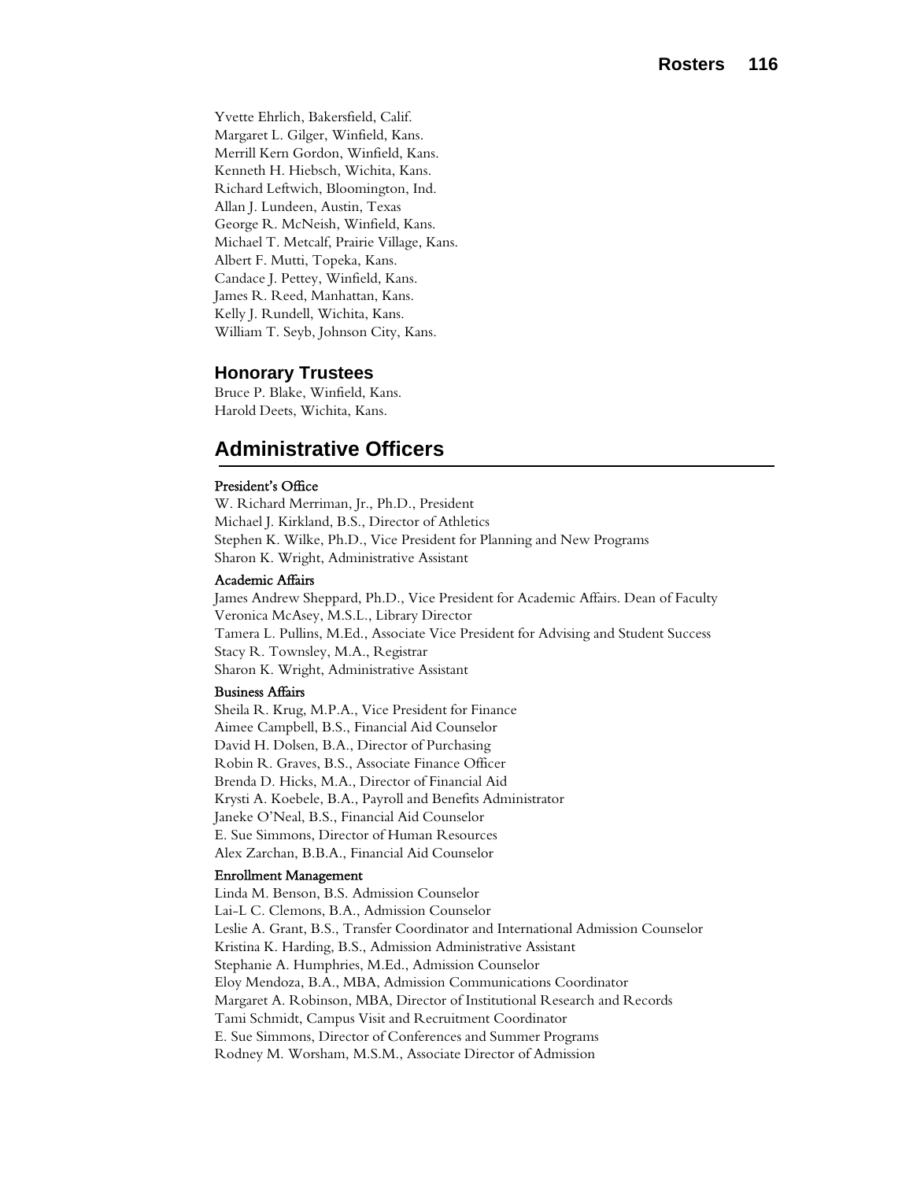Yvette Ehrlich, Bakersfield, Calif.
Margaret L. Gilger, Winfield, Kans.
Merrill Kern Gordon, Winfield, Kans.
Kenneth H. Hiebsch, Wichita, Kans.
Richard Leftwich, Bloomington, Ind.
Allan J. Lundeen, Austin, Texas
George R. McNeish, Winfield, Kans.
Michael T. Metcalf, Prairie Village, Kans.
Albert F. Mutti, Topeka, Kans.
Candace J. Pettey, Winfield, Kans.
James R. Reed, Manhattan, Kans.
Kelly J. Rundell, Wichita, Kans.
William T. Seyb, Johnson City, Kans.

### Honorary Trustees

Bruce P. Blake, Winfield, Kans.
Harold Deets, Wichita, Kans.

## Administrative Officers

#### President's Office

W. Richard Merriman, Jr., Ph.D., President
Michael J. Kirkland, B.S., Director of Athletics
Stephen K. Wilke, Ph.D., Vice President for Planning and New Programs
Sharon K. Wright, Administrative Assistant

#### Academic Affairs

James Andrew Sheppard, Ph.D., Vice President for Academic Affairs. Dean of Faculty
Veronica McAsey, M.S.L., Library Director
Tamera L. Pullins, M.Ed., Associate Vice President for Advising and Student Success
Stacy R. Townsley, M.A., Registrar
Sharon K. Wright, Administrative Assistant

#### Business Affairs

Sheila R. Krug, M.P.A., Vice President for Finance
Aimee Campbell, B.S., Financial Aid Counselor
David H. Dolsen, B.A., Director of Purchasing
Robin R. Graves, B.S., Associate Finance Officer
Brenda D. Hicks, M.A., Director of Financial Aid
Krysti A. Koebele, B.A., Payroll and Benefits Administrator
Janeke O'Neal, B.S., Financial Aid Counselor
E. Sue Simmons, Director of Human Resources
Alex Zarchan, B.B.A., Financial Aid Counselor

#### Enrollment Management

Linda M. Benson, B.S. Admission Counselor
Lai-L C. Clemons, B.A., Admission Counselor
Leslie A. Grant, B.S., Transfer Coordinator and International Admission Counselor
Kristina K. Harding, B.S., Admission Administrative Assistant
Stephanie A. Humphries, M.Ed., Admission Counselor
Eloy Mendoza, B.A., MBA, Admission Communications Coordinator
Margaret A. Robinson, MBA, Director of Institutional Research and Records
Tami Schmidt, Campus Visit and Recruitment Coordinator
E. Sue Simmons, Director of Conferences and Summer Programs
Rodney M. Worsham, M.S.M., Associate Director of Admission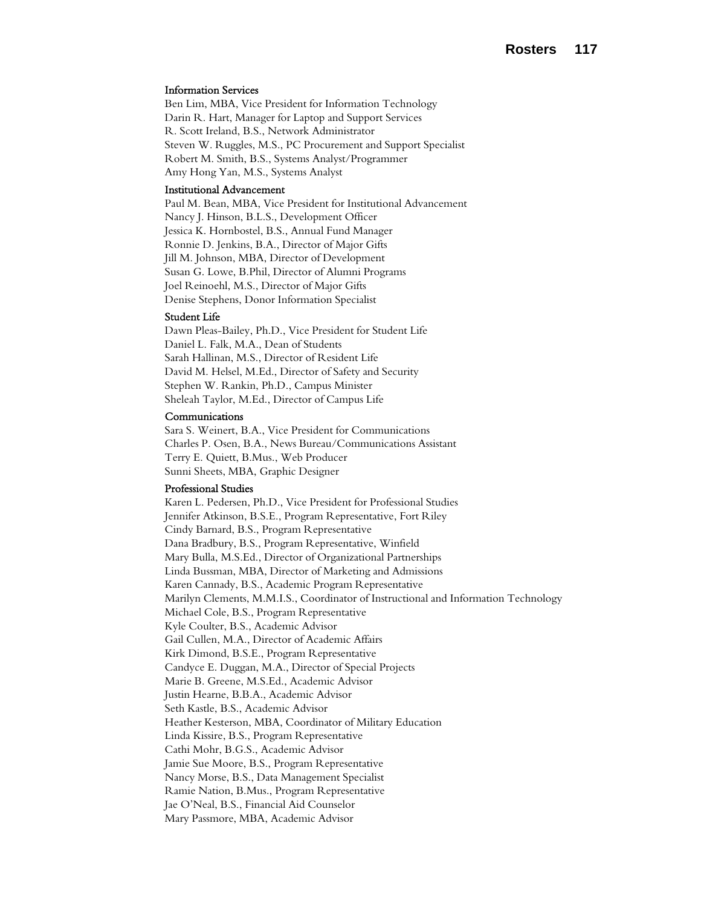### Information Services

Ben Lim, MBA, Vice President for Information Technology
Darin R. Hart, Manager for Laptop and Support Services
R. Scott Ireland, B.S., Network Administrator
Steven W. Ruggles, M.S., PC Procurement and Support Specialist
Robert M. Smith, B.S., Systems Analyst/Programmer
Amy Hong Yan, M.S., Systems Analyst

### Institutional Advancement

Paul M. Bean, MBA, Vice President for Institutional Advancement
Nancy J. Hinson, B.L.S., Development Officer
Jessica K. Hornbostel, B.S., Annual Fund Manager
Ronnie D. Jenkins, B.A., Director of Major Gifts
Jill M. Johnson, MBA, Director of Development
Susan G. Lowe, B.Phil, Director of Alumni Programs
Joel Reinoehl, M.S., Director of Major Gifts
Denise Stephens, Donor Information Specialist

### Student Life

Dawn Pleas-Bailey, Ph.D., Vice President for Student Life
Daniel L. Falk, M.A., Dean of Students
Sarah Hallinan, M.S., Director of Resident Life
David M. Helsel, M.Ed., Director of Safety and Security
Stephen W. Rankin, Ph.D., Campus Minister
Sheleah Taylor, M.Ed., Director of Campus Life

### Communications

Sara S. Weinert, B.A., Vice President for Communications
Charles P. Osen, B.A., News Bureau/Communications Assistant
Terry E. Quiett, B.Mus., Web Producer
Sunni Sheets, MBA, Graphic Designer

### Professional Studies

Karen L. Pedersen, Ph.D., Vice President for Professional Studies
Jennifer Atkinson, B.S.E., Program Representative, Fort Riley
Cindy Barnard, B.S., Program Representative
Dana Bradbury, B.S., Program Representative, Winfield
Mary Bulla, M.S.Ed., Director of Organizational Partnerships
Linda Bussman, MBA, Director of Marketing and Admissions
Karen Cannady, B.S., Academic Program Representative
Marilyn Clements, M.M.I.S., Coordinator of Instructional and Information Technology
Michael Cole, B.S., Program Representative
Kyle Coulter, B.S., Academic Advisor
Gail Cullen, M.A., Director of Academic Affairs
Kirk Dimond, B.S.E., Program Representative
Candyce E. Duggan, M.A., Director of Special Projects
Marie B. Greene, M.S.Ed., Academic Advisor
Justin Hearne, B.B.A., Academic Advisor
Seth Kastle, B.S., Academic Advisor
Heather Kesterson, MBA, Coordinator of Military Education
Linda Kissire, B.S., Program Representative
Cathi Mohr, B.G.S., Academic Advisor
Jamie Sue Moore, B.S., Program Representative
Nancy Morse, B.S., Data Management Specialist
Ramie Nation, B.Mus., Program Representative
Jae O'Neal, B.S., Financial Aid Counselor
Mary Passmore, MBA, Academic Advisor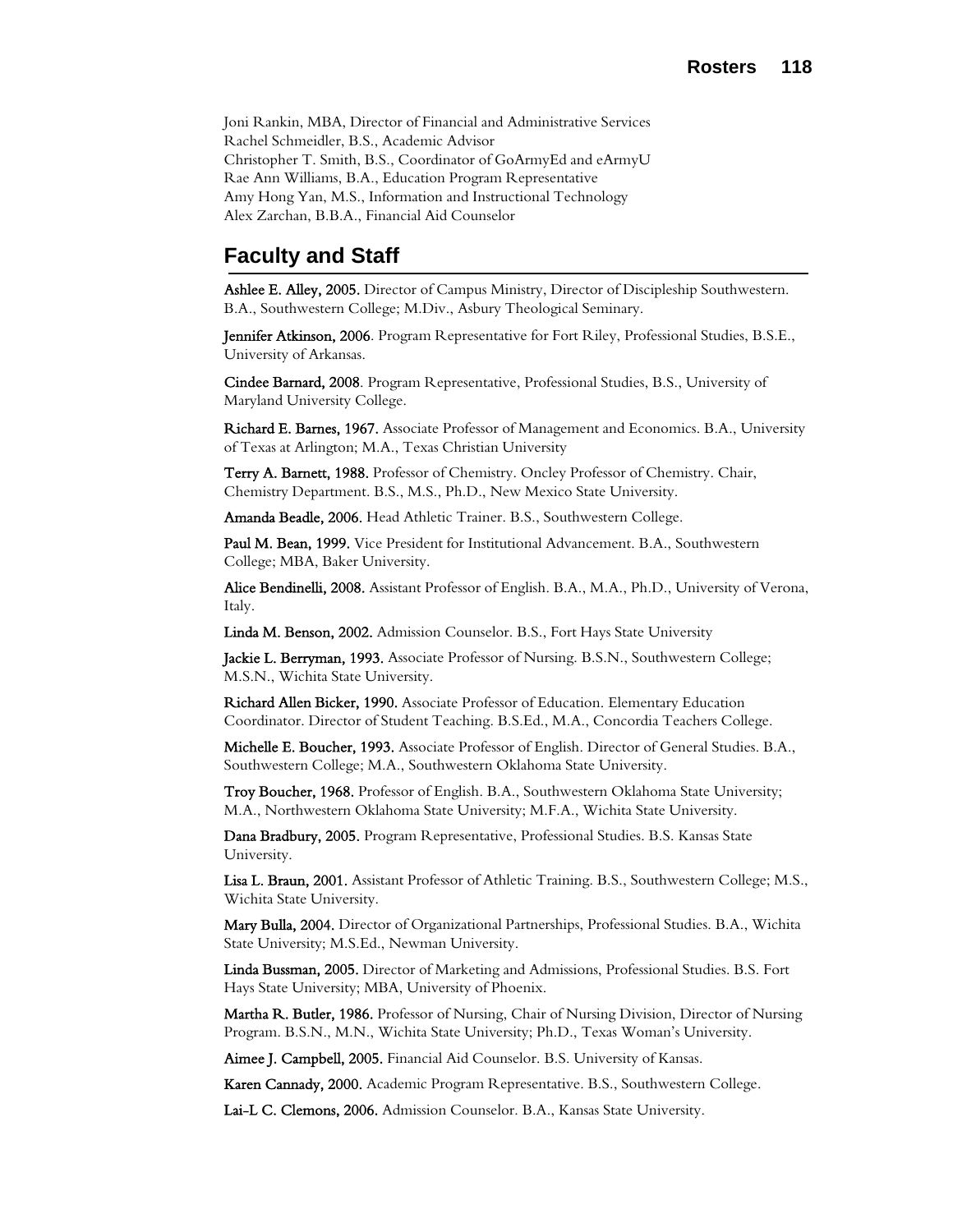Joni Rankin, MBA, Director of Financial and Administrative Services
Rachel Schmeidler, B.S., Academic Advisor
Christopher T. Smith, B.S., Coordinator of GoArmyEd and eArmyU
Rae Ann Williams, B.A., Education Program Representative
Amy Hong Yan, M.S., Information and Instructional Technology
Alex Zarchan, B.B.A., Financial Aid Counselor

## Faculty and Staff

**Ashlee E. Alley, 2005.** Director of Campus Ministry, Director of Discipleship Southwestern. B.A., Southwestern College; M.Div., Asbury Theological Seminary.

**Jennifer Atkinson, 2006**. Program Representative for Fort Riley, Professional Studies, B.S.E., University of Arkansas.

**Cindee Barnard, 2008**. Program Representative, Professional Studies, B.S., University of Maryland University College.

**Richard E. Barnes, 1967.** Associate Professor of Management and Economics. B.A., University of Texas at Arlington; M.A., Texas Christian University

**Terry A. Barnett, 1988.** Professor of Chemistry. Oncley Professor of Chemistry. Chair, Chemistry Department. B.S., M.S., Ph.D., New Mexico State University.

**Amanda Beadle, 2006.** Head Athletic Trainer. B.S., Southwestern College.

**Paul M. Bean, 1999.** Vice President for Institutional Advancement. B.A., Southwestern College; MBA, Baker University.

**Alice Bendinelli, 2008.** Assistant Professor of English. B.A., M.A., Ph.D., University of Verona, Italy.

**Linda M. Benson, 2002.** Admission Counselor. B.S., Fort Hays State University

**Jackie L. Berryman, 1993.** Associate Professor of Nursing. B.S.N., Southwestern College; M.S.N., Wichita State University.

**Richard Allen Bicker, 1990.** Associate Professor of Education. Elementary Education Coordinator. Director of Student Teaching. B.S.Ed., M.A., Concordia Teachers College.

**Michelle E. Boucher, 1993.** Associate Professor of English. Director of General Studies. B.A., Southwestern College; M.A., Southwestern Oklahoma State University.

**Troy Boucher, 1968.** Professor of English. B.A., Southwestern Oklahoma State University; M.A., Northwestern Oklahoma State University; M.F.A., Wichita State University.

**Dana Bradbury, 2005.** Program Representative, Professional Studies. B.S. Kansas State University.

**Lisa L. Braun, 2001.** Assistant Professor of Athletic Training. B.S., Southwestern College; M.S., Wichita State University.

**Mary Bulla, 2004.** Director of Organizational Partnerships, Professional Studies. B.A., Wichita State University; M.S.Ed., Newman University.

**Linda Bussman, 2005.** Director of Marketing and Admissions, Professional Studies. B.S. Fort Hays State University; MBA, University of Phoenix.

**Martha R. Butler, 1986.** Professor of Nursing, Chair of Nursing Division, Director of Nursing Program. B.S.N., M.N., Wichita State University; Ph.D., Texas Woman's University.

**Aimee J. Campbell, 2005.** Financial Aid Counselor. B.S. University of Kansas.

**Karen Cannady, 2000.** Academic Program Representative. B.S., Southwestern College.

**Lai-L C. Clemons, 2006.** Admission Counselor. B.A., Kansas State University.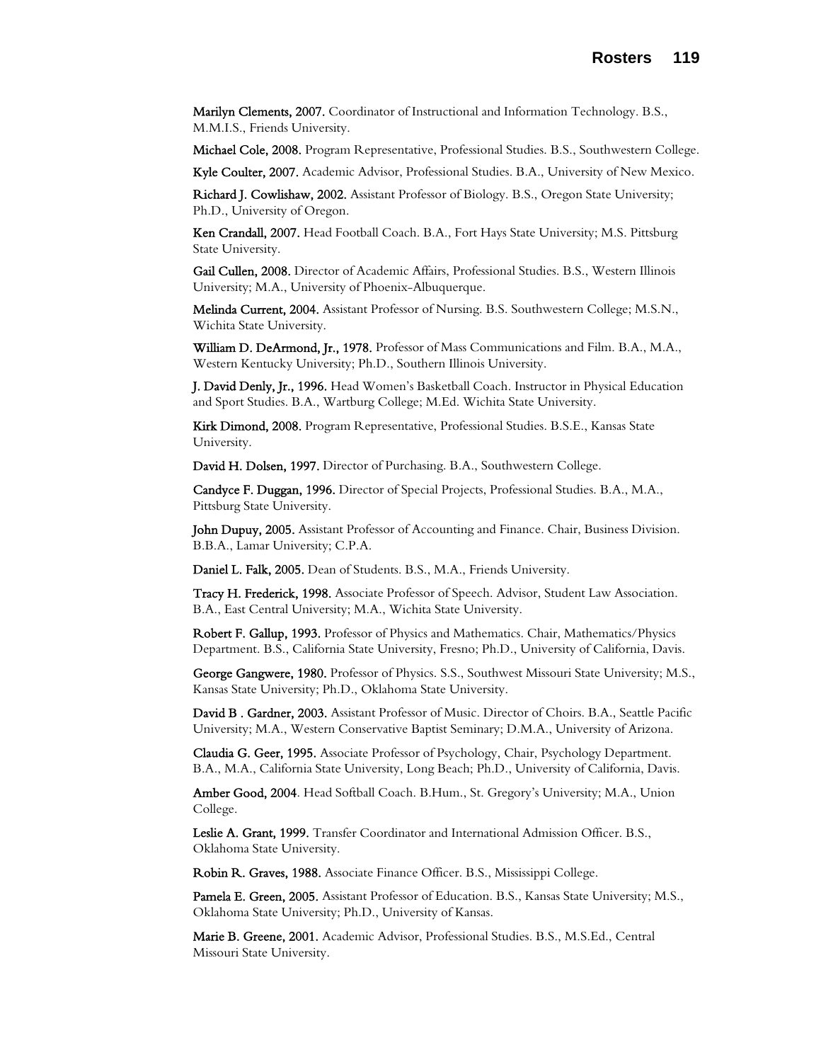**Marilyn Clements, 2007.** Coordinator of Instructional and Information Technology. B.S., M.M.I.S., Friends University.

**Michael Cole, 2008.** Program Representative, Professional Studies. B.S., Southwestern College.

**Kyle Coulter, 2007.** Academic Advisor, Professional Studies. B.A., University of New Mexico.

**Richard J. Cowlishaw, 2002.** Assistant Professor of Biology. B.S., Oregon State University; Ph.D., University of Oregon.

**Ken Crandall, 2007.** Head Football Coach. B.A., Fort Hays State University; M.S. Pittsburg State University.

**Gail Cullen, 2008.** Director of Academic Affairs, Professional Studies. B.S., Western Illinois University; M.A., University of Phoenix-Albuquerque.

**Melinda Current, 2004.** Assistant Professor of Nursing. B.S. Southwestern College; M.S.N., Wichita State University.

**William D. DeArmond, Jr., 1978.** Professor of Mass Communications and Film. B.A., M.A., Western Kentucky University; Ph.D., Southern Illinois University.

**J. David Denly, Jr., 1996.** Head Women's Basketball Coach. Instructor in Physical Education and Sport Studies. B.A., Wartburg College; M.Ed. Wichita State University.

**Kirk Dimond, 2008.** Program Representative, Professional Studies. B.S.E., Kansas State University.

**David H. Dolsen, 1997.** Director of Purchasing. B.A., Southwestern College.

**Candyce F. Duggan, 1996.** Director of Special Projects, Professional Studies. B.A., M.A., Pittsburg State University.

**John Dupuy, 2005.** Assistant Professor of Accounting and Finance. Chair, Business Division. B.B.A., Lamar University; C.P.A.

**Daniel L. Falk, 2005.** Dean of Students. B.S., M.A., Friends University.

**Tracy H. Frederick, 1998.** Associate Professor of Speech. Advisor, Student Law Association. B.A., East Central University; M.A., Wichita State University.

**Robert F. Gallup, 1993.** Professor of Physics and Mathematics. Chair, Mathematics/Physics Department. B.S., California State University, Fresno; Ph.D., University of California, Davis.

**George Gangwere, 1980.** Professor of Physics. S.S., Southwest Missouri State University; M.S., Kansas State University; Ph.D., Oklahoma State University.

**David B . Gardner, 2003.** Assistant Professor of Music. Director of Choirs. B.A., Seattle Pacific University; M.A., Western Conservative Baptist Seminary; D.M.A., University of Arizona.

**Claudia G. Geer, 1995.** Associate Professor of Psychology, Chair, Psychology Department. B.A., M.A., California State University, Long Beach; Ph.D., University of California, Davis.

**Amber Good, 2004**. Head Softball Coach. B.Hum., St. Gregory's University; M.A., Union College.

**Leslie A. Grant, 1999.** Transfer Coordinator and International Admission Officer. B.S., Oklahoma State University.

**Robin R. Graves, 1988.** Associate Finance Officer. B.S., Mississippi College.

**Pamela E. Green, 2005.** Assistant Professor of Education. B.S., Kansas State University; M.S., Oklahoma State University; Ph.D., University of Kansas.

**Marie B. Greene, 2001.** Academic Advisor, Professional Studies. B.S., M.S.Ed., Central Missouri State University.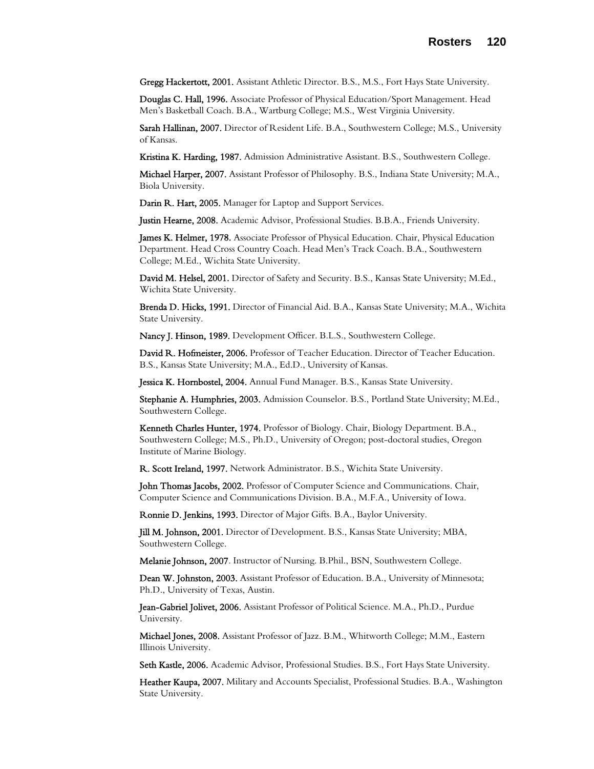**Gregg Hackertott, 2001.** Assistant Athletic Director. B.S., M.S., Fort Hays State University.

**Douglas C. Hall, 1996.** Associate Professor of Physical Education/Sport Management. Head Men's Basketball Coach. B.A., Wartburg College; M.S., West Virginia University.

**Sarah Hallinan, 2007.** Director of Resident Life. B.A., Southwestern College; M.S., University of Kansas.

**Kristina K. Harding, 1987.** Admission Administrative Assistant. B.S., Southwestern College.

**Michael Harper, 2007.** Assistant Professor of Philosophy. B.S., Indiana State University; M.A., Biola University.

**Darin R. Hart, 2005.** Manager for Laptop and Support Services.

**Justin Hearne, 2008.** Academic Advisor, Professional Studies. B.B.A., Friends University.

**James K. Helmer, 1978.** Associate Professor of Physical Education. Chair, Physical Education Department. Head Cross Country Coach. Head Men's Track Coach. B.A., Southwestern College; M.Ed., Wichita State University.

**David M. Helsel, 2001.** Director of Safety and Security. B.S., Kansas State University; M.Ed., Wichita State University.

**Brenda D. Hicks, 1991.** Director of Financial Aid. B.A., Kansas State University; M.A., Wichita State University.

**Nancy J. Hinson, 1989.** Development Officer. B.L.S., Southwestern College.

**David R. Hofmeister, 2006.** Professor of Teacher Education. Director of Teacher Education. B.S., Kansas State University; M.A., Ed.D., University of Kansas.

**Jessica K. Hornbostel, 2004.** Annual Fund Manager. B.S., Kansas State University.

**Stephanie A. Humphries, 2003.** Admission Counselor. B.S., Portland State University; M.Ed., Southwestern College.

**Kenneth Charles Hunter, 1974.** Professor of Biology. Chair, Biology Department. B.A., Southwestern College; M.S., Ph.D., University of Oregon; post-doctoral studies, Oregon Institute of Marine Biology.

**R. Scott Ireland, 1997.** Network Administrator. B.S., Wichita State University.

**John Thomas Jacobs, 2002.** Professor of Computer Science and Communications. Chair, Computer Science and Communications Division. B.A., M.F.A., University of Iowa.

**Ronnie D. Jenkins, 1993.** Director of Major Gifts. B.A., Baylor University.

**Jill M. Johnson, 2001.** Director of Development. B.S., Kansas State University; MBA, Southwestern College.

**Melanie Johnson, 2007**. Instructor of Nursing. B.Phil., BSN, Southwestern College.

**Dean W. Johnston, 2003.** Assistant Professor of Education. B.A., University of Minnesota; Ph.D., University of Texas, Austin.

**Jean-Gabriel Jolivet, 2006.** Assistant Professor of Political Science. M.A., Ph.D., Purdue University.

**Michael Jones, 2008.** Assistant Professor of Jazz. B.M., Whitworth College; M.M., Eastern Illinois University.

**Seth Kastle, 2006.** Academic Advisor, Professional Studies. B.S., Fort Hays State University.

**Heather Kaupa, 2007.** Military and Accounts Specialist, Professional Studies. B.A., Washington State University.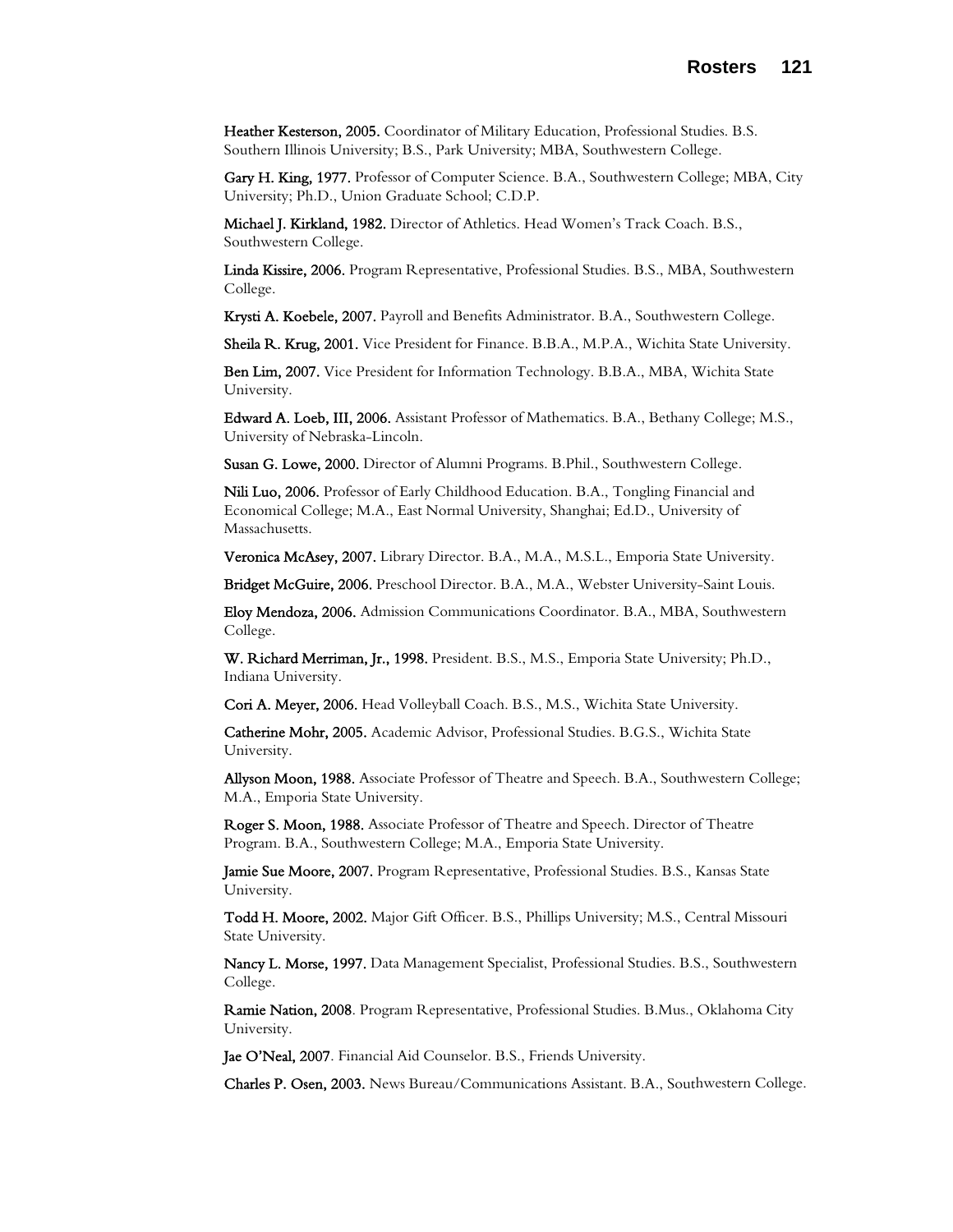**Heather Kesterson, 2005.** Coordinator of Military Education, Professional Studies. B.S. Southern Illinois University; B.S., Park University; MBA, Southwestern College.

**Gary H. King, 1977.** Professor of Computer Science. B.A., Southwestern College; MBA, City University; Ph.D., Union Graduate School; C.D.P.

**Michael J. Kirkland, 1982.** Director of Athletics. Head Women's Track Coach. B.S., Southwestern College.

**Linda Kissire, 2006.** Program Representative, Professional Studies. B.S., MBA, Southwestern College.

**Krysti A. Koebele, 2007.** Payroll and Benefits Administrator. B.A., Southwestern College.

**Sheila R. Krug, 2001.** Vice President for Finance. B.B.A., M.P.A., Wichita State University.

**Ben Lim, 2007.** Vice President for Information Technology. B.B.A., MBA, Wichita State University.

**Edward A. Loeb, III, 2006.** Assistant Professor of Mathematics. B.A., Bethany College; M.S., University of Nebraska-Lincoln.

**Susan G. Lowe, 2000.** Director of Alumni Programs. B.Phil., Southwestern College.

**Nili Luo, 2006.** Professor of Early Childhood Education. B.A., Tongling Financial and Economical College; M.A., East Normal University, Shanghai; Ed.D., University of Massachusetts.

**Veronica McAsey, 2007.** Library Director. B.A., M.A., M.S.L., Emporia State University.

**Bridget McGuire, 2006.** Preschool Director. B.A., M.A., Webster University-Saint Louis.

**Eloy Mendoza, 2006.** Admission Communications Coordinator. B.A., MBA, Southwestern College.

**W. Richard Merriman, Jr., 1998.** President. B.S., M.S., Emporia State University; Ph.D., Indiana University.

**Cori A. Meyer, 2006.** Head Volleyball Coach. B.S., M.S., Wichita State University.

**Catherine Mohr, 2005.** Academic Advisor, Professional Studies. B.G.S., Wichita State University.

**Allyson Moon, 1988.** Associate Professor of Theatre and Speech. B.A., Southwestern College; M.A., Emporia State University.

**Roger S. Moon, 1988.** Associate Professor of Theatre and Speech. Director of Theatre Program. B.A., Southwestern College; M.A., Emporia State University.

**Jamie Sue Moore, 2007.** Program Representative, Professional Studies. B.S., Kansas State University.

**Todd H. Moore, 2002.** Major Gift Officer. B.S., Phillips University; M.S., Central Missouri State University.

**Nancy L. Morse, 1997.** Data Management Specialist, Professional Studies. B.S., Southwestern College.

**Ramie Nation, 2008**. Program Representative, Professional Studies. B.Mus., Oklahoma City University.

**Jae O'Neal, 2007**. Financial Aid Counselor. B.S., Friends University.

**Charles P. Osen, 2003.** News Bureau/Communications Assistant. B.A., Southwestern College.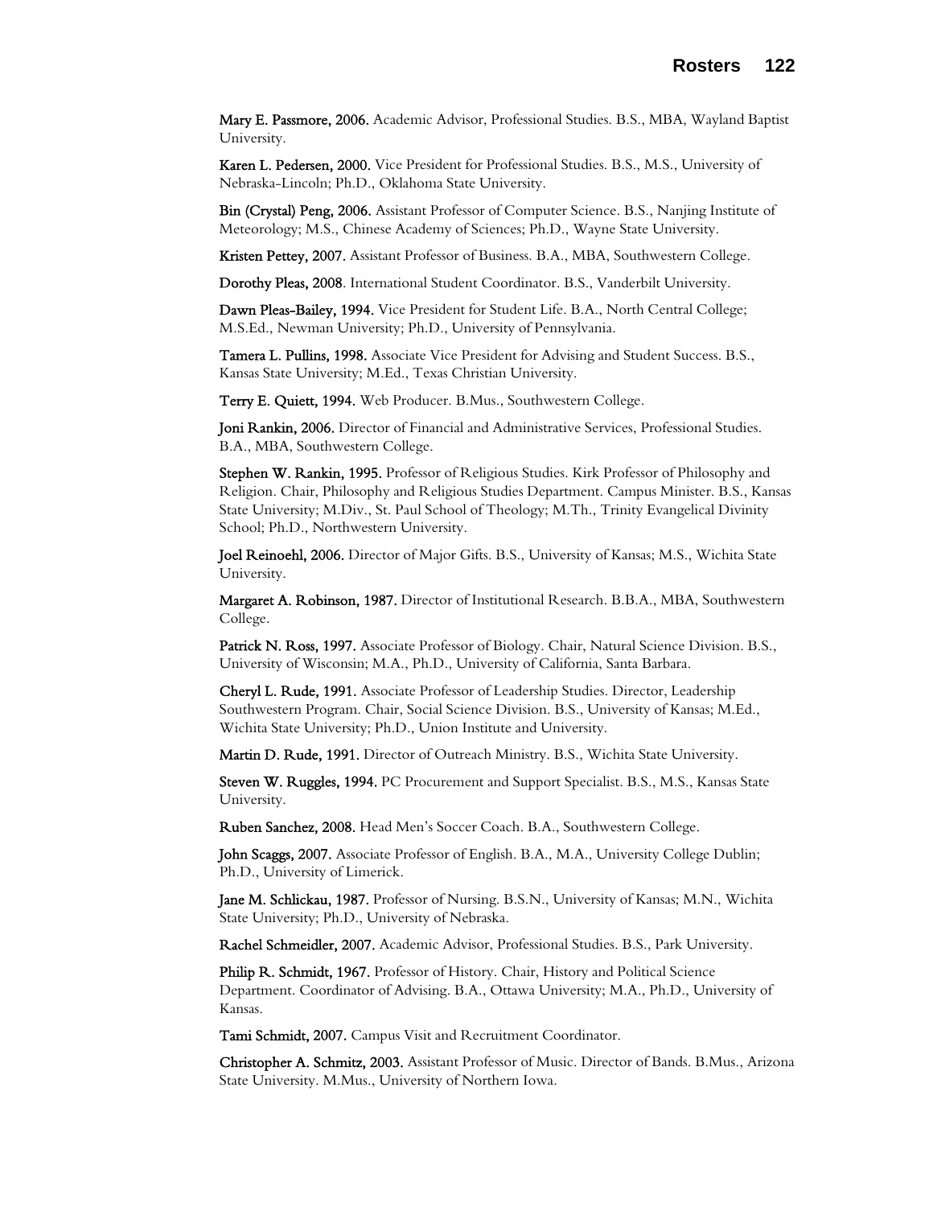**Mary E. Passmore, 2006.** Academic Advisor, Professional Studies. B.S., MBA, Wayland Baptist University.

**Karen L. Pedersen, 2000.** Vice President for Professional Studies. B.S., M.S., University of Nebraska-Lincoln; Ph.D., Oklahoma State University.

**Bin (Crystal) Peng, 2006.** Assistant Professor of Computer Science. B.S., Nanjing Institute of Meteorology; M.S., Chinese Academy of Sciences; Ph.D., Wayne State University.

**Kristen Pettey, 2007.** Assistant Professor of Business. B.A., MBA, Southwestern College.

**Dorothy Pleas, 2008**. International Student Coordinator. B.S., Vanderbilt University.

**Dawn Pleas-Bailey, 1994.** Vice President for Student Life. B.A., North Central College; M.S.Ed., Newman University; Ph.D., University of Pennsylvania.

**Tamera L. Pullins, 1998.** Associate Vice President for Advising and Student Success. B.S., Kansas State University; M.Ed., Texas Christian University.

**Terry E. Quiett, 1994.** Web Producer. B.Mus., Southwestern College.

**Joni Rankin, 2006.** Director of Financial and Administrative Services, Professional Studies. B.A., MBA, Southwestern College.

**Stephen W. Rankin, 1995.** Professor of Religious Studies. Kirk Professor of Philosophy and Religion. Chair, Philosophy and Religious Studies Department. Campus Minister. B.S., Kansas State University; M.Div., St. Paul School of Theology; M.Th., Trinity Evangelical Divinity School; Ph.D., Northwestern University.

**Joel Reinoehl, 2006.** Director of Major Gifts. B.S., University of Kansas; M.S., Wichita State University.

**Margaret A. Robinson, 1987.** Director of Institutional Research. B.B.A., MBA, Southwestern College.

**Patrick N. Ross, 1997.** Associate Professor of Biology. Chair, Natural Science Division. B.S., University of Wisconsin; M.A., Ph.D., University of California, Santa Barbara.

**Cheryl L. Rude, 1991.** Associate Professor of Leadership Studies. Director, Leadership Southwestern Program. Chair, Social Science Division. B.S., University of Kansas; M.Ed., Wichita State University; Ph.D., Union Institute and University.

**Martin D. Rude, 1991.** Director of Outreach Ministry. B.S., Wichita State University.

**Steven W. Ruggles, 1994.** PC Procurement and Support Specialist. B.S., M.S., Kansas State University.

**Ruben Sanchez, 2008.** Head Men's Soccer Coach. B.A., Southwestern College.

**John Scaggs, 2007.** Associate Professor of English. B.A., M.A., University College Dublin; Ph.D., University of Limerick.

**Jane M. Schlickau, 1987.** Professor of Nursing. B.S.N., University of Kansas; M.N., Wichita State University; Ph.D., University of Nebraska.

**Rachel Schmeidler, 2007.** Academic Advisor, Professional Studies. B.S., Park University.

**Philip R. Schmidt, 1967.** Professor of History. Chair, History and Political Science Department. Coordinator of Advising. B.A., Ottawa University; M.A., Ph.D., University of Kansas.

**Tami Schmidt, 2007.** Campus Visit and Recruitment Coordinator.

**Christopher A. Schmitz, 2003.** Assistant Professor of Music. Director of Bands. B.Mus., Arizona State University. M.Mus., University of Northern Iowa.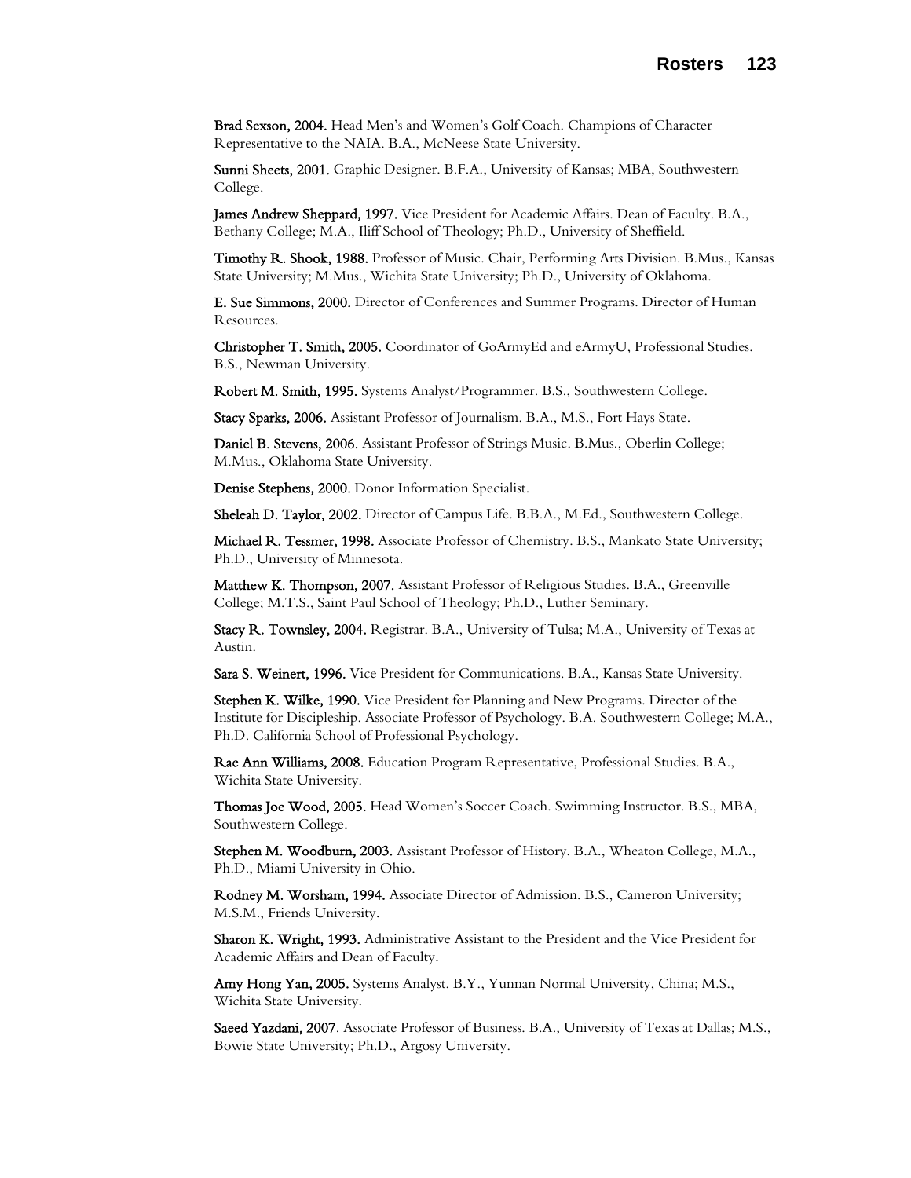**Brad Sexson, 2004.** Head Men's and Women's Golf Coach. Champions of Character Representative to the NAIA. B.A., McNeese State University.

**Sunni Sheets, 2001.** Graphic Designer. B.F.A., University of Kansas; MBA, Southwestern College.

**James Andrew Sheppard, 1997.** Vice President for Academic Affairs. Dean of Faculty. B.A., Bethany College; M.A., Iliff School of Theology; Ph.D., University of Sheffield.

**Timothy R. Shook, 1988.** Professor of Music. Chair, Performing Arts Division. B.Mus., Kansas State University; M.Mus., Wichita State University; Ph.D., University of Oklahoma.

**E. Sue Simmons, 2000.** Director of Conferences and Summer Programs. Director of Human Resources.

**Christopher T. Smith, 2005.** Coordinator of GoArmyEd and eArmyU, Professional Studies. B.S., Newman University.

**Robert M. Smith, 1995.** Systems Analyst/Programmer. B.S., Southwestern College.

**Stacy Sparks, 2006.** Assistant Professor of Journalism. B.A., M.S., Fort Hays State.

**Daniel B. Stevens, 2006.** Assistant Professor of Strings Music. B.Mus., Oberlin College; M.Mus., Oklahoma State University.

**Denise Stephens, 2000.** Donor Information Specialist.

**Sheleah D. Taylor, 2002.** Director of Campus Life. B.B.A., M.Ed., Southwestern College.

**Michael R. Tessmer, 1998.** Associate Professor of Chemistry. B.S., Mankato State University; Ph.D., University of Minnesota.

**Matthew K. Thompson, 2007.** Assistant Professor of Religious Studies. B.A., Greenville College; M.T.S., Saint Paul School of Theology; Ph.D., Luther Seminary.

**Stacy R. Townsley, 2004.** Registrar. B.A., University of Tulsa; M.A., University of Texas at Austin.

**Sara S. Weinert, 1996.** Vice President for Communications. B.A., Kansas State University.

**Stephen K. Wilke, 1990.** Vice President for Planning and New Programs. Director of the Institute for Discipleship. Associate Professor of Psychology. B.A. Southwestern College; M.A., Ph.D. California School of Professional Psychology.

**Rae Ann Williams, 2008.** Education Program Representative, Professional Studies. B.A., Wichita State University.

**Thomas Joe Wood, 2005.** Head Women's Soccer Coach. Swimming Instructor. B.S., MBA, Southwestern College.

**Stephen M. Woodburn, 2003.** Assistant Professor of History. B.A., Wheaton College, M.A., Ph.D., Miami University in Ohio.

**Rodney M. Worsham, 1994.** Associate Director of Admission. B.S., Cameron University; M.S.M., Friends University.

**Sharon K. Wright, 1993.** Administrative Assistant to the President and the Vice President for Academic Affairs and Dean of Faculty.

**Amy Hong Yan, 2005.** Systems Analyst. B.Y., Yunnan Normal University, China; M.S., Wichita State University.

**Saeed Yazdani, 2007**. Associate Professor of Business. B.A., University of Texas at Dallas; M.S., Bowie State University; Ph.D., Argosy University.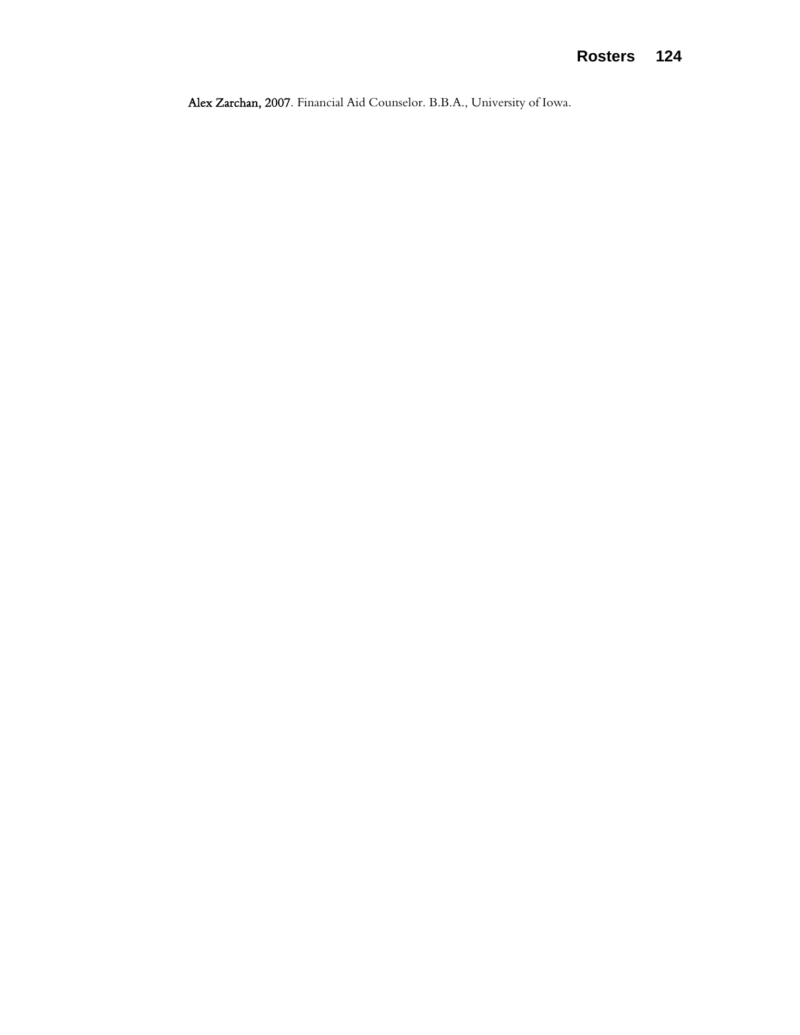**Alex Zarchan, 2007**. Financial Aid Counselor. B.B.A., University of Iowa.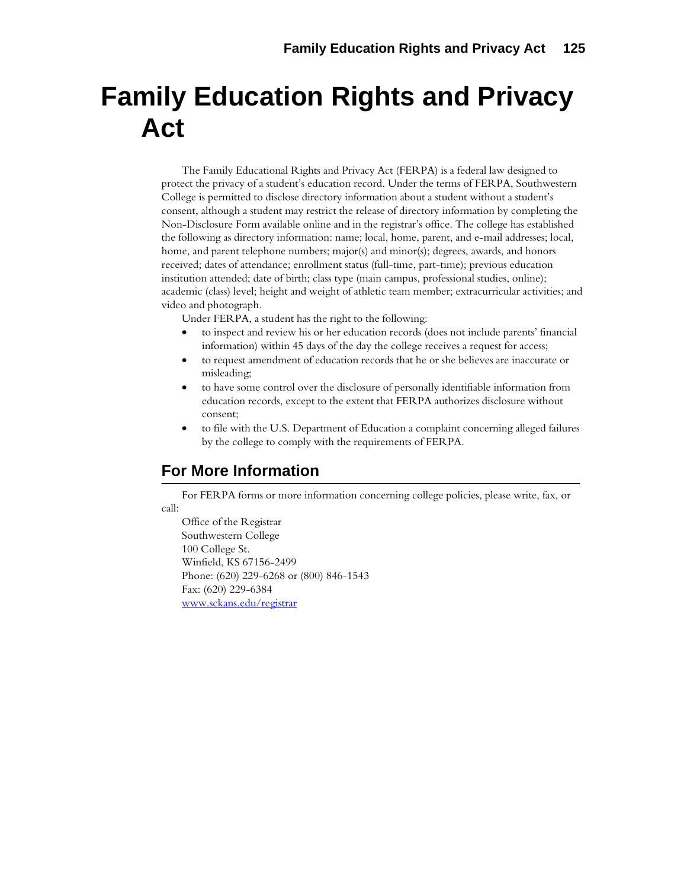# Family Education Rights and Privacy Act

The Family Educational Rights and Privacy Act (FERPA) is a federal law designed to protect the privacy of a student's education record. Under the terms of FERPA, Southwestern College is permitted to disclose directory information about a student without a student's consent, although a student may restrict the release of directory information by completing the Non-Disclosure Form available online and in the registrar's office. The college has established the following as directory information: name; local, home, parent, and e-mail addresses; local, home, and parent telephone numbers; major(s) and minor(s); degrees, awards, and honors received; dates of attendance; enrollment status (full-time, part-time); previous education institution attended; date of birth; class type (main campus, professional studies, online); academic (class) level; height and weight of athletic team member; extracurricular activities; and video and photograph.

Under FERPA, a student has the right to the following:

- to inspect and review his or her education records (does not include parents' financial information) within 45 days of the day the college receives a request for access;
- to request amendment of education records that he or she believes are inaccurate or misleading;
- to have some control over the disclosure of personally identifiable information from education records, except to the extent that FERPA authorizes disclosure without consent;
- to file with the U.S. Department of Education a complaint concerning alleged failures by the college to comply with the requirements of FERPA.

## For More Information

For FERPA forms or more information concerning college policies, please write, fax, or call:

Office of the Registrar
Southwestern College
100 College St.
Winfield, KS 67156-2499
Phone: (620) 229-6268 or (800) 846-1543
Fax: (620) 229-6384
[www.sckans.edu/registrar](http://www.sckans.edu/registrar)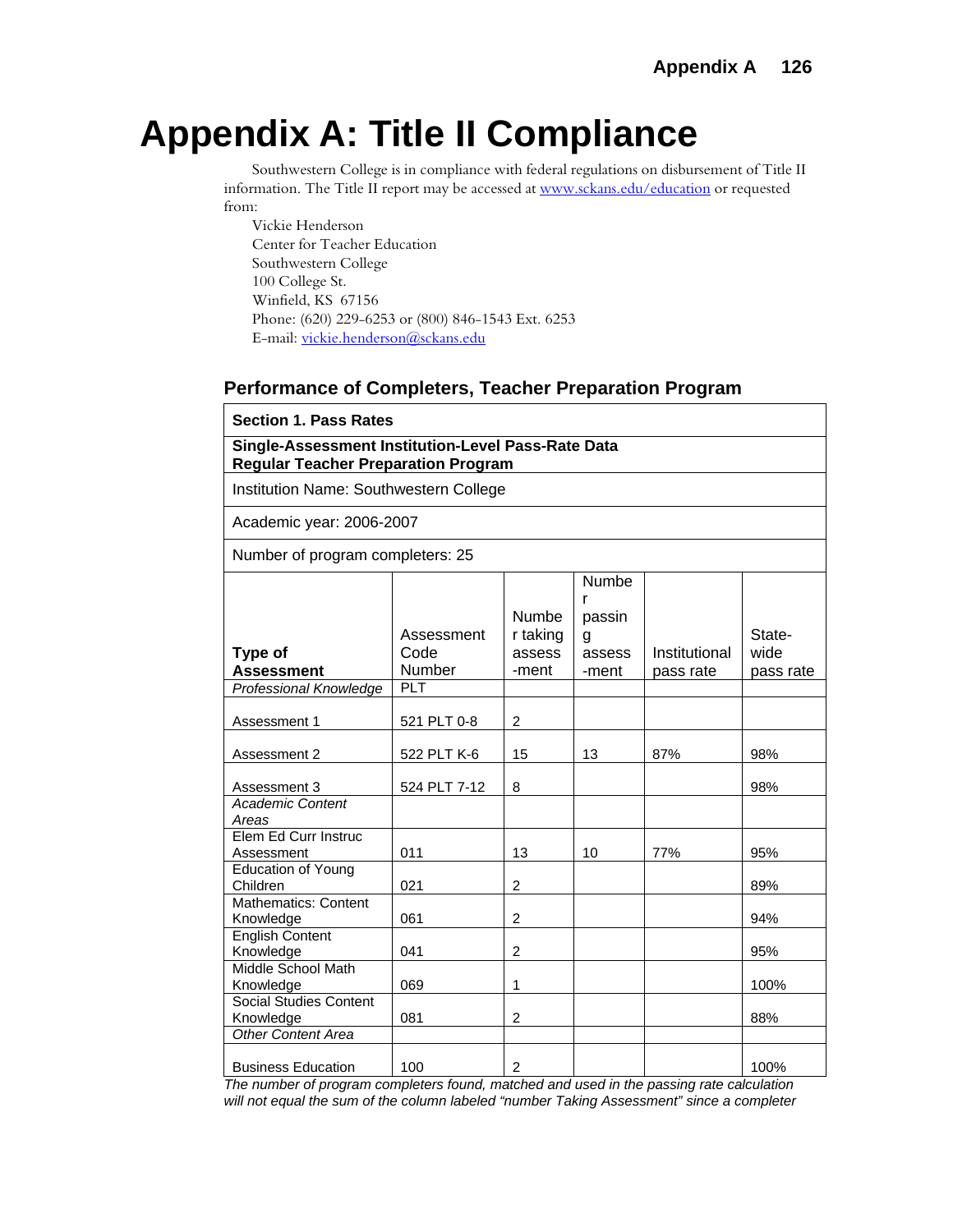# Appendix A: Title II Compliance

Southwestern College is in compliance with federal regulations on disbursement of Title II information. The Title II report may be accessed at www.sckans.edu/education or requested from:

Vickie Henderson
Center for Teacher Education
Southwestern College
100 College St.
Winfield, KS 67156
Phone: (620) 229-6253 or (800) 846-1543 Ext. 6253
E-mail: vickie.henderson@sckans.edu

## Performance of Completers, Teacher Preparation Program

**Section 1. Pass Rates**

**Single-Assessment Institution-Level Pass-Rate Data**
**Regular Teacher Preparation Program**

Institution Name: Southwestern College

Academic year: 2006-2007

Number of program completers: 25

| **Type of Assessment** | Assessment Code Number | Number taking assess-ment | Number passing assess-ment | Institutional pass rate | State-wide pass rate |
|---|---|---|---|---|---|
| *Professional Knowledge* | PLT | | | | |
| Assessment 1 | 521 PLT 0-8 | 2 | | | |
| Assessment 2 | 522 PLT K-6 | 15 | 13 | 87% | 98% |
| Assessment 3 | 524 PLT 7-12 | 8 | | | 98% |
| *Academic Content Areas* | | | | | |
| Elem Ed Curr Instruc Assessment | 011 | 13 | 10 | 77% | 95% |
| Education of Young Children | 021 | 2 | | | 89% |
| Mathematics: Content Knowledge | 061 | 2 | | | 94% |
| English Content Knowledge | 041 | 2 | | | 95% |
| Middle School Math Knowledge | 069 | 1 | | | 100% |
| Social Studies Content Knowledge | 081 | 2 | | | 88% |
| *Other Content Area* | | | | | |
| Business Education | 100 | 2 | | | 100% |

*The number of program completers found, matched and used in the passing rate calculation will not equal the sum of the column labeled "number Taking Assessment" since a completer*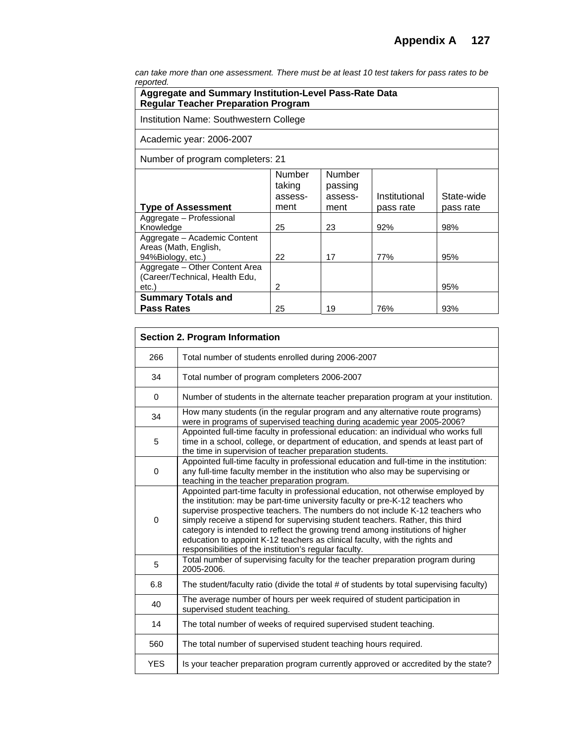*can take more than one assessment. There must be at least 10 test takers for pass rates to be reported.*

| **Aggregate and Summary Institution-Level Pass-Rate Data Regular Teacher Preparation Program** | | | | |
|---|---|---|---|---|
| Institution Name: Southwestern College | | | | |
| Academic year: 2006-2007 | | | | |
| Number of program completers: 21 | | | | |
| **Type of Assessment** | Number taking assess-ment | Number passing assess-ment | Institutional pass rate | State-wide pass rate |
| Aggregate – Professional Knowledge | 25 | 23 | 92% | 98% |
| Aggregate – Academic Content Areas (Math, English, 94%Biology, etc.) | 22 | 17 | 77% | 95% |
| Aggregate – Other Content Area (Career/Technical, Health Edu, etc.) | 2 | | | 95% |
| **Summary Totals and Pass Rates** | 25 | 19 | 76% | 93% |

| **Section 2. Program Information** | |
|---|---|
| 266 | Total number of students enrolled during 2006-2007 |
| 34 | Total number of program completers 2006-2007 |
| 0 | Number of students in the alternate teacher preparation program at your institution. |
| 34 | How many students (in the regular program and any alternative route programs) were in programs of supervised teaching during academic year 2005-2006? |
| 5 | Appointed full-time faculty in professional education: an individual who works full time in a school, college, or department of education, and spends at least part of the time in supervision of teacher preparation students. |
| 0 | Appointed full-time faculty in professional education and full-time in the institution: any full-time faculty member in the institution who also may be supervising or teaching in the teacher preparation program. |
| 0 | Appointed part-time faculty in professional education, not otherwise employed by the institution: may be part-time university faculty or pre-K-12 teachers who supervise prospective teachers. The numbers do not include K-12 teachers who simply receive a stipend for supervising student teachers. Rather, this third category is intended to reflect the growing trend among institutions of higher education to appoint K-12 teachers as clinical faculty, with the rights and responsibilities of the institution's regular faculty. |
| 5 | Total number of supervising faculty for the teacher preparation program during 2005-2006. |
| 6.8 | The student/faculty ratio (divide the total # of students by total supervising faculty) |
| 40 | The average number of hours per week required of student participation in supervised student teaching. |
| 14 | The total number of weeks of required supervised student teaching. |
| 560 | The total number of supervised student teaching hours required. |
| YES | Is your teacher preparation program currently approved or accredited by the state? |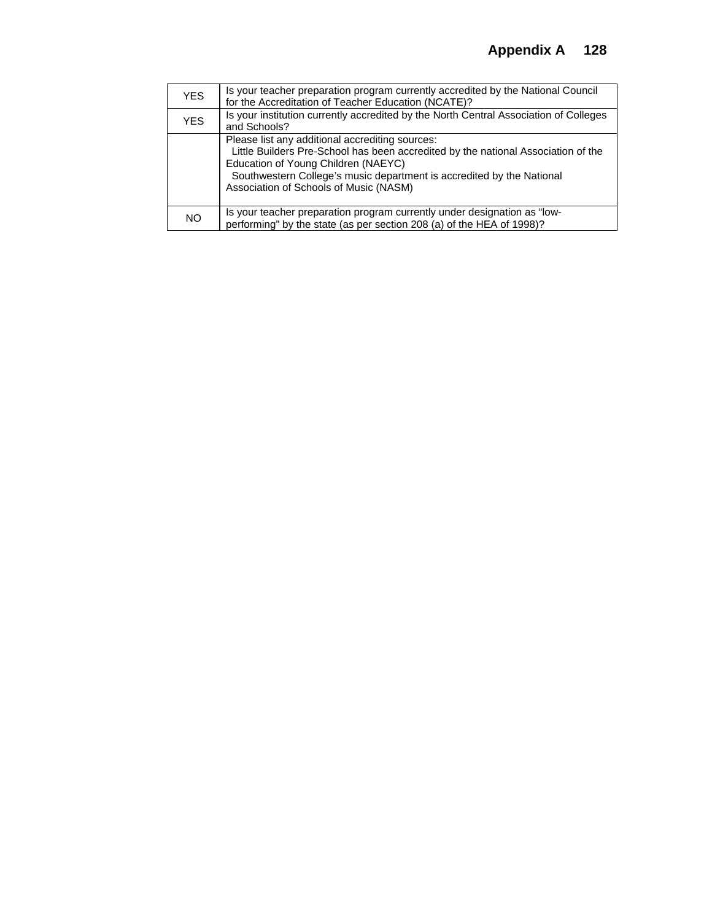| | |
|---|---|
| YES | Is your teacher preparation program currently accredited by the National Council for the Accreditation of Teacher Education (NCATE)? |
| YES | Is your institution currently accredited by the North Central Association of Colleges and Schools? |
| | Please list any additional accrediting sources:<br>Little Builders Pre-School has been accredited by the national Association of the Education of Young Children (NAEYC)<br>Southwestern College's music department is accredited by the National Association of Schools of Music (NASM) |
| NO | Is your teacher preparation program currently under designation as "low-performing" by the state (as per section 208 (a) of the HEA of 1998)? |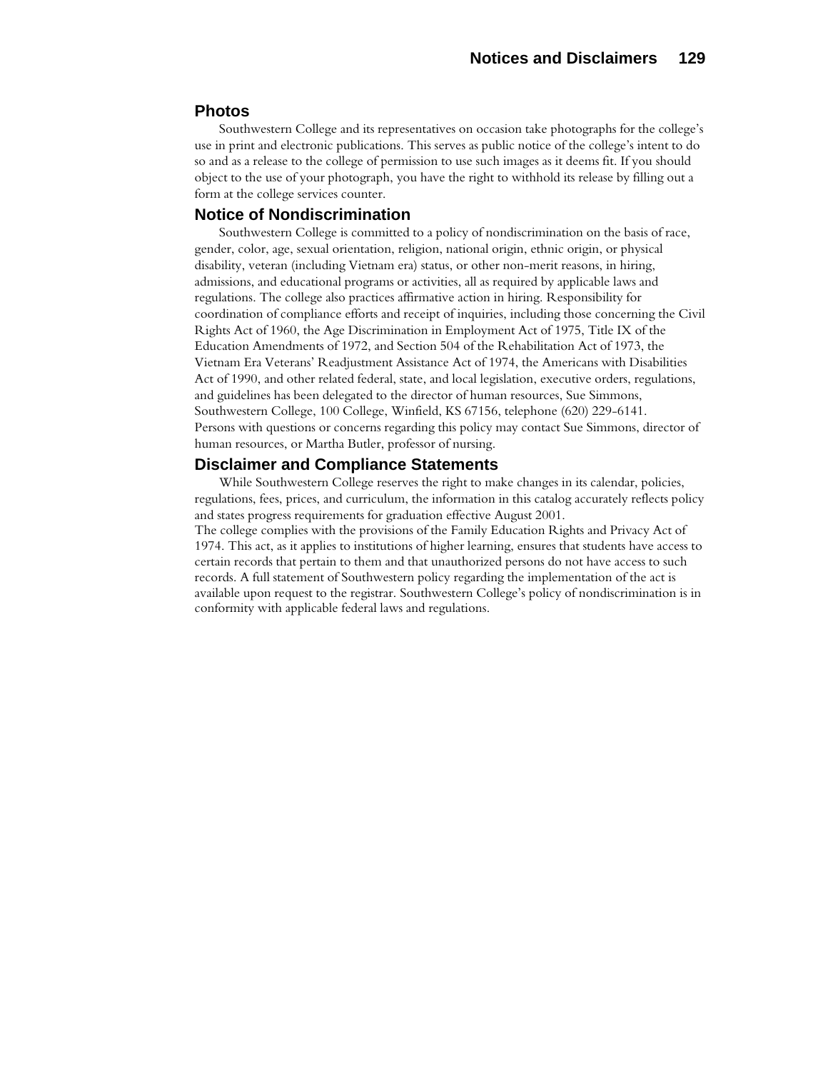## Photos

Southwestern College and its representatives on occasion take photographs for the college's use in print and electronic publications. This serves as public notice of the college's intent to do so and as a release to the college of permission to use such images as it deems fit. If you should object to the use of your photograph, you have the right to withhold its release by filling out a form at the college services counter.

## Notice of Nondiscrimination

Southwestern College is committed to a policy of nondiscrimination on the basis of race, gender, color, age, sexual orientation, religion, national origin, ethnic origin, or physical disability, veteran (including Vietnam era) status, or other non-merit reasons, in hiring, admissions, and educational programs or activities, all as required by applicable laws and regulations. The college also practices affirmative action in hiring. Responsibility for coordination of compliance efforts and receipt of inquiries, including those concerning the Civil Rights Act of 1960, the Age Discrimination in Employment Act of 1975, Title IX of the Education Amendments of 1972, and Section 504 of the Rehabilitation Act of 1973, the Vietnam Era Veterans' Readjustment Assistance Act of 1974, the Americans with Disabilities Act of 1990, and other related federal, state, and local legislation, executive orders, regulations, and guidelines has been delegated to the director of human resources, Sue Simmons, Southwestern College, 100 College, Winfield, KS 67156, telephone (620) 229-6141. Persons with questions or concerns regarding this policy may contact Sue Simmons, director of human resources, or Martha Butler, professor of nursing.

## Disclaimer and Compliance Statements

While Southwestern College reserves the right to make changes in its calendar, policies, regulations, fees, prices, and curriculum, the information in this catalog accurately reflects policy and states progress requirements for graduation effective August 2001.

The college complies with the provisions of the Family Education Rights and Privacy Act of 1974. This act, as it applies to institutions of higher learning, ensures that students have access to certain records that pertain to them and that unauthorized persons do not have access to such records. A full statement of Southwestern policy regarding the implementation of the act is available upon request to the registrar. Southwestern College's policy of nondiscrimination is in conformity with applicable federal laws and regulations.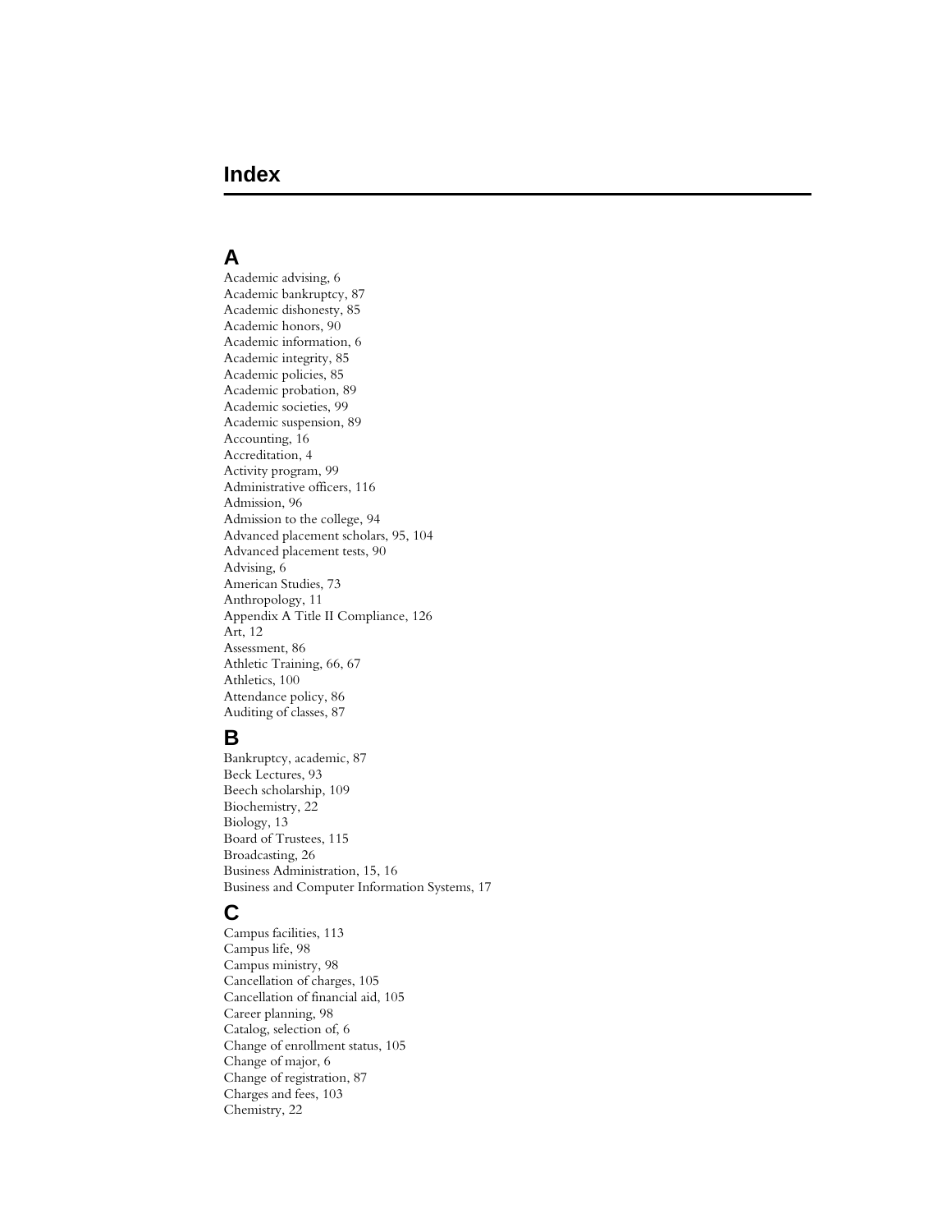# Index

## A

Academic advising, 6
Academic bankruptcy, 87
Academic dishonesty, 85
Academic honors, 90
Academic information, 6
Academic integrity, 85
Academic policies, 85
Academic probation, 89
Academic societies, 99
Academic suspension, 89
Accounting, 16
Accreditation, 4
Activity program, 99
Administrative officers, 116
Admission, 96
Admission to the college, 94
Advanced placement scholars, 95, 104
Advanced placement tests, 90
Advising, 6
American Studies, 73
Anthropology, 11
Appendix A Title II Compliance, 126
Art, 12
Assessment, 86
Athletic Training, 66, 67
Athletics, 100
Attendance policy, 86
Auditing of classes, 87

## B

Bankruptcy, academic, 87
Beck Lectures, 93
Beech scholarship, 109
Biochemistry, 22
Biology, 13
Board of Trustees, 115
Broadcasting, 26
Business Administration, 15, 16
Business and Computer Information Systems, 17

## C

Campus facilities, 113
Campus life, 98
Campus ministry, 98
Cancellation of charges, 105
Cancellation of financial aid, 105
Career planning, 98
Catalog, selection of, 6
Change of enrollment status, 105
Change of major, 6
Change of registration, 87
Charges and fees, 103
Chemistry, 22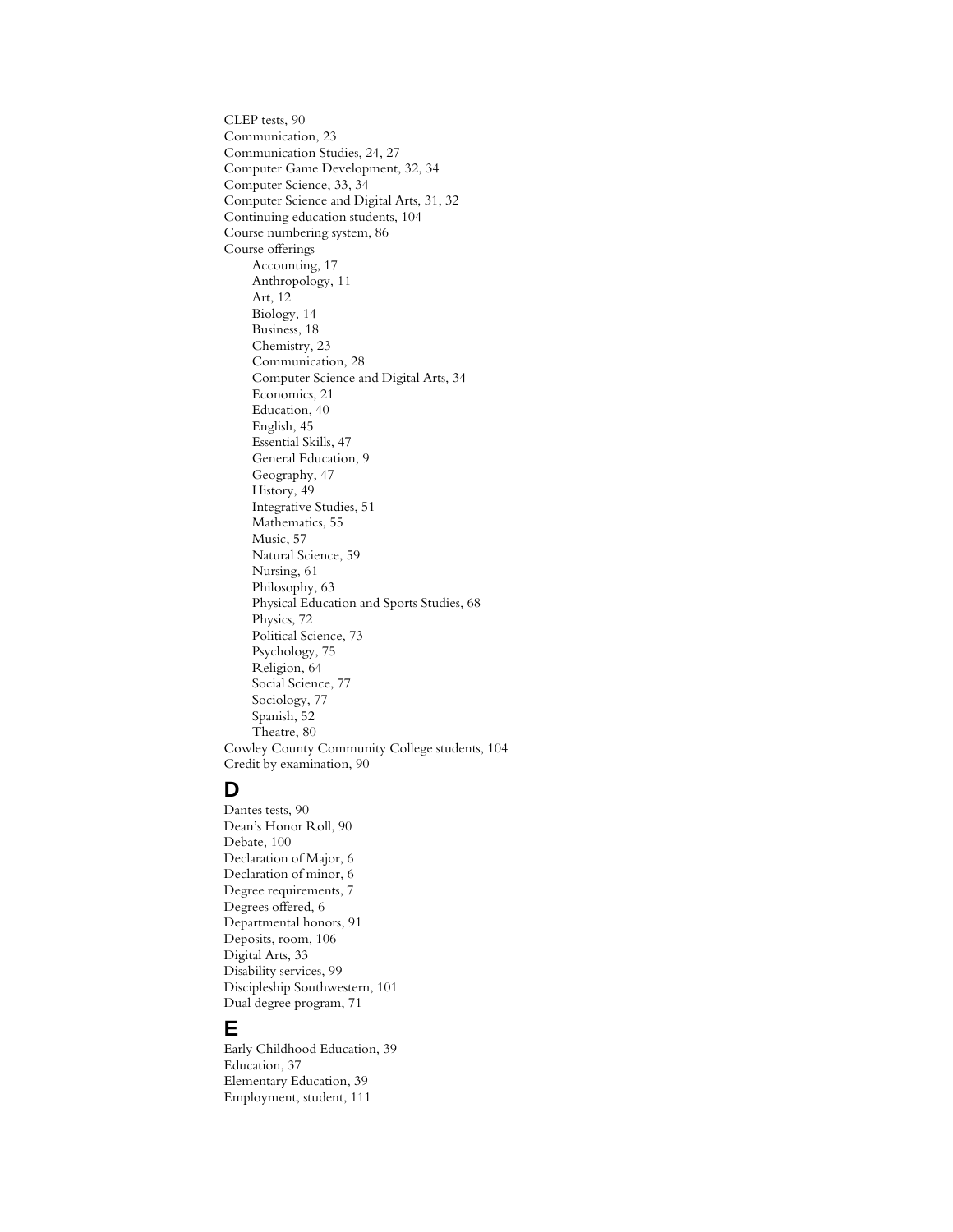CLEP tests, 90
Communication, 23
Communication Studies, 24, 27
Computer Game Development, 32, 34
Computer Science, 33, 34
Computer Science and Digital Arts, 31, 32
Continuing education students, 104
Course numbering system, 86
Course offerings
- Accounting, 17
- Anthropology, 11
- Art, 12
- Biology, 14
- Business, 18
- Chemistry, 23
- Communication, 28
- Computer Science and Digital Arts, 34
- Economics, 21
- Education, 40
- English, 45
- Essential Skills, 47
- General Education, 9
- Geography, 47
- History, 49
- Integrative Studies, 51
- Mathematics, 55
- Music, 57
- Natural Science, 59
- Nursing, 61
- Philosophy, 63
- Physical Education and Sports Studies, 68
- Physics, 72
- Political Science, 73
- Psychology, 75
- Religion, 64
- Social Science, 77
- Sociology, 77
- Spanish, 52
- Theatre, 80

Cowley County Community College students, 104
Credit by examination, 90

## D

Dantes tests, 90
Dean's Honor Roll, 90
Debate, 100
Declaration of Major, 6
Declaration of minor, 6
Degree requirements, 7
Degrees offered, 6
Departmental honors, 91
Deposits, room, 106
Digital Arts, 33
Disability services, 99
Discipleship Southwestern, 101
Dual degree program, 71

## E

Early Childhood Education, 39
Education, 37
Elementary Education, 39
Employment, student, 111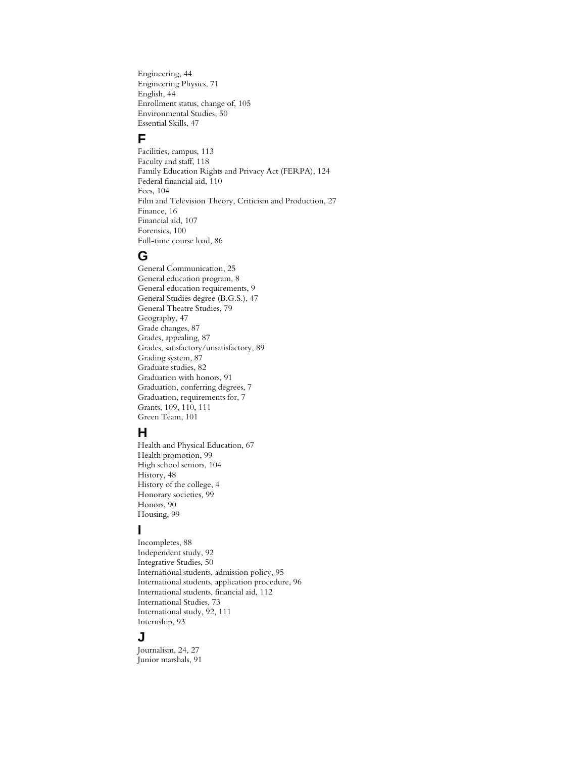Engineering, 44
Engineering Physics, 71
English, 44
Enrollment status, change of, 105
Environmental Studies, 50
Essential Skills, 47

## F

Facilities, campus, 113
Faculty and staff, 118
Family Education Rights and Privacy Act (FERPA), 124
Federal financial aid, 110
Fees, 104
Film and Television Theory, Criticism and Production, 27
Finance, 16
Financial aid, 107
Forensics, 100
Full-time course load, 86

## G

General Communication, 25
General education program, 8
General education requirements, 9
General Studies degree (B.G.S.), 47
General Theatre Studies, 79
Geography, 47
Grade changes, 87
Grades, appealing, 87
Grades, satisfactory/unsatisfactory, 89
Grading system, 87
Graduate studies, 82
Graduation with honors, 91
Graduation, conferring degrees, 7
Graduation, requirements for, 7
Grants, 109, 110, 111
Green Team, 101

## H

Health and Physical Education, 67
Health promotion, 99
High school seniors, 104
History, 48
History of the college, 4
Honorary societies, 99
Honors, 90
Housing, 99

## I

Incompletes, 88
Independent study, 92
Integrative Studies, 50
International students, admission policy, 95
International students, application procedure, 96
International students, financial aid, 112
International Studies, 73
International study, 92, 111
Internship, 93

## J

Journalism, 24, 27
Junior marshals, 91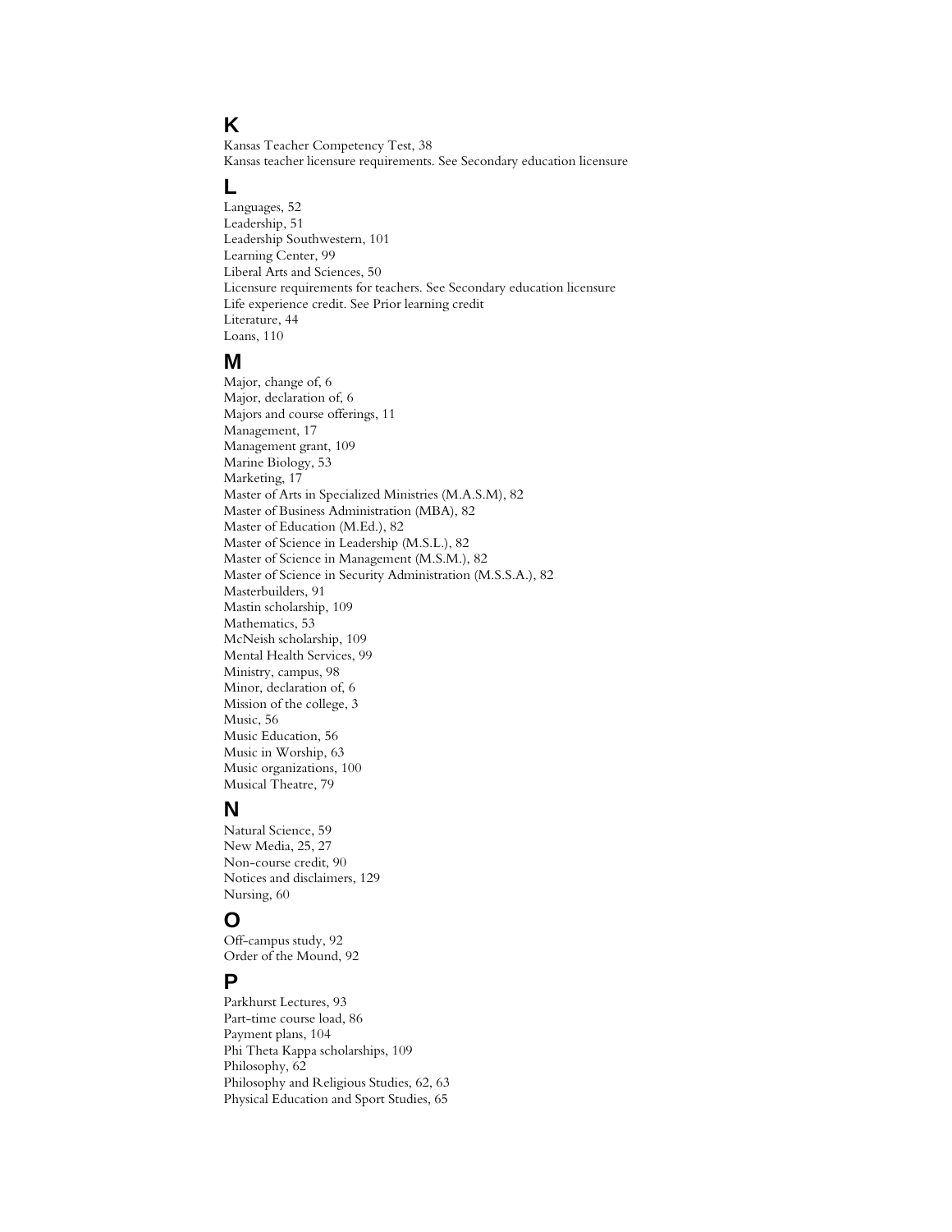## K

Kansas Teacher Competency Test, 38
Kansas teacher licensure requirements. See Secondary education licensure

## L

Languages, 52
Leadership, 51
Leadership Southwestern, 101
Learning Center, 99
Liberal Arts and Sciences, 50
Licensure requirements for teachers. See Secondary education licensure
Life experience credit. See Prior learning credit
Literature, 44
Loans, 110

## M

Major, change of, 6
Major, declaration of, 6
Majors and course offerings, 11
Management, 17
Management grant, 109
Marine Biology, 53
Marketing, 17
Master of Arts in Specialized Ministries (M.A.S.M), 82
Master of Business Administration (MBA), 82
Master of Education (M.Ed.), 82
Master of Science in Leadership (M.S.L.), 82
Master of Science in Management (M.S.M.), 82
Master of Science in Security Administration (M.S.S.A.), 82
Masterbuilders, 91
Mastin scholarship, 109
Mathematics, 53
McNeish scholarship, 109
Mental Health Services, 99
Ministry, campus, 98
Minor, declaration of, 6
Mission of the college, 3
Music, 56
Music Education, 56
Music in Worship, 63
Music organizations, 100
Musical Theatre, 79

## N

Natural Science, 59
New Media, 25, 27
Non-course credit, 90
Notices and disclaimers, 129
Nursing, 60

## O

Off-campus study, 92
Order of the Mound, 92

## P

Parkhurst Lectures, 93
Part-time course load, 86
Payment plans, 104
Phi Theta Kappa scholarships, 109
Philosophy, 62
Philosophy and Religious Studies, 62, 63
Physical Education and Sport Studies, 65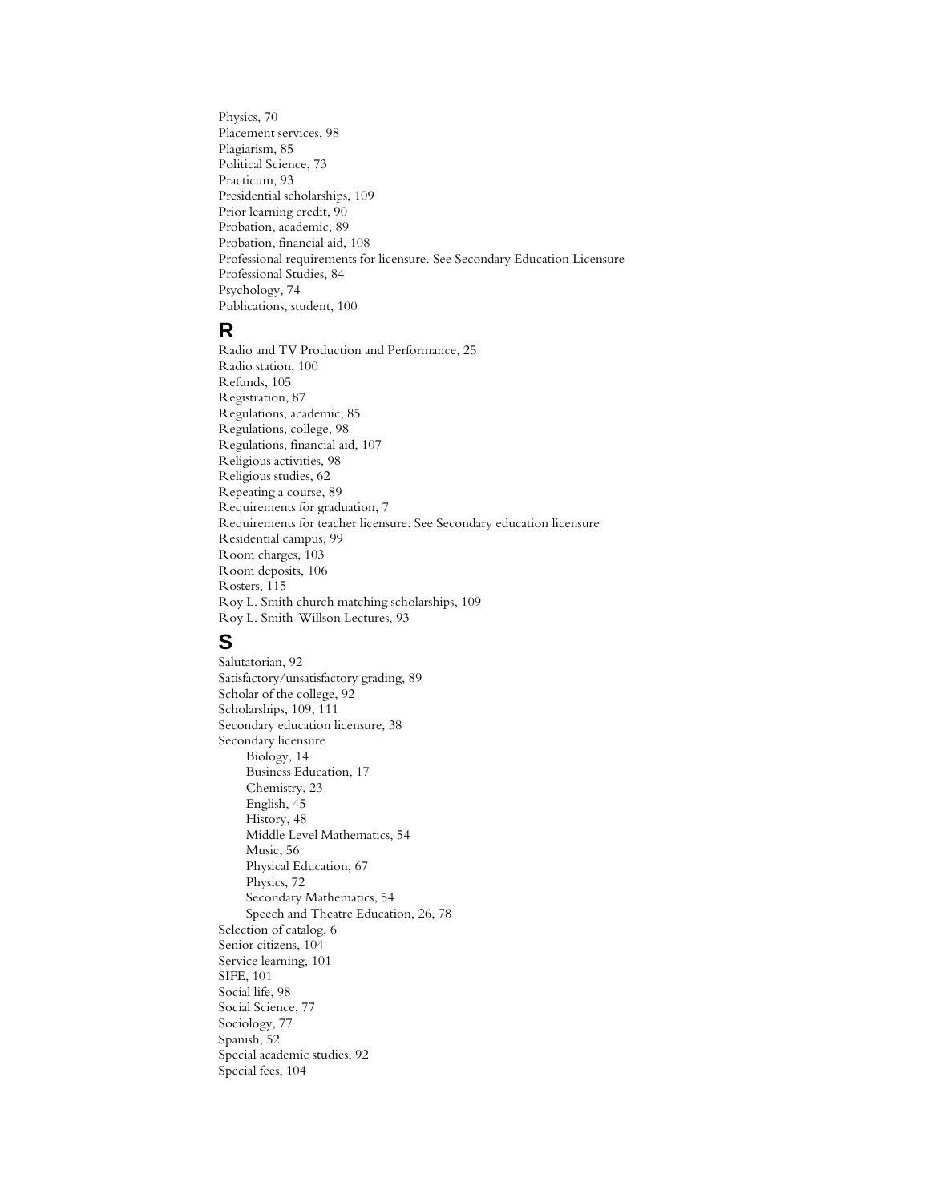Physics, 70
Placement services, 98
Plagiarism, 85
Political Science, 73
Practicum, 93
Presidential scholarships, 109
Prior learning credit, 90
Probation, academic, 89
Probation, financial aid, 108
Professional requirements for licensure. See Secondary Education Licensure
Professional Studies, 84
Psychology, 74
Publications, student, 100

## R

Radio and TV Production and Performance, 25
Radio station, 100
Refunds, 105
Registration, 87
Regulations, academic, 85
Regulations, college, 98
Regulations, financial aid, 107
Religious activities, 98
Religious studies, 62
Repeating a course, 89
Requirements for graduation, 7
Requirements for teacher licensure. See Secondary education licensure
Residential campus, 99
Room charges, 103
Room deposits, 106
Rosters, 115
Roy L. Smith church matching scholarships, 109
Roy L. Smith-Willson Lectures, 93

## S

Salutatorian, 92
Satisfactory/unsatisfactory grading, 89
Scholar of the college, 92
Scholarships, 109, 111
Secondary education licensure, 38
Secondary licensure
- Biology, 14
- Business Education, 17
- Chemistry, 23
- English, 45
- History, 48
- Middle Level Mathematics, 54
- Music, 56
- Physical Education, 67
- Physics, 72
- Secondary Mathematics, 54
- Speech and Theatre Education, 26, 78

Selection of catalog, 6
Senior citizens, 104
Service learning, 101
SIFE, 101
Social life, 98
Social Science, 77
Sociology, 77
Spanish, 52
Special academic studies, 92
Special fees, 104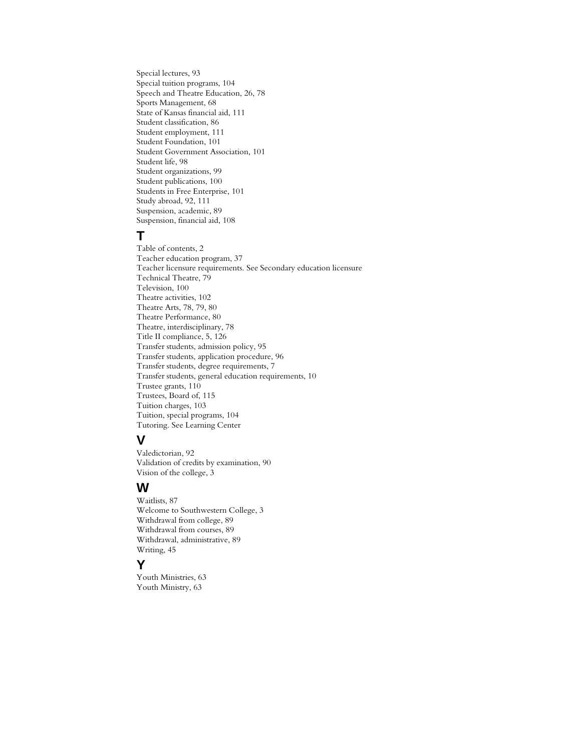Special lectures, 93
Special tuition programs, 104
Speech and Theatre Education, 26, 78
Sports Management, 68
State of Kansas financial aid, 111
Student classification, 86
Student employment, 111
Student Foundation, 101
Student Government Association, 101
Student life, 98
Student organizations, 99
Student publications, 100
Students in Free Enterprise, 101
Study abroad, 92, 111
Suspension, academic, 89
Suspension, financial aid, 108

## T

Table of contents, 2
Teacher education program, 37
Teacher licensure requirements. See Secondary education licensure
Technical Theatre, 79
Television, 100
Theatre activities, 102
Theatre Arts, 78, 79, 80
Theatre Performance, 80
Theatre, interdisciplinary, 78
Title II compliance, 5, 126
Transfer students, admission policy, 95
Transfer students, application procedure, 96
Transfer students, degree requirements, 7
Transfer students, general education requirements, 10
Trustee grants, 110
Trustees, Board of, 115
Tuition charges, 103
Tuition, special programs, 104
Tutoring. See Learning Center

## V

Valedictorian, 92
Validation of credits by examination, 90
Vision of the college, 3

## W

Waitlists, 87
Welcome to Southwestern College, 3
Withdrawal from college, 89
Withdrawal from courses, 89
Withdrawal, administrative, 89
Writing, 45

## Y

Youth Ministries, 63
Youth Ministry, 63